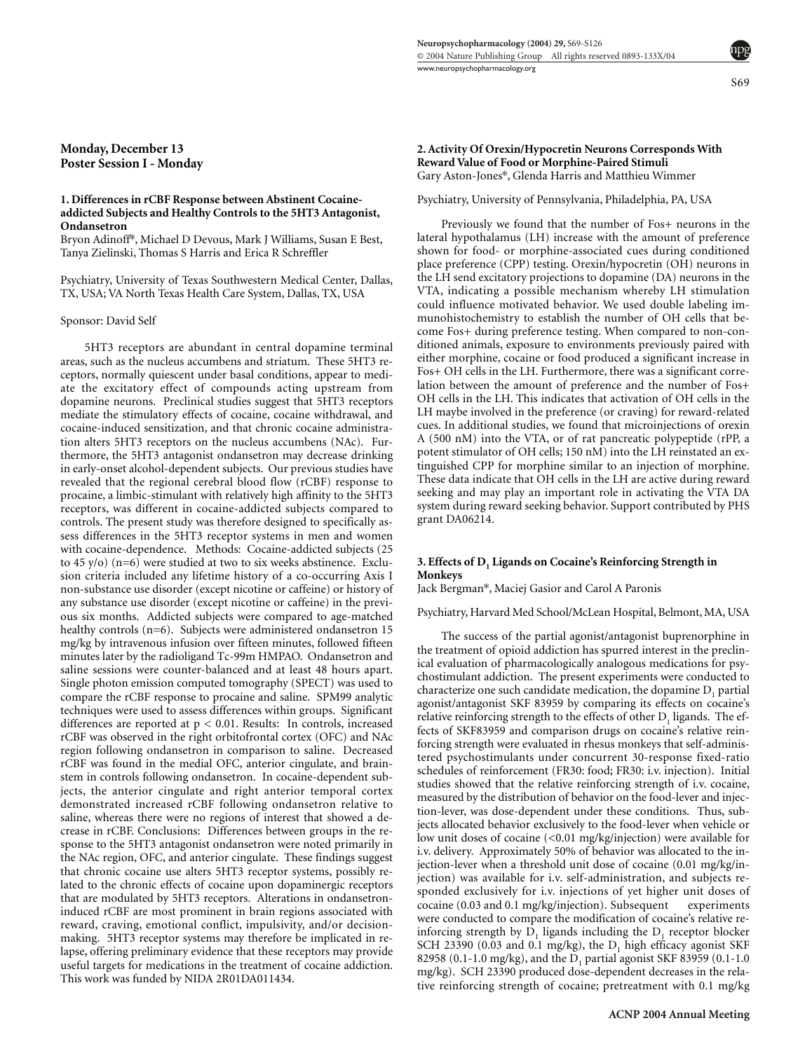## Monday, December 13
## Poster Session I - Monday

### 1. Differences in rCBF Response between Abstinent Cocaine-addicted Subjects and Healthy Controls to the 5HT3 Antagonist, Ondansetron

Bryon Adinoff*, Michael D Devous, Mark J Williams, Susan E Best, Tanya Zielinski, Thomas S Harris and Erica R Schreffler

Psychiatry, University of Texas Southwestern Medical Center, Dallas, TX, USA; VA North Texas Health Care System, Dallas, TX, USA

Sponsor: David Self

5HT3 receptors are abundant in central dopamine terminal areas, such as the nucleus accumbens and striatum. These 5HT3 receptors, normally quiescent under basal conditions, appear to mediate the excitatory effect of compounds acting upstream from dopamine neurons. Preclinical studies suggest that 5HT3 receptors mediate the stimulatory effects of cocaine, cocaine withdrawal, and cocaine-induced sensitization, and that chronic cocaine administration alters 5HT3 receptors on the nucleus accumbens (NAc). Furthermore, the 5HT3 antagonist ondansetron may decrease drinking in early-onset alcohol-dependent subjects. Our previous studies have revealed that the regional cerebral blood flow (rCBF) response to procaine, a limbic-stimulant with relatively high affinity to the 5HT3 receptors, was different in cocaine-addicted subjects compared to controls. The present study was therefore designed to specifically assess differences in the 5HT3 receptor systems in men and women with cocaine-dependence. Methods: Cocaine-addicted subjects (25 to 45 y/o) (n=6) were studied at two to six weeks abstinence. Exclusion criteria included any lifetime history of a co-occurring Axis I non-substance use disorder (except nicotine or caffeine) or history of any substance use disorder (except nicotine or caffeine) in the previous six months. Addicted subjects were compared to age-matched healthy controls (n=6). Subjects were administered ondansetron 15 mg/kg by intravenous infusion over fifteen minutes, followed fifteen minutes later by the radioligand Tc-99m HMPAO. Ondansetron and saline sessions were counter-balanced and at least 48 hours apart. Single photon emission computed tomography (SPECT) was used to compare the rCBF response to procaine and saline. SPM99 analytic techniques were used to assess differences within groups. Significant differences are reported at $p < 0.01$. Results: In controls, increased rCBF was observed in the right orbitofrontal cortex (OFC) and NAc region following ondansetron in comparison to saline. Decreased rCBF was found in the medial OFC, anterior cingulate, and brainstem in controls following ondansetron. In cocaine-dependent subjects, the anterior cingulate and right anterior temporal cortex demonstrated increased rCBF following ondansetron relative to saline, whereas there were no regions of interest that showed a decrease in rCBF. Conclusions: Differences between groups in the response to the 5HT3 antagonist ondansetron were noted primarily in the NAc region, OFC, and anterior cingulate. These findings suggest that chronic cocaine use alters 5HT3 receptor systems, possibly related to the chronic effects of cocaine upon dopaminergic receptors that are modulated by 5HT3 receptors. Alterations in ondansetron-induced rCBF are most prominent in brain regions associated with reward, craving, emotional conflict, impulsivity, and/or decision-making. 5HT3 receptor systems may therefore be implicated in relapse, offering preliminary evidence that these receptors may provide useful targets for medications in the treatment of cocaine addiction. This work was funded by NIDA 2R01DA011434.

### 2. Activity Of Orexin/Hypocretin Neurons Corresponds With Reward Value of Food or Morphine-Paired Stimuli

Gary Aston-Jones*, Glenda Harris and Matthieu Wimmer

Psychiatry, University of Pennsylvania, Philadelphia, PA, USA

Previously we found that the number of Fos+ neurons in the lateral hypothalamus (LH) increase with the amount of preference shown for food- or morphine-associated cues during conditioned place preference (CPP) testing. Orexin/hypocretin (OH) neurons in the LH send excitatory projections to dopamine (DA) neurons in the VTA, indicating a possible mechanism whereby LH stimulation could influence motivated behavior. We used double labeling immunohistochemistry to establish the number of OH cells that become Fos+ during preference testing. When compared to non-conditioned animals, exposure to environments previously paired with either morphine, cocaine or food produced a significant increase in Fos+ OH cells in the LH. Furthermore, there was a significant correlation between the amount of preference and the number of Fos+ OH cells in the LH. This indicates that activation of OH cells in the LH maybe involved in the preference (or craving) for reward-related cues. In additional studies, we found that microinjections of orexin A (500 nM) into the VTA, or of rat pancreatic polypeptide (rPP, a potent stimulator of OH cells; 150 nM) into the LH reinstated an extinguished CPP for morphine similar to an injection of morphine. These data indicate that OH cells in the LH are active during reward seeking and may play an important role in activating the VTA DA system during reward seeking behavior. Support contributed by PHS grant DA06214.

### 3. Effects of $D_1$ Ligands on Cocaine's Reinforcing Strength in Monkeys

Jack Bergman*, Maciej Gasior and Carol A Paronis

Psychiatry, Harvard Med School/McLean Hospital, Belmont, MA, USA

The success of the partial agonist/antagonist buprenorphine in the treatment of opioid addiction has spurred interest in the preclinical evaluation of pharmacologically analogous medications for psychostimulant addiction. The present experiments were conducted to characterize one such candidate medication, the dopamine $D_1$ partial agonist/antagonist SKF 83959 by comparing its effects on cocaine's relative reinforcing strength to the effects of other $D_1$ ligands. The effects of SKF83959 and comparison drugs on cocaine's relative reinforcing strength were evaluated in rhesus monkeys that self-administered psychostimulants under concurrent 30-response fixed-ratio schedules of reinforcement (FR30: food; FR30: i.v. injection). Initial studies showed that the relative reinforcing strength of i.v. cocaine, measured by the distribution of behavior on the food-lever and injection-lever, was dose-dependent under these conditions. Thus, subjects allocated behavior exclusively to the food-lever when vehicle or low unit doses of cocaine (<0.01 mg/kg/injection) were available for i.v. delivery. Approximately 50% of behavior was allocated to the injection-lever when a threshold unit dose of cocaine (0.01 mg/kg/injection) was available for i.v. self-administration, and subjects responded exclusively for i.v. injections of yet higher unit doses of cocaine (0.03 and 0.1 mg/kg/injection). Subsequent experiments were conducted to compare the modification of cocaine's relative reinforcing strength by $D_1$ ligands including the $D_1$ receptor blocker SCH 23390 (0.03 and 0.1 mg/kg), the $D_1$ high efficacy agonist SKF 82958 (0.1-1.0 mg/kg), and the $D_1$ partial agonist SKF 83959 (0.1-1.0 mg/kg). SCH 23390 produced dose-dependent decreases in the relative reinforcing strength of cocaine; pretreatment with 0.1 mg/kg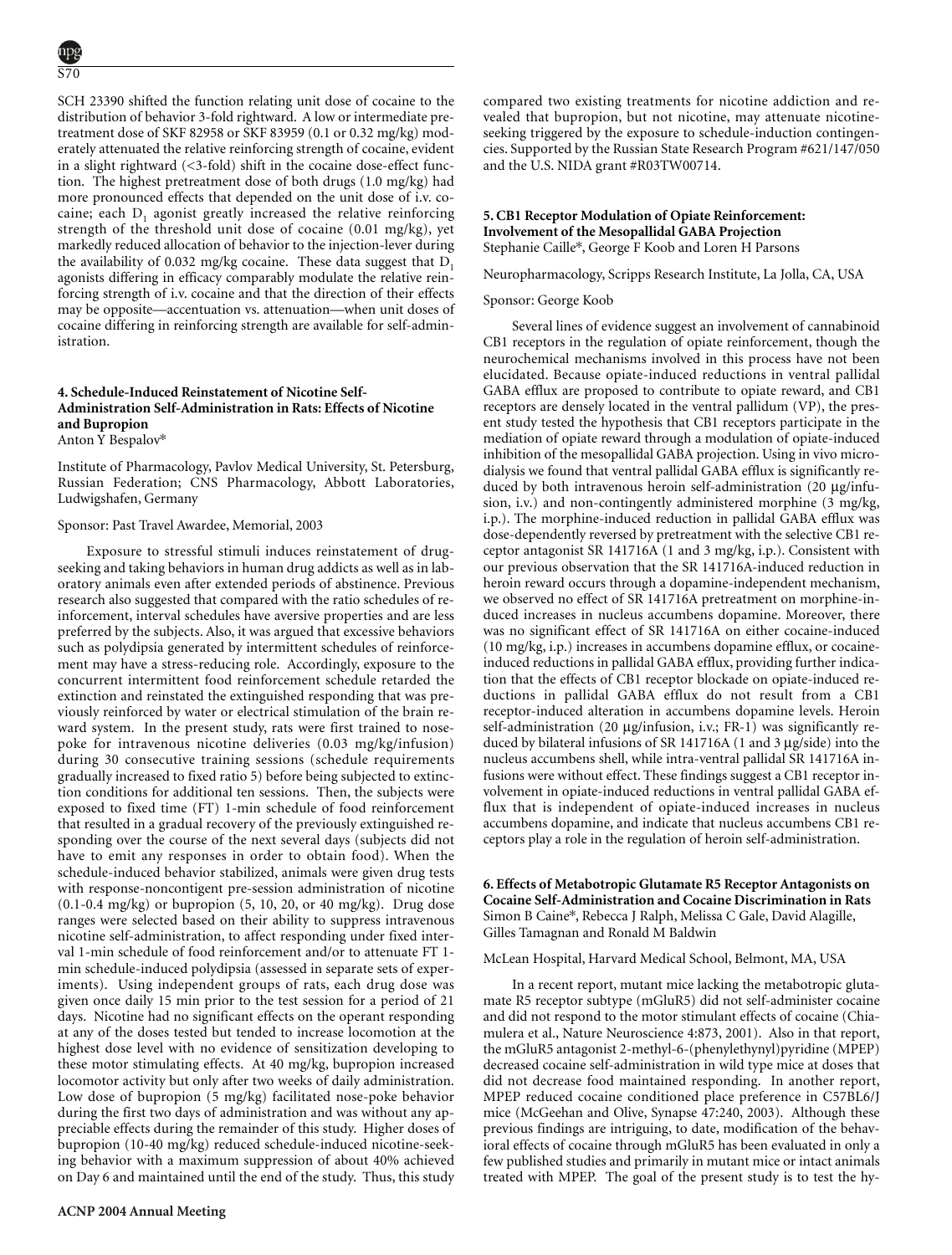SCH 23390 shifted the function relating unit dose of cocaine to the distribution of behavior 3-fold rightward. A low or intermediate pretreatment dose of SKF 82958 or SKF 83959 (0.1 or 0.32 mg/kg) moderately attenuated the relative reinforcing strength of cocaine, evident in a slight rightward (<3-fold) shift in the cocaine dose-effect function. The highest pretreatment dose of both drugs (1.0 mg/kg) had more pronounced effects that depended on the unit dose of i.v. cocaine; each $D_1$ agonist greatly increased the relative reinforcing strength of the threshold unit dose of cocaine (0.01 mg/kg), yet markedly reduced allocation of behavior to the injection-lever during the availability of 0.032 mg/kg cocaine. These data suggest that $D_1$ agonists differing in efficacy comparably modulate the relative reinforcing strength of i.v. cocaine and that the direction of their effects may be opposite—accentuation vs. attenuation—when unit doses of cocaine differing in reinforcing strength are available for self-administration.

### 4. Schedule-Induced Reinstatement of Nicotine Self-Administration Self-Administration in Rats: Effects of Nicotine and Bupropion

Anton Y Bespalov*

Institute of Pharmacology, Pavlov Medical University, St. Petersburg, Russian Federation; CNS Pharmacology, Abbott Laboratories, Ludwigshafen, Germany

Sponsor: Past Travel Awardee, Memorial, 2003

Exposure to stressful stimuli induces reinstatement of drug-seeking and taking behaviors in human drug addicts as well as in laboratory animals even after extended periods of abstinence. Previous research also suggested that compared with the ratio schedules of reinforcement, interval schedules have aversive properties and are less preferred by the subjects. Also, it was argued that excessive behaviors such as polydipsia generated by intermittent schedules of reinforcement may have a stress-reducing role. Accordingly, exposure to the concurrent intermittent food reinforcement schedule retarded the extinction and reinstated the extinguished responding that was previously reinforced by water or electrical stimulation of the brain reward system. In the present study, rats were first trained to nose-poke for intravenous nicotine deliveries (0.03 mg/kg/infusion) during 30 consecutive training sessions (schedule requirements gradually increased to fixed ratio 5) before being subjected to extinction conditions for additional ten sessions. Then, the subjects were exposed to fixed time (FT) 1-min schedule of food reinforcement that resulted in a gradual recovery of the previously extinguished responding over the course of the next several days (subjects did not have to emit any responses in order to obtain food). When the schedule-induced behavior stabilized, animals were given drug tests with response-noncontigent pre-session administration of nicotine (0.1-0.4 mg/kg) or bupropion (5, 10, 20, or 40 mg/kg). Drug dose ranges were selected based on their ability to suppress intravenous nicotine self-administration, to affect responding under fixed interval 1-min schedule of food reinforcement and/or to attenuate FT 1-min schedule-induced polydipsia (assessed in separate sets of experiments). Using independent groups of rats, each drug dose was given once daily 15 min prior to the test session for a period of 21 days. Nicotine had no significant effects on the operant responding at any of the doses tested but tended to increase locomotion at the highest dose level with no evidence of sensitization developing to these motor stimulating effects. At 40 mg/kg, bupropion increased locomotor activity but only after two weeks of daily administration. Low dose of bupropion (5 mg/kg) facilitated nose-poke behavior during the first two days of administration and was without any appreciable effects during the remainder of this study. Higher doses of bupropion (10-40 mg/kg) reduced schedule-induced nicotine-seeking behavior with a maximum suppression of about 40% achieved on Day 6 and maintained until the end of the study. Thus, this study compared two existing treatments for nicotine addiction and revealed that bupropion, but not nicotine, may attenuate nicotine-seeking triggered by the exposure to schedule-induction contingencies. Supported by the Russian State Research Program #621/147/050 and the U.S. NIDA grant #R03TW00714.

### 5. CB1 Receptor Modulation of Opiate Reinforcement: Involvement of the Mesopallidal GABA Projection

Stephanie Caille*, George F Koob and Loren H Parsons

Neuropharmacology, Scripps Research Institute, La Jolla, CA, USA

Sponsor: George Koob

Several lines of evidence suggest an involvement of cannabinoid CB1 receptors in the regulation of opiate reinforcement, though the neurochemical mechanisms involved in this process have not been elucidated. Because opiate-induced reductions in ventral pallidal GABA efflux are proposed to contribute to opiate reward, and CB1 receptors are densely located in the ventral pallidum (VP), the present study tested the hypothesis that CB1 receptors participate in the mediation of opiate reward through a modulation of opiate-induced inhibition of the mesopallidal GABA projection. Using in vivo microdialysis we found that ventral pallidal GABA efflux is significantly reduced by both intravenous heroin self-administration (20 μg/infusion, i.v.) and non-contingently administered morphine (3 mg/kg, i.p.). The morphine-induced reduction in pallidal GABA efflux was dose-dependently reversed by pretreatment with the selective CB1 receptor antagonist SR 141716A (1 and 3 mg/kg, i.p.). Consistent with our previous observation that the SR 141716A-induced reduction in heroin reward occurs through a dopamine-independent mechanism, we observed no effect of SR 141716A pretreatment on morphine-induced increases in nucleus accumbens dopamine. Moreover, there was no significant effect of SR 141716A on either cocaine-induced (10 mg/kg, i.p.) increases in accumbens dopamine efflux, or cocaine-induced reductions in pallidal GABA efflux, providing further indication that the effects of CB1 receptor blockade on opiate-induced reductions in pallidal GABA efflux do not result from a CB1 receptor-induced alteration in accumbens dopamine levels. Heroin self-administration (20 μg/infusion, i.v.; FR-1) was significantly reduced by bilateral infusions of SR 141716A (1 and 3 μg/side) into the nucleus accumbens shell, while intra-ventral pallidal SR 141716A infusions were without effect. These findings suggest a CB1 receptor involvement in opiate-induced reductions in ventral pallidal GABA efflux that is independent of opiate-induced increases in nucleus accumbens dopamine, and indicate that nucleus accumbens CB1 receptors play a role in the regulation of heroin self-administration.

### 6. Effects of Metabotropic Glutamate R5 Receptor Antagonists on Cocaine Self-Administration and Cocaine Discrimination in Rats

Simon B Caine*, Rebecca J Ralph, Melissa C Gale, David Alagille, Gilles Tamagnan and Ronald M Baldwin

McLean Hospital, Harvard Medical School, Belmont, MA, USA

In a recent report, mutant mice lacking the metabotropic glutamate R5 receptor subtype (mGluR5) did not self-administer cocaine and did not respond to the motor stimulant effects of cocaine (Chiamulera et al., Nature Neuroscience 4:873, 2001). Also in that report, the mGluR5 antagonist 2-methyl-6-(phenylethynyl)pyridine (MPEP) decreased cocaine self-administration in wild type mice at doses that did not decrease food maintained responding. In another report, MPEP reduced cocaine conditioned place preference in C57BL6/J mice (McGeehan and Olive, Synapse 47:240, 2003). Although these previous findings are intriguing, to date, modification of the behavioral effects of cocaine through mGluR5 has been evaluated in only a few published studies and primarily in mutant mice or intact animals treated with MPEP. The goal of the present study is to test the hy-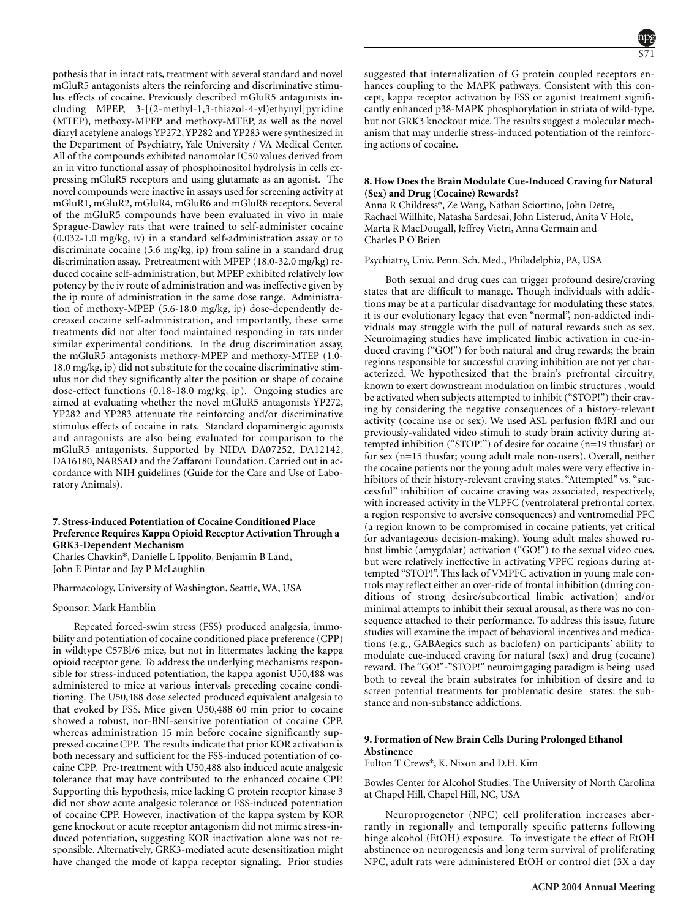pothesis that in intact rats, treatment with several standard and novel mGluR5 antagonists alters the reinforcing and discriminative stimulus effects of cocaine. Previously described mGluR5 antagonists including MPEP, 3-[(2-methyl-1,3-thiazol-4-yl)ethynyl]pyridine (MTEP), methoxy-MPEP and methoxy-MTEP, as well as the novel diaryl acetylene analogs YP272, YP282 and YP283 were synthesized in the Department of Psychiatry, Yale University / VA Medical Center. All of the compounds exhibited nanomolar IC50 values derived from an in vitro functional assay of phosphoinositol hydrolysis in cells expressing mGluR5 receptors and using glutamate as an agonist. The novel compounds were inactive in assays used for screening activity at mGluR1, mGluR2, mGluR4, mGluR6 and mGluR8 receptors. Several of the mGluR5 compounds have been evaluated in vivo in male Sprague-Dawley rats that were trained to self-administer cocaine (0.032-1.0 mg/kg, iv) in a standard self-administration assay or to discriminate cocaine (5.6 mg/kg, ip) from saline in a standard drug discrimination assay. Pretreatment with MPEP (18.0-32.0 mg/kg) reduced cocaine self-administration, but MPEP exhibited relatively low potency by the iv route of administration and was ineffective given by the ip route of administration in the same dose range. Administration of methoxy-MPEP (5.6-18.0 mg/kg, ip) dose-dependently decreased cocaine self-administration, and importantly, these same treatments did not alter food maintained responding in rats under similar experimental conditions. In the drug discrimination assay, the mGluR5 antagonists methoxy-MPEP and methoxy-MTEP (1.0-18.0 mg/kg, ip) did not substitute for the cocaine discriminative stimulus nor did they significantly alter the position or shape of cocaine dose-effect functions (0.18-18.0 mg/kg, ip). Ongoing studies are aimed at evaluating whether the novel mGluR5 antagonists YP272, YP282 and YP283 attenuate the reinforcing and/or discriminative stimulus effects of cocaine in rats. Standard dopaminergic agonists and antagonists are also being evaluated for comparison to the mGluR5 antagonists. Supported by NIDA DA07252, DA12142, DA16180, NARSAD and the Zaffaroni Foundation. Carried out in accordance with NIH guidelines (Guide for the Care and Use of Laboratory Animals).

### 7. Stress-induced Potentiation of Cocaine Conditioned Place Preference Requires Kappa Opioid Receptor Activation Through a GRK3-Dependent Mechanism

Charles Chavkin*, Danielle L Ippolito, Benjamin B Land, John E Pintar and Jay P McLaughlin

Pharmacology, University of Washington, Seattle, WA, USA

Sponsor: Mark Hamblin

Repeated forced-swim stress (FSS) produced analgesia, immobility and potentiation of cocaine conditioned place preference (CPP) in wildtype C57Bl/6 mice, but not in littermates lacking the kappa opioid receptor gene. To address the underlying mechanisms responsible for stress-induced potentiation, the kappa agonist U50,488 was administered to mice at various intervals preceding cocaine conditioning. The U50,488 dose selected produced equivalent analgesia to that evoked by FSS. Mice given U50,488 60 min prior to cocaine showed a robust, nor-BNI-sensitive potentiation of cocaine CPP, whereas administration 15 min before cocaine significantly suppressed cocaine CPP. The results indicate that prior KOR activation is both necessary and sufficient for the FSS-induced potentiation of cocaine CPP. Pre-treatment with U50,488 also induced acute analgesic tolerance that may have contributed to the enhanced cocaine CPP. Supporting this hypothesis, mice lacking G protein receptor kinase 3 did not show acute analgesic tolerance or FSS-induced potentiation of cocaine CPP. However, inactivation of the kappa system by KOR gene knockout or acute receptor antagonism did not mimic stress-induced potentiation, suggesting KOR inactivation alone was not responsible. Alternatively, GRK3-mediated acute desensitization might have changed the mode of kappa receptor signaling. Prior studies suggested that internalization of G protein coupled receptors enhances coupling to the MAPK pathways. Consistent with this concept, kappa receptor activation by FSS or agonist treatment significantly enhanced p38-MAPK phosphorylation in striata of wild-type, but not GRK3 knockout mice. The results suggest a molecular mechanism that may underlie stress-induced potentiation of the reinforcing actions of cocaine.

### 8. How Does the Brain Modulate Cue-Induced Craving for Natural (Sex) and Drug (Cocaine) Rewards?

Anna R Childress*, Ze Wang, Nathan Sciortino, John Detre, Rachael Willhite, Natasha Sardesai, John Listerud, Anita V Hole, Marta R MacDougall, Jeffrey Vietri, Anna Germain and Charles P O'Brien

Psychiatry, Univ. Penn. Sch. Med., Philadelphia, PA, USA

Both sexual and drug cues can trigger profound desire/craving states that are difficult to manage. Though individuals with addictions may be at a particular disadvantage for modulating these states, it is our evolutionary legacy that even "normal", non-addicted individuals may struggle with the pull of natural rewards such as sex. Neuroimaging studies have implicated limbic activation in cue-induced craving ("GO!") for both natural and drug rewards; the brain regions responsible for successful craving inhibition are not yet characterized. We hypothesized that the brain's prefrontal circuitry, known to exert downstream modulation on limbic structures , would be activated when subjects attempted to inhibit ("STOP!") their craving by considering the negative consequences of a history-relevant activity (cocaine use or sex). We used ASL perfusion fMRI and our previously-validated video stimuli to study brain activity during attempted inhibition ("STOP!") of desire for cocaine (n=19 thusfar) or for sex (n=15 thusfar; young adult male non-users). Overall, neither the cocaine patients nor the young adult males were very effective inhibitors of their history-relevant craving states. "Attempted" vs. "successful" inhibition of cocaine craving was associated, respectively, with increased activity in the VLPFC (ventrolateral prefrontal cortex, a region responsive to aversive consequences) and ventromedial PFC (a region known to be compromised in cocaine patients, yet critical for advantageous decision-making). Young adult males showed robust limbic (amygdalar) activation ("GO!") to the sexual video cues, but were relatively ineffective in activating VPFC regions during attempted "STOP!". This lack of VMPFC activation in young male controls may reflect either an over-ride of frontal inhibition (during conditions of strong desire/subcortical limbic activation) and/or minimal attempts to inhibit their sexual arousal, as there was no consequence attached to their performance. To address this issue, future studies will examine the impact of behavioral incentives and medications (e.g., GABAegics such as baclofen) on participants' ability to modulate cue-induced craving for natural (sex) and drug (cocaine) reward. The "GO!"-"STOP!" neuroimgaging paradigm is being used both to reveal the brain substrates for inhibition of desire and to screen potential treatments for problematic desire states: the substance and non-substance addictions.

### 9. Formation of New Brain Cells During Prolonged Ethanol Abstinence

Fulton T Crews*, K. Nixon and D.H. Kim

Bowles Center for Alcohol Studies, The University of North Carolina at Chapel Hill, Chapel Hill, NC, USA

Neuroprogenetor (NPC) cell proliferation increases aberrantly in regionally and temporally specific patterns following binge alcohol (EtOH) exposure. To investigate the effect of EtOH abstinence on neurogenesis and long term survival of proliferating NPC, adult rats were administered EtOH or control diet (3X a day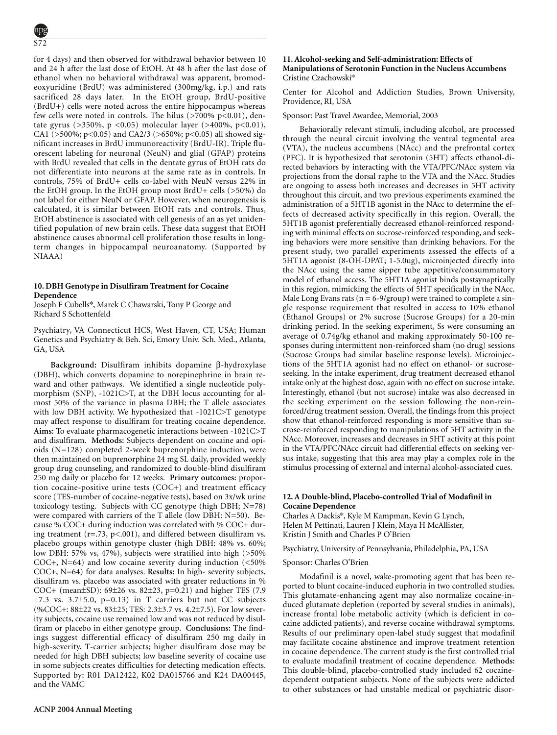for 4 days) and then observed for withdrawal behavior between 10 and 24 h after the last dose of EtOH. At 48 h after the last dose of ethanol when no behavioral withdrawal was apparent, bromodeoxyuridine (BrdU) was administered (300mg/kg, i.p.) and rats sacrificed 28 days later. In the EtOH group, BrdU-positive (BrdU+) cells were noted across the entire hippocampus whereas few cells were noted in controls. The hilus (>700% $p<0.01$), dentate gyrus (>350%, $p <0.05$) molecular layer (>400%, $p<0.01$), CA1 (>500%; $p<0.05$) and CA2/3 (>650%; $p<0.05$) all showed significant increases in BrdU immunoreactivity (BrdU-IR). Triple fluorescent labeling for neuronal (NeuN) and glial (GFAP) proteins with BrdU revealed that cells in the dentate gyrus of EtOH rats do not differentiate into neurons at the same rate as in controls. In controls, 75% of BrdU+ cells co-label with NeuN versus 22% in the EtOH group. In the EtOH group most BrdU+ cells (>50%) do not label for either NeuN or GFAP. However, when neurogenesis is calculated, it is similar between EtOH rats and controls. Thus, EtOH abstinence is associated with cell genesis of an as yet unidentified population of new brain cells. These data suggest that EtOH abstinence causes abnormal cell proliferation those results in long-term changes in hippocampal neuroanatomy. (Supported by NIAAA)

### 10. DBH Genotype in Disulfiram Treatment for Cocaine Dependence

Joseph F Cubells*, Marek C Chawarski, Tony P George and Richard S Schottenfeld

Psychiatry, VA Connecticut HCS, West Haven, CT, USA; Human Genetics and Psychiatry & Beh. Sci, Emory Univ. Sch. Med., Atlanta, GA, USA

**Background:** Disulfiram inhibits dopamine β-hydroxylase (DBH), which converts dopamine to norepinephrine in brain reward and other pathways. We identified a single nucleotide polymorphism (SNP), -1021C>T, at the DBH locus accounting for almost 50% of the variance in plasma DBH; the T allele associates with low DBH activity. We hypothesized that -1021C>T genotype may affect response to disulfiram for treating cocaine dependence. **Aims:** To evaluate pharmacogenetic interactions between -1021C>T and disulfiram. **Methods:** Subjects dependent on cocaine and opioids (N=128) completed 2-week buprenorphine induction, were then maintained on buprenorphine 24 mg SL daily, provided weekly group drug counseling, and randomized to double-blind disulfiram 250 mg daily or placebo for 12 weeks. **Primary outcomes:** proportion cocaine-positive urine tests (COC+) and treatment efficacy score (TES-number of cocaine-negative tests), based on 3x/wk urine toxicology testing. Subjects with CC genotype (high DBH; N=78) were compared with carriers of the T allele (low DBH: N=50). Because % COC+ during induction was correlated with % COC+ during treatment ($r=.73$, $p<.001$), and differed between disulfiram vs. placebo groups within genotype cluster (high DBH: 48% vs. 60%; low DBH: 57% vs, 47%), subjects were stratified into high (>50% COC+, N=64) and low cocaine severity during induction (<50% COC+, N=64) for data analyses. **Results:** In high- severity subjects, disulfiram vs. placebo was associated with greater reductions in % COC+ (mean±SD): 69±26 vs. 82±23, $p=0.21$) and higher TES (7.9 ±7.3 vs. 3.7±5.0, $p=0.13$) in T carriers but not CC subjects (%COC+: 88±22 vs. 83±25; TES: 2.3±3.7 vs. 4.2±7.5). For low severity subjects, cocaine use remained low and was not reduced by disulfiram or placebo in either genotype group. **Conclusions:** The findings suggest differential efficacy of disulfiram 250 mg daily in high-severity, T-carrier subjects; higher disulfiram dose may be needed for high DBH subjects; low baseline severity of cocaine use in some subjects creates difficulties for detecting medication effects. Supported by: R01 DA12422, K02 DA015766 and K24 DA00445, and the VAMC

### 11. Alcohol-seeking and Self-administration: Effects of Manipulations of Serotonin Function in the Nucleus Accumbens

Cristine Czachowski*

Center for Alcohol and Addiction Studies, Brown University, Providence, RI, USA

Sponsor: Past Travel Awardee, Memorial, 2003

Behaviorally relevant stimuli, including alcohol, are processed through the neural circuit involving the ventral tegmental area (VTA), the nucleus accumbens (NAcc) and the prefrontal cortex (PFC). It is hypothesized that serotonin (5HT) affects ethanol-directed behaviors by interacting with the VTA/PFC/NAcc system via projections from the dorsal raphe to the VTA and the NAcc. Studies are ongoing to assess both increases and decreases in 5HT activity throughout this circuit, and two previous experiments examined the administration of a 5HT1B agonist in the NAcc to determine the effects of decreased activity specifically in this region. Overall, the 5HT1B agonist preferentially decreased ethanol-reinforced responding with minimal effects on sucrose-reinforced responding, and seeking behaviors were more sensitive than drinking behaviors. For the present study, two parallel experiments assessed the effects of a 5HT1A agonist (8-OH-DPAT; 1-5.0ug), microinjected directly into the NAcc using the same sipper tube appetitive/consummatory model of ethanol access. The 5HT1A agonist binds postsynaptically in this region, mimicking the effects of 5HT specifically in the NAcc. Male Long Evans rats (n = 6-9/group) were trained to complete a single response requirement that resulted in access to 10% ethanol (Ethanol Groups) or 2% sucrose (Sucrose Groups) for a 20-min drinking period. In the seeking experiment, Ss were consuming an average of 0.74g/kg ethanol and making approximately 50-100 responses during intermittent non-reinforced sham (no drug) sessions (Sucrose Groups had similar baseline response levels). Microinjections of the 5HT1A agonist had no effect on ethanol- or sucrose-seeking. In the intake experiment, drug treatment decreased ethanol intake only at the highest dose, again with no effect on sucrose intake. Interestingly, ethanol (but not sucrose) intake was also decreased in the seeking experiment on the session following the non-reinforced/drug treatment session. Overall, the findings from this project show that ethanol-reinforced responding is more sensitive than sucrose-reinforced responding to manipulations of 5HT activity in the NAcc. Moreover, increases and decreases in 5HT activity at this point in the VTA/PFC/NAcc circuit had differential effects on seeking versus intake, suggesting that this area may play a complex role in the stimulus processing of external and internal alcohol-associated cues.

### 12. A Double-blind, Placebo-controlled Trial of Modafinil in Cocaine Dependence

Charles A Dackis*, Kyle M Kampman, Kevin G Lynch, Helen M Pettinati, Lauren J Klein, Maya H McAllister, Kristin J Smith and Charles P O'Brien

Psychiatry, University of Pennsylvania, Philadelphia, PA, USA

Sponsor: Charles O'Brien

Modafinil is a novel, wake-promoting agent that has been reported to blunt cocaine-induced euphoria in two controlled studies. This glutamate-enhancing agent may also normalize cocaine-induced glutamate depletion (reported by several studies in animals), increase frontal lobe metabolic activity (which is deficient in cocaine addicted patients), and reverse cocaine withdrawal symptoms. Results of our preliminary open-label study suggest that modafinil may facilitate cocaine abstinence and improve treatment retention in cocaine dependence. The current study is the first controlled trial to evaluate modafinil treatment of cocaine dependence. **Methods:** This double-blind, placebo-controlled study included 62 cocaine-dependent outpatient subjects. None of the subjects were addicted to other substances or had unstable medical or psychiatric disor-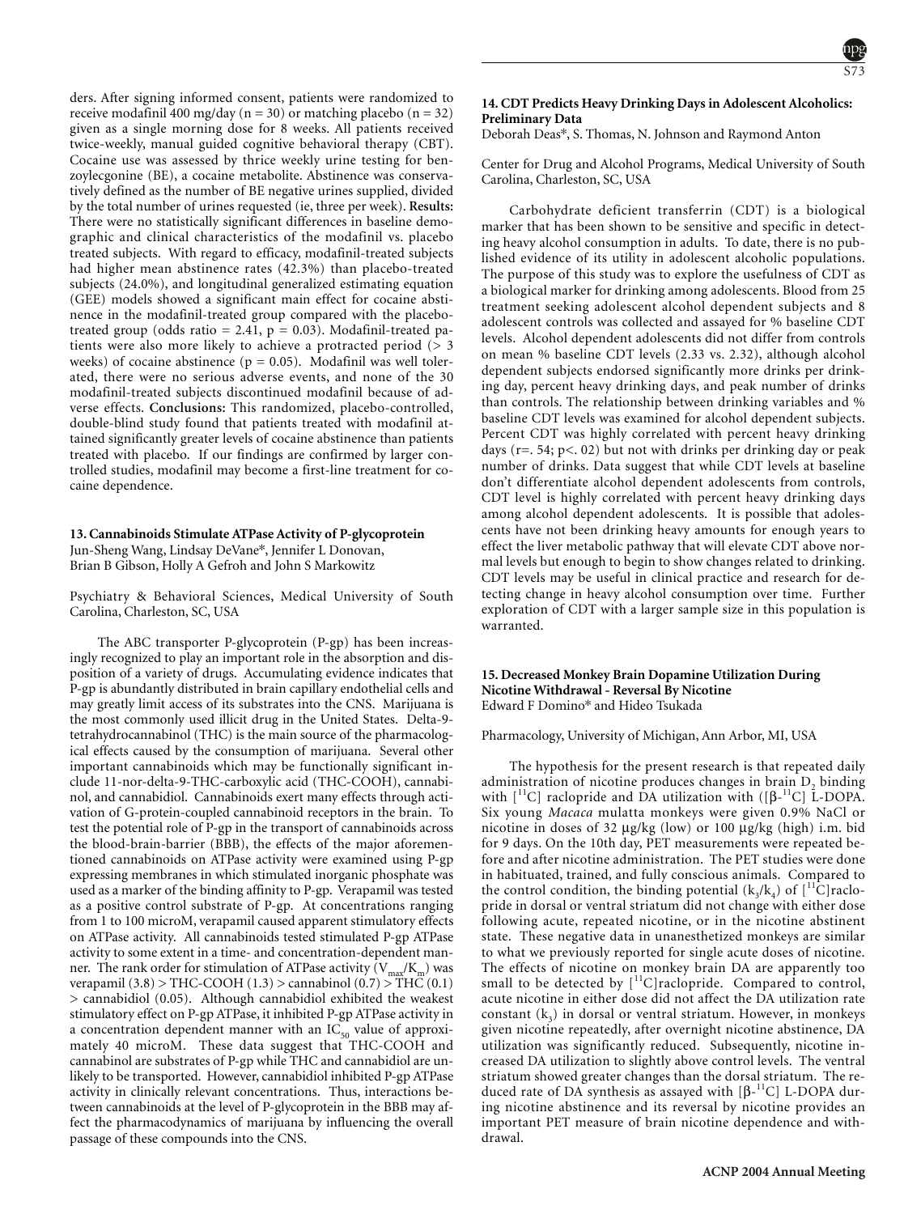ders. After signing informed consent, patients were randomized to receive modafinil 400 mg/day (n = 30) or matching placebo (n = 32) given as a single morning dose for 8 weeks. All patients received twice-weekly, manual guided cognitive behavioral therapy (CBT). Cocaine use was assessed by thrice weekly urine testing for benzoylecgonine (BE), a cocaine metabolite. Abstinence was conservatively defined as the number of BE negative urines supplied, divided by the total number of urines requested (ie, three per week). **Results:** There were no statistically significant differences in baseline demographic and clinical characteristics of the modafinil vs. placebo treated subjects. With regard to efficacy, modafinil-treated subjects had higher mean abstinence rates (42.3%) than placebo-treated subjects (24.0%), and longitudinal generalized estimating equation (GEE) models showed a significant main effect for cocaine abstinence in the modafinil-treated group compared with the placebo-treated group (odds ratio = 2.41, p = 0.03). Modafinil-treated patients were also more likely to achieve a protracted period (> 3 weeks) of cocaine abstinence (p = 0.05). Modafinil was well tolerated, there were no serious adverse events, and none of the 30 modafinil-treated subjects discontinued modafinil because of adverse effects. **Conclusions:** This randomized, placebo-controlled, double-blind study found that patients treated with modafinil attained significantly greater levels of cocaine abstinence than patients treated with placebo. If our findings are confirmed by larger controlled studies, modafinil may become a first-line treatment for cocaine dependence.

### 13. Cannabinoids Stimulate ATPase Activity of P-glycoprotein

Jun-Sheng Wang, Lindsay DeVane*, Jennifer L Donovan, Brian B Gibson, Holly A Gefroh and John S Markowitz

Psychiatry & Behavioral Sciences, Medical University of South Carolina, Charleston, SC, USA

The ABC transporter P-glycoprotein (P-gp) has been increasingly recognized to play an important role in the absorption and disposition of a variety of drugs. Accumulating evidence indicates that P-gp is abundantly distributed in brain capillary endothelial cells and may greatly limit access of its substrates into the CNS. Marijuana is the most commonly used illicit drug in the United States. Delta-9-tetrahydrocannabinol (THC) is the main source of the pharmacological effects caused by the consumption of marijuana. Several other important cannabinoids which may be functionally significant include 11-nor-delta-9-THC-carboxylic acid (THC-COOH), cannabinol, and cannabidiol. Cannabinoids exert many effects through activation of G-protein-coupled cannabinoid receptors in the brain. To test the potential role of P-gp in the transport of cannabinoids across the blood-brain-barrier (BBB), the effects of the major aforementioned cannabinoids on ATPase activity were examined using P-gp expressing membranes in which stimulated inorganic phosphate was used as a marker of the binding affinity to P-gp. Verapamil was tested as a positive control substrate of P-gp. At concentrations ranging from 1 to 100 microM, verapamil caused apparent stimulatory effects on ATPase activity. All cannabinoids tested stimulated P-gp ATPase activity to some extent in a time- and concentration-dependent manner. The rank order for stimulation of ATPase activity ($V_{max}/K_m$) was verapamil (3.8) > THC-COOH (1.3) > cannabinol (0.7) > THC (0.1) > cannabidiol (0.05). Although cannabidiol exhibited the weakest stimulatory effect on P-gp ATPase, it inhibited P-gp ATPase activity in a concentration dependent manner with an $IC_{50}$ value of approximately 40 microM. These data suggest that THC-COOH and cannabinol are substrates of P-gp while THC and cannabidiol are unlikely to be transported. However, cannabidiol inhibited P-gp ATPase activity in clinically relevant concentrations. Thus, interactions between cannabinoids at the level of P-glycoprotein in the BBB may affect the pharmacodynamics of marijuana by influencing the overall passage of these compounds into the CNS.

### 14. CDT Predicts Heavy Drinking Days in Adolescent Alcoholics: Preliminary Data

Deborah Deas*, S. Thomas, N. Johnson and Raymond Anton

Center for Drug and Alcohol Programs, Medical University of South Carolina, Charleston, SC, USA

Carbohydrate deficient transferrin (CDT) is a biological marker that has been shown to be sensitive and specific in detecting heavy alcohol consumption in adults. To date, there is no published evidence of its utility in adolescent alcoholic populations. The purpose of this study was to explore the usefulness of CDT as a biological marker for drinking among adolescents. Blood from 25 treatment seeking adolescent alcohol dependent subjects and 8 adolescent controls was collected and assayed for % baseline CDT levels. Alcohol dependent adolescents did not differ from controls on mean % baseline CDT levels (2.33 vs. 2.32), although alcohol dependent subjects endorsed significantly more drinks per drinking day, percent heavy drinking days, and peak number of drinks than controls. The relationship between drinking variables and % baseline CDT levels was examined for alcohol dependent subjects. Percent CDT was highly correlated with percent heavy drinking days (r=. 54; p<. 02) but not with drinks per drinking day or peak number of drinks. Data suggest that while CDT levels at baseline don't differentiate alcohol dependent adolescents from controls, CDT level is highly correlated with percent heavy drinking days among alcohol dependent adolescents. It is possible that adolescents have not been drinking heavy amounts for enough years to effect the liver metabolic pathway that will elevate CDT above normal levels but enough to begin to show changes related to drinking. CDT levels may be useful in clinical practice and research for detecting change in heavy alcohol consumption over time. Further exploration of CDT with a larger sample size in this population is warranted.

### 15. Decreased Monkey Brain Dopamine Utilization During Nicotine Withdrawal - Reversal By Nicotine

Edward F Domino* and Hideo Tsukada

Pharmacology, University of Michigan, Ann Arbor, MI, USA

The hypothesis for the present research is that repeated daily administration of nicotine produces changes in brain $D_2$ binding with [$^{11}$C] raclopride and DA utilization with ([β-$^{11}$C] L-DOPA. Six young *Macaca* mulatta monkeys were given 0.9% NaCl or nicotine in doses of 32 μg/kg (low) or 100 μg/kg (high) i.m. bid for 9 days. On the 10th day, PET measurements were repeated before and after nicotine administration. The PET studies were done in habituated, trained, and fully conscious animals. Compared to the control condition, the binding potential ($k_3/k_4$) of [$^{11}$C]raclopride in dorsal or ventral striatum did not change with either dose following acute, repeated nicotine, or in the nicotine abstinent state. These negative data in unanesthetized monkeys are similar to what we previously reported for single acute doses of nicotine. The effects of nicotine on monkey brain DA are apparently too small to be detected by [$^{11}$C]raclopride. Compared to control, acute nicotine in either dose did not affect the DA utilization rate constant ($k_3$) in dorsal or ventral striatum. However, in monkeys given nicotine repeatedly, after overnight nicotine abstinence, DA utilization was significantly reduced. Subsequently, nicotine increased DA utilization to slightly above control levels. The ventral striatum showed greater changes than the dorsal striatum. The reduced rate of DA synthesis as assayed with [β-$^{11}$C] L-DOPA during nicotine abstinence and its reversal by nicotine provides an important PET measure of brain nicotine dependence and withdrawal.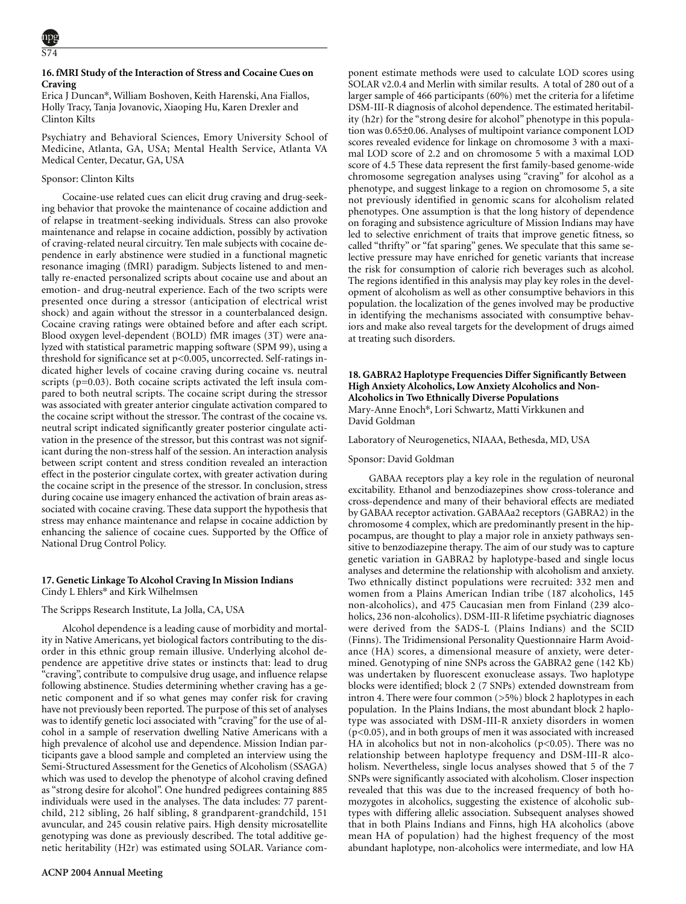### 16. fMRI Study of the Interaction of Stress and Cocaine Cues on Craving

Erica J Duncan*, William Boshoven, Keith Harenski, Ana Fiallos, Holly Tracy, Tanja Jovanovic, Xiaoping Hu, Karen Drexler and Clinton Kilts

Psychiatry and Behavioral Sciences, Emory University School of Medicine, Atlanta, GA, USA; Mental Health Service, Atlanta VA Medical Center, Decatur, GA, USA

Sponsor: Clinton Kilts

Cocaine-use related cues can elicit drug craving and drug-seeking behavior that provoke the maintenance of cocaine addiction and of relapse in treatment-seeking individuals. Stress can also provoke maintenance and relapse in cocaine addiction, possibly by activation of craving-related neural circuitry. Ten male subjects with cocaine dependence in early abstinence were studied in a functional magnetic resonance imaging (fMRI) paradigm. Subjects listened to and mentally re-enacted personalized scripts about cocaine use and about an emotion- and drug-neutral experience. Each of the two scripts were presented once during a stressor (anticipation of electrical wrist shock) and again without the stressor in a counterbalanced design. Cocaine craving ratings were obtained before and after each script. Blood oxygen level-dependent (BOLD) fMR images (3T) were analyzed with statistical parametric mapping software (SPM 99), using a threshold for significance set at $p<0.005$, uncorrected. Self-ratings indicated higher levels of cocaine craving during cocaine vs. neutral scripts ($p=0.03$). Both cocaine scripts activated the left insula compared to both neutral scripts. The cocaine script during the stressor was associated with greater anterior cingulate activation compared to the cocaine script without the stressor. The contrast of the cocaine vs. neutral script indicated significantly greater posterior cingulate activation in the presence of the stressor, but this contrast was not significant during the non-stress half of the session. An interaction analysis between script content and stress condition revealed an interaction effect in the posterior cingulate cortex, with greater activation during the cocaine script in the presence of the stressor. In conclusion, stress during cocaine use imagery enhanced the activation of brain areas associated with cocaine craving. These data support the hypothesis that stress may enhance maintenance and relapse in cocaine addiction by enhancing the salience of cocaine cues. Supported by the Office of National Drug Control Policy.

### 17. Genetic Linkage To Alcohol Craving In Mission Indians

Cindy L Ehlers* and Kirk Wilhelmsen

The Scripps Research Institute, La Jolla, CA, USA

Alcohol dependence is a leading cause of morbidity and mortality in Native Americans, yet biological factors contributing to the disorder in this ethnic group remain illusive. Underlying alcohol dependence are appetitive drive states or instincts that: lead to drug "craving", contribute to compulsive drug usage, and influence relapse following abstinence. Studies determining whether craving has a genetic component and if so what genes may confer risk for craving have not previously been reported. The purpose of this set of analyses was to identify genetic loci associated with "craving" for the use of alcohol in a sample of reservation dwelling Native Americans with a high prevalence of alcohol use and dependence. Mission Indian participants gave a blood sample and completed an interview using the Semi-Structured Assessment for the Genetics of Alcoholism (SSAGA) which was used to develop the phenotype of alcohol craving defined as "strong desire for alcohol". One hundred pedigrees containing 885 individuals were used in the analyses. The data includes: 77 parent-child, 212 sibling, 26 half sibling, 8 grandparent-grandchild, 151 avuncular, and 245 cousin relative pairs. High density microsatellite genotyping was done as previously described. The total additive genetic heritability (H2r) was estimated using SOLAR. Variance component estimate methods were used to calculate LOD scores using SOLAR v2.0.4 and Merlin with similar results. A total of 280 out of a larger sample of 466 participants (60%) met the criteria for a lifetime DSM-III-R diagnosis of alcohol dependence. The estimated heritability (h2r) for the "strong desire for alcohol" phenotype in this population was 0.65±0.06. Analyses of multipoint variance component LOD scores revealed evidence for linkage on chromosome 3 with a maximal LOD score of 2.2 and on chromosome 5 with a maximal LOD score of 4.5 These data represent the first family-based genome-wide chromosome segregation analyses using "craving" for alcohol as a phenotype, and suggest linkage to a region on chromosome 5, a site not previously identified in genomic scans for alcoholism related phenotypes. One assumption is that the long history of dependence on foraging and subsistence agriculture of Mission Indians may have led to selective enrichment of traits that improve genetic fitness, so called "thrifty" or "fat sparing" genes. We speculate that this same selective pressure may have enriched for genetic variants that increase the risk for consumption of calorie rich beverages such as alcohol. The regions identified in this analysis may play key roles in the development of alcoholism as well as other consumptive behaviors in this population. the localization of the genes involved may be productive in identifying the mechanisms associated with consumptive behaviors and make also reveal targets for the development of drugs aimed at treating such disorders.

### 18. GABRA2 Haplotype Frequencies Differ Significantly Between High Anxiety Alcoholics, Low Anxiety Alcoholics and Non-Alcoholics in Two Ethnically Diverse Populations

Mary-Anne Enoch*, Lori Schwartz, Matti Virkkunen and David Goldman

Laboratory of Neurogenetics, NIAAA, Bethesda, MD, USA

Sponsor: David Goldman

GABAA receptors play a key role in the regulation of neuronal excitability. Ethanol and benzodiazepines show cross-tolerance and cross-dependence and many of their behavioral effects are mediated by GABAA receptor activation. GABAAa2 receptors (GABRA2) in the chromosome 4 complex, which are predominantly present in the hippocampus, are thought to play a major role in anxiety pathways sensitive to benzodiazepine therapy. The aim of our study was to capture genetic variation in GABRA2 by haplotype-based and single locus analyses and determine the relationship with alcoholism and anxiety. Two ethnically distinct populations were recruited: 332 men and women from a Plains American Indian tribe (187 alcoholics, 145 non-alcoholics), and 475 Caucasian men from Finland (239 alcoholics, 236 non-alcoholics). DSM-III-R lifetime psychiatric diagnoses were derived from the SADS-L (Plains Indians) and the SCID (Finns). The Tridimensional Personality Questionnaire Harm Avoidance (HA) scores, a dimensional measure of anxiety, were determined. Genotyping of nine SNPs across the GABRA2 gene (142 Kb) was undertaken by fluorescent exonuclease assays. Two haplotype blocks were identified; block 2 (7 SNPs) extended downstream from intron 4. There were four common (>5%) block 2 haplotypes in each population. In the Plains Indians, the most abundant block 2 haplotype was associated with DSM-III-R anxiety disorders in women ($p<0.05$), and in both groups of men it was associated with increased HA in alcoholics but not in non-alcoholics ($p<0.05$). There was no relationship between haplotype frequency and DSM-III-R alcoholism. Nevertheless, single locus analyses showed that 5 of the 7 SNPs were significantly associated with alcoholism. Closer inspection revealed that this was due to the increased frequency of both homozygotes in alcoholics, suggesting the existence of alcoholic subtypes with differing allelic association. Subsequent analyses showed that in both Plains Indians and Finns, high HA alcoholics (above mean HA of population) had the highest frequency of the most abundant haplotype, non-alcoholics were intermediate, and low HA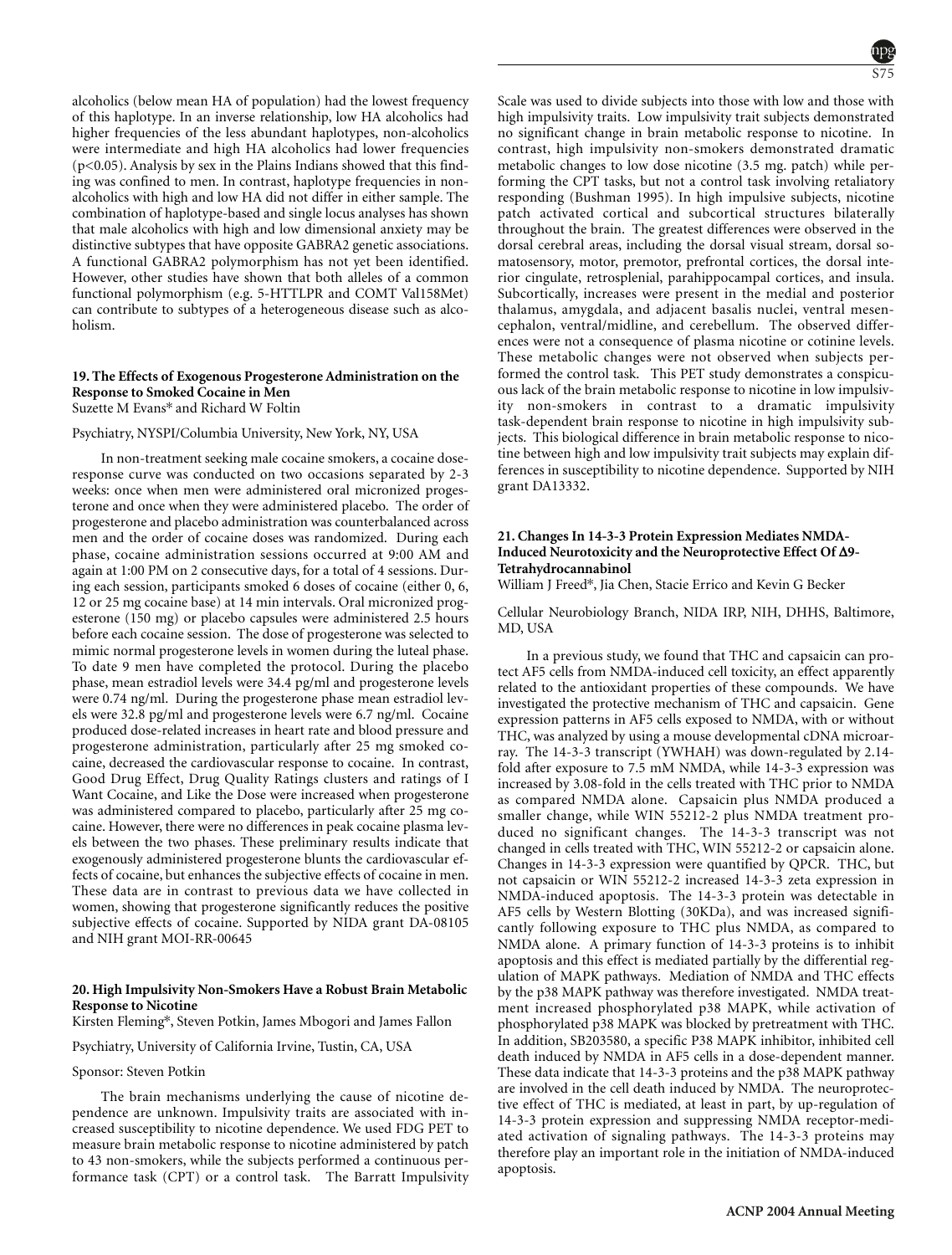alcoholics (below mean HA of population) had the lowest frequency of this haplotype. In an inverse relationship, low HA alcoholics had higher frequencies of the less abundant haplotypes, non-alcoholics were intermediate and high HA alcoholics had lower frequencies ($p<0.05$). Analysis by sex in the Plains Indians showed that this finding was confined to men. In contrast, haplotype frequencies in non-alcoholics with high and low HA did not differ in either sample. The combination of haplotype-based and single locus analyses has shown that male alcoholics with high and low dimensional anxiety may be distinctive subtypes that have opposite GABRA2 genetic associations. A functional GABRA2 polymorphism has not yet been identified. However, other studies have shown that both alleles of a common functional polymorphism (e.g. 5-HTTLPR and COMT Val158Met) can contribute to subtypes of a heterogeneous disease such as alcoholism.

### 19. The Effects of Exogenous Progesterone Administration on the Response to Smoked Cocaine in Men

Suzette M Evans* and Richard W Foltin

Psychiatry, NYSPI/Columbia University, New York, NY, USA

In non-treatment seeking male cocaine smokers, a cocaine dose-response curve was conducted on two occasions separated by 2-3 weeks: once when men were administered oral micronized progesterone and once when they were administered placebo. The order of progesterone and placebo administration was counterbalanced across men and the order of cocaine doses was randomized. During each phase, cocaine administration sessions occurred at 9:00 AM and again at 1:00 PM on 2 consecutive days, for a total of 4 sessions. During each session, participants smoked 6 doses of cocaine (either 0, 6, 12 or 25 mg cocaine base) at 14 min intervals. Oral micronized progesterone (150 mg) or placebo capsules were administered 2.5 hours before each cocaine session. The dose of progesterone was selected to mimic normal progesterone levels in women during the luteal phase. To date 9 men have completed the protocol. During the placebo phase, mean estradiol levels were 34.4 pg/ml and progesterone levels were 0.74 ng/ml. During the progesterone phase mean estradiol levels were 32.8 pg/ml and progesterone levels were 6.7 ng/ml. Cocaine produced dose-related increases in heart rate and blood pressure and progesterone administration, particularly after 25 mg smoked cocaine, decreased the cardiovascular response to cocaine. In contrast, Good Drug Effect, Drug Quality Ratings clusters and ratings of I Want Cocaine, and Like the Dose were increased when progesterone was administered compared to placebo, particularly after 25 mg cocaine. However, there were no differences in peak cocaine plasma levels between the two phases. These preliminary results indicate that exogenously administered progesterone blunts the cardiovascular effects of cocaine, but enhances the subjective effects of cocaine in men. These data are in contrast to previous data we have collected in women, showing that progesterone significantly reduces the positive subjective effects of cocaine. Supported by NIDA grant DA-08105 and NIH grant MOI-RR-00645

### 20. High Impulsivity Non-Smokers Have a Robust Brain Metabolic Response to Nicotine

Kirsten Fleming*, Steven Potkin, James Mbogori and James Fallon

Psychiatry, University of California Irvine, Tustin, CA, USA

Sponsor: Steven Potkin

The brain mechanisms underlying the cause of nicotine dependence are unknown. Impulsivity traits are associated with increased susceptibility to nicotine dependence. We used FDG PET to measure brain metabolic response to nicotine administered by patch to 43 non-smokers, while the subjects performed a continuous performance task (CPT) or a control task. The Barratt Impulsivity Scale was used to divide subjects into those with low and those with high impulsivity traits. Low impulsivity trait subjects demonstrated no significant change in brain metabolic response to nicotine. In contrast, high impulsivity non-smokers demonstrated dramatic metabolic changes to low dose nicotine (3.5 mg. patch) while performing the CPT tasks, but not a control task involving retaliatory responding (Bushman 1995). In high impulsive subjects, nicotine patch activated cortical and subcortical structures bilaterally throughout the brain. The greatest differences were observed in the dorsal cerebral areas, including the dorsal visual stream, dorsal somatosensory, motor, premotor, prefrontal cortices, the dorsal interior cingulate, retrosplenial, parahippocampal cortices, and insula. Subcortically, increases were present in the medial and posterior thalamus, amygdala, and adjacent basalis nuclei, ventral mesencephalon, ventral/midline, and cerebellum. The observed differences were not a consequence of plasma nicotine or cotinine levels. These metabolic changes were not observed when subjects performed the control task. This PET study demonstrates a conspicuous lack of the brain metabolic response to nicotine in low impulsivity non-smokers in contrast to a dramatic impulsivity task-dependent brain response to nicotine in high impulsivity subjects. This biological difference in brain metabolic response to nicotine between high and low impulsivity trait subjects may explain differences in susceptibility to nicotine dependence. Supported by NIH grant DA13332.

### 21. Changes In 14-3-3 Protein Expression Mediates NMDA-Induced Neurotoxicity and the Neuroprotective Effect Of Δ9-Tetrahydrocannabinol

William J Freed*, Jia Chen, Stacie Errico and Kevin G Becker

Cellular Neurobiology Branch, NIDA IRP, NIH, DHHS, Baltimore, MD, USA

In a previous study, we found that THC and capsaicin can protect AF5 cells from NMDA-induced cell toxicity, an effect apparently related to the antioxidant properties of these compounds. We have investigated the protective mechanism of THC and capsaicin. Gene expression patterns in AF5 cells exposed to NMDA, with or without THC, was analyzed by using a mouse developmental cDNA microarray. The 14-3-3 transcript (YWHAH) was down-regulated by 2.14-fold after exposure to 7.5 mM NMDA, while 14-3-3 expression was increased by 3.08-fold in the cells treated with THC prior to NMDA as compared NMDA alone. Capsaicin plus NMDA produced a smaller change, while WIN 55212-2 plus NMDA treatment produced no significant changes. The 14-3-3 transcript was not changed in cells treated with THC, WIN 55212-2 or capsaicin alone. Changes in 14-3-3 expression were quantified by QPCR. THC, but not capsaicin or WIN 55212-2 increased 14-3-3 zeta expression in NMDA-induced apoptosis. The 14-3-3 protein was detectable in AF5 cells by Western Blotting (30KDa), and was increased significantly following exposure to THC plus NMDA, as compared to NMDA alone. A primary function of 14-3-3 proteins is to inhibit apoptosis and this effect is mediated partially by the differential regulation of MAPK pathways. Mediation of NMDA and THC effects by the p38 MAPK pathway was therefore investigated. NMDA treatment increased phosphorylated p38 MAPK, while activation of phosphorylated p38 MAPK was blocked by pretreatment with THC. In addition, SB203580, a specific P38 MAPK inhibitor, inhibited cell death induced by NMDA in AF5 cells in a dose-dependent manner. These data indicate that 14-3-3 proteins and the p38 MAPK pathway are involved in the cell death induced by NMDA. The neuroprotective effect of THC is mediated, at least in part, by up-regulation of 14-3-3 protein expression and suppressing NMDA receptor-mediated activation of signaling pathways. The 14-3-3 proteins may therefore play an important role in the initiation of NMDA-induced apoptosis.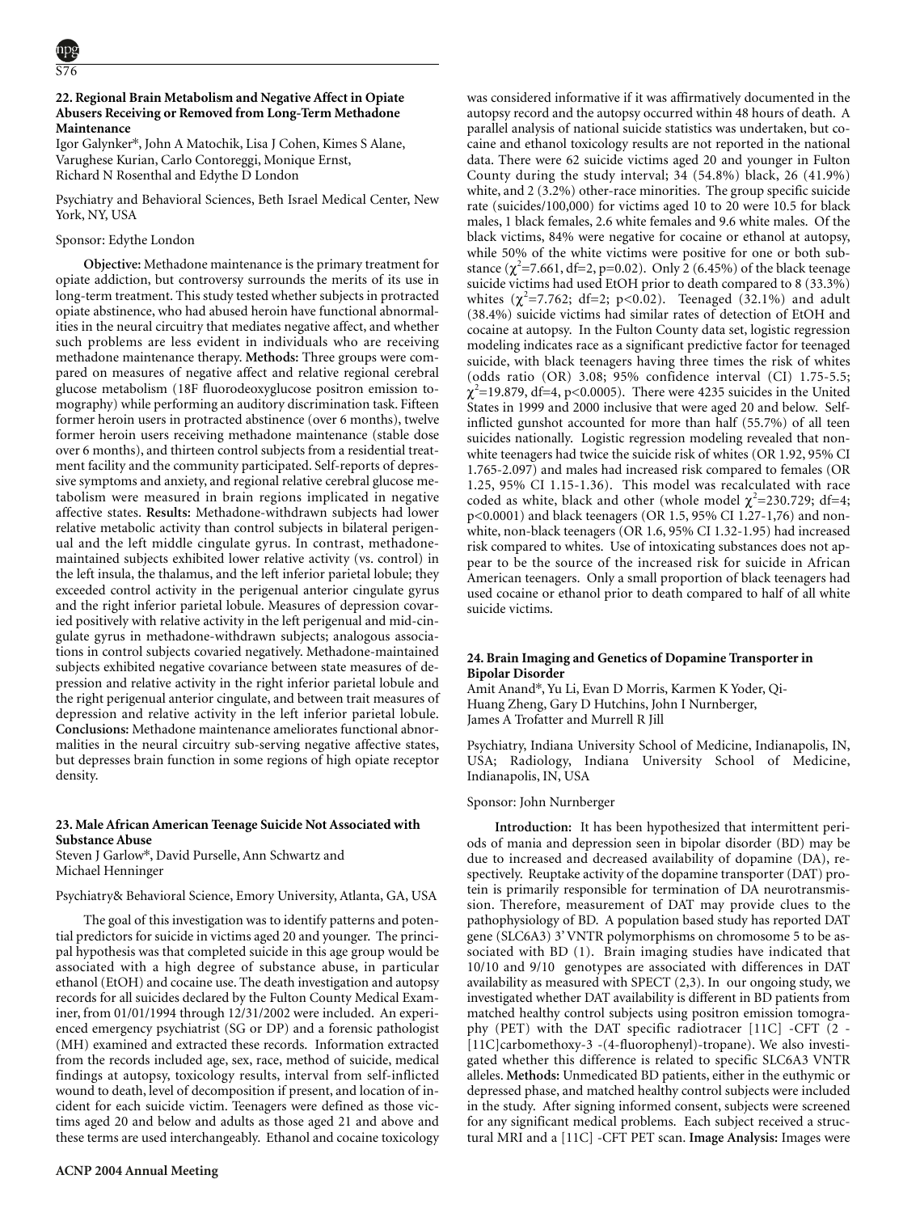### 22. Regional Brain Metabolism and Negative Affect in Opiate Abusers Receiving or Removed from Long-Term Methadone Maintenance

Igor Galynker*, John A Matochik, Lisa J Cohen, Kimes S Alane, Varughese Kurian, Carlo Contoreggi, Monique Ernst, Richard N Rosenthal and Edythe D London

Psychiatry and Behavioral Sciences, Beth Israel Medical Center, New York, NY, USA

Sponsor: Edythe London

**Objective:** Methadone maintenance is the primary treatment for opiate addiction, but controversy surrounds the merits of its use in long-term treatment. This study tested whether subjects in protracted opiate abstinence, who had abused heroin have functional abnormalities in the neural circuitry that mediates negative affect, and whether such problems are less evident in individuals who are receiving methadone maintenance therapy. **Methods:** Three groups were compared on measures of negative affect and relative regional cerebral glucose metabolism (18F fluorodeoxyglucose positron emission tomography) while performing an auditory discrimination task. Fifteen former heroin users in protracted abstinence (over 6 months), twelve former heroin users receiving methadone maintenance (stable dose over 6 months), and thirteen control subjects from a residential treatment facility and the community participated. Self-reports of depressive symptoms and anxiety, and regional relative cerebral glucose metabolism were measured in brain regions implicated in negative affective states. **Results:** Methadone-withdrawn subjects had lower relative metabolic activity than control subjects in bilateral perigenual and the left middle cingulate gyrus. In contrast, methadone-maintained subjects exhibited lower relative activity (vs. control) in the left insula, the thalamus, and the left inferior parietal lobule; they exceeded control activity in the perigenual anterior cingulate gyrus and the right inferior parietal lobule. Measures of depression covaried positively with relative activity in the left perigenual and mid-cingulate gyrus in methadone-withdrawn subjects; analogous associations in control subjects covaried negatively. Methadone-maintained subjects exhibited negative covariance between state measures of depression and relative activity in the right inferior parietal lobule and the right perigenual anterior cingulate, and between trait measures of depression and relative activity in the left inferior parietal lobule. **Conclusions:** Methadone maintenance ameliorates functional abnormalities in the neural circuitry sub-serving negative affective states, but depresses brain function in some regions of high opiate receptor density.

### 23. Male African American Teenage Suicide Not Associated with Substance Abuse

Steven J Garlow*, David Purselle, Ann Schwartz and Michael Henninger

Psychiatry& Behavioral Science, Emory University, Atlanta, GA, USA

The goal of this investigation was to identify patterns and potential predictors for suicide in victims aged 20 and younger. The principal hypothesis was that completed suicide in this age group would be associated with a high degree of substance abuse, in particular ethanol (EtOH) and cocaine use. The death investigation and autopsy records for all suicides declared by the Fulton County Medical Examiner, from 01/01/1994 through 12/31/2002 were included. An experienced emergency psychiatrist (SG or DP) and a forensic pathologist (MH) examined and extracted these records. Information extracted from the records included age, sex, race, method of suicide, medical findings at autopsy, toxicology results, interval from self-inflicted wound to death, level of decomposition if present, and location of incident for each suicide victim. Teenagers were defined as those victims aged 20 and below and adults as those aged 21 and above and these terms are used interchangeably. Ethanol and cocaine toxicology was considered informative if it was affirmatively documented in the autopsy record and the autopsy occurred within 48 hours of death. A parallel analysis of national suicide statistics was undertaken, but cocaine and ethanol toxicology results are not reported in the national data. There were 62 suicide victims aged 20 and younger in Fulton County during the study interval; 34 (54.8%) black, 26 (41.9%) white, and 2 (3.2%) other-race minorities. The group specific suicide rate (suicides/100,000) for victims aged 10 to 20 were 10.5 for black males, 1 black females, 2.6 white females and 9.6 white males. Of the black victims, 84% were negative for cocaine or ethanol at autopsy, while 50% of the white victims were positive for one or both substance ($\chi^2$=7.661, df=2, p=0.02). Only 2 (6.45%) of the black teenage suicide victims had used EtOH prior to death compared to 8 (33.3%) whites ($\chi^2$=7.762; df=2; p<0.02). Teenaged (32.1%) and adult (38.4%) suicide victims had similar rates of detection of EtOH and cocaine at autopsy. In the Fulton County data set, logistic regression modeling indicates race as a significant predictive factor for teenaged suicide, with black teenagers having three times the risk of whites (odds ratio (OR) 3.08; 95% confidence interval (CI) 1.75-5.5; $\chi^2$=19.879, df=4, p<0.0005). There were 4235 suicides in the United States in 1999 and 2000 inclusive that were aged 20 and below. Self-inflicted gunshot accounted for more than half (55.7%) of all teen suicides nationally. Logistic regression modeling revealed that non-white teenagers had twice the suicide risk of whites (OR 1.92, 95% CI 1.765-2.097) and males had increased risk compared to females (OR 1.25, 95% CI 1.15-1.36). This model was recalculated with race coded as white, black and other (whole model $\chi^2$=230.729; df=4; p<0.0001) and black teenagers (OR 1.5, 95% CI 1.27-1,76) and non-white, non-black teenagers (OR 1.6, 95% CI 1.32-1.95) had increased risk compared to whites. Use of intoxicating substances does not appear to be the source of the increased risk for suicide in African American teenagers. Only a small proportion of black teenagers had used cocaine or ethanol prior to death compared to half of all white suicide victims.

### 24. Brain Imaging and Genetics of Dopamine Transporter in Bipolar Disorder

Amit Anand*, Yu Li, Evan D Morris, Karmen K Yoder, Qi-Huang Zheng, Gary D Hutchins, John I Nurnberger, James A Trofatter and Murrell R Jill

Psychiatry, Indiana University School of Medicine, Indianapolis, IN, USA; Radiology, Indiana University School of Medicine, Indianapolis, IN, USA

Sponsor: John Nurnberger

**Introduction:** It has been hypothesized that intermittent periods of mania and depression seen in bipolar disorder (BD) may be due to increased and decreased availability of dopamine (DA), respectively. Reuptake activity of the dopamine transporter (DAT) protein is primarily responsible for termination of DA neurotransmission. Therefore, measurement of DAT may provide clues to the pathophysiology of BD. A population based study has reported DAT gene (SLC6A3) 3' VNTR polymorphisms on chromosome 5 to be associated with BD (1). Brain imaging studies have indicated that 10/10 and 9/10 genotypes are associated with differences in DAT availability as measured with SPECT (2,3). In our ongoing study, we investigated whether DAT availability is different in BD patients from matched healthy control subjects using positron emission tomography (PET) with the DAT specific radiotracer [11C] -CFT (2 -[11C]carbomethoxy-3 -(4-fluorophenyl)-tropane). We also investigated whether this difference is related to specific SLC6A3 VNTR alleles. **Methods:** Unmedicated BD patients, either in the euthymic or depressed phase, and matched healthy control subjects were included in the study. After signing informed consent, subjects were screened for any significant medical problems. Each subject received a structural MRI and a [11C] -CFT PET scan. **Image Analysis:** Images were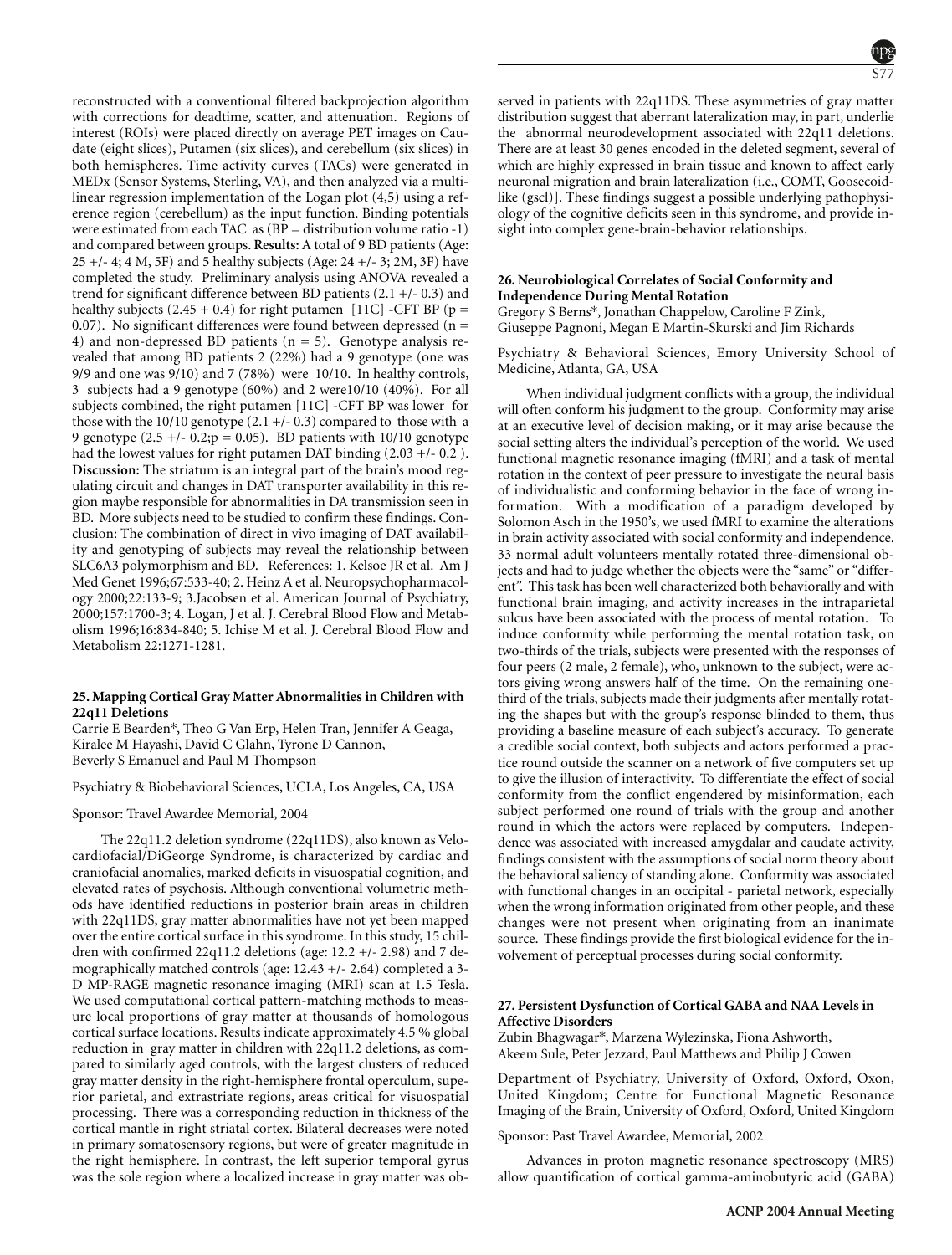reconstructed with a conventional filtered backprojection algorithm with corrections for deadtime, scatter, and attenuation. Regions of interest (ROIs) were placed directly on average PET images on Caudate (eight slices), Putamen (six slices), and cerebellum (six slices) in both hemispheres. Time activity curves (TACs) were generated in MEDx (Sensor Systems, Sterling, VA), and then analyzed via a multilinear regression implementation of the Logan plot (4,5) using a reference region (cerebellum) as the input function. Binding potentials were estimated from each TAC as (BP = distribution volume ratio -1) and compared between groups. **Results:** A total of 9 BD patients (Age: 25 +/- 4; 4 M, 5F) and 5 healthy subjects (Age: 24 +/- 3; 2M, 3F) have completed the study. Preliminary analysis using ANOVA revealed a trend for significant difference between BD patients (2.1 +/- 0.3) and healthy subjects (2.45 + 0.4) for right putamen [11C] -CFT BP ($p = 0.07$). No significant differences were found between depressed ($n = 4$) and non-depressed BD patients ($n = 5$). Genotype analysis revealed that among BD patients 2 (22%) had a 9 genotype (one was 9/9 and one was 9/10) and 7 (78%) were 10/10. In healthy controls, 3 subjects had a 9 genotype (60%) and 2 were10/10 (40%). For all subjects combined, the right putamen [11C] -CFT BP was lower for those with the 10/10 genotype (2.1 +/- 0.3) compared to those with a 9 genotype (2.5 +/- 0.2;$p = 0.05$). BD patients with 10/10 genotype had the lowest values for right putamen DAT binding (2.03 +/- 0.2 ). **Discussion:** The striatum is an integral part of the brain's mood regulating circuit and changes in DAT transporter availability in this region maybe responsible for abnormalities in DA transmission seen in BD. More subjects need to be studied to confirm these findings. Conclusion: The combination of direct in vivo imaging of DAT availability and genotyping of subjects may reveal the relationship between SLC6A3 polymorphism and BD. References: 1. Kelsoe JR et al. Am J Med Genet 1996;67:533-40; 2. Heinz A et al. Neuropsychopharmacology 2000;22:133-9; 3.Jacobsen et al. American Journal of Psychiatry, 2000;157:1700-3; 4. Logan, J et al. J. Cerebral Blood Flow and Metabolism 1996;16:834-840; 5. Ichise M et al. J. Cerebral Blood Flow and Metabolism 22:1271-1281.

### 25. Mapping Cortical Gray Matter Abnormalities in Children with 22q11 Deletions

Carrie E Bearden*, Theo G Van Erp, Helen Tran, Jennifer A Geaga, Kiralee M Hayashi, David C Glahn, Tyrone D Cannon, Beverly S Emanuel and Paul M Thompson

Psychiatry & Biobehavioral Sciences, UCLA, Los Angeles, CA, USA

Sponsor: Travel Awardee Memorial, 2004

The 22q11.2 deletion syndrome (22q11DS), also known as Velocardiofacial/DiGeorge Syndrome, is characterized by cardiac and craniofacial anomalies, marked deficits in visuospatial cognition, and elevated rates of psychosis. Although conventional volumetric methods have identified reductions in posterior brain areas in children with 22q11DS, gray matter abnormalities have not yet been mapped over the entire cortical surface in this syndrome. In this study, 15 children with confirmed 22q11.2 deletions (age: 12.2 +/- 2.98) and 7 demographically matched controls (age: 12.43 +/- 2.64) completed a 3-D MP-RAGE magnetic resonance imaging (MRI) scan at 1.5 Tesla. We used computational cortical pattern-matching methods to measure local proportions of gray matter at thousands of homologous cortical surface locations. Results indicate approximately 4.5 % global reduction in gray matter in children with 22q11.2 deletions, as compared to similarly aged controls, with the largest clusters of reduced gray matter density in the right-hemisphere frontal operculum, superior parietal, and extrastriate regions, areas critical for visuospatial processing. There was a corresponding reduction in thickness of the cortical mantle in right striatal cortex. Bilateral decreases were noted in primary somatosensory regions, but were of greater magnitude in the right hemisphere. In contrast, the left superior temporal gyrus was the sole region where a localized increase in gray matter was observed in patients with 22q11DS. These asymmetries of gray matter distribution suggest that aberrant lateralization may, in part, underlie the abnormal neurodevelopment associated with 22q11 deletions. There are at least 30 genes encoded in the deleted segment, several of which are highly expressed in brain tissue and known to affect early neuronal migration and brain lateralization (i.e., COMT, Goosecoid-like (gscl)]. These findings suggest a possible underlying pathophysiology of the cognitive deficits seen in this syndrome, and provide insight into complex gene-brain-behavior relationships.

### 26. Neurobiological Correlates of Social Conformity and Independence During Mental Rotation

Gregory S Berns*, Jonathan Chappelow, Caroline F Zink, Giuseppe Pagnoni, Megan E Martin-Skurski and Jim Richards

Psychiatry & Behavioral Sciences, Emory University School of Medicine, Atlanta, GA, USA

When individual judgment conflicts with a group, the individual will often conform his judgment to the group. Conformity may arise at an executive level of decision making, or it may arise because the social setting alters the individual's perception of the world. We used functional magnetic resonance imaging (fMRI) and a task of mental rotation in the context of peer pressure to investigate the neural basis of individualistic and conforming behavior in the face of wrong information. With a modification of a paradigm developed by Solomon Asch in the 1950's, we used fMRI to examine the alterations in brain activity associated with social conformity and independence. 33 normal adult volunteers mentally rotated three-dimensional objects and had to judge whether the objects were the "same" or "different". This task has been well characterized both behaviorally and with functional brain imaging, and activity increases in the intraparietal sulcus have been associated with the process of mental rotation. To induce conformity while performing the mental rotation task, on two-thirds of the trials, subjects were presented with the responses of four peers (2 male, 2 female), who, unknown to the subject, were actors giving wrong answers half of the time. On the remaining one-third of the trials, subjects made their judgments after mentally rotating the shapes but with the group's response blinded to them, thus providing a baseline measure of each subject's accuracy. To generate a credible social context, both subjects and actors performed a practice round outside the scanner on a network of five computers set up to give the illusion of interactivity. To differentiate the effect of social conformity from the conflict engendered by misinformation, each subject performed one round of trials with the group and another round in which the actors were replaced by computers. Independence was associated with increased amygdalar and caudate activity, findings consistent with the assumptions of social norm theory about the behavioral saliency of standing alone. Conformity was associated with functional changes in an occipital - parietal network, especially when the wrong information originated from other people, and these changes were not present when originating from an inanimate source. These findings provide the first biological evidence for the involvement of perceptual processes during social conformity.

### 27. Persistent Dysfunction of Cortical GABA and NAA Levels in Affective Disorders

Zubin Bhagwagar*, Marzena Wylezinska, Fiona Ashworth, Akeem Sule, Peter Jezzard, Paul Matthews and Philip J Cowen

Department of Psychiatry, University of Oxford, Oxford, Oxon, United Kingdom; Centre for Functional Magnetic Resonance Imaging of the Brain, University of Oxford, Oxford, United Kingdom

Sponsor: Past Travel Awardee, Memorial, 2002

Advances in proton magnetic resonance spectroscopy (MRS) allow quantification of cortical gamma-aminobutyric acid (GABA)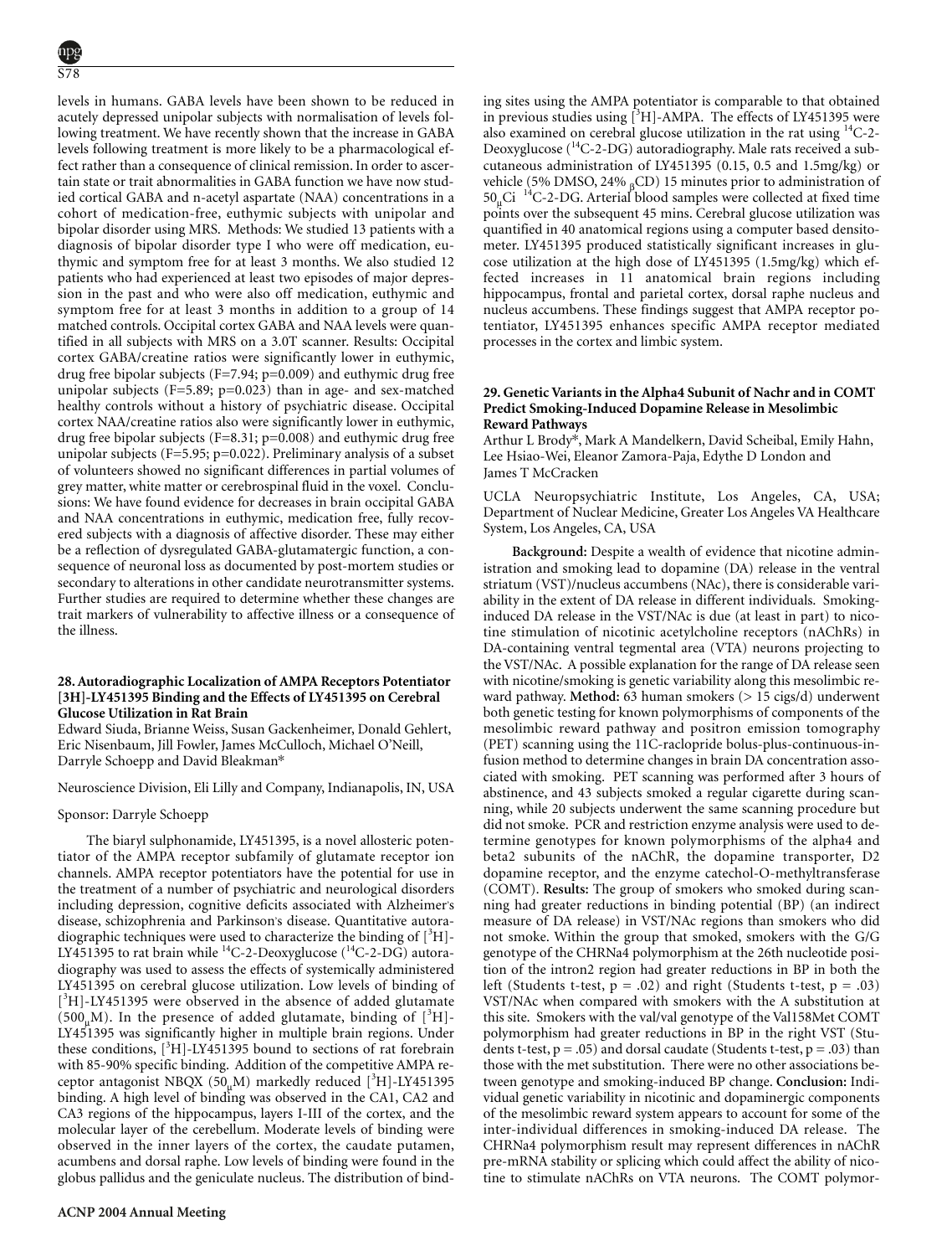levels in humans. GABA levels have been shown to be reduced in acutely depressed unipolar subjects with normalisation of levels following treatment. We have recently shown that the increase in GABA levels following treatment is more likely to be a pharmacological effect rather than a consequence of clinical remission. In order to ascertain state or trait abnormalities in GABA function we have now studied cortical GABA and n-acetyl aspartate (NAA) concentrations in a cohort of medication-free, euthymic subjects with unipolar and bipolar disorder using MRS. Methods: We studied 13 patients with a diagnosis of bipolar disorder type I who were off medication, euthymic and symptom free for at least 3 months. We also studied 12 patients who had experienced at least two episodes of major depression in the past and who were also off medication, euthymic and symptom free for at least 3 months in addition to a group of 14 matched controls. Occipital cortex GABA and NAA levels were quantified in all subjects with MRS on a 3.0T scanner. Results: Occipital cortex GABA/creatine ratios were significantly lower in euthymic, drug free bipolar subjects ($F=7.94$; $p=0.009$) and euthymic drug free unipolar subjects ($F=5.89$; $p=0.023$) than in age- and sex-matched healthy controls without a history of psychiatric disease. Occipital cortex NAA/creatine ratios also were significantly lower in euthymic, drug free bipolar subjects ($F=8.31$; $p=0.008$) and euthymic drug free unipolar subjects ($F=5.95$; $p=0.022$). Preliminary analysis of a subset of volunteers showed no significant differences in partial volumes of grey matter, white matter or cerebrospinal fluid in the voxel. Conclusions: We have found evidence for decreases in brain occipital GABA and NAA concentrations in euthymic, medication free, fully recovered subjects with a diagnosis of affective disorder. These may either be a reflection of dysregulated GABA-glutamatergic function, a consequence of neuronal loss as documented by post-mortem studies or secondary to alterations in other candidate neurotransmitter systems. Further studies are required to determine whether these changes are trait markers of vulnerability to affective illness or a consequence of the illness.

### 28. Autoradiographic Localization of AMPA Receptors Potentiator [3H]-LY451395 Binding and the Effects of LY451395 on Cerebral Glucose Utilization in Rat Brain

Edward Siuda, Brianne Weiss, Susan Gackenheimer, Donald Gehlert, Eric Nisenbaum, Jill Fowler, James McCulloch, Michael O'Neill, Darryle Schoepp and David Bleakman*

Neuroscience Division, Eli Lilly and Company, Indianapolis, IN, USA

Sponsor: Darryle Schoepp

The biaryl sulphonamide, LY451395, is a novel allosteric potentiator of the AMPA receptor subfamily of glutamate receptor ion channels. AMPA receptor potentiators have the potential for use in the treatment of a number of psychiatric and neurological disorders including depression, cognitive deficits associated with Alzheimer's disease, schizophrenia and Parkinson's disease. Quantitative autoradiographic techniques were used to characterize the binding of $[^3H]$-LY451395 to rat brain while $^{14}$C-2-Deoxyglucose ($^{14}$C-2-DG) autoradiography was used to assess the effects of systemically administered LY451395 on cerebral glucose utilization. Low levels of binding of $[^3H]$-LY451395 were observed in the absence of added glutamate (500 $\mu$M). In the presence of added glutamate, binding of $[^3H]$-LY451395 was significantly higher in multiple brain regions. Under these conditions, $[^3H]$-LY451395 bound to sections of rat forebrain with 85-90% specific binding. Addition of the competitive AMPA receptor antagonist NBQX (50 $\mu$M) markedly reduced $[^3H]$-LY451395 binding. A high level of binding was observed in the CA1, CA2 and CA3 regions of the hippocampus, layers I-III of the cortex, and the molecular layer of the cerebellum. Moderate levels of binding were observed in the inner layers of the cortex, the caudate putamen, acumbens and dorsal raphe. Low levels of binding were found in the globus pallidus and the geniculate nucleus. The distribution of binding sites using the AMPA potentiator is comparable to that obtained in previous studies using $[^3H]$-AMPA. The effects of LY451395 were also examined on cerebral glucose utilization in the rat using $^{14}$C-2-Deoxyglucose ($^{14}$C-2-DG) autoradiography. Male rats received a subcutaneous administration of LY451395 (0.15, 0.5 and 1.5mg/kg) or vehicle (5% DMSO, 24% $_\beta$CD) 15 minutes prior to administration of 50 $\mu$Ci $^{14}$C-2-DG. Arterial blood samples were collected at fixed time points over the subsequent 45 mins. Cerebral glucose utilization was quantified in 40 anatomical regions using a computer based densitometer. LY451395 produced statistically significant increases in glucose utilization at the high dose of LY451395 (1.5mg/kg) which effected increases in 11 anatomical brain regions including hippocampus, frontal and parietal cortex, dorsal raphe nucleus and nucleus accumbens. These findings suggest that AMPA receptor potentiator, LY451395 enhances specific AMPA receptor mediated processes in the cortex and limbic system.

### 29. Genetic Variants in the Alpha4 Subunit of Nachr and in COMT Predict Smoking-Induced Dopamine Release in Mesolimbic Reward Pathways

Arthur L Brody*, Mark A Mandelkern, David Scheibal, Emily Hahn, Lee Hsiao-Wei, Eleanor Zamora-Paja, Edythe D London and James T McCracken

UCLA Neuropsychiatric Institute, Los Angeles, CA, USA; Department of Nuclear Medicine, Greater Los Angeles VA Healthcare System, Los Angeles, CA, USA

**Background:** Despite a wealth of evidence that nicotine administration and smoking lead to dopamine (DA) release in the ventral striatum (VST)/nucleus accumbens (NAc), there is considerable variability in the extent of DA release in different individuals. Smoking-induced DA release in the VST/NAc is due (at least in part) to nicotine stimulation of nicotinic acetylcholine receptors (nAChRs) in DA-containing ventral tegmental area (VTA) neurons projecting to the VST/NAc. A possible explanation for the range of DA release seen with nicotine/smoking is genetic variability along this mesolimbic reward pathway. **Method:** 63 human smokers (> 15 cigs/d) underwent both genetic testing for known polymorphisms of components of the mesolimbic reward pathway and positron emission tomography (PET) scanning using the 11C-raclopride bolus-plus-continuous-infusion method to determine changes in brain DA concentration associated with smoking. PET scanning was performed after 3 hours of abstinence, and 43 subjects smoked a regular cigarette during scanning, while 20 subjects underwent the same scanning procedure but did not smoke. PCR and restriction enzyme analysis were used to determine genotypes for known polymorphisms of the alpha4 and beta2 subunits of the nAChR, the dopamine transporter, D2 dopamine receptor, and the enzyme catechol-O-methyltransferase (COMT). **Results:** The group of smokers who smoked during scanning had greater reductions in binding potential (BP) (an indirect measure of DA release) in VST/NAc regions than smokers who did not smoke. Within the group that smoked, smokers with the G/G genotype of the CHRNa4 polymorphism at the 26th nucleotide position of the intron2 region had greater reductions in BP in both the left (Students t-test, $p = .02$) and right (Students t-test, $p = .03$) VST/NAc when compared with smokers with the A substitution at this site. Smokers with the val/val genotype of the Val158Met COMT polymorphism had greater reductions in BP in the right VST (Students t-test, $p = .05$) and dorsal caudate (Students t-test, $p = .03$) than those with the met substitution. There were no other associations between genotype and smoking-induced BP change. **Conclusion:** Individual genetic variability in nicotinic and dopaminergic components of the mesolimbic reward system appears to account for some of the inter-individual differences in smoking-induced DA release. The CHRNa4 polymorphism result may represent differences in nAChR pre-mRNA stability or splicing which could affect the ability of nicotine to stimulate nAChRs on VTA neurons. The COMT polymor-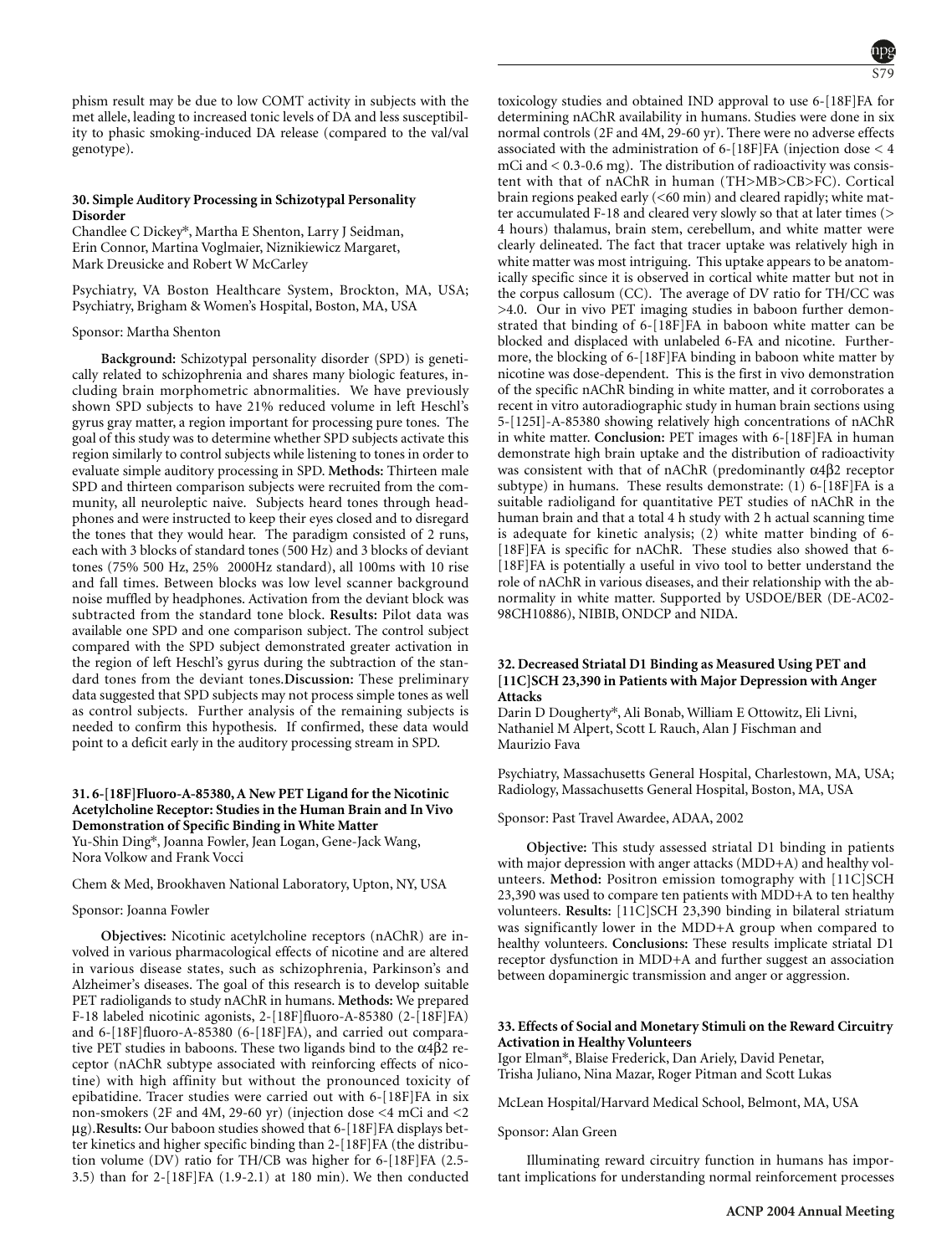phism result may be due to low COMT activity in subjects with the met allele, leading to increased tonic levels of DA and less susceptibility to phasic smoking-induced DA release (compared to the val/val genotype).

### 30. Simple Auditory Processing in Schizotypal Personality Disorder

Chandlee C Dickey*, Martha E Shenton, Larry J Seidman, Erin Connor, Martina Voglmaier, Niznikiewicz Margaret, Mark Dreusicke and Robert W McCarley

Psychiatry, VA Boston Healthcare System, Brockton, MA, USA; Psychiatry, Brigham & Women's Hospital, Boston, MA, USA

Sponsor: Martha Shenton

**Background:** Schizotypal personality disorder (SPD) is genetically related to schizophrenia and shares many biologic features, including brain morphometric abnormalities. We have previously shown SPD subjects to have 21% reduced volume in left Heschl's gyrus gray matter, a region important for processing pure tones. The goal of this study was to determine whether SPD subjects activate this region similarly to control subjects while listening to tones in order to evaluate simple auditory processing in SPD. **Methods:** Thirteen male SPD and thirteen comparison subjects were recruited from the community, all neuroleptic naive. Subjects heard tones through headphones and were instructed to keep their eyes closed and to disregard the tones that they would hear. The paradigm consisted of 2 runs, each with 3 blocks of standard tones (500 Hz) and 3 blocks of deviant tones (75% 500 Hz, 25% 2000Hz standard), all 100ms with 10 rise and fall times. Between blocks was low level scanner background noise muffled by headphones. Activation from the deviant block was subtracted from the standard tone block. **Results:** Pilot data was available one SPD and one comparison subject. The control subject compared with the SPD subject demonstrated greater activation in the region of left Heschl's gyrus during the subtraction of the standard tones from the deviant tones. **Discussion:** These preliminary data suggested that SPD subjects may not process simple tones as well as control subjects. Further analysis of the remaining subjects is needed to confirm this hypothesis. If confirmed, these data would point to a deficit early in the auditory processing stream in SPD.

### 31. 6-[18F]Fluoro-A-85380, A New PET Ligand for the Nicotinic Acetylcholine Receptor: Studies in the Human Brain and In Vivo Demonstration of Specific Binding in White Matter

Yu-Shin Ding*, Joanna Fowler, Jean Logan, Gene-Jack Wang, Nora Volkow and Frank Vocci

Chem & Med, Brookhaven National Laboratory, Upton, NY, USA

Sponsor: Joanna Fowler

**Objectives:** Nicotinic acetylcholine receptors (nAChR) are involved in various pharmacological effects of nicotine and are altered in various disease states, such as schizophrenia, Parkinson's and Alzheimer's diseases. The goal of this research is to develop suitable PET radioligands to study nAChR in humans. **Methods:** We prepared F-18 labeled nicotinic agonists, 2-[18F]fluoro-A-85380 (2-[18F]FA) and 6-[18F]fluoro-A-85380 (6-[18F]FA), and carried out comparative PET studies in baboons. These two ligands bind to the $\alpha4\beta2$ receptor (nAChR subtype associated with reinforcing effects of nicotine) with high affinity but without the pronounced toxicity of epibatidine. Tracer studies were carried out with 6-[18F]FA in six non-smokers (2F and 4M, 29-60 yr) (injection dose <4 mCi and <2 μg). **Results:** Our baboon studies showed that 6-[18F]FA displays better kinetics and higher specific binding than 2-[18F]FA (the distribution volume (DV) ratio for TH/CB was higher for 6-[18F]FA (2.5-3.5) than for 2-[18F]FA (1.9-2.1) at 180 min). We then conducted toxicology studies and obtained IND approval to use 6-[18F]FA for determining nAChR availability in humans. Studies were done in six normal controls (2F and 4M, 29-60 yr). There were no adverse effects associated with the administration of 6-[18F]FA (injection dose < 4 mCi and < 0.3-0.6 mg). The distribution of radioactivity was consistent with that of nAChR in human (TH>MB>CB>FC). Cortical brain regions peaked early (<60 min) and cleared rapidly; white matter accumulated F-18 and cleared very slowly so that at later times (> 4 hours) thalamus, brain stem, cerebellum, and white matter were clearly delineated. The fact that tracer uptake was relatively high in white matter was most intriguing. This uptake appears to be anatomically specific since it is observed in cortical white matter but not in the corpus callosum (CC). The average of DV ratio for TH/CC was >4.0. Our in vivo PET imaging studies in baboon further demonstrated that binding of 6-[18F]FA in baboon white matter can be blocked and displaced with unlabeled 6-FA and nicotine. Furthermore, the blocking of 6-[18F]FA binding in baboon white matter by nicotine was dose-dependent. This is the first in vivo demonstration of the specific nAChR binding in white matter, and it corroborates a recent in vitro autoradiographic study in human brain sections using 5-[125I]-A-85380 showing relatively high concentrations of nAChR in white matter. **Conclusion:** PET images with 6-[18F]FA in human demonstrate high brain uptake and the distribution of radioactivity was consistent with that of nAChR (predominantly $\alpha4\beta2$ receptor subtype) in humans. These results demonstrate: (1) 6-[18F]FA is a suitable radioligand for quantitative PET studies of nAChR in the human brain and that a total 4 h study with 2 h actual scanning time is adequate for kinetic analysis; (2) white matter binding of 6-[18F]FA is specific for nAChR. These studies also showed that 6-[18F]FA is potentially a useful in vivo tool to better understand the role of nAChR in various diseases, and their relationship with the abnormality in white matter. Supported by USDOE/BER (DE-AC02-98CH10886), NIBIB, ONDCP and NIDA.

### 32. Decreased Striatal D1 Binding as Measured Using PET and [11C]SCH 23,390 in Patients with Major Depression with Anger Attacks

Darin D Dougherty*, Ali Bonab, William E Ottowitz, Eli Livni, Nathaniel M Alpert, Scott L Rauch, Alan J Fischman and Maurizio Fava

Psychiatry, Massachusetts General Hospital, Charlestown, MA, USA; Radiology, Massachusetts General Hospital, Boston, MA, USA

Sponsor: Past Travel Awardee, ADAA, 2002

**Objective:** This study assessed striatal D1 binding in patients with major depression with anger attacks (MDD+A) and healthy volunteers. **Method:** Positron emission tomography with [11C]SCH 23,390 was used to compare ten patients with MDD+A to ten healthy volunteers. **Results:** [11C]SCH 23,390 binding in bilateral striatum was significantly lower in the MDD+A group when compared to healthy volunteers. **Conclusions:** These results implicate striatal D1 receptor dysfunction in MDD+A and further suggest an association between dopaminergic transmission and anger or aggression.

### 33. Effects of Social and Monetary Stimuli on the Reward Circuitry Activation in Healthy Volunteers

Igor Elman*, Blaise Frederick, Dan Ariely, David Penetar, Trisha Juliano, Nina Mazar, Roger Pitman and Scott Lukas

McLean Hospital/Harvard Medical School, Belmont, MA, USA

Sponsor: Alan Green

Illuminating reward circuitry function in humans has important implications for understanding normal reinforcement processes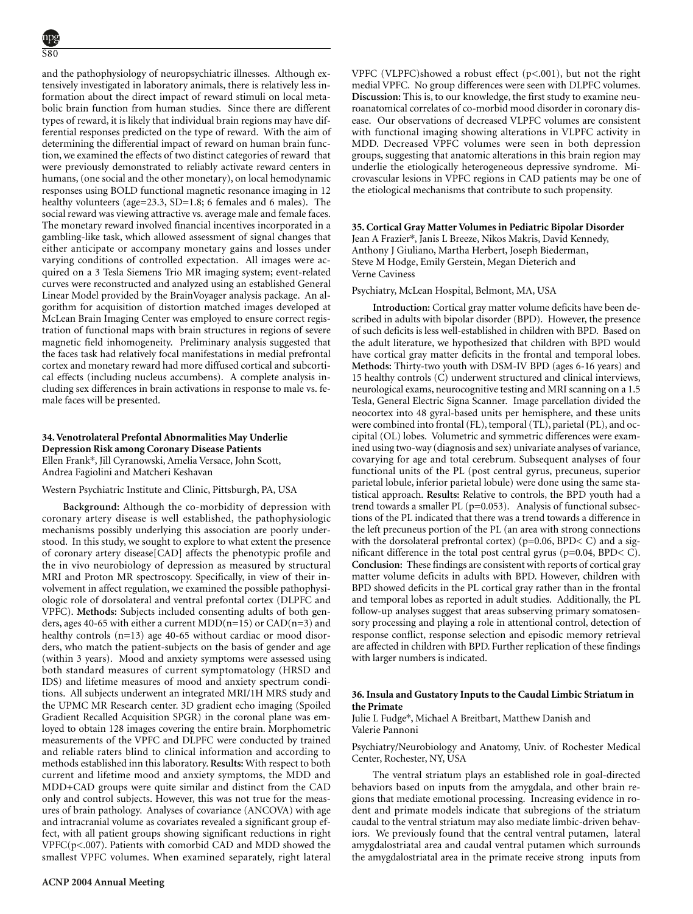and the pathophysiology of neuropsychiatric illnesses. Although extensively investigated in laboratory animals, there is relatively less information about the direct impact of reward stimuli on local metabolic brain function from human studies. Since there are different types of reward, it is likely that individual brain regions may have differential responses predicted on the type of reward. With the aim of determining the differential impact of reward on human brain function, we examined the effects of two distinct categories of reward that were previously demonstrated to reliably activate reward centers in humans, (one social and the other monetary), on local hemodynamic responses using BOLD functional magnetic resonance imaging in 12 healthy volunteers (age=23.3, SD=1.8; 6 females and 6 males). The social reward was viewing attractive vs. average male and female faces. The monetary reward involved financial incentives incorporated in a gambling-like task, which allowed assessment of signal changes that either anticipate or accompany monetary gains and losses under varying conditions of controlled expectation. All images were acquired on a 3 Tesla Siemens Trio MR imaging system; event-related curves were reconstructed and analyzed using an established General Linear Model provided by the BrainVoyager analysis package. An algorithm for acquisition of distortion matched images developed at McLean Brain Imaging Center was employed to ensure correct registration of functional maps with brain structures in regions of severe magnetic field inhomogeneity. Preliminary analysis suggested that the faces task had relatively focal manifestations in medial prefrontal cortex and monetary reward had more diffused cortical and subcortical effects (including nucleus accumbens). A complete analysis including sex differences in brain activations in response to male vs. female faces will be presented.

### 34. Venotrolateral Prefontal Abnormalities May Underlie Depression Risk among Coronary Disease Patients

Ellen Frank*, Jill Cyranowski, Amelia Versace, John Scott, Andrea Fagiolini and Matcheri Keshavan

Western Psychiatric Institute and Clinic, Pittsburgh, PA, USA

**Background:** Although the co-morbidity of depression with coronary artery disease is well established, the pathophysiologic mechanisms possibly underlying this association are poorly understood. In this study, we sought to explore to what extent the presence of coronary artery disease[CAD] affects the phenotypic profile and the in vivo neurobiology of depression as measured by structural MRI and Proton MR spectroscopy. Specifically, in view of their involvement in affect regulation, we examined the possible pathophysiologic role of dorsolateral and ventral prefontal cortex (DLPFC and VPFC). **Methods:** Subjects included consenting adults of both genders, ages 40-65 with either a current MDD(n=15) or CAD(n=3) and healthy controls (n=13) age 40-65 without cardiac or mood disorders, who match the patient-subjects on the basis of gender and age (within 3 years). Mood and anxiety symptoms were assessed using both standard measures of current symptomatology (HRSD and IDS) and lifetime measures of mood and anxiety spectrum conditions. All subjects underwent an integrated MRI/1H MRS study and the UPMC MR Research center. 3D gradient echo imaging (Spoiled Gradient Recalled Acquisition SPGR) in the coronal plane was employed to obtain 128 images covering the entire brain. Morphometric measurements of the VPFC and DLPFC were conducted by trained and reliable raters blind to clinical information and according to methods established inn this laboratory. **Results:** With respect to both current and lifetime mood and anxiety symptoms, the MDD and MDD+CAD groups were quite similar and distinct from the CAD only and control subjects. However, this was not true for the measures of brain pathology. Analyses of covariance (ANCOVA) with age and intracranial volume as covariates revealed a significant group effect, with all patient groups showing significant reductions in right VPFC($p<.007$). Patients with comorbid CAD and MDD showed the smallest VPFC volumes. When examined separately, right lateral VPFC (VLPFC)showed a robust effect ($p<.001$), but not the right medial VPFC. No group differences were seen with DLPFC volumes. **Discussion:** This is, to our knowledge, the first study to examine neuroanatomical correlates of co-morbid mood disorder in coronary disease. Our observations of decreased VLPFC volumes are consistent with functional imaging showing alterations in VLPFC activity in MDD. Decreased VPFC volumes were seen in both depression groups, suggesting that anatomic alterations in this brain region may underlie the etiologically heterogeneous depressive syndrome. Microvascular lesions in VPFC regions in CAD patients may be one of the etiological mechanisms that contribute to such propensity.

### 35. Cortical Gray Matter Volumes in Pediatric Bipolar Disorder

Jean A Frazier*, Janis L Breeze, Nikos Makris, David Kennedy, Anthony J Giuliano, Martha Herbert, Joseph Biederman, Steve M Hodge, Emily Gerstein, Megan Dieterich and Verne Caviness

Psychiatry, McLean Hospital, Belmont, MA, USA

**Introduction:** Cortical gray matter volume deficits have been described in adults with bipolar disorder (BPD). However, the presence of such deficits is less well-established in children with BPD. Based on the adult literature, we hypothesized that children with BPD would have cortical gray matter deficits in the frontal and temporal lobes. **Methods:** Thirty-two youth with DSM-IV BPD (ages 6-16 years) and 15 healthy controls (C) underwent structured and clinical interviews, neurological exams, neurocognitive testing and MRI scanning on a 1.5 Tesla, General Electric Signa Scanner. Image parcellation divided the neocortex into 48 gyral-based units per hemisphere, and these units were combined into frontal (FL), temporal (TL), parietal (PL), and occipital (OL) lobes. Volumetric and symmetric differences were examined using two-way (diagnosis and sex) univariate analyses of variance, covarying for age and total cerebrum. Subsequent analyses of four functional units of the PL (post central gyrus, precuneus, superior parietal lobule, inferior parietal lobule) were done using the same statistical approach. **Results:** Relative to controls, the BPD youth had a trend towards a smaller PL ($p=0.053$). Analysis of functional subsections of the PL indicated that there was a trend towards a difference in the left precuneus portion of the PL (an area with strong connections with the dorsolateral prefrontal cortex) ($p=0.06$, BPD< C) and a significant difference in the total post central gyrus ($p=0.04$, BPD< C). **Conclusion:** These findings are consistent with reports of cortical gray matter volume deficits in adults with BPD. However, children with BPD showed deficits in the PL cortical gray rather than in the frontal and temporal lobes as reported in adult studies. Additionally, the PL follow-up analyses suggest that areas subserving primary somatosensory processing and playing a role in attentional control, detection of response conflict, response selection and episodic memory retrieval are affected in children with BPD. Further replication of these findings with larger numbers is indicated.

### 36. Insula and Gustatory Inputs to the Caudal Limbic Striatum in the Primate

Julie L Fudge*, Michael A Breitbart, Matthew Danish and Valerie Pannoni

Psychiatry/Neurobiology and Anatomy, Univ. of Rochester Medical Center, Rochester, NY, USA

The ventral striatum plays an established role in goal-directed behaviors based on inputs from the amygdala, and other brain regions that mediate emotional processing. Increasing evidence in rodent and primate models indicate that subregions of the striatum caudal to the ventral striatum may also mediate limbic-driven behaviors. We previously found that the central ventral putamen, lateral amygdalostriatal area and caudal ventral putamen which surrounds the amygdalostriatal area in the primate receive strong inputs from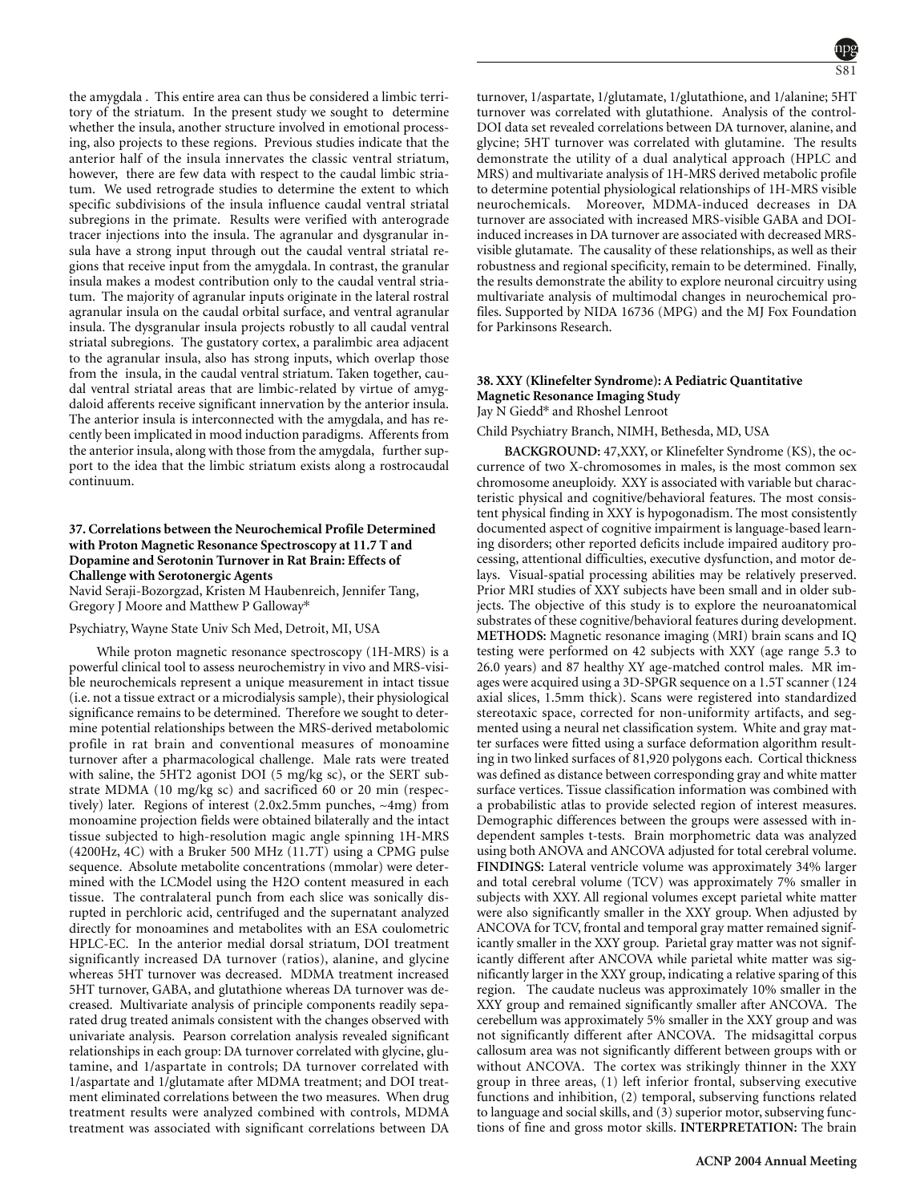the amygdala . This entire area can thus be considered a limbic territory of the striatum. In the present study we sought to determine whether the insula, another structure involved in emotional processing, also projects to these regions. Previous studies indicate that the anterior half of the insula innervates the classic ventral striatum, however, there are few data with respect to the caudal limbic striatum. We used retrograde studies to determine the extent to which specific subdivisions of the insula influence caudal ventral striatal subregions in the primate. Results were verified with anterograde tracer injections into the insula. The agranular and dysgranular insula have a strong input through out the caudal ventral striatal regions that receive input from the amygdala. In contrast, the granular insula makes a modest contribution only to the caudal ventral striatum. The majority of agranular inputs originate in the lateral rostral agranular insula on the caudal orbital surface, and ventral agranular insula. The dysgranular insula projects robustly to all caudal ventral striatal subregions. The gustatory cortex, a paralimbic area adjacent to the agranular insula, also has strong inputs, which overlap those from the insula, in the caudal ventral striatum. Taken together, caudal ventral striatal areas that are limbic-related by virtue of amygdaloid afferents receive significant innervation by the anterior insula. The anterior insula is interconnected with the amygdala, and has recently been implicated in mood induction paradigms. Afferents from the anterior insula, along with those from the amygdala, further support to the idea that the limbic striatum exists along a rostrocaudal continuum.

### 37. Correlations between the Neurochemical Profile Determined with Proton Magnetic Resonance Spectroscopy at 11.7 T and Dopamine and Serotonin Turnover in Rat Brain: Effects of Challenge with Serotonergic Agents

Navid Seraji-Bozorgzad, Kristen M Haubenreich, Jennifer Tang, Gregory J Moore and Matthew P Galloway*

Psychiatry, Wayne State Univ Sch Med, Detroit, MI, USA

While proton magnetic resonance spectroscopy (1H-MRS) is a powerful clinical tool to assess neurochemistry in vivo and MRS-visible neurochemicals represent a unique measurement in intact tissue (i.e. not a tissue extract or a microdialysis sample), their physiological significance remains to be determined. Therefore we sought to determine potential relationships between the MRS-derived metabolomic profile in rat brain and conventional measures of monoamine turnover after a pharmacological challenge. Male rats were treated with saline, the 5HT2 agonist DOI (5 mg/kg sc), or the SERT substrate MDMA (10 mg/kg sc) and sacrificed 60 or 20 min (respectively) later. Regions of interest (2.0x2.5mm punches, ~4mg) from monoamine projection fields were obtained bilaterally and the intact tissue subjected to high-resolution magic angle spinning 1H-MRS (4200Hz, 4C) with a Bruker 500 MHz (11.7T) using a CPMG pulse sequence. Absolute metabolite concentrations (mmolar) were determined with the LCModel using the H2O content measured in each tissue. The contralateral punch from each slice was sonically disrupted in perchloric acid, centrifuged and the supernatant analyzed directly for monoamines and metabolites with an ESA coulometric HPLC-EC. In the anterior medial dorsal striatum, DOI treatment significantly increased DA turnover (ratios), alanine, and glycine whereas 5HT turnover was decreased. MDMA treatment increased 5HT turnover, GABA, and glutathione whereas DA turnover was decreased. Multivariate analysis of principle components readily separated drug treated animals consistent with the changes observed with univariate analysis. Pearson correlation analysis revealed significant relationships in each group: DA turnover correlated with glycine, glutamine, and 1/aspartate in controls; DA turnover correlated with 1/aspartate and 1/glutamate after MDMA treatment; and DOI treatment eliminated correlations between the two measures. When drug treatment results were analyzed combined with controls, MDMA treatment was associated with significant correlations between DA turnover, 1/aspartate, 1/glutamate, 1/glutathione, and 1/alanine; 5HT turnover was correlated with glutathione. Analysis of the control-DOI data set revealed correlations between DA turnover, alanine, and glycine; 5HT turnover was correlated with glutamine. The results demonstrate the utility of a dual analytical approach (HPLC and MRS) and multivariate analysis of 1H-MRS derived metabolic profile to determine potential physiological relationships of 1H-MRS visible neurochemicals. Moreover, MDMA-induced decreases in DA turnover are associated with increased MRS-visible GABA and DOI-induced increases in DA turnover are associated with decreased MRS-visible glutamate. The causality of these relationships, as well as their robustness and regional specificity, remain to be determined. Finally, the results demonstrate the ability to explore neuronal circuitry using multivariate analysis of multimodal changes in neurochemical profiles. Supported by NIDA 16736 (MPG) and the MJ Fox Foundation for Parkinsons Research.

### 38. XXY (Klinefelter Syndrome): A Pediatric Quantitative Magnetic Resonance Imaging Study

Jay N Giedd* and Rhoshel Lenroot

Child Psychiatry Branch, NIMH, Bethesda, MD, USA

**BACKGROUND:** 47,XXY, or Klinefelter Syndrome (KS), the occurrence of two X-chromosomes in males, is the most common sex chromosome aneuploidy. XXY is associated with variable but characteristic physical and cognitive/behavioral features. The most consistent physical finding in XXY is hypogonadism. The most consistently documented aspect of cognitive impairment is language-based learning disorders; other reported deficits include impaired auditory processing, attentional difficulties, executive dysfunction, and motor delays. Visual-spatial processing abilities may be relatively preserved. Prior MRI studies of XXY subjects have been small and in older subjects. The objective of this study is to explore the neuroanatomical substrates of these cognitive/behavioral features during development. **METHODS:** Magnetic resonance imaging (MRI) brain scans and IQ testing were performed on 42 subjects with XXY (age range 5.3 to 26.0 years) and 87 healthy XY age-matched control males. MR images were acquired using a 3D-SPGR sequence on a 1.5T scanner (124 axial slices, 1.5mm thick). Scans were registered into standardized stereotaxic space, corrected for non-uniformity artifacts, and segmented using a neural net classification system. White and gray matter surfaces were fitted using a surface deformation algorithm resulting in two linked surfaces of 81,920 polygons each. Cortical thickness was defined as distance between corresponding gray and white matter surface vertices. Tissue classification information was combined with a probabilistic atlas to provide selected region of interest measures. Demographic differences between the groups were assessed with independent samples t-tests. Brain morphometric data was analyzed using both ANOVA and ANCOVA adjusted for total cerebral volume. **FINDINGS:** Lateral ventricle volume was approximately 34% larger and total cerebral volume (TCV) was approximately 7% smaller in subjects with XXY. All regional volumes except parietal white matter were also significantly smaller in the XXY group. When adjusted by ANCOVA for TCV, frontal and temporal gray matter remained significantly smaller in the XXY group. Parietal gray matter was not significantly different after ANCOVA while parietal white matter was significantly larger in the XXY group, indicating a relative sparing of this region. The caudate nucleus was approximately 10% smaller in the XXY group and remained significantly smaller after ANCOVA. The cerebellum was approximately 5% smaller in the XXY group and was not significantly different after ANCOVA. The midsagittal corpus callosum area was not significantly different between groups with or without ANCOVA. The cortex was strikingly thinner in the XXY group in three areas, (1) left inferior frontal, subserving executive functions and inhibition, (2) temporal, subserving functions related to language and social skills, and (3) superior motor, subserving functions of fine and gross motor skills. **INTERPRETATION:** The brain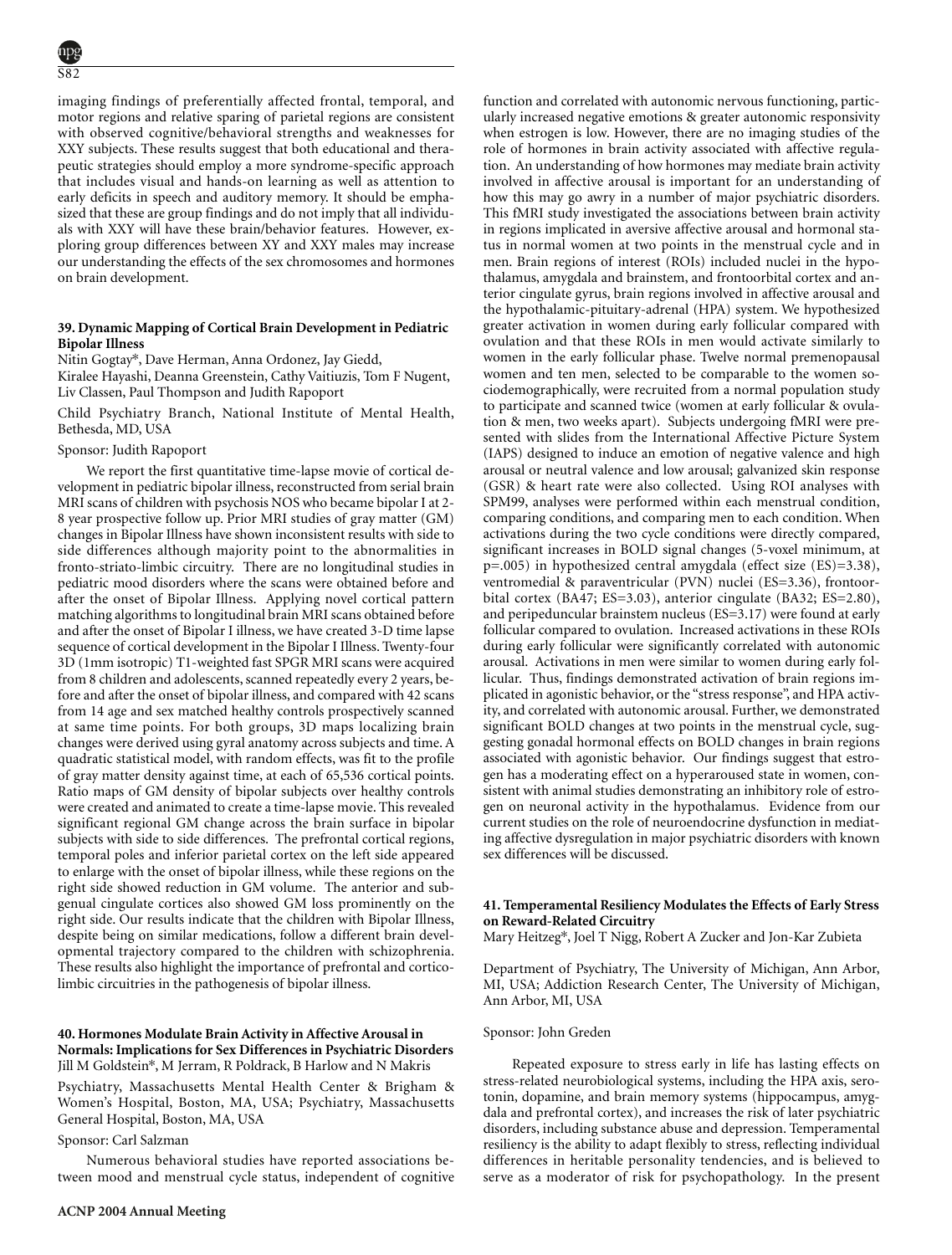imaging findings of preferentially affected frontal, temporal, and motor regions and relative sparing of parietal regions are consistent with observed cognitive/behavioral strengths and weaknesses for XXY subjects. These results suggest that both educational and therapeutic strategies should employ a more syndrome-specific approach that includes visual and hands-on learning as well as attention to early deficits in speech and auditory memory. It should be emphasized that these are group findings and do not imply that all individuals with XXY will have these brain/behavior features. However, exploring group differences between XY and XXY males may increase our understanding the effects of the sex chromosomes and hormones on brain development.

### 39. Dynamic Mapping of Cortical Brain Development in Pediatric Bipolar Illness

Nitin Gogtay*, Dave Herman, Anna Ordonez, Jay Giedd, Kiralee Hayashi, Deanna Greenstein, Cathy Vaitiuzis, Tom F Nugent, Liv Classen, Paul Thompson and Judith Rapoport

Child Psychiatry Branch, National Institute of Mental Health, Bethesda, MD, USA

Sponsor: Judith Rapoport

We report the first quantitative time-lapse movie of cortical development in pediatric bipolar illness, reconstructed from serial brain MRI scans of children with psychosis NOS who became bipolar I at 2-8 year prospective follow up. Prior MRI studies of gray matter (GM) changes in Bipolar Illness have shown inconsistent results with side to side differences although majority point to the abnormalities in fronto-striato-limbic circuitry. There are no longitudinal studies in pediatric mood disorders where the scans were obtained before and after the onset of Bipolar Illness. Applying novel cortical pattern matching algorithms to longitudinal brain MRI scans obtained before and after the onset of Bipolar I illness, we have created 3-D time lapse sequence of cortical development in the Bipolar I Illness. Twenty-four 3D (1mm isotropic) T1-weighted fast SPGR MRI scans were acquired from 8 children and adolescents, scanned repeatedly every 2 years, before and after the onset of bipolar illness, and compared with 42 scans from 14 age and sex matched healthy controls prospectively scanned at same time points. For both groups, 3D maps localizing brain changes were derived using gyral anatomy across subjects and time. A quadratic statistical model, with random effects, was fit to the profile of gray matter density against time, at each of 65,536 cortical points. Ratio maps of GM density of bipolar subjects over healthy controls were created and animated to create a time-lapse movie. This revealed significant regional GM change across the brain surface in bipolar subjects with side to side differences. The prefrontal cortical regions, temporal poles and inferior parietal cortex on the left side appeared to enlarge with the onset of bipolar illness, while these regions on the right side showed reduction in GM volume. The anterior and subgenual cingulate cortices also showed GM loss prominently on the right side. Our results indicate that the children with Bipolar Illness, despite being on similar medications, follow a different brain developmental trajectory compared to the children with schizophrenia. These results also highlight the importance of prefrontal and corticolimbic circuitries in the pathogenesis of bipolar illness.

### 40. Hormones Modulate Brain Activity in Affective Arousal in Normals: Implications for Sex Differences in Psychiatric Disorders

Jill M Goldstein*, M Jerram, R Poldrack, B Harlow and N Makris

Psychiatry, Massachusetts Mental Health Center & Brigham & Women's Hospital, Boston, MA, USA; Psychiatry, Massachusetts General Hospital, Boston, MA, USA

Sponsor: Carl Salzman

Numerous behavioral studies have reported associations between mood and menstrual cycle status, independent of cognitive function and correlated with autonomic nervous functioning, particularly increased negative emotions & greater autonomic responsivity when estrogen is low. However, there are no imaging studies of the role of hormones in brain activity associated with affective regulation. An understanding of how hormones may mediate brain activity involved in affective arousal is important for an understanding of how this may go awry in a number of major psychiatric disorders. This fMRI study investigated the associations between brain activity in regions implicated in aversive affective arousal and hormonal status in normal women at two points in the menstrual cycle and in men. Brain regions of interest (ROIs) included nuclei in the hypothalamus, amygdala and brainstem, and frontoorbital cortex and anterior cingulate gyrus, brain regions involved in affective arousal and the hypothalamic-pituitary-adrenal (HPA) system. We hypothesized greater activation in women during early follicular compared with ovulation and that these ROIs in men would activate similarly to women in the early follicular phase. Twelve normal premenopausal women and ten men, selected to be comparable to the women sociodemographically, were recruited from a normal population study to participate and scanned twice (women at early follicular & ovulation & men, two weeks apart). Subjects undergoing fMRI were presented with slides from the International Affective Picture System (IAPS) designed to induce an emotion of negative valence and high arousal or neutral valence and low arousal; galvanized skin response (GSR) & heart rate were also collected. Using ROI analyses with SPM99, analyses were performed within each menstrual condition, comparing conditions, and comparing men to each condition. When activations during the two cycle conditions were directly compared, significant increases in BOLD signal changes (5-voxel minimum, at $p=.005$) in hypothesized central amygdala (effect size (ES)=3.38), ventromedial & paraventricular (PVN) nuclei (ES=3.36), frontoorbital cortex (BA47; ES=3.03), anterior cingulate (BA32; ES=2.80), and peripeduncular brainstem nucleus (ES=3.17) were found at early follicular compared to ovulation. Increased activations in these ROIs during early follicular were significantly correlated with autonomic arousal. Activations in men were similar to women during early follicular. Thus, findings demonstrated activation of brain regions implicated in agonistic behavior, or the "stress response", and HPA activity, and correlated with autonomic arousal. Further, we demonstrated significant BOLD changes at two points in the menstrual cycle, suggesting gonadal hormonal effects on BOLD changes in brain regions associated with agonistic behavior. Our findings suggest that estrogen has a moderating effect on a hyperaroused state in women, consistent with animal studies demonstrating an inhibitory role of estrogen on neuronal activity in the hypothalamus. Evidence from our current studies on the role of neuroendocrine dysfunction in mediating affective dysregulation in major psychiatric disorders with known sex differences will be discussed.

### 41. Temperamental Resiliency Modulates the Effects of Early Stress on Reward-Related Circuitry

Mary Heitzeg*, Joel T Nigg, Robert A Zucker and Jon-Kar Zubieta

Department of Psychiatry, The University of Michigan, Ann Arbor, MI, USA; Addiction Research Center, The University of Michigan, Ann Arbor, MI, USA

Sponsor: John Greden

Repeated exposure to stress early in life has lasting effects on stress-related neurobiological systems, including the HPA axis, serotonin, dopamine, and brain memory systems (hippocampus, amygdala and prefrontal cortex), and increases the risk of later psychiatric disorders, including substance abuse and depression. Temperamental resiliency is the ability to adapt flexibly to stress, reflecting individual differences in heritable personality tendencies, and is believed to serve as a moderator of risk for psychopathology. In the present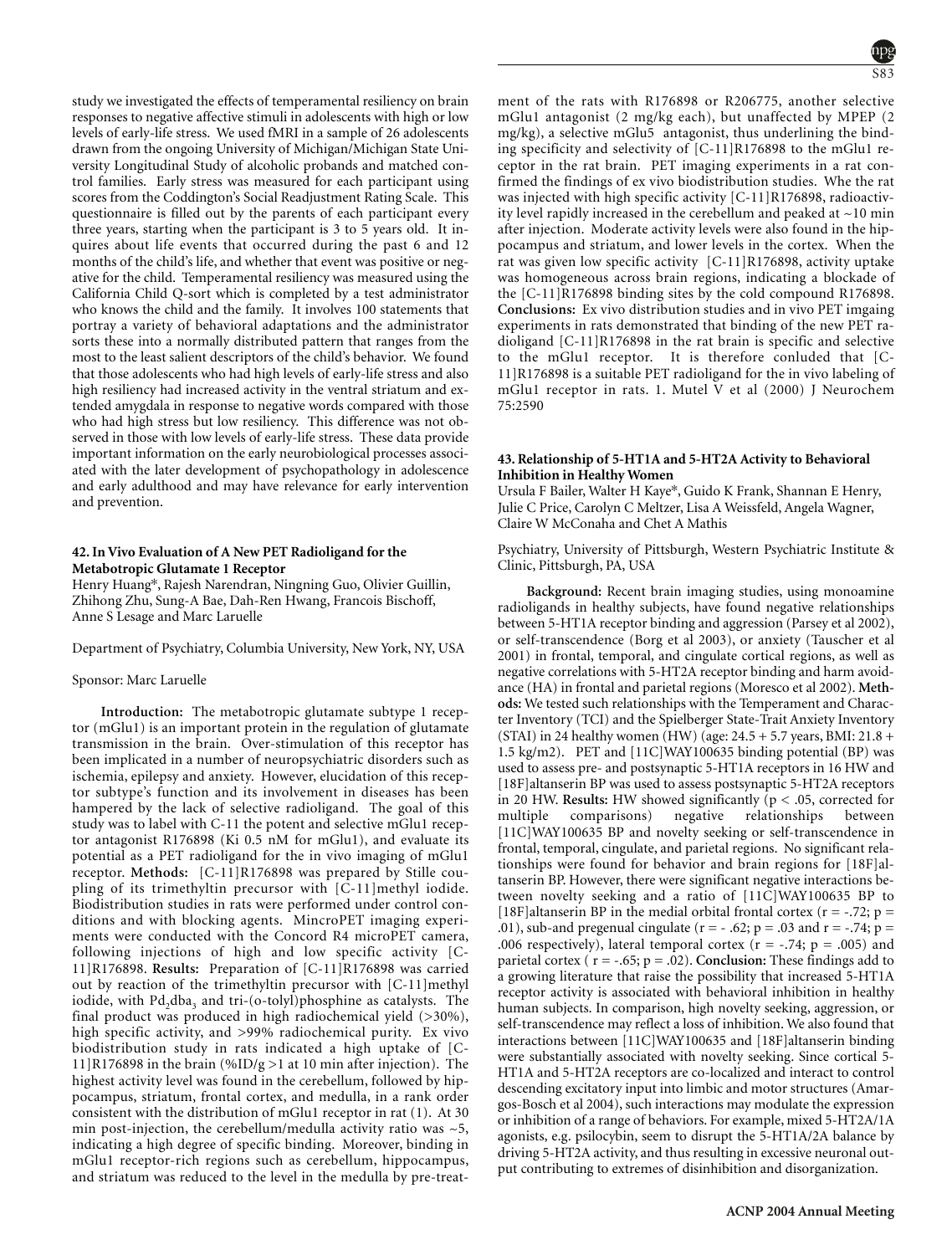study we investigated the effects of temperamental resiliency on brain responses to negative affective stimuli in adolescents with high or low levels of early-life stress. We used fMRI in a sample of 26 adolescents drawn from the ongoing University of Michigan/Michigan State University Longitudinal Study of alcoholic probands and matched control families. Early stress was measured for each participant using scores from the Coddington's Social Readjustment Rating Scale. This questionnaire is filled out by the parents of each participant every three years, starting when the participant is 3 to 5 years old. It inquires about life events that occurred during the past 6 and 12 months of the child's life, and whether that event was positive or negative for the child. Temperamental resiliency was measured using the California Child Q-sort which is completed by a test administrator who knows the child and the family. It involves 100 statements that portray a variety of behavioral adaptations and the administrator sorts these into a normally distributed pattern that ranges from the most to the least salient descriptors of the child's behavior. We found that those adolescents who had high levels of early-life stress and also high resiliency had increased activity in the ventral striatum and extended amygdala in response to negative words compared with those who had high stress but low resiliency. This difference was not observed in those with low levels of early-life stress. These data provide important information on the early neurobiological processes associated with the later development of psychopathology in adolescence and early adulthood and may have relevance for early intervention and prevention.

### 42. In Vivo Evaluation of A New PET Radioligand for the Metabotropic Glutamate 1 Receptor

Henry Huang*, Rajesh Narendran, Ningning Guo, Olivier Guillin, Zhihong Zhu, Sung-A Bae, Dah-Ren Hwang, Francois Bischoff, Anne S Lesage and Marc Laruelle

Department of Psychiatry, Columbia University, New York, NY, USA

Sponsor: Marc Laruelle

**Introduction:** The metabotropic glutamate subtype 1 receptor (mGlu1) is an important protein in the regulation of glutamate transmission in the brain. Over-stimulation of this receptor has been implicated in a number of neuropsychiatric disorders such as ischemia, epilepsy and anxiety. However, elucidation of this receptor subtype's function and its involvement in diseases has been hampered by the lack of selective radioligand. The goal of this study was to label with C-11 the potent and selective mGlu1 receptor antagonist R176898 (Ki 0.5 nM for mGlu1), and evaluate its potential as a PET radioligand for the in vivo imaging of mGlu1 receptor. **Methods:** [C-11]R176898 was prepared by Stille coupling of its trimethyltin precursor with [C-11]methyl iodide. Biodistribution studies in rats were performed under control conditions and with blocking agents. MincroPET imaging experiments were conducted with the Concord R4 microPET camera, following injections of high and low specific activity [C-11]R176898. **Results:** Preparation of [C-11]R176898 was carried out by reaction of the trimethyltin precursor with [C-11]methyl iodide, with $Pd_2dba_3$ and tri-(o-tolyl)phosphine as catalysts. The final product was produced in high radiochemical yield (>30%), high specific activity, and >99% radiochemical purity. Ex vivo biodistribution study in rats indicated a high uptake of [C-11]R176898 in the brain (%ID/g >1 at 10 min after injection). The highest activity level was found in the cerebellum, followed by hippocampus, striatum, frontal cortex, and medulla, in a rank order consistent with the distribution of mGlu1 receptor in rat (1). At 30 min post-injection, the cerebellum/medulla activity ratio was ~5, indicating a high degree of specific binding. Moreover, binding in mGlu1 receptor-rich regions such as cerebellum, hippocampus, and striatum was reduced to the level in the medulla by pre-treatment of the rats with R176898 or R206775, another selective mGlu1 antagonist (2 mg/kg each), but unaffected by MPEP (2 mg/kg), a selective mGlu5 antagonist, thus underlining the binding specificity and selectivity of [C-11]R176898 to the mGlu1 receptor in the rat brain. PET imaging experiments in a rat confirmed the findings of ex vivo biodistribution studies. Whe the rat was injected with high specific activity [C-11]R176898, radioactivity level rapidly increased in the cerebellum and peaked at ~10 min after injection. Moderate activity levels were also found in the hippocampus and striatum, and lower levels in the cortex. When the rat was given low specific activity [C-11]R176898, activity uptake was homogeneous across brain regions, indicating a blockade of the [C-11]R176898 binding sites by the cold compound R176898. **Conclusions:** Ex vivo distribution studies and in vivo PET imgaing experiments in rats demonstrated that binding of the new PET radioligand [C-11]R176898 in the rat brain is specific and selective to the mGlu1 receptor. It is therefore conluded that [C-11]R176898 is a suitable PET radioligand for the in vivo labeling of mGlu1 receptor in rats. 1. Mutel V et al (2000) J Neurochem 75:2590

### 43. Relationship of 5-HT1A and 5-HT2A Activity to Behavioral Inhibition in Healthy Women

Ursula F Bailer, Walter H Kaye*, Guido K Frank, Shannan E Henry, Julie C Price, Carolyn C Meltzer, Lisa A Weissfeld, Angela Wagner, Claire W McConaha and Chet A Mathis

Psychiatry, University of Pittsburgh, Western Psychiatric Institute & Clinic, Pittsburgh, PA, USA

**Background:** Recent brain imaging studies, using monoamine radioligands in healthy subjects, have found negative relationships between 5-HT1A receptor binding and aggression (Parsey et al 2002), or self-transcendence (Borg et al 2003), or anxiety (Tauscher et al 2001) in frontal, temporal, and cingulate cortical regions, as well as negative correlations with 5-HT2A receptor binding and harm avoidance (HA) in frontal and parietal regions (Moresco et al 2002). **Methods:** We tested such relationships with the Temperament and Character Inventory (TCI) and the Spielberger State-Trait Anxiety Inventory (STAI) in 24 healthy women (HW) (age: 24.5 + 5.7 years, BMI: 21.8 + 1.5 kg/m2). PET and [11C]WAY100635 binding potential (BP) was used to assess pre- and postsynaptic 5-HT1A receptors in 16 HW and [18F]altanserin BP was used to assess postsynaptic 5-HT2A receptors in 20 HW. **Results:** HW showed significantly ($p < .05$, corrected for multiple comparisons) negative relationships between [11C]WAY100635 BP and novelty seeking or self-transcendence in frontal, temporal, cingulate, and parietal regions. No significant relationships were found for behavior and brain regions for [18F]altanserin BP. However, there were significant negative interactions between novelty seeking and a ratio of [11C]WAY100635 BP to [18F]altanserin BP in the medial orbital frontal cortex ($r = -.72$; $p = .01$), sub-and pregenual cingulate ($r = -.62$; $p = .03$ and $r = -.74$; $p = .006$ respectively), lateral temporal cortex ($r = -.74$; $p = .005$) and parietal cortex ( $r = -.65$; $p = .02$). **Conclusion:** These findings add to a growing literature that raise the possibility that increased 5-HT1A receptor activity is associated with behavioral inhibition in healthy human subjects. In comparison, high novelty seeking, aggression, or self-transcendence may reflect a loss of inhibition. We also found that interactions between [11C]WAY100635 and [18F]altanserin binding were substantially associated with novelty seeking. Since cortical 5-HT1A and 5-HT2A receptors are co-localized and interact to control descending excitatory input into limbic and motor structures (Amargos-Bosch et al 2004), such interactions may modulate the expression or inhibition of a range of behaviors. For example, mixed 5-HT2A/1A agonists, e.g. psilocybin, seem to disrupt the 5-HT1A/2A balance by driving 5-HT2A activity, and thus resulting in excessive neuronal output contributing to extremes of disinhibition and disorganization.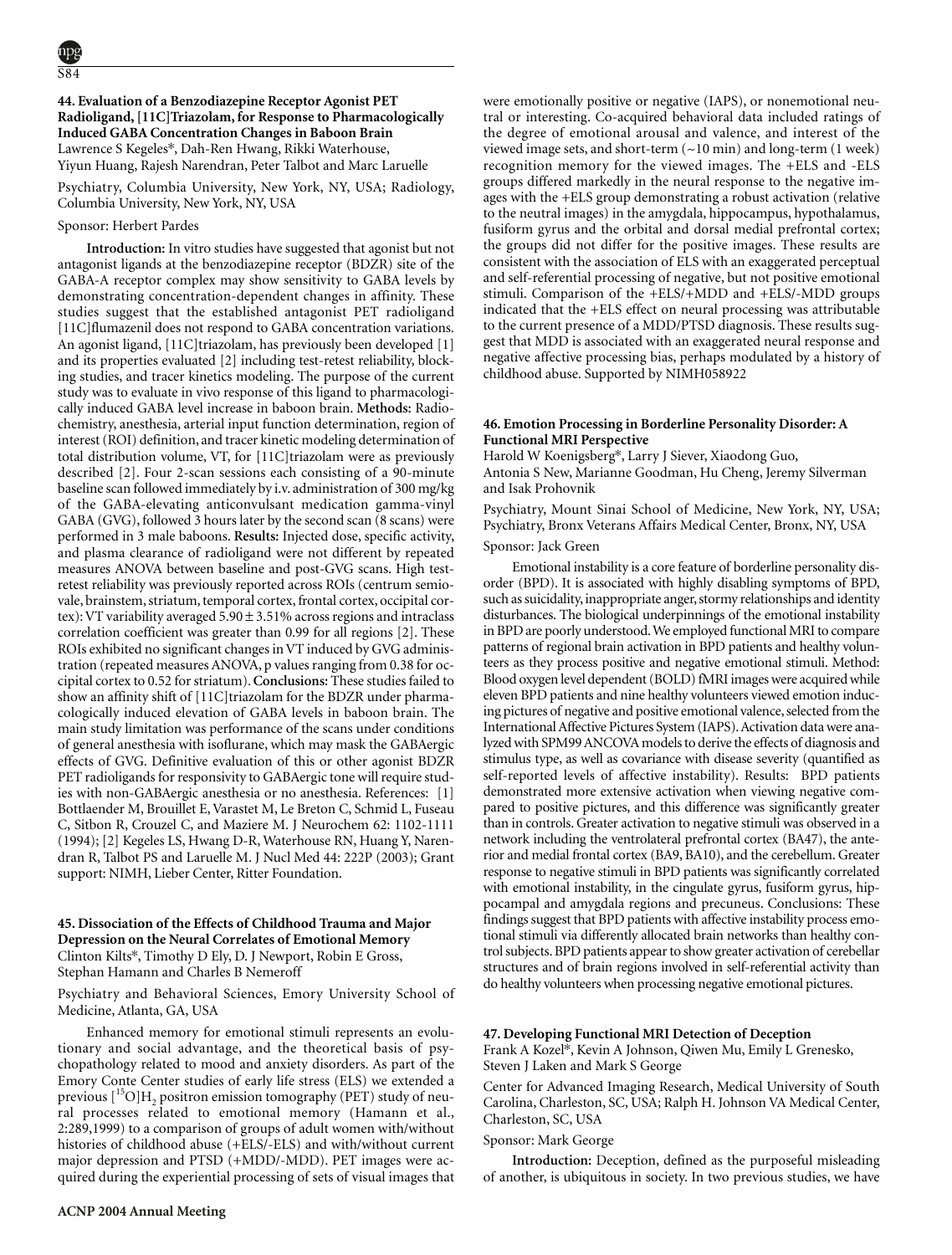### 44. Evaluation of a Benzodiazepine Receptor Agonist PET Radioligand, [11C]Triazolam, for Response to Pharmacologically Induced GABA Concentration Changes in Baboon Brain

Lawrence S Kegeles*, Dah-Ren Hwang, Rikki Waterhouse, Yiyun Huang, Rajesh Narendran, Peter Talbot and Marc Laruelle

Psychiatry, Columbia University, New York, NY, USA; Radiology, Columbia University, New York, NY, USA

Sponsor: Herbert Pardes

**Introduction:** In vitro studies have suggested that agonist but not antagonist ligands at the benzodiazepine receptor (BDZR) site of the GABA-A receptor complex may show sensitivity to GABA levels by demonstrating concentration-dependent changes in affinity. These studies suggest that the established antagonist PET radioligand [11C]flumazenil does not respond to GABA concentration variations. An agonist ligand, [11C]triazolam, has previously been developed [1] and its properties evaluated [2] including test-retest reliability, blocking studies, and tracer kinetics modeling. The purpose of the current study was to evaluate in vivo response of this ligand to pharmacologically induced GABA level increase in baboon brain. **Methods:** Radiochemistry, anesthesia, arterial input function determination, region of interest (ROI) definition, and tracer kinetic modeling determination of total distribution volume, VT, for [11C]triazolam were as previously described [2]. Four 2-scan sessions each consisting of a 90-minute baseline scan followed immediately by i.v. administration of 300 mg/kg of the GABA-elevating anticonvulsant medication gamma-vinyl GABA (GVG), followed 3 hours later by the second scan (8 scans) were performed in 3 male baboons. **Results:** Injected dose, specific activity, and plasma clearance of radioligand were not different by repeated measures ANOVA between baseline and post-GVG scans. High test-retest reliability was previously reported across ROIs (centrum semiovale, brainstem, striatum, temporal cortex, frontal cortex, occipital cortex): VT variability averaged 5.90 ± 3.51% across regions and intraclass correlation coefficient was greater than 0.99 for all regions [2]. These ROIs exhibited no significant changes in VT induced by GVG administration (repeated measures ANOVA, p values ranging from 0.38 for occipital cortex to 0.52 for striatum). **Conclusions:** These studies failed to show an affinity shift of [11C]triazolam for the BDZR under pharmacologically induced elevation of GABA levels in baboon brain. The main study limitation was performance of the scans under conditions of general anesthesia with isoflurane, which may mask the GABAergic effects of GVG. Definitive evaluation of this or other agonist BDZR PET radioligands for responsivity to GABAergic tone will require studies with non-GABAergic anesthesia or no anesthesia. References: [1] Bottlaender M, Brouillet E, Varastet M, Le Breton C, Schmid L, Fuseau C, Sitbon R, Crouzel C, and Maziere M. J Neurochem 62: 1102-1111 (1994); [2] Kegeles LS, Hwang D-R, Waterhouse RN, Huang Y, Narendran R, Talbot PS and Laruelle M. J Nucl Med 44: 222P (2003); Grant support: NIMH, Lieber Center, Ritter Foundation.

### 45. Dissociation of the Effects of Childhood Trauma and Major Depression on the Neural Correlates of Emotional Memory

Clinton Kilts*, Timothy D Ely, D. J Newport, Robin E Gross, Stephan Hamann and Charles B Nemeroff

Psychiatry and Behavioral Sciences, Emory University School of Medicine, Atlanta, GA, USA

Enhanced memory for emotional stimuli represents an evolutionary and social advantage, and the theoretical basis of psychopathology related to mood and anxiety disorders. As part of the Emory Conte Center studies of early life stress (ELS) we extended a previous [$^{15}$O]$H_2$ positron emission tomography (PET) study of neural processes related to emotional memory (Hamann et al., 2:289,1999) to a comparison of groups of adult women with/without histories of childhood abuse (+ELS/-ELS) and with/without current major depression and PTSD (+MDD/-MDD). PET images were acquired during the experiential processing of sets of visual images that were emotionally positive or negative (IAPS), or nonemotional neutral or interesting. Co-acquired behavioral data included ratings of the degree of emotional arousal and valence, and interest of the viewed image sets, and short-term (~10 min) and long-term (1 week) recognition memory for the viewed images. The +ELS and -ELS groups differed markedly in the neural response to the negative images with the +ELS group demonstrating a robust activation (relative to the neutral images) in the amygdala, hippocampus, hypothalamus, fusiform gyrus and the orbital and dorsal medial prefrontal cortex; the groups did not differ for the positive images. These results are consistent with the association of ELS with an exaggerated perceptual and self-referential processing of negative, but not positive emotional stimuli. Comparison of the +ELS/+MDD and +ELS/-MDD groups indicated that the +ELS effect on neural processing was attributable to the current presence of a MDD/PTSD diagnosis. These results suggest that MDD is associated with an exaggerated neural response and negative affective processing bias, perhaps modulated by a history of childhood abuse. Supported by NIMH058922

### 46. Emotion Processing in Borderline Personality Disorder: A Functional MRI Perspective

Harold W Koenigsberg*, Larry J Siever, Xiaodong Guo, Antonia S New, Marianne Goodman, Hu Cheng, Jeremy Silverman and Isak Prohovnik

Psychiatry, Mount Sinai School of Medicine, New York, NY, USA; Psychiatry, Bronx Veterans Affairs Medical Center, Bronx, NY, USA

Sponsor: Jack Green

Emotional instability is a core feature of borderline personality disorder (BPD). It is associated with highly disabling symptoms of BPD, such as suicidality, inappropriate anger, stormy relationships and identity disturbances. The biological underpinnings of the emotional instability in BPD are poorly understood. We employed functional MRI to compare patterns of regional brain activation in BPD patients and healthy volunteers as they process positive and negative emotional stimuli. Method: Blood oxygen level dependent (BOLD) fMRI images were acquired while eleven BPD patients and nine healthy volunteers viewed emotion inducing pictures of negative and positive emotional valence, selected from the International Affective Pictures System (IAPS). Activation data were analyzed with SPM99 ANCOVA models to derive the effects of diagnosis and stimulus type, as well as covariance with disease severity (quantified as self-reported levels of affective instability). Results: BPD patients demonstrated more extensive activation when viewing negative compared to positive pictures, and this difference was significantly greater than in controls. Greater activation to negative stimuli was observed in a network including the ventrolateral prefrontal cortex (BA47), the anterior and medial frontal cortex (BA9, BA10), and the cerebellum. Greater response to negative stimuli in BPD patients was significantly correlated with emotional instability, in the cingulate gyrus, fusiform gyrus, hippocampal and amygdala regions and precuneus. Conclusions: These findings suggest that BPD patients with affective instability process emotional stimuli via differently allocated brain networks than healthy control subjects. BPD patients appear to show greater activation of cerebellar structures and of brain regions involved in self-referential activity than do healthy volunteers when processing negative emotional pictures.

### 47. Developing Functional MRI Detection of Deception

Frank A Kozel*, Kevin A Johnson, Qiwen Mu, Emily L Grenesko, Steven J Laken and Mark S George

Center for Advanced Imaging Research, Medical University of South Carolina, Charleston, SC, USA; Ralph H. Johnson VA Medical Center, Charleston, SC, USA

Sponsor: Mark George

**Introduction:** Deception, defined as the purposeful misleading of another, is ubiquitous in society. In two previous studies, we have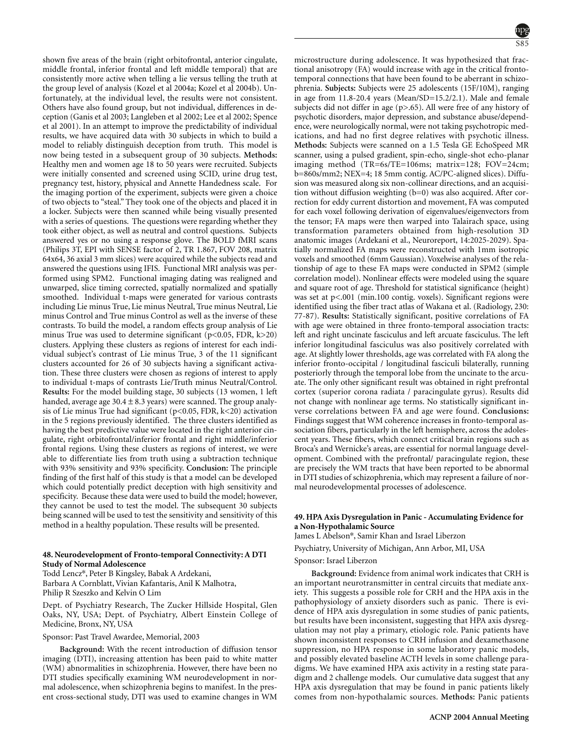shown five areas of the brain (right orbitofrontal, anterior cingulate, middle frontal, inferior frontal and left middle temporal) that are consistently more active when telling a lie versus telling the truth at the group level of analysis (Kozel et al 2004a; Kozel et al 2004b). Unfortunately, at the individual level, the results were not consistent. Others have also found group, but not individual, differences in deception (Ganis et al 2003; Langleben et al 2002; Lee et al 2002; Spence et al 2001). In an attempt to improve the predictability of individual results, we have acquired data with 30 subjects in which to build a model to reliably distinguish deception from truth. This model is now being tested in a subsequent group of 30 subjects. **Methods:** Healthy men and women age 18 to 50 years were recruited. Subjects were initially consented and screened using SCID, urine drug test, pregnancy test, history, physical and Annette Handedness scale. For the imaging portion of the experiment, subjects were given a choice of two objects to "steal." They took one of the objects and placed it in a locker. Subjects were then scanned while being visually presented with a series of questions. The questions were regarding whether they took either object, as well as neutral and control questions. Subjects answered yes or no using a response glove. The BOLD fMRI scans (Philips 3T, EPI with SENSE factor of 2, TR 1.867, FOV 208, matrix 64x64, 36 axial 3 mm slices) were acquired while the subjects read and answered the questions using IFIS. Functional MRI analysis was performed using SPM2. Functional imaging dating was realigned and unwarped, slice timing corrected, spatially normalized and spatially smoothed. Individual t-maps were generated for various contrasts including Lie minus True, Lie minus Neutral, True minus Neutral, Lie minus Control and True minus Control as well as the inverse of these contrasts. To build the model, a random effects group analysis of Lie minus True was used to determine significant ($p<0.05$, FDR, $k>20$) clusters. Applying these clusters as regions of interest for each individual subject's contrast of Lie minus True, 3 of the 11 significant clusters accounted for 26 of 30 subjects having a significant activation. These three clusters were chosen as regions of interest to apply to individual t-maps of contrasts Lie/Truth minus Neutral/Control. **Results:** For the model building stage, 30 subjects (13 women, 1 left handed, average age $30.4 \pm 8.3$ years) were scanned. The group analysis of Lie minus True had significant ($p<0.05$, FDR, $k<20$) activation in the 5 regions previously identified. The three clusters identified as having the best predictive value were located in the right anterior cingulate, right orbitofrontal/inferior frontal and right middle/inferior frontal regions. Using these clusters as regions of interest, we were able to differentiate lies from truth using a subtraction technique with 93% sensitivity and 93% specificity. **Conclusion:** The principle finding of the first half of this study is that a model can be developed which could potentially predict deception with high sensitivity and specificity. Because these data were used to build the model; however, they cannot be used to test the model. The subsequent 30 subjects being scanned will be used to test the sensitivity and sensitivity of this method in a healthy population. These results will be presented.

### 48. Neurodevelopment of Fronto-temporal Connectivity: A DTI Study of Normal Adolescence

Todd Lencz*, Peter B Kingsley, Babak A Ardekani, Barbara A Cornblatt, Vivian Kafantaris, Anil K Malhotra, Philip R Szeszko and Kelvin O Lim

Dept. of Psychiatry Research, The Zucker Hillside Hospital, Glen Oaks, NY, USA; Dept. of Psychiatry, Albert Einstein College of Medicine, Bronx, NY, USA

Sponsor: Past Travel Awardee, Memorial, 2003

**Background:** With the recent introduction of diffusion tensor imaging (DTI), increasing attention has been paid to white matter (WM) abnormalities in schizophrenia. However, there have been no DTI studies specifically examining WM neurodevelopment in normal adolescence, when schizophrenia begins to manifest. In the present cross-sectional study, DTI was used to examine changes in WM microstructure during adolescence. It was hypothesized that fractional anisotropy (FA) would increase with age in the critical frontotemporal connections that have been found to be aberrant in schizophrenia. **Subjects:** Subjects were 25 adolescents (15F/10M), ranging in age from 11.8-20.4 years (Mean/SD=15.2/2.1). Male and female subjects did not differ in age ($p>.65$). All were free of any history of psychotic disorders, major depression, and substance abuse/dependence, were neurologically normal, were not taking psychotropic medications, and had no first degree relatives with psychotic illness. **Methods:** Subjects were scanned on a 1.5 Tesla GE EchoSpeed MR scanner, using a pulsed gradient, spin-echo, single-shot echo-planar imaging method (TR=6s/TE=106ms; matrix=128; FOV=24cm; b=860s/mm2; NEX=4; 18 5mm contig. AC/PC-aligned slices). Diffusion was measured along six non-collinear directions, and an acquisition without diffusion weighting (b=0) was also acquired. After correction for eddy current distortion and movement, FA was computed for each voxel following derivation of eigenvalues/eigenvectors from the tensor; FA maps were then warped into Talairach space, using transformation parameters obtained from high-resolution 3D anatomic images (Ardekani et al., Neuroreport, 14:2025-2029). Spatially normalized FA maps were reconstructed with 1mm isotropic voxels and smoothed (6mm Gaussian). Voxelwise analyses of the relationship of age to these FA maps were conducted in SPM2 (simple correlation model). Nonlinear effects were modeled using the square and square root of age. Threshold for statistical significance (height) was set at $p<.001$ (min.100 contig. voxels). Significant regions were identified using the fiber tract atlas of Wakana et al. (Radiology, 230: 77-87). **Results:** Statistically significant, positive correlations of FA with age were obtained in three fronto-temporal association tracts: left and right uncinate fasciculus and left arcuate fasciculus. The left inferior longitudinal fasciculus was also positively correlated with age. At slightly lower thresholds, age was correlated with FA along the inferior fronto-occipital / longitudinal fasciculi bilaterally, running posteriorly through the temporal lobe from the uncinate to the arcuate. The only other significant result was obtained in right prefrontal cortex (superior corona radiata / paracingulate gyrus). Results did not change with nonlinear age terms. No statistically significant inverse correlations between FA and age were found. **Conclusions:** Findings suggest that WM coherence increases in fronto-temporal association fibers, particularly in the left hemisphere, across the adolescent years. These fibers, which connect critical brain regions such as Broca's and Wernicke's areas, are essential for normal language development. Combined with the prefrontal/ paracingulate region, these are precisely the WM tracts that have been reported to be abnormal in DTI studies of schizophrenia, which may represent a failure of normal neurodevelopmental processes of adolescence.

### 49. HPA Axis Dysregulation in Panic - Accumulating Evidence for a Non-Hypothalamic Source

James L Abelson*, Samir Khan and Israel Liberzon

Psychiatry, University of Michigan, Ann Arbor, MI, USA

Sponsor: Israel Liberzon

**Background:** Evidence from animal work indicates that CRH is an important neurotransmitter in central circuits that mediate anxiety. This suggests a possible role for CRH and the HPA axis in the pathophysiology of anxiety disorders such as panic. There is evidence of HPA axis dysregulation in some studies of panic patients, but results have been inconsistent, suggesting that HPA axis dysregulation may not play a primary, etiologic role. Panic patients have shown inconsistent responses to CRH infusion and dexamethasone suppression, no HPA response in some laboratory panic models, and possibly elevated baseline ACTH levels in some challenge paradigms. We have examined HPA axis activity in a resting state paradigm and 2 challenge models. Our cumulative data suggest that any HPA axis dysregulation that may be found in panic patients likely comes from non-hypothalamic sources. **Methods:** Panic patients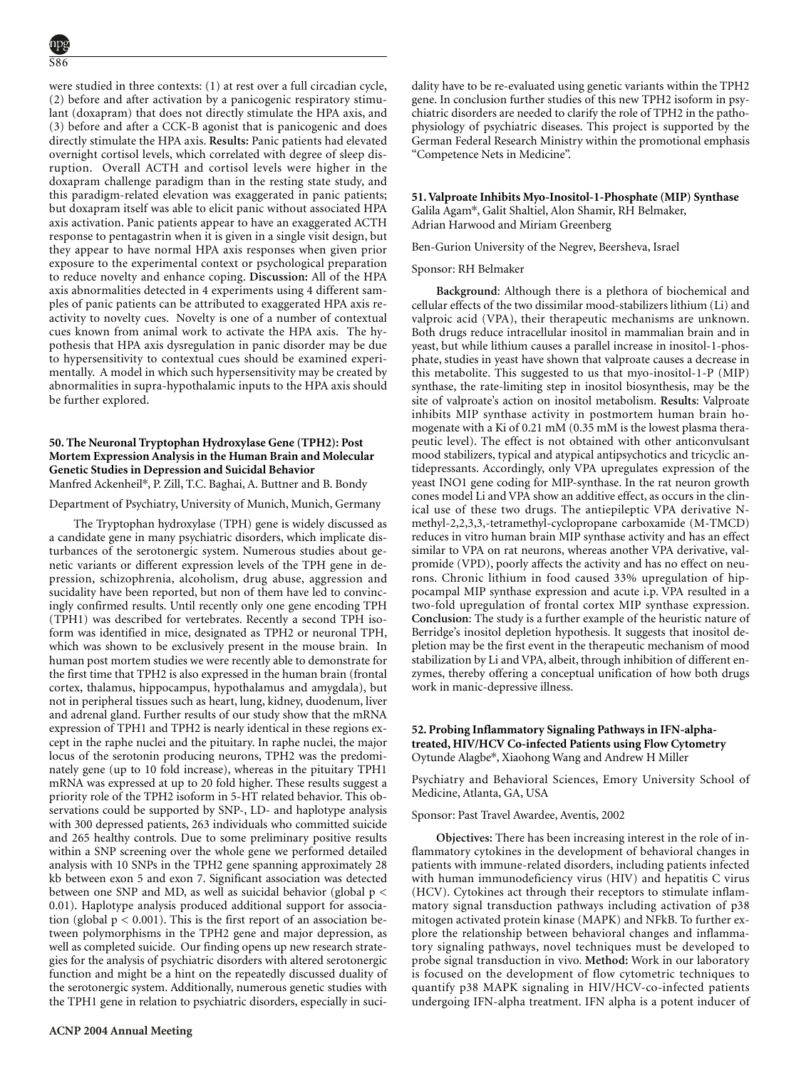were studied in three contexts: (1) at rest over a full circadian cycle, (2) before and after activation by a panicogenic respiratory stimulant (doxapram) that does not directly stimulate the HPA axis, and (3) before and after a CCK-B agonist that is panicogenic and does directly stimulate the HPA axis. **Results:** Panic patients had elevated overnight cortisol levels, which correlated with degree of sleep disruption. Overall ACTH and cortisol levels were higher in the doxapram challenge paradigm than in the resting state study, and this paradigm-related elevation was exaggerated in panic patients; but doxapram itself was able to elicit panic without associated HPA axis activation. Panic patients appear to have an exaggerated ACTH response to pentagastrin when it is given in a single visit design, but they appear to have normal HPA axis responses when given prior exposure to the experimental context or psychological preparation to reduce novelty and enhance coping. **Discussion:** All of the HPA axis abnormalities detected in 4 experiments using 4 different samples of panic patients can be attributed to exaggerated HPA axis reactivity to novelty cues. Novelty is one of a number of contextual cues known from animal work to activate the HPA axis. The hypothesis that HPA axis dysregulation in panic disorder may be due to hypersensitivity to contextual cues should be examined experimentally. A model in which such hypersensitivity may be created by abnormalities in supra-hypothalamic inputs to the HPA axis should be further explored.

### 50. The Neuronal Tryptophan Hydroxylase Gene (TPH2): Post Mortem Expression Analysis in the Human Brain and Molecular Genetic Studies in Depression and Suicidal Behavior

Manfred Ackenheil*, P. Zill, T.C. Baghai, A. Buttner and B. Bondy

Department of Psychiatry, University of Munich, Munich, Germany

The Tryptophan hydroxylase (TPH) gene is widely discussed as a candidate gene in many psychiatric disorders, which implicate disturbances of the serotonergic system. Numerous studies about genetic variants or different expression levels of the TPH gene in depression, schizophrenia, alcoholism, drug abuse, aggression and sucidality have been reported, but non of them have led to convincingly confirmed results. Until recently only one gene encoding TPH (TPH1) was described for vertebrates. Recently a second TPH isoform was identified in mice, designated as TPH2 or neuronal TPH, which was shown to be exclusively present in the mouse brain. In human post mortem studies we were recently able to demonstrate for the first time that TPH2 is also expressed in the human brain (frontal cortex, thalamus, hippocampus, hypothalamus and amygdala), but not in peripheral tissues such as heart, lung, kidney, duodenum, liver and adrenal gland. Further results of our study show that the mRNA expression of TPH1 and TPH2 is nearly identical in these regions except in the raphe nuclei and the pituitary. In raphe nuclei, the major locus of the serotonin producing neurons, TPH2 was the predominately gene (up to 10 fold increase), whereas in the pituitary TPH1 mRNA was expressed at up to 20 fold higher. These results suggest a priority role of the TPH2 isoform in 5-HT related behavior. This observations could be supported by SNP-, LD- and haplotype analysis with 300 depressed patients, 263 individuals who committed suicide and 265 healthy controls. Due to some preliminary positive results within a SNP screening over the whole gene we performed detailed analysis with 10 SNPs in the TPH2 gene spanning approximately 28 kb between exon 5 and exon 7. Significant association was detected between one SNP and MD, as well as suicidal behavior (global $p < 0.01$). Haplotype analysis produced additional support for association (global $p < 0.001$). This is the first report of an association between polymorphisms in the TPH2 gene and major depression, as well as completed suicide. Our finding opens up new research strategies for the analysis of psychiatric disorders with altered serotonergic function and might be a hint on the repeatedly discussed duality of the serotonergic system. Additionally, numerous genetic studies with the TPH1 gene in relation to psychiatric disorders, especially in suicidality have to be re-evaluated using genetic variants within the TPH2 gene. In conclusion further studies of this new TPH2 isoform in psychiatric disorders are needed to clarify the role of TPH2 in the pathophysiology of psychiatric diseases. This project is supported by the German Federal Research Ministry within the promotional emphasis "Competence Nets in Medicine".

### 51. Valproate Inhibits Myo-Inositol-1-Phosphate (MIP) Synthase

Galila Agam*, Galit Shaltiel, Alon Shamir, RH Belmaker, Adrian Harwood and Miriam Greenberg

Ben-Gurion University of the Negrev, Beersheva, Israel

Sponsor: RH Belmaker

**Background**: Although there is a plethora of biochemical and cellular effects of the two dissimilar mood-stabilizers lithium (Li) and valproic acid (VPA), their therapeutic mechanisms are unknown. Both drugs reduce intracellular inositol in mammalian brain and in yeast, but while lithium causes a parallel increase in inositol-1-phosphate, studies in yeast have shown that valproate causes a decrease in this metabolite. This suggested to us that myo-inositol-1-P (MIP) synthase, the rate-limiting step in inositol biosynthesis, may be the site of valproate's action on inositol metabolism. **Results**: Valproate inhibits MIP synthase activity in postmortem human brain homogenate with a Ki of 0.21 mM (0.35 mM is the lowest plasma therapeutic level). The effect is not obtained with other anticonvulsant mood stabilizers, typical and atypical antipsychotics and tricyclic antidepressants. Accordingly, only VPA upregulates expression of the yeast INO1 gene coding for MIP-synthase. In the rat neuron growth cones model Li and VPA show an additive effect, as occurs in the clinical use of these two drugs. The antiepileptic VPA derivative N-methyl-2,2,3,3,-tetramethyl-cyclopropane carboxamide (M-TMCD) reduces in vitro human brain MIP synthase activity and has an effect similar to VPA on rat neurons, whereas another VPA derivative, valpromide (VPD), poorly affects the activity and has no effect on neurons. Chronic lithium in food caused 33% upregulation of hippocampal MIP synthase expression and acute i.p. VPA resulted in a two-fold upregulation of frontal cortex MIP synthase expression. **Conclusion**: The study is a further example of the heuristic nature of Berridge's inositol depletion hypothesis. It suggests that inositol depletion may be the first event in the therapeutic mechanism of mood stabilization by Li and VPA, albeit, through inhibition of different enzymes, thereby offering a conceptual unification of how both drugs work in manic-depressive illness.

### 52. Probing Inflammatory Signaling Pathways in IFN-alpha-treated, HIV/HCV Co-infected Patients using Flow Cytometry

Oytunde Alagbe*, Xiaohong Wang and Andrew H Miller

Psychiatry and Behavioral Sciences, Emory University School of Medicine, Atlanta, GA, USA

Sponsor: Past Travel Awardee, Aventis, 2002

**Objectives:** There has been increasing interest in the role of inflammatory cytokines in the development of behavioral changes in patients with immune-related disorders, including patients infected with human immunodeficiency virus (HIV) and hepatitis C virus (HCV). Cytokines act through their receptors to stimulate inflammatory signal transduction pathways including activation of p38 mitogen activated protein kinase (MAPK) and NFkB. To further explore the relationship between behavioral changes and inflammatory signaling pathways, novel techniques must be developed to probe signal transduction in vivo. **Method:** Work in our laboratory is focused on the development of flow cytometric techniques to quantify p38 MAPK signaling in HIV/HCV-co-infected patients undergoing IFN-alpha treatment. IFN alpha is a potent inducer of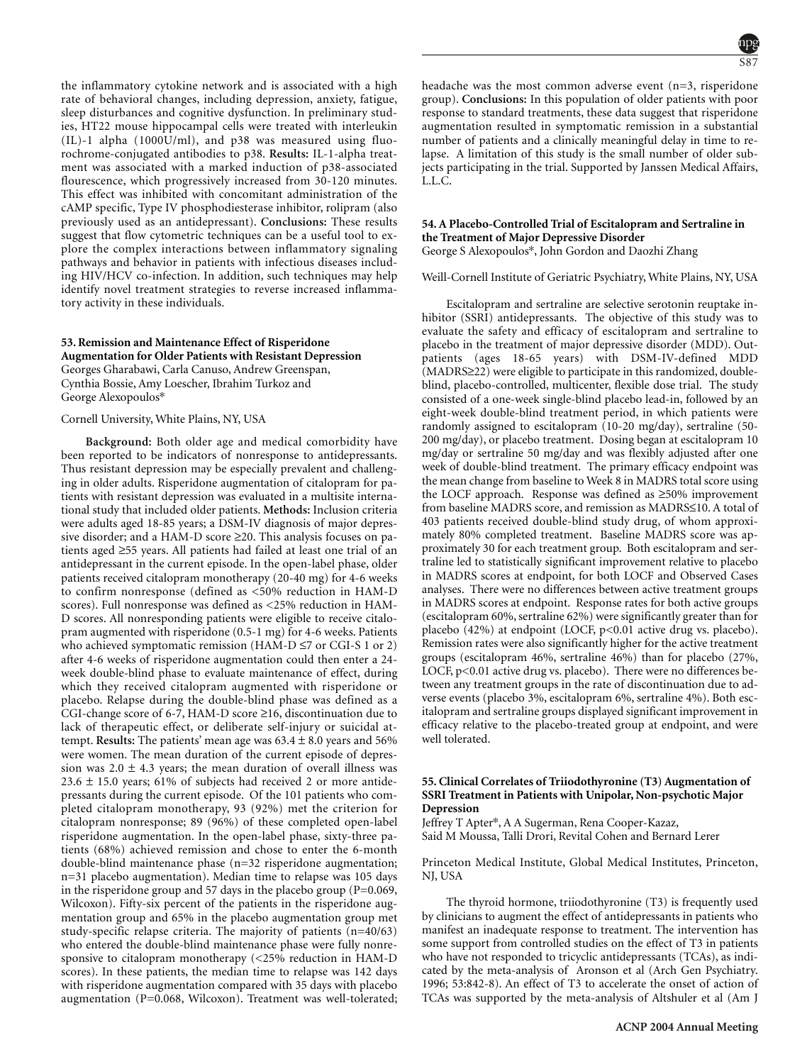the inflammatory cytokine network and is associated with a high rate of behavioral changes, including depression, anxiety, fatigue, sleep disturbances and cognitive dysfunction. In preliminary studies, HT22 mouse hippocampal cells were treated with interleukin (IL)-1 alpha (1000U/ml), and p38 was measured using fluorochrome-conjugated antibodies to p38. **Results:** IL-1-alpha treatment was associated with a marked induction of p38-associated flourescence, which progressively increased from 30-120 minutes. This effect was inhibited with concomitant administration of the cAMP specific, Type IV phosphodiesterase inhibitor, rolipram (also previously used as an antidepressant). **Conclusions:** These results suggest that flow cytometric techniques can be a useful tool to explore the complex interactions between inflammatory signaling pathways and behavior in patients with infectious diseases including HIV/HCV co-infection. In addition, such techniques may help identify novel treatment strategies to reverse increased inflammatory activity in these individuals.

### 53. Remission and Maintenance Effect of Risperidone Augmentation for Older Patients with Resistant Depression

Georges Gharabawi, Carla Canuso, Andrew Greenspan, Cynthia Bossie, Amy Loescher, Ibrahim Turkoz and George Alexopoulos*

Cornell University, White Plains, NY, USA

**Background:** Both older age and medical comorbidity have been reported to be indicators of nonresponse to antidepressants. Thus resistant depression may be especially prevalent and challenging in older adults. Risperidone augmentation of citalopram for patients with resistant depression was evaluated in a multisite international study that included older patients. **Methods:** Inclusion criteria were adults aged 18-85 years; a DSM-IV diagnosis of major depressive disorder; and a HAM-D score ≥20. This analysis focuses on patients aged ≥55 years. All patients had failed at least one trial of an antidepressant in the current episode. In the open-label phase, older patients received citalopram monotherapy (20-40 mg) for 4-6 weeks to confirm nonresponse (defined as <50% reduction in HAM-D scores). Full nonresponse was defined as <25% reduction in HAM-D scores. All nonresponding patients were eligible to receive citalopram augmented with risperidone (0.5-1 mg) for 4-6 weeks. Patients who achieved symptomatic remission (HAM-D ≤7 or CGI-S 1 or 2) after 4-6 weeks of risperidone augmentation could then enter a 24-week double-blind phase to evaluate maintenance of effect, during which they received citalopram augmented with risperidone or placebo. Relapse during the double-blind phase was defined as a CGI-change score of 6-7, HAM-D score ≥16, discontinuation due to lack of therapeutic effect, or deliberate self-injury or suicidal attempt. **Results:** The patients' mean age was 63.4 ± 8.0 years and 56% were women. The mean duration of the current episode of depression was 2.0 ± 4.3 years; the mean duration of overall illness was 23.6 ± 15.0 years; 61% of subjects had received 2 or more antidepressants during the current episode. Of the 101 patients who completed citalopram monotherapy, 93 (92%) met the criterion for citalopram nonresponse; 89 (96%) of these completed open-label risperidone augmentation. In the open-label phase, sixty-three patients (68%) achieved remission and chose to enter the 6-month double-blind maintenance phase (n=32 risperidone augmentation; n=31 placebo augmentation). Median time to relapse was 105 days in the risperidone group and 57 days in the placebo group (P=0.069, Wilcoxon). Fifty-six percent of the patients in the risperidone augmentation group and 65% in the placebo augmentation group met study-specific relapse criteria. The majority of patients (n=40/63) who entered the double-blind maintenance phase were fully nonresponsive to citalopram monotherapy (<25% reduction in HAM-D scores). In these patients, the median time to relapse was 142 days with risperidone augmentation compared with 35 days with placebo augmentation (P=0.068, Wilcoxon). Treatment was well-tolerated; headache was the most common adverse event (n=3, risperidone group). **Conclusions:** In this population of older patients with poor response to standard treatments, these data suggest that risperidone augmentation resulted in symptomatic remission in a substantial number of patients and a clinically meaningful delay in time to relapse. A limitation of this study is the small number of older subjects participating in the trial. Supported by Janssen Medical Affairs, L.L.C.

### 54. A Placebo-Controlled Trial of Escitalopram and Sertraline in the Treatment of Major Depressive Disorder

George S Alexopoulos*, John Gordon and Daozhi Zhang

Weill-Cornell Institute of Geriatric Psychiatry, White Plains, NY, USA

Escitalopram and sertraline are selective serotonin reuptake inhibitor (SSRI) antidepressants. The objective of this study was to evaluate the safety and efficacy of escitalopram and sertraline to placebo in the treatment of major depressive disorder (MDD). Outpatients (ages 18-65 years) with DSM-IV-defined MDD (MADRS≥22) were eligible to participate in this randomized, double-blind, placebo-controlled, multicenter, flexible dose trial. The study consisted of a one-week single-blind placebo lead-in, followed by an eight-week double-blind treatment period, in which patients were randomly assigned to escitalopram (10-20 mg/day), sertraline (50-200 mg/day), or placebo treatment. Dosing began at escitalopram 10 mg/day or sertraline 50 mg/day and was flexibly adjusted after one week of double-blind treatment. The primary efficacy endpoint was the mean change from baseline to Week 8 in MADRS total score using the LOCF approach. Response was defined as ≥50% improvement from baseline MADRS score, and remission as MADRS≤10. A total of 403 patients received double-blind study drug, of whom approximately 80% completed treatment. Baseline MADRS score was approximately 30 for each treatment group. Both escitalopram and sertraline led to statistically significant improvement relative to placebo in MADRS scores at endpoint, for both LOCF and Observed Cases analyses. There were no differences between active treatment groups in MADRS scores at endpoint. Response rates for both active groups (escitalopram 60%, sertraline 62%) were significantly greater than for placebo (42%) at endpoint (LOCF, p<0.01 active drug vs. placebo). Remission rates were also significantly higher for the active treatment groups (escitalopram 46%, sertraline 46%) than for placebo (27%, LOCF, p<0.01 active drug vs. placebo). There were no differences between any treatment groups in the rate of discontinuation due to adverse events (placebo 3%, escitalopram 6%, sertraline 4%). Both escitalopram and sertraline groups displayed significant improvement in efficacy relative to the placebo-treated group at endpoint, and were well tolerated.

### 55. Clinical Correlates of Triiodothyronine (T3) Augmentation of SSRI Treatment in Patients with Unipolar, Non-psychotic Major Depression

Jeffrey T Apter*, A A Sugerman, Rena Cooper-Kazaz, Said M Moussa, Talli Drori, Revital Cohen and Bernard Lerer

Princeton Medical Institute, Global Medical Institutes, Princeton, NJ, USA

The thyroid hormone, triiodothyronine (T3) is frequently used by clinicians to augment the effect of antidepressants in patients who manifest an inadequate response to treatment. The intervention has some support from controlled studies on the effect of T3 in patients who have not responded to tricyclic antidepressants (TCAs), as indicated by the meta-analysis of Aronson et al (Arch Gen Psychiatry. 1996; 53:842-8). An effect of T3 to accelerate the onset of action of TCAs was supported by the meta-analysis of Altshuler et al (Am J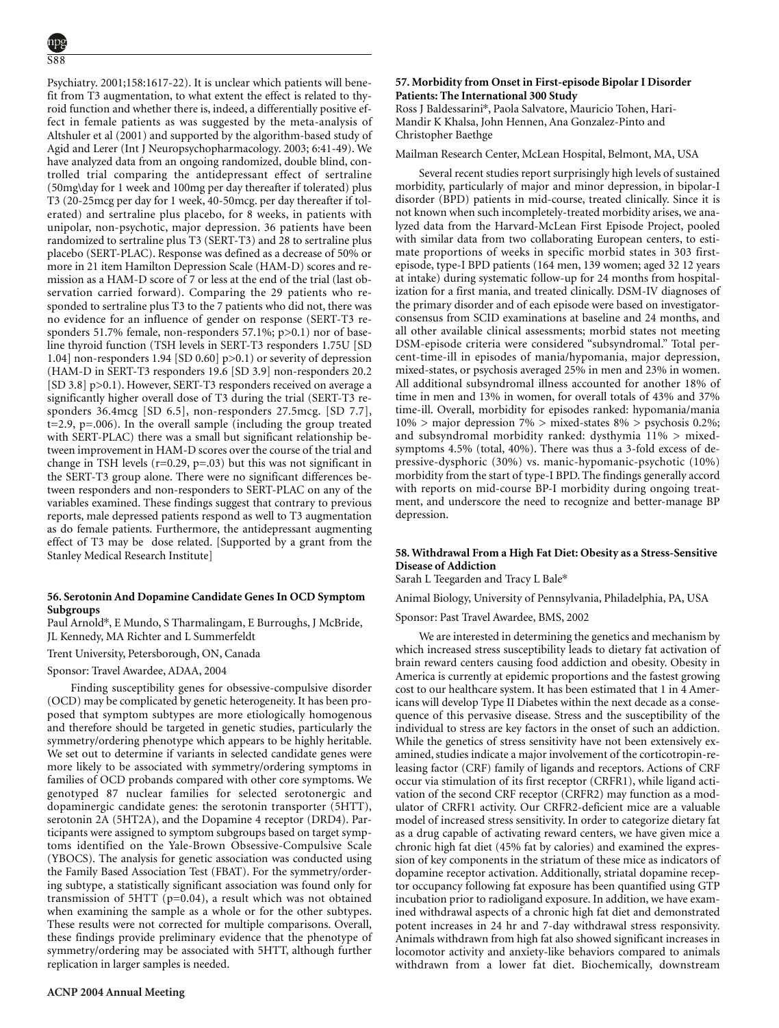Psychiatry. 2001;158:1617-22). It is unclear which patients will benefit from T3 augmentation, to what extent the effect is related to thyroid function and whether there is, indeed, a differentially positive effect in female patients as was suggested by the meta-analysis of Altshuler et al (2001) and supported by the algorithm-based study of Agid and Lerer (Int J Neuropsychopharmacology. 2003; 6:41-49). We have analyzed data from an ongoing randomized, double blind, controlled trial comparing the antidepressant effect of sertraline (50mg\day for 1 week and 100mg per day thereafter if tolerated) plus T3 (20-25mcg per day for 1 week, 40-50mcg. per day thereafter if tolerated) and sertraline plus placebo, for 8 weeks, in patients with unipolar, non-psychotic, major depression. 36 patients have been randomized to sertraline plus T3 (SERT-T3) and 28 to sertraline plus placebo (SERT-PLAC). Response was defined as a decrease of 50% or more in 21 item Hamilton Depression Scale (HAM-D) scores and remission as a HAM-D score of 7 or less at the end of the trial (last observation carried forward). Comparing the 29 patients who responded to sertraline plus T3 to the 7 patients who did not, there was no evidence for an influence of gender on response (SERT-T3 responders 51.7% female, non-responders 57.1%; $p>0.1$) nor of baseline thyroid function (TSH levels in SERT-T3 responders 1.75U [SD 1.04] non-responders 1.94 [SD 0.60] $p>0.1$) or severity of depression (HAM-D in SERT-T3 responders 19.6 [SD 3.9] non-responders 20.2 [SD 3.8] $p>0.1$). However, SERT-T3 responders received on average a significantly higher overall dose of T3 during the trial (SERT-T3 responders 36.4mcg [SD 6.5], non-responders 27.5mcg. [SD 7.7], $t=2.9$, $p=.006$). In the overall sample (including the group treated with SERT-PLAC) there was a small but significant relationship between improvement in HAM-D scores over the course of the trial and change in TSH levels ($r=0.29$, $p=.03$) but this was not significant in the SERT-T3 group alone. There were no significant differences between responders and non-responders to SERT-PLAC on any of the variables examined. These findings suggest that contrary to previous reports, male depressed patients respond as well to T3 augmentation as do female patients. Furthermore, the antidepressant augmenting effect of T3 may be dose related. [Supported by a grant from the Stanley Medical Research Institute]

### 56. Serotonin And Dopamine Candidate Genes In OCD Symptom Subgroups

Paul Arnold*, E Mundo, S Tharmalingam, E Burroughs, J McBride, JL Kennedy, MA Richter and L Summerfeldt

Trent University, Petersborough, ON, Canada

Sponsor: Travel Awardee, ADAA, 2004

Finding susceptibility genes for obsessive-compulsive disorder (OCD) may be complicated by genetic heterogeneity. It has been proposed that symptom subtypes are more etiologically homogenous and therefore should be targeted in genetic studies, particularly the symmetry/ordering phenotype which appears to be highly heritable. We set out to determine if variants in selected candidate genes were more likely to be associated with symmetry/ordering symptoms in families of OCD probands compared with other core symptoms. We genotyped 87 nuclear families for selected serotonergic and dopaminergic candidate genes: the serotonin transporter (5HTT), serotonin 2A (5HT2A), and the Dopamine 4 receptor (DRD4). Participants were assigned to symptom subgroups based on target symptoms identified on the Yale-Brown Obsessive-Compulsive Scale (YBOCS). The analysis for genetic association was conducted using the Family Based Association Test (FBAT). For the symmetry/ordering subtype, a statistically significant association was found only for transmission of 5HTT ($p=0.04$), a result which was not obtained when examining the sample as a whole or for the other subtypes. These results were not corrected for multiple comparisons. Overall, these findings provide preliminary evidence that the phenotype of symmetry/ordering may be associated with 5HTT, although further replication in larger samples is needed.

### 57. Morbidity from Onset in First-episode Bipolar I Disorder Patients: The International 300 Study

Ross J Baldessarini*, Paola Salvatore, Mauricio Tohen, Hari-Mandir K Khalsa, John Hennen, Ana Gonzalez-Pinto and Christopher Baethge

Mailman Research Center, McLean Hospital, Belmont, MA, USA

Several recent studies report surprisingly high levels of sustained morbidity, particularly of major and minor depression, in bipolar-I disorder (BPD) patients in mid-course, treated clinically. Since it is not known when such incompletely-treated morbidity arises, we analyzed data from the Harvard-McLean First Episode Project, pooled with similar data from two collaborating European centers, to estimate proportions of weeks in specific morbid states in 303 first-episode, type-I BPD patients (164 men, 139 women; aged 32 12 years at intake) during systematic follow-up for 24 months from hospitalization for a first mania, and treated clinically. DSM-IV diagnoses of the primary disorder and of each episode were based on investigator-consensus from SCID examinations at baseline and 24 months, and all other available clinical assessments; morbid states not meeting DSM-episode criteria were considered "subsyndromal." Total percent-time-ill in episodes of mania/hypomania, major depression, mixed-states, or psychosis averaged 25% in men and 23% in women. All additional subsyndromal illness accounted for another 18% of time in men and 13% in women, for overall totals of 43% and 37% time-ill. Overall, morbidity for episodes ranked: hypomania/mania 10% > major depression 7% > mixed-states 8% > psychosis 0.2%; and subsyndromal morbidity ranked: dysthymia 11% > mixed-symptoms 4.5% (total, 40%). There was thus a 3-fold excess of depressive-dysphoric (30%) vs. manic-hypomanic-psychotic (10%) morbidity from the start of type-I BPD. The findings generally accord with reports on mid-course BP-I morbidity during ongoing treatment, and underscore the need to recognize and better-manage BP depression.

### 58. Withdrawal From a High Fat Diet: Obesity as a Stress-Sensitive Disease of Addiction

Sarah L Teegarden and Tracy L Bale*

Animal Biology, University of Pennsylvania, Philadelphia, PA, USA

Sponsor: Past Travel Awardee, BMS, 2002

We are interested in determining the genetics and mechanism by which increased stress susceptibility leads to dietary fat activation of brain reward centers causing food addiction and obesity. Obesity in America is currently at epidemic proportions and the fastest growing cost to our healthcare system. It has been estimated that 1 in 4 Americans will develop Type II Diabetes within the next decade as a consequence of this pervasive disease. Stress and the susceptibility of the individual to stress are key factors in the onset of such an addiction. While the genetics of stress sensitivity have not been extensively examined, studies indicate a major involvement of the corticotropin-releasing factor (CRF) family of ligands and receptors. Actions of CRF occur via stimulation of its first receptor (CRFR1), while ligand activation of the second CRF receptor (CRFR2) may function as a modulator of CRFR1 activity. Our CRFR2-deficient mice are a valuable model of increased stress sensitivity. In order to categorize dietary fat as a drug capable of activating reward centers, we have given mice a chronic high fat diet (45% fat by calories) and examined the expression of key components in the striatum of these mice as indicators of dopamine receptor activation. Additionally, striatal dopamine receptor occupancy following fat exposure has been quantified using GTP incubation prior to radioligand exposure. In addition, we have examined withdrawal aspects of a chronic high fat diet and demonstrated potent increases in 24 hr and 7-day withdrawal stress responsivity. Animals withdrawn from high fat also showed significant increases in locomotor activity and anxiety-like behaviors compared to animals withdrawn from a lower fat diet. Biochemically, downstream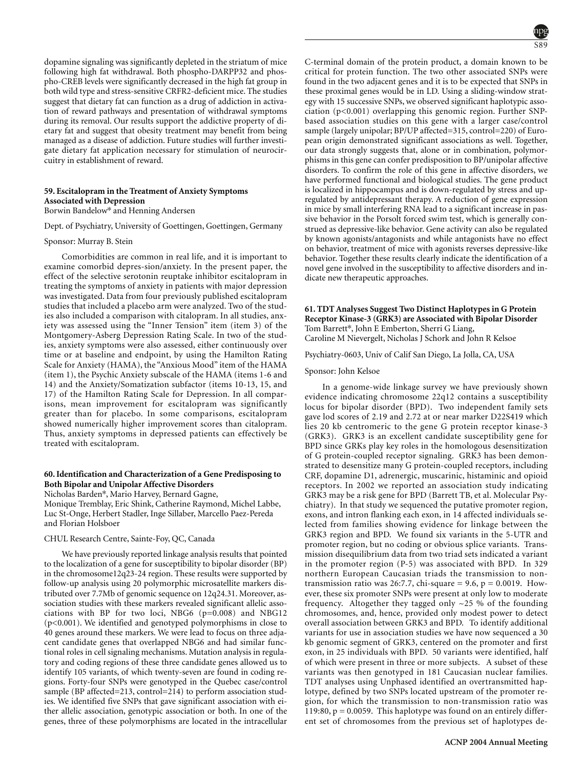dopamine signaling was significantly depleted in the striatum of mice following high fat withdrawal. Both phospho-DARPP32 and phospho-CREB levels were significantly decreased in the high fat group in both wild type and stress-sensitive CRFR2-deficient mice. The studies suggest that dietary fat can function as a drug of addiction in activation of reward pathways and presentation of withdrawal symptoms during its removal. Our results support the addictive property of dietary fat and suggest that obesity treatment may benefit from being managed as a disease of addiction. Future studies will further investigate dietary fat application necessary for stimulation of neurocircuitry in establishment of reward.

### 59. Escitalopram in the Treatment of Anxiety Symptoms Associated with Depression

Borwin Bandelow* and Henning Andersen

Dept. of Psychiatry, University of Goettingen, Goettingen, Germany

Sponsor: Murray B. Stein

Comorbidities are common in real life, and it is important to examine comorbid depres-sion/anxiety. In the present paper, the effect of the selective serotonin reuptake inhibitor escitalopram in treating the symptoms of anxiety in patients with major depression was investigated. Data from four previously published escitalopram studies that included a placebo arm were analyzed. Two of the studies also included a comparison with citalopram. In all studies, anxiety was assessed using the "Inner Tension" item (item 3) of the Montgomery-Asberg Depression Rating Scale. In two of the studies, anxiety symptoms were also assessed, either continuously over time or at baseline and endpoint, by using the Hamilton Rating Scale for Anxiety (HAMA), the "Anxious Mood" item of the HAMA (item 1), the Psychic Anxiety subscale of the HAMA (items 1-6 and 14) and the Anxiety/Somatization subfactor (items 10-13, 15, and 17) of the Hamilton Rating Scale for Depression. In all comparisons, mean improvement for escitalopram was significantly greater than for placebo. In some comparisons, escitalopram showed numerically higher improvement scores than citalopram. Thus, anxiety symptoms in depressed patients can effectively be treated with escitalopram.

### 60. Identification and Characterization of a Gene Predisposing to Both Bipolar and Unipolar Affective Disorders

Nicholas Barden*, Mario Harvey, Bernard Gagne, Monique Tremblay, Eric Shink, Catherine Raymond, Michel Labbe, Luc St-Onge, Herbert Stadler, Inge Sillaber, Marcello Paez-Pereda and Florian Holsboer

CHUL Research Centre, Sainte-Foy, QC, Canada

We have previously reported linkage analysis results that pointed to the localization of a gene for susceptibility to bipolar disorder (BP) in the chromosome12q23-24 region. These results were supported by follow-up analysis using 20 polymorphic microsatellite markers distributed over 7.7Mb of genomic sequence on 12q24.31. Moreover, association studies with these markers revealed significant allelic associations with BP for two loci, NBG6 ($p=0.008$) and NBG12 ($p<0.001$). We identified and genotyped polymorphisms in close to 40 genes around these markers. We were lead to focus on three adjacent candidate genes that overlapped NBG6 and had similar functional roles in cell signaling mechanisms. Mutation analysis in regulatory and coding regions of these three candidate genes allowed us to identify 105 variants, of which twenty-seven are found in coding regions. Forty-four SNPs were genotyped in the Quebec case/control sample (BP affected=213, control=214) to perform association studies. We identified five SNPs that gave significant association with either allelic association, genotypic association or both. In one of the genes, three of these polymorphisms are located in the intracellular C-terminal domain of the protein product, a domain known to be critical for protein function. The two other associated SNPs were found in the two adjacent genes and it is to be expected that SNPs in these proximal genes would be in LD. Using a sliding-window strategy with 15 successive SNPs, we observed significant haplotypic association ($p<0.001$) overlapping this genomic region. Further SNP-based association studies on this gene with a larger case/control sample (largely unipolar; BP/UP affected=315, control=220) of European origin demonstrated significant associations as well. Together, our data strongly suggests that, alone or in combination, polymorphisms in this gene can confer predisposition to BP/unipolar affective disorders. To confirm the role of this gene in affective disorders, we have performed functional and biological studies. The gene product is localized in hippocampus and is down-regulated by stress and up-regulated by antidepressant therapy. A reduction of gene expression in mice by small interfering RNA lead to a significant increase in passive behavior in the Porsolt forced swim test, which is generally construed as depressive-like behavior. Gene activity can also be regulated by known agonists/antagonists and while antagonists have no effect on behavior, treatment of mice with agonists reverses depressive-like behavior. Together these results clearly indicate the identification of a novel gene involved in the susceptibility to affective disorders and indicate new therapeutic approaches.

### 61. TDT Analyses Suggest Two Distinct Haplotypes in G Protein Receptor Kinase-3 (GRK3) are Associated with Bipolar Disorder

Tom Barrett*, John E Emberton, Sherri G Liang, Caroline M Nievergelt, Nicholas J Schork and John R Kelsoe

Psychiatry-0603, Univ of Calif San Diego, La Jolla, CA, USA

Sponsor: John Kelsoe

In a genome-wide linkage survey we have previously shown evidence indicating chromosome 22q12 contains a susceptibility locus for bipolar disorder (BPD). Two independent family sets gave lod scores of 2.19 and 2.72 at or near marker D22S419 which lies 20 kb centromeric to the gene G protein receptor kinase-3 (GRK3). GRK3 is an excellent candidate susceptibility gene for BPD since GRKs play key roles in the homologous desensitization of G protein-coupled receptor signaling. GRK3 has been demonstrated to desensitize many G protein-coupled receptors, including CRF, dopamine D1, adrenergic, muscarinic, histaminic and opioid receptors. In 2002 we reported an association study indicating GRK3 may be a risk gene for BPD (Barrett TB, et al. Molecular Psychiatry). In that study we sequenced the putative promoter region, exons, and intron flanking each exon, in 14 affected individuals selected from families showing evidence for linkage between the GRK3 region and BPD. We found six variants in the 5-UTR and promoter region, but no coding or obvious splice variants. Transmission disequilibrium data from two triad sets indicated a variant in the promoter region (P-5) was associated with BPD. In 329 northern European Caucasian triads the transmission to non-transmission ratio was 26:7.7, chi-square = 9.6, $p = 0.0019$. However, these six promoter SNPs were present at only low to moderate frequency. Altogether they tagged only ~25 % of the founding chromosomes, and, hence, provided only modest power to detect overall association between GRK3 and BPD. To identify additional variants for use in association studies we have now sequenced a 30 kb genomic segment of GRK3, centered on the promoter and first exon, in 25 individuals with BPD. 50 variants were identified, half of which were present in three or more subjects. A subset of these variants was then genotyped in 181 Caucasian nuclear families. TDT analyses using Unphased identified an overtransmitted haplotype, defined by two SNPs located upstream of the promoter region, for which the transmission to non-transmission ratio was 119:80, $p = 0.0059$. This haplotype was found on an entirely different set of chromosomes from the previous set of haplotypes de-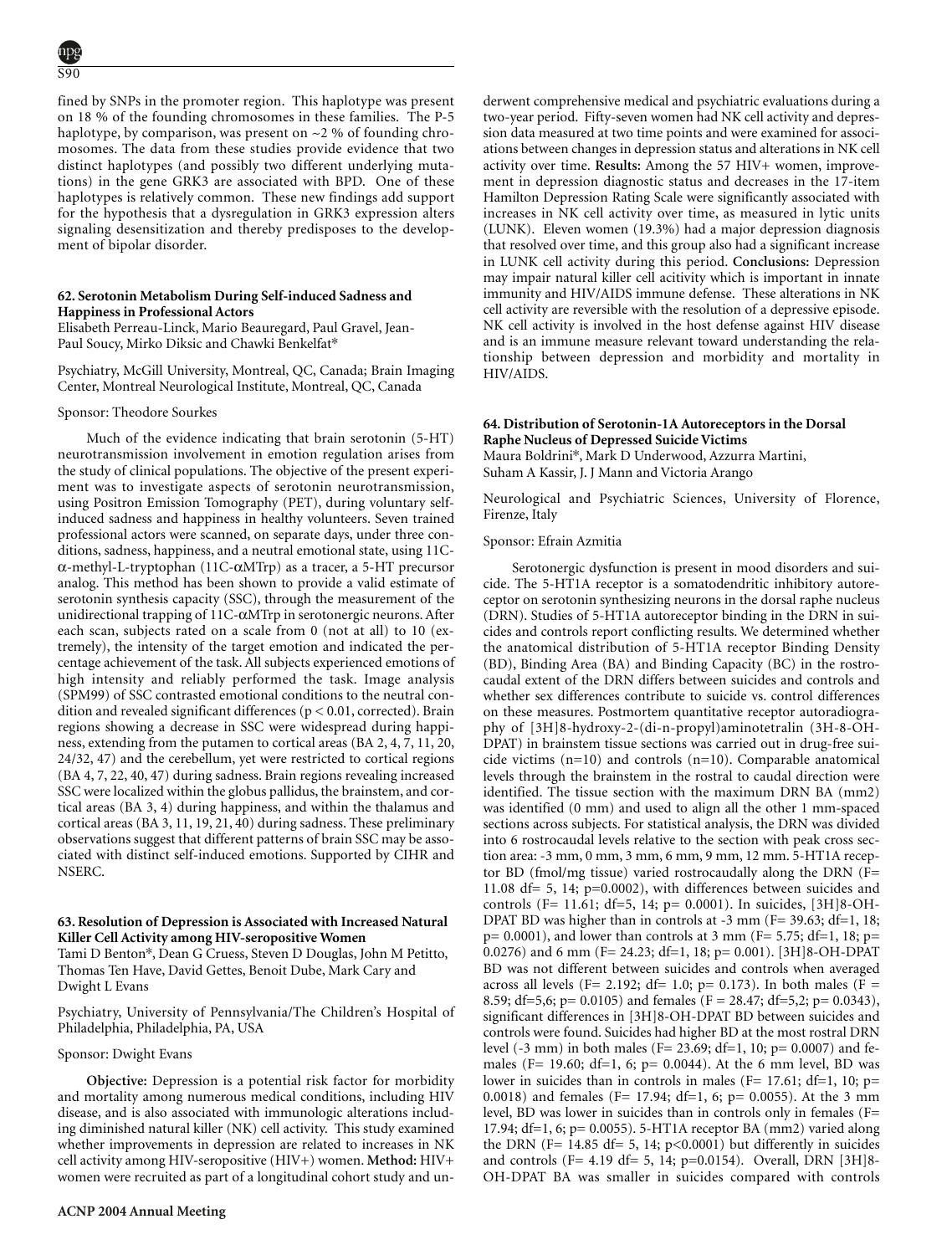fined by SNPs in the promoter region. This haplotype was present on 18 % of the founding chromosomes in these families. The P-5 haplotype, by comparison, was present on ~2 % of founding chromosomes. The data from these studies provide evidence that two distinct haplotypes (and possibly two different underlying mutations) in the gene GRK3 are associated with BPD. One of these haplotypes is relatively common. These new findings add support for the hypothesis that a dysregulation in GRK3 expression alters signaling desensitization and thereby predisposes to the development of bipolar disorder.

### 62. Serotonin Metabolism During Self-induced Sadness and Happiness in Professional Actors

Elisabeth Perreau-Linck, Mario Beauregard, Paul Gravel, Jean-Paul Soucy, Mirko Diksic and Chawki Benkelfat*

Psychiatry, McGill University, Montreal, QC, Canada; Brain Imaging Center, Montreal Neurological Institute, Montreal, QC, Canada

Sponsor: Theodore Sourkes

Much of the evidence indicating that brain serotonin (5-HT) neurotransmission involvement in emotion regulation arises from the study of clinical populations. The objective of the present experiment was to investigate aspects of serotonin neurotransmission, using Positron Emission Tomography (PET), during voluntary self-induced sadness and happiness in healthy volunteers. Seven trained professional actors were scanned, on separate days, under three conditions, sadness, happiness, and a neutral emotional state, using 11C-α-methyl-L-tryptophan (11C-αMTrp) as a tracer, a 5-HT precursor analog. This method has been shown to provide a valid estimate of serotonin synthesis capacity (SSC), through the measurement of the unidirectional trapping of 11C-αMTrp in serotonergic neurons. After each scan, subjects rated on a scale from 0 (not at all) to 10 (extremely), the intensity of the target emotion and indicated the percentage achievement of the task. All subjects experienced emotions of high intensity and reliably performed the task. Image analysis (SPM99) of SSC contrasted emotional conditions to the neutral condition and revealed significant differences ($p < 0.01$, corrected). Brain regions showing a decrease in SSC were widespread during happiness, extending from the putamen to cortical areas (BA 2, 4, 7, 11, 20, 24/32, 47) and the cerebellum, yet were restricted to cortical regions (BA 4, 7, 22, 40, 47) during sadness. Brain regions revealing increased SSC were localized within the globus pallidus, the brainstem, and cortical areas (BA 3, 4) during happiness, and within the thalamus and cortical areas (BA 3, 11, 19, 21, 40) during sadness. These preliminary observations suggest that different patterns of brain SSC may be associated with distinct self-induced emotions. Supported by CIHR and NSERC.

### 63. Resolution of Depression is Associated with Increased Natural Killer Cell Activity among HIV-seropositive Women

Tami D Benton*, Dean G Cruess, Steven D Douglas, John M Petitto, Thomas Ten Have, David Gettes, Benoit Dube, Mark Cary and Dwight L Evans

Psychiatry, University of Pennsylvania/The Children's Hospital of Philadelphia, Philadelphia, PA, USA

Sponsor: Dwight Evans

**Objective:** Depression is a potential risk factor for morbidity and mortality among numerous medical conditions, including HIV disease, and is also associated with immunologic alterations including diminished natural killer (NK) cell activity. This study examined whether improvements in depression are related to increases in NK cell activity among HIV-seropositive (HIV+) women. **Method:** HIV+ women were recruited as part of a longitudinal cohort study and underwent comprehensive medical and psychiatric evaluations during a two-year period. Fifty-seven women had NK cell activity and depression data measured at two time points and were examined for associations between changes in depression status and alterations in NK cell activity over time. **Results:** Among the 57 HIV+ women, improvement in depression diagnostic status and decreases in the 17-item Hamilton Depression Rating Scale were significantly associated with increases in NK cell activity over time, as measured in lytic units (LUNK). Eleven women (19.3%) had a major depression diagnosis that resolved over time, and this group also had a significant increase in LUNK cell activity during this period. **Conclusions:** Depression may impair natural killer cell acitivity which is important in innate immunity and HIV/AIDS immune defense. These alterations in NK cell activity are reversible with the resolution of a depressive episode. NK cell activity is involved in the host defense against HIV disease and is an immune measure relevant toward understanding the relationship between depression and morbidity and mortality in HIV/AIDS.

### 64. Distribution of Serotonin-1A Autoreceptors in the Dorsal Raphe Nucleus of Depressed Suicide Victims

Maura Boldrini*, Mark D Underwood, Azzurra Martini, Suham A Kassir, J. J Mann and Victoria Arango

Neurological and Psychiatric Sciences, University of Florence, Firenze, Italy

Sponsor: Efrain Azmitia

Serotonergic dysfunction is present in mood disorders and suicide. The 5-HT1A receptor is a somatodendritic inhibitory autoreceptor on serotonin synthesizing neurons in the dorsal raphe nucleus (DRN). Studies of 5-HT1A autoreceptor binding in the DRN in suicides and controls report conflicting results. We determined whether the anatomical distribution of 5-HT1A receptor Binding Density (BD), Binding Area (BA) and Binding Capacity (BC) in the rostrocaudal extent of the DRN differs between suicides and controls and whether sex differences contribute to suicide vs. control differences on these measures. Postmortem quantitative receptor autoradiography of [3H]8-hydroxy-2-(di-n-propyl)aminotetralin (3H-8-OH-DPAT) in brainstem tissue sections was carried out in drug-free suicide victims (n=10) and controls (n=10). Comparable anatomical levels through the brainstem in the rostral to caudal direction were identified. The tissue section with the maximum DRN BA (mm2) was identified (0 mm) and used to align all the other 1 mm-spaced sections across subjects. For statistical analysis, the DRN was divided into 6 rostrocaudal levels relative to the section with peak cross section area: -3 mm, 0 mm, 3 mm, 6 mm, 9 mm, 12 mm. 5-HT1A receptor BD (fmol/mg tissue) varied rostrocaudally along the DRN ($F= 11.08$ $df= 5, 14$; $p=0.0002$), with differences between suicides and controls ($F= 11.61$; $df=5, 14$; $p= 0.0001$). In suicides, [3H]8-OH-DPAT BD was higher than in controls at -3 mm ($F= 39.63$; $df=1, 18$; $p= 0.0001$), and lower than controls at 3 mm ($F= 5.75$; $df=1, 18$; $p= 0.0276$) and 6 mm ($F= 24.23$; $df=1, 18$; $p= 0.001$). [3H]8-OH-DPAT BD was not different between suicides and controls when averaged across all levels ($F= 2.192$; $df= 1.0$; $p= 0.173$). In both males ($F = 8.59$; $df=5,6$; $p= 0.0105$) and females ($F = 28.47$; $df=5,2$; $p= 0.0343$), significant differences in [3H]8-OH-DPAT BD between suicides and controls were found. Suicides had higher BD at the most rostral DRN level (-3 mm) in both males ($F= 23.69$; $df=1, 10$; $p= 0.0007$) and females ($F= 19.60$; $df=1, 6$; $p= 0.0044$). At the 6 mm level, BD was lower in suicides than in controls in males ($F= 17.61$; $df=1, 10$; $p= 0.0018$) and females ($F= 17.94$; $df=1, 6$; $p= 0.0055$). At the 3 mm level, BD was lower in suicides than in controls only in females ($F= 17.94$; $df=1, 6$; $p= 0.0055$). 5-HT1A receptor BA (mm2) varied along the DRN ($F= 14.85$ $df= 5, 14$; $p<0.0001$) but differently in suicides and controls ($F= 4.19$ $df= 5, 14$; $p=0.0154$). Overall, DRN [3H]8-OH-DPAT BA was smaller in suicides compared with controls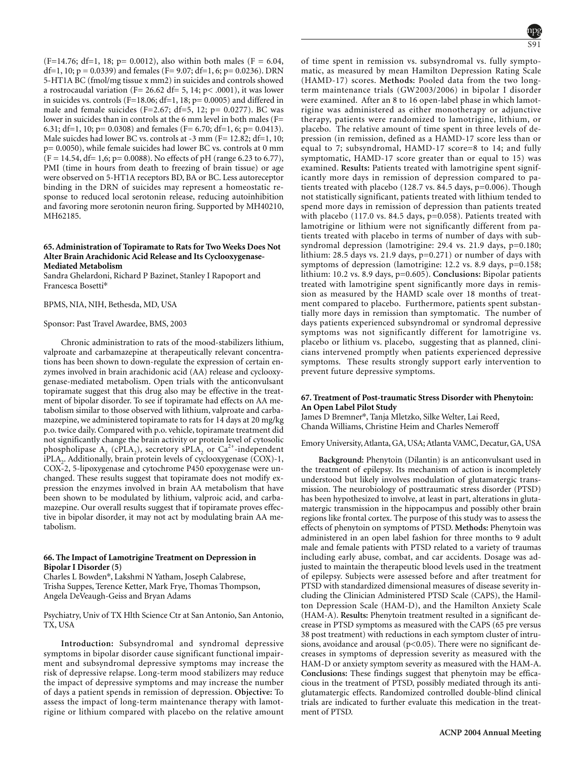($F=14.76$; df=1, 18; p= 0.0012), also within both males ($F = 6.04$, df=1, 10; p = 0.0339) and females ($F= 9.07$; df=1, 6; p= 0.0236). DRN 5-HT1A BC (fmol/mg tissue x mm2) in suicides and controls showed a rostrocaudal variation ($F= 26.62$ df= 5, 14; p< .0001), it was lower in suicides vs. controls ($F=18.06$; df=1, 18; p= 0.0005) and differed in male and female suicides ($F=2.67$; df=5, 12; p= 0.0277). BC was lower in suicides than in controls at the 6 mm level in both males ($F= 6.31$; df=1, 10; p= 0.0308) and females ($F= 6.70$; df=1, 6; p= 0.0413). Male suicdes had lower BC vs. controls at -3 mm ($F= 12.82$; df=1, 10; p= 0.0050), while female suicides had lower BC vs. controls at 0 mm ($F = 14.54$, df= 1,6; p= 0.0088). No effects of pH (range 6.23 to 6.77), PMI (time in hours from death to freezing of brain tissue) or age were observed on 5-HT1A receptors BD, BA or BC. Less autoreceptor binding in the DRN of suicides may represent a homeostatic response to reduced local serotonin release, reducing autoinhibition and favoring more serotonin neuron firing. Supported by MH40210, MH62185.

### 65. Administration of Topiramate to Rats for Two Weeks Does Not Alter Brain Arachidonic Acid Release and Its Cyclooxygenase-Mediated Metabolism

Sandra Ghelardoni, Richard P Bazinet, Stanley I Rapoport and Francesca Bosetti*

BPMS, NIA, NIH, Bethesda, MD, USA

Sponsor: Past Travel Awardee, BMS, 2003

Chronic administration to rats of the mood-stabilizers lithium, valproate and carbamazepine at therapeutically relevant concentrations has been shown to down-regulate the expression of certain enzymes involved in brain arachidonic acid (AA) release and cyclooxygenase-mediated metabolism. Open trials with the anticonvulsant topiramate suggest that this drug also may be effective in the treatment of bipolar disorder. To see if topiramate had effects on AA metabolism similar to those observed with lithium, valproate and carbamazepine, we administered topiramate to rats for 14 days at 20 mg/kg p.o. twice daily. Compared with p.o. vehicle, topiramate treatment did not significantly change the brain activity or protein level of cytosolic phospholipase $A_2$ ($cPLA_2$), secretory $sPLA_2$ or $Ca^{2+}$-independent $iPLA_2$. Additionally, brain protein levels of cyclooxygenase (COX)-1, COX-2, 5-lipoxygenase and cytochrome P450 epoxygenase were unchanged. These results suggest that topiramate does not modify expression the enzymes involved in brain AA metabolism that have been shown to be modulated by lithium, valproic acid, and carbamazepine. Our overall results suggest that if topiramate proves effective in bipolar disorder, it may not act by modulating brain AA metabolism.

### 66. The Impact of Lamotrigine Treatment on Depression in Bipolar I Disorder (5)

Charles L Bowden*, Lakshmi N Yatham, Joseph Calabrese, Trisha Suppes, Terence Ketter, Mark Frye, Thomas Thompson, Angela DeVeaugh-Geiss and Bryan Adams

Psychiatry, Univ of TX Hlth Science Ctr at San Antonio, San Antonio, TX, USA

**Introduction:** Subsyndromal and syndromal depressive symptoms in bipolar disorder cause significant functional impairment and subsyndromal depressive symptoms may increase the risk of depressive relapse. Long-term mood stabilizers may reduce the impact of depressive symptoms and may increase the number of days a patient spends in remission of depression. **Objective:** To assess the impact of long-term maintenance therapy with lamotrigine or lithium compared with placebo on the relative amount of time spent in remission vs. subsyndromal vs. fully symptomatic, as measured by mean Hamilton Depression Rating Scale (HAMD-17) scores. **Methods:** Pooled data from the two long-term maintenance trials (GW2003/2006) in bipolar I disorder were examined. After an 8 to 16 open-label phase in which lamotrigine was administered as either monotherapy or adjunctive therapy, patients were randomized to lamotrigine, lithium, or placebo. The relative amount of time spent in three levels of depression (in remission, defined as a HAMD-17 score less than or equal to 7; subsyndromal, HAMD-17 score=8 to 14; and fully symptomatic, HAMD-17 score greater than or equal to 15) was examined. **Results:** Patients treated with lamotrigine spent significantly more days in remission of depression compared to patients treated with placebo (128.7 vs. 84.5 days, p=0.006). Though not statistically significant, patients treated with lithium tended to spend more days in remission of depression than patients treated with placebo (117.0 vs. 84.5 days, p=0.058). Patients treated with lamotrigine or lithium were not significantly different from patients treated with placebo in terms of number of days with subsyndromal depression (lamotrigine: 29.4 vs. 21.9 days, p=0.180; lithium: 28.5 days vs. 21.9 days, p=0.271) or number of days with symptoms of depression (lamotrigine: 12.2 vs. 8.9 days, p=0.158; lithium: 10.2 vs. 8.9 days, p=0.605). **Conclusions:** Bipolar patients treated with lamotrigine spent significantly more days in remission as measured by the HAMD scale over 18 months of treatment compared to placebo. Furthermore, patients spent substantially more days in remission than symptomatic. The number of days patients experienced subsyndromal or syndromal depressive symptoms was not significantly different for lamotrigine vs. placebo or lithium vs. placebo, suggesting that as planned, clinicians intervened promptly when patients experienced depressive symptoms. These results strongly support early intervention to prevent future depressive symptoms.

### 67. Treatment of Post-traumatic Stress Disorder with Phenytoin: An Open Label Pilot Study

James D Bremner*, Tanja Mletzko, Silke Welter, Lai Reed, Chanda Williams, Christine Heim and Charles Nemeroff

Emory University, Atlanta, GA, USA; Atlanta VAMC, Decatur, GA, USA

**Background:** Phenytoin (Dilantin) is an anticonvulsant used in the treatment of epilepsy. Its mechanism of action is incompletely understood but likely involves modulation of glutamatergic transmission. The neurobiology of posttraumatic stress disorder (PTSD) has been hypothesized to involve, at least in part, alterations in glutamatergic transmission in the hippocampus and possibly other brain regions like frontal cortex. The purpose of this study was to assess the effects of phenytoin on symptoms of PTSD. **Methods:** Phenytoin was administered in an open label fashion for three months to 9 adult male and female patients with PTSD related to a variety of traumas including early abuse, combat, and car accidents. Dosage was adjusted to maintain the therapeutic blood levels used in the treatment of epilepsy. Subjects were assessed before and after treatment for PTSD with standardized dimensional measures of disease severity including the Clinician Administered PTSD Scale (CAPS), the Hamilton Depression Scale (HAM-D), and the Hamilton Anxiety Scale (HAM-A). **Results:** Phenytoin treatment resulted in a significant decrease in PTSD symptoms as measured with the CAPS (65 pre versus 38 post treatment) with reductions in each symptom cluster of intrusions, avoidance and arousal ($p<0.05$). There were no significant decreases in symptoms of depression severity as measured with the HAM-D or anxiety symptom severity as measured with the HAM-A. **Conclusions:** These findings suggest that phenytoin may be efficacious in the treatment of PTSD, possibly mediated through its anti-glutamatergic effects. Randomized controlled double-blind clinical trials are indicated to further evaluate this medication in the treatment of PTSD.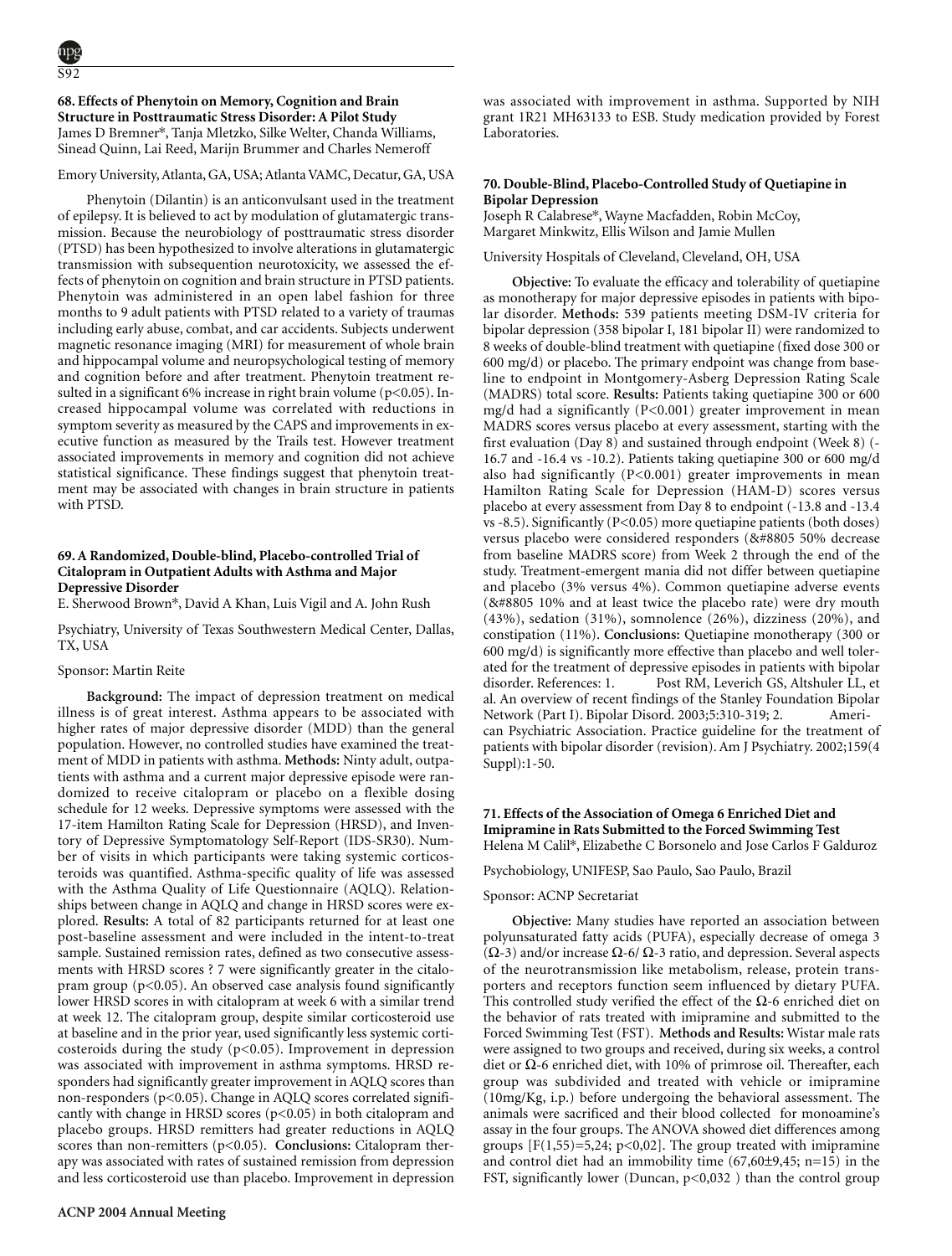### 68. Effects of Phenytoin on Memory, Cognition and Brain Structure in Posttraumatic Stress Disorder: A Pilot Study

James D Bremner*, Tanja Mletzko, Silke Welter, Chanda Williams, Sinead Quinn, Lai Reed, Marijn Brummer and Charles Nemeroff

Emory University, Atlanta, GA, USA; Atlanta VAMC, Decatur, GA, USA

Phenytoin (Dilantin) is an anticonvulsant used in the treatment of epilepsy. It is believed to act by modulation of glutamatergic transmission. Because the neurobiology of posttraumatic stress disorder (PTSD) has been hypothesized to involve alterations in glutamatergic transmission with subsequention neurotoxicity, we assessed the effects of phenytoin on cognition and brain structure in PTSD patients. Phenytoin was administered in an open label fashion for three months to 9 adult patients with PTSD related to a variety of traumas including early abuse, combat, and car accidents. Subjects underwent magnetic resonance imaging (MRI) for measurement of whole brain and hippocampal volume and neuropsychological testing of memory and cognition before and after treatment. Phenytoin treatment resulted in a significant 6% increase in right brain volume ($p<0.05$). Increased hippocampal volume was correlated with reductions in symptom severity as measured by the CAPS and improvements in executive function as measured by the Trails test. However treatment associated improvements in memory and cognition did not achieve statistical significance. These findings suggest that phenytoin treatment may be associated with changes in brain structure in patients with PTSD.

### 69. A Randomized, Double-blind, Placebo-controlled Trial of Citalopram in Outpatient Adults with Asthma and Major Depressive Disorder

E. Sherwood Brown*, David A Khan, Luis Vigil and A. John Rush

Psychiatry, University of Texas Southwestern Medical Center, Dallas, TX, USA

Sponsor: Martin Reite

**Background:** The impact of depression treatment on medical illness is of great interest. Asthma appears to be associated with higher rates of major depressive disorder (MDD) than the general population. However, no controlled studies have examined the treatment of MDD in patients with asthma. **Methods:** Ninty adult, outpatients with asthma and a current major depressive episode were randomized to receive citalopram or placebo on a flexible dosing schedule for 12 weeks. Depressive symptoms were assessed with the 17-item Hamilton Rating Scale for Depression (HRSD), and Inventory of Depressive Symptomatology Self-Report (IDS-SR30). Number of visits in which participants were taking systemic corticosteroids was quantified. Asthma-specific quality of life was assessed with the Asthma Quality of Life Questionnaire (AQLQ). Relationships between change in AQLQ and change in HRSD scores were explored. **Results:** A total of 82 participants returned for at least one post-baseline assessment and were included in the intent-to-treat sample. Sustained remission rates, defined as two consecutive assessments with HRSD scores ? 7 were significantly greater in the citalopram group ($p<0.05$). An observed case analysis found significantly lower HRSD scores in with citalopram at week 6 with a similar trend at week 12. The citalopram group, despite similar corticosteroid use at baseline and in the prior year, used significantly less systemic corticosteroids during the study ($p<0.05$). Improvement in depression was associated with improvement in asthma symptoms. HRSD responders had significantly greater improvement in AQLQ scores than non-responders ($p<0.05$). Change in AQLQ scores correlated significantly with change in HRSD scores ($p<0.05$) in both citalopram and placebo groups. HRSD remitters had greater reductions in AQLQ scores than non-remitters ($p<0.05$). **Conclusions:** Citalopram therapy was associated with rates of sustained remission from depression and less corticosteroid use than placebo. Improvement in depression was associated with improvement in asthma. Supported by NIH grant 1R21 MH63133 to ESB. Study medication provided by Forest Laboratories.

### 70. Double-Blind, Placebo-Controlled Study of Quetiapine in Bipolar Depression

Joseph R Calabrese*, Wayne Macfadden, Robin McCoy, Margaret Minkwitz, Ellis Wilson and Jamie Mullen

University Hospitals of Cleveland, Cleveland, OH, USA

**Objective:** To evaluate the efficacy and tolerability of quetiapine as monotherapy for major depressive episodes in patients with bipolar disorder. **Methods:** 539 patients meeting DSM-IV criteria for bipolar depression (358 bipolar I, 181 bipolar II) were randomized to 8 weeks of double-blind treatment with quetiapine (fixed dose 300 or 600 mg/d) or placebo. The primary endpoint was change from baseline to endpoint in Montgomery-Asberg Depression Rating Scale (MADRS) total score. **Results:** Patients taking quetiapine 300 or 600 mg/d had a significantly ($P<0.001$) greater improvement in mean MADRS scores versus placebo at every assessment, starting with the first evaluation (Day 8) and sustained through endpoint (Week 8) (-16.7 and -16.4 vs -10.2). Patients taking quetiapine 300 or 600 mg/d also had significantly ($P<0.001$) greater improvements in mean Hamilton Rating Scale for Depression (HAM-D) scores versus placebo at every assessment from Day 8 to endpoint (-13.8 and -13.4 vs -8.5). Significantly ($P<0.05$) more quetiapine patients (both doses) versus placebo were considered responders (&#8805 50% decrease from baseline MADRS score) from Week 2 through the end of the study. Treatment-emergent mania did not differ between quetiapine and placebo (3% versus 4%). Common quetiapine adverse events (&#8805 10% and at least twice the placebo rate) were dry mouth (43%), sedation (31%), somnolence (26%), dizziness (20%), and constipation (11%). **Conclusions:** Quetiapine monotherapy (300 or 600 mg/d) is significantly more effective than placebo and well tolerated for the treatment of depressive episodes in patients with bipolar disorder. References: 1. Post RM, Leverich GS, Altshuler LL, et al. An overview of recent findings of the Stanley Foundation Bipolar Network (Part I). Bipolar Disord. 2003;5:310-319; 2. American Psychiatric Association. Practice guideline for the treatment of patients with bipolar disorder (revision). Am J Psychiatry. 2002;159(4 Suppl):1-50.

### 71. Effects of the Association of Omega 6 Enriched Diet and Imipramine in Rats Submitted to the Forced Swimming Test

Helena M Calil*, Elizabethe C Borsonelo and Jose Carlos F Galduroz

Psychobiology, UNIFESP, Sao Paulo, Sao Paulo, Brazil

Sponsor: ACNP Secretariat

**Objective:** Many studies have reported an association between polyunsaturated fatty acids (PUFA), especially decrease of omega 3 ($\Omega$-3) and/or increase $\Omega$-6/ $\Omega$-3 ratio, and depression. Several aspects of the neurotransmission like metabolism, release, protein transporters and receptors function seem influenced by dietary PUFA. This controlled study verified the effect of the $\Omega$-6 enriched diet on the behavior of rats treated with imipramine and submitted to the Forced Swimming Test (FST). **Methods and Results:** Wistar male rats were assigned to two groups and received, during six weeks, a control diet or $\Omega$-6 enriched diet, with 10% of primrose oil. Thereafter, each group was subdivided and treated with vehicle or imipramine (10mg/Kg, i.p.) before undergoing the behavioral assessment. The animals were sacrificed and their blood collected for monoamine's assay in the four groups. The ANOVA showed diet differences among groups [$F(1,55)=5,24$; $p<0,02$]. The group treated with imipramine and control diet had an immobility time ($67,60\pm9,45$; n=15) in the FST, significantly lower (Duncan, $p<0,032$ ) than the control group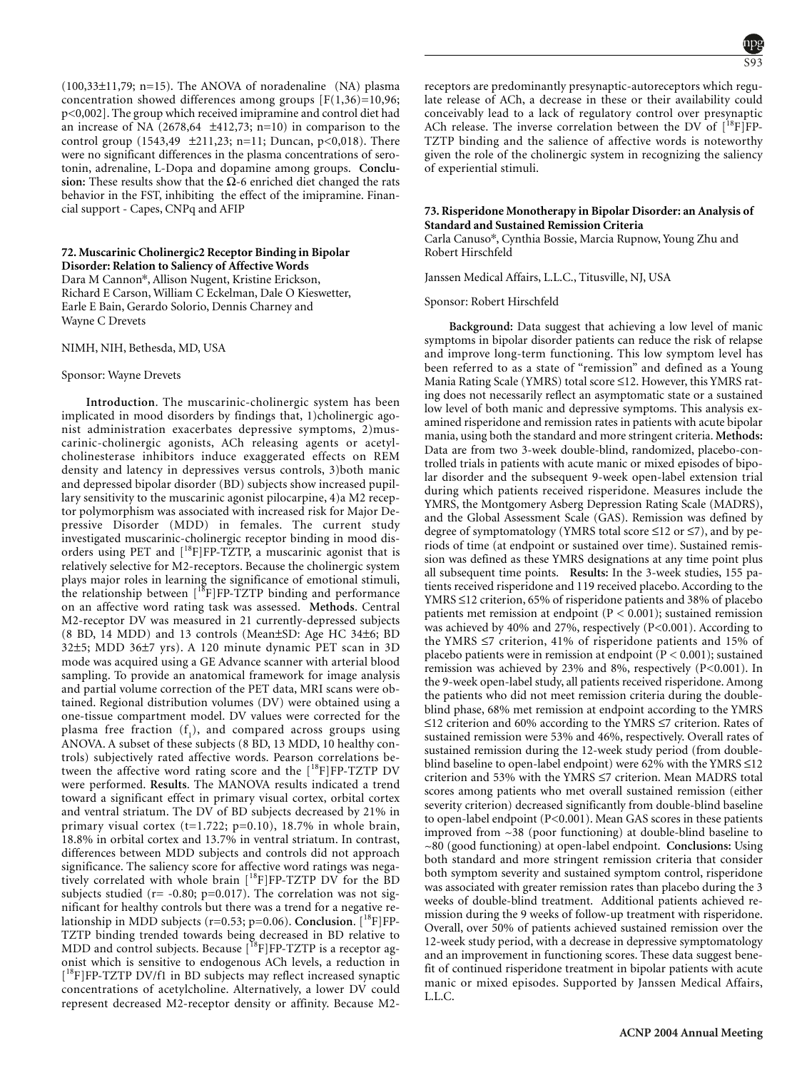(100,33±11,79; n=15). The ANOVA of noradenaline (NA) plasma concentration showed differences among groups [$F(1,36)=10,96$; $p<0,002$]. The group which received imipramine and control diet had an increase of NA (2678,64 ±412,73; n=10) in comparison to the control group (1543,49 ±211,23; n=11; Duncan, $p<0,018$). There were no significant differences in the plasma concentrations of serotonin, adrenaline, L-Dopa and dopamine among groups. **Conclusion:** These results show that the Ω-6 enriched diet changed the rats behavior in the FST, inhibiting the effect of the imipramine. Financial support - Capes, CNPq and AFIP

### 72. Muscarinic Cholinergic2 Receptor Binding in Bipolar Disorder: Relation to Saliency of Affective Words

Dara M Cannon*, Allison Nugent, Kristine Erickson, Richard E Carson, William C Eckelman, Dale O Kieswetter, Earle E Bain, Gerardo Solorio, Dennis Charney and Wayne C Drevets

NIMH, NIH, Bethesda, MD, USA

Sponsor: Wayne Drevets

**Introduction**. The muscarinic-cholinergic system has been implicated in mood disorders by findings that, 1)cholinergic agonist administration exacerbates depressive symptoms, 2)muscarinic-cholinergic agonists, ACh releasing agents or acetylcholinesterase inhibitors induce exaggerated effects on REM density and latency in depressives versus controls, 3)both manic and depressed bipolar disorder (BD) subjects show increased pupillary sensitivity to the muscarinic agonist pilocarpine, 4)a M2 receptor polymorphism was associated with increased risk for Major Depressive Disorder (MDD) in females. The current study investigated muscarinic-cholinergic receptor binding in mood disorders using PET and [$^{18}$F]FP-TZTP, a muscarinic agonist that is relatively selective for M2-receptors. Because the cholinergic system plays major roles in learning the significance of emotional stimuli, the relationship between [$^{18}$F]FP-TZTP binding and performance on an affective word rating task was assessed. **Methods**. Central M2-receptor DV was measured in 21 currently-depressed subjects (8 BD, 14 MDD) and 13 controls (Mean±SD: Age HC 34±6; BD 32±5; MDD 36±7 yrs). A 120 minute dynamic PET scan in 3D mode was acquired using a GE Advance scanner with arterial blood sampling. To provide an anatomical framework for image analysis and partial volume correction of the PET data, MRI scans were obtained. Regional distribution volumes (DV) were obtained using a one-tissue compartment model. DV values were corrected for the plasma free fraction ($f_1$), and compared across groups using ANOVA. A subset of these subjects (8 BD, 13 MDD, 10 healthy controls) subjectively rated affective words. Pearson correlations between the affective word rating score and the [$^{18}$F]FP-TZTP DV were performed. **Results**. The MANOVA results indicated a trend toward a significant effect in primary visual cortex, orbital cortex and ventral striatum. The DV of BD subjects decreased by 21% in primary visual cortex ($t=1.722$; $p=0.10$), 18.7% in whole brain, 18.8% in orbital cortex and 13.7% in ventral striatum. In contrast, differences between MDD subjects and controls did not approach significance. The saliency score for affective word ratings was negatively correlated with whole brain [$^{18}$F]FP-TZTP DV for the BD subjects studied ($r= -0.80$; $p=0.017$). The correlation was not significant for healthy controls but there was a trend for a negative relationship in MDD subjects ($r=0.53$; $p=0.06$). **Conclusion**. [$^{18}$F]FP-TZTP binding trended towards being decreased in BD relative to MDD and control subjects. Because [$^{18}$F]FP-TZTP is a receptor agonist which is sensitive to endogenous ACh levels, a reduction in [$^{18}$F]FP-TZTP DV/f1 in BD subjects may reflect increased synaptic concentrations of acetylcholine. Alternatively, a lower DV could represent decreased M2-receptor density or affinity. Because M2-receptors are predominantly presynaptic-autoreceptors which regulate release of ACh, a decrease in these or their availability could conceivably lead to a lack of regulatory control over presynaptic ACh release. The inverse correlation between the DV of [$^{18}$F]FP-TZTP binding and the salience of affective words is noteworthy given the role of the cholinergic system in recognizing the saliency of experiential stimuli.

### 73. Risperidone Monotherapy in Bipolar Disorder: an Analysis of Standard and Sustained Remission Criteria

Carla Canuso*, Cynthia Bossie, Marcia Rupnow, Young Zhu and Robert Hirschfeld

Janssen Medical Affairs, L.L.C., Titusville, NJ, USA

Sponsor: Robert Hirschfeld

**Background:** Data suggest that achieving a low level of manic symptoms in bipolar disorder patients can reduce the risk of relapse and improve long-term functioning. This low symptom level has been referred to as a state of "remission" and defined as a Young Mania Rating Scale (YMRS) total score ≤12. However, this YMRS rating does not necessarily reflect an asymptomatic state or a sustained low level of both manic and depressive symptoms. This analysis examined risperidone and remission rates in patients with acute bipolar mania, using both the standard and more stringent criteria. **Methods:** Data are from two 3-week double-blind, randomized, placebo-controlled trials in patients with acute manic or mixed episodes of bipolar disorder and the subsequent 9-week open-label extension trial during which patients received risperidone. Measures include the YMRS, the Montgomery Asberg Depression Rating Scale (MADRS), and the Global Assessment Scale (GAS). Remission was defined by degree of symptomatology (YMRS total score ≤12 or ≤7), and by periods of time (at endpoint or sustained over time). Sustained remission was defined as these YMRS designations at any time point plus all subsequent time points. **Results:** In the 3-week studies, 155 patients received risperidone and 119 received placebo. According to the YMRS ≤12 criterion, 65% of risperidone patients and 38% of placebo patients met remission at endpoint ($P < 0.001$); sustained remission was achieved by 40% and 27%, respectively ($P<0.001$). According to the YMRS ≤7 criterion, 41% of risperidone patients and 15% of placebo patients were in remission at endpoint ($P < 0.001$); sustained remission was achieved by 23% and 8%, respectively ($P<0.001$). In the 9-week open-label study, all patients received risperidone. Among the patients who did not meet remission criteria during the double-blind phase, 68% met remission at endpoint according to the YMRS ≤12 criterion and 60% according to the YMRS ≤7 criterion. Rates of sustained remission were 53% and 46%, respectively. Overall rates of sustained remission during the 12-week study period (from double-blind baseline to open-label endpoint) were 62% with the YMRS ≤12 criterion and 53% with the YMRS ≤7 criterion. Mean MADRS total scores among patients who met overall sustained remission (either severity criterion) decreased significantly from double-blind baseline to open-label endpoint ($P<0.001$). Mean GAS scores in these patients improved from ~38 (poor functioning) at double-blind baseline to ~80 (good functioning) at open-label endpoint. **Conclusions:** Using both standard and more stringent remission criteria that consider both symptom severity and sustained symptom control, risperidone was associated with greater remission rates than placebo during the 3 weeks of double-blind treatment. Additional patients achieved remission during the 9 weeks of follow-up treatment with risperidone. Overall, over 50% of patients achieved sustained remission over the 12-week study period, with a decrease in depressive symptomatology and an improvement in functioning scores. These data suggest benefit of continued risperidone treatment in bipolar patients with acute manic or mixed episodes. Supported by Janssen Medical Affairs, L.L.C.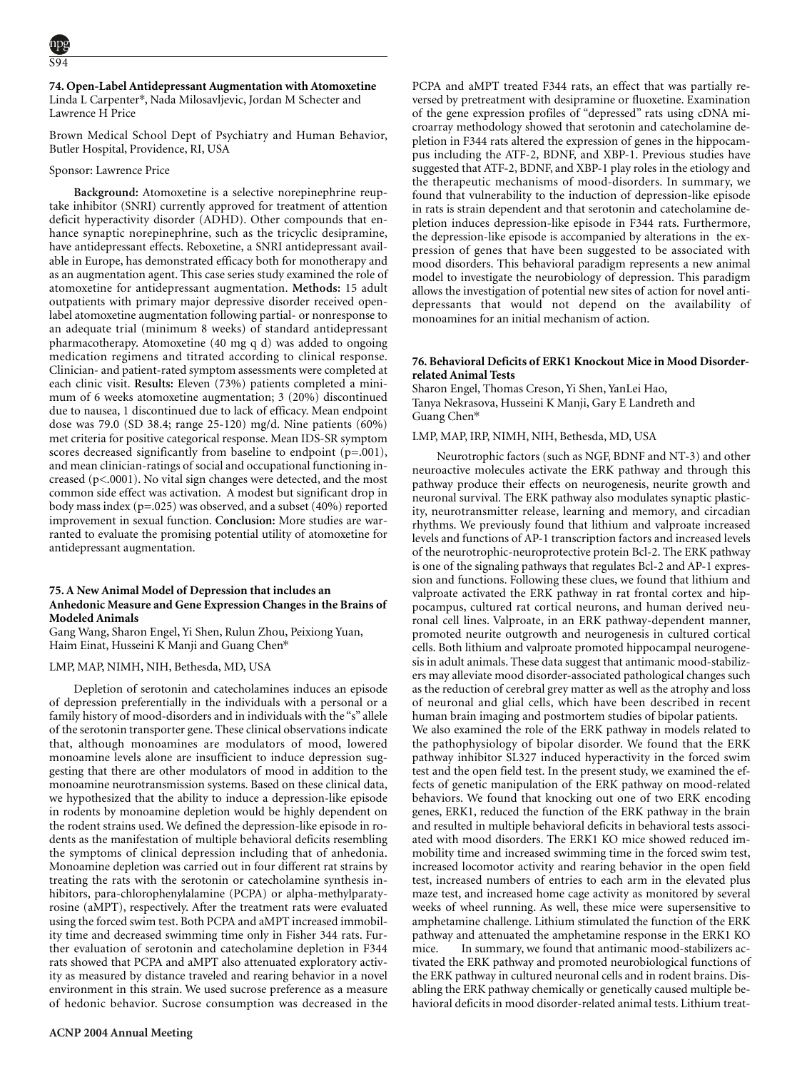### 74. Open-Label Antidepressant Augmentation with Atomoxetine

Linda L Carpenter*, Nada Milosavljevic, Jordan M Schecter and Lawrence H Price

Brown Medical School Dept of Psychiatry and Human Behavior, Butler Hospital, Providence, RI, USA

Sponsor: Lawrence Price

**Background:** Atomoxetine is a selective norepinephrine reuptake inhibitor (SNRI) currently approved for treatment of attention deficit hyperactivity disorder (ADHD). Other compounds that enhance synaptic norepinephrine, such as the tricyclic desipramine, have antidepressant effects. Reboxetine, a SNRI antidepressant available in Europe, has demonstrated efficacy both for monotherapy and as an augmentation agent. This case series study examined the role of atomoxetine for antidepressant augmentation. **Methods:** 15 adult outpatients with primary major depressive disorder received open-label atomoxetine augmentation following partial- or nonresponse to an adequate trial (minimum 8 weeks) of standard antidepressant pharmacotherapy. Atomoxetine (40 mg q d) was added to ongoing medication regimens and titrated according to clinical response. Clinician- and patient-rated symptom assessments were completed at each clinic visit. **Results:** Eleven (73%) patients completed a minimum of 6 weeks atomoxetine augmentation; 3 (20%) discontinued due to nausea, 1 discontinued due to lack of efficacy. Mean endpoint dose was 79.0 (SD 38.4; range 25-120) mg/d. Nine patients (60%) met criteria for positive categorical response. Mean IDS-SR symptom scores decreased significantly from baseline to endpoint ($p=.001$), and mean clinician-ratings of social and occupational functioning increased ($p<.0001$). No vital sign changes were detected, and the most common side effect was activation. A modest but significant drop in body mass index ($p=.025$) was observed, and a subset (40%) reported improvement in sexual function. **Conclusion:** More studies are warranted to evaluate the promising potential utility of atomoxetine for antidepressant augmentation.

### 75. A New Animal Model of Depression that includes an Anhedonic Measure and Gene Expression Changes in the Brains of Modeled Animals

Gang Wang, Sharon Engel, Yi Shen, Rulun Zhou, Peixiong Yuan, Haim Einat, Husseini K Manji and Guang Chen*

LMP, MAP, NIMH, NIH, Bethesda, MD, USA

Depletion of serotonin and catecholamines induces an episode of depression preferentially in the individuals with a personal or a family history of mood-disorders and in individuals with the "s" allele of the serotonin transporter gene. These clinical observations indicate that, although monoamines are modulators of mood, lowered monoamine levels alone are insufficient to induce depression suggesting that there are other modulators of mood in addition to the monoamine neurotransmission systems. Based on these clinical data, we hypothesized that the ability to induce a depression-like episode in rodents by monoamine depletion would be highly dependent on the rodent strains used. We defined the depression-like episode in rodents as the manifestation of multiple behavioral deficits resembling the symptoms of clinical depression including that of anhedonia. Monoamine depletion was carried out in four different rat strains by treating the rats with the serotonin or catecholamine synthesis inhibitors, para-chlorophenylalamine (PCPA) or alpha-methylparatyrosine (aMPT), respectively. After the treatment rats were evaluated using the forced swim test. Both PCPA and aMPT increased immobility time and decreased swimming time only in Fisher 344 rats. Further evaluation of serotonin and catecholamine depletion in F344 rats showed that PCPA and aMPT also attenuated exploratory activity as measured by distance traveled and rearing behavior in a novel environment in this strain. We used sucrose preference as a measure of hedonic behavior. Sucrose consumption was decreased in the PCPA and aMPT treated F344 rats, an effect that was partially reversed by pretreatment with desipramine or fluoxetine. Examination of the gene expression profiles of "depressed" rats using cDNA microarray methodology showed that serotonin and catecholamine depletion in F344 rats altered the expression of genes in the hippocampus including the ATF-2, BDNF, and XBP-1. Previous studies have suggested that ATF-2, BDNF, and XBP-1 play roles in the etiology and the therapeutic mechanisms of mood-disorders. In summary, we found that vulnerability to the induction of depression-like episode in rats is strain dependent and that serotonin and catecholamine depletion induces depression-like episode in F344 rats. Furthermore, the depression-like episode is accompanied by alterations in the expression of genes that have been suggested to be associated with mood disorders. This behavioral paradigm represents a new animal model to investigate the neurobiology of depression. This paradigm allows the investigation of potential new sites of action for novel antidepressants that would not depend on the availability of monoamines for an initial mechanism of action.

### 76. Behavioral Deficits of ERK1 Knockout Mice in Mood Disorder-related Animal Tests

Sharon Engel, Thomas Creson, Yi Shen, YanLei Hao, Tanya Nekrasova, Husseini K Manji, Gary E Landreth and Guang Chen*

LMP, MAP, IRP, NIMH, NIH, Bethesda, MD, USA

Neurotrophic factors (such as NGF, BDNF and NT-3) and other neuroactive molecules activate the ERK pathway and through this pathway produce their effects on neurogenesis, neurite growth and neuronal survival. The ERK pathway also modulates synaptic plasticity, neurotransmitter release, learning and memory, and circadian rhythms. We previously found that lithium and valproate increased levels and functions of AP-1 transcription factors and increased levels of the neurotrophic-neuroprotective protein Bcl-2. The ERK pathway is one of the signaling pathways that regulates Bcl-2 and AP-1 expression and functions. Following these clues, we found that lithium and valproate activated the ERK pathway in rat frontal cortex and hippocampus, cultured rat cortical neurons, and human derived neuronal cell lines. Valproate, in an ERK pathway-dependent manner, promoted neurite outgrowth and neurogenesis in cultured cortical cells. Both lithium and valproate promoted hippocampal neurogenesis in adult animals. These data suggest that antimanic mood-stabilizers may alleviate mood disorder-associated pathological changes such as the reduction of cerebral grey matter as well as the atrophy and loss of neuronal and glial cells, which have been described in recent human brain imaging and postmortem studies of bipolar patients.

We also examined the role of the ERK pathway in models related to the pathophysiology of bipolar disorder. We found that the ERK pathway inhibitor SL327 induced hyperactivity in the forced swim test and the open field test. In the present study, we examined the effects of genetic manipulation of the ERK pathway on mood-related behaviors. We found that knocking out one of two ERK encoding genes, ERK1, reduced the function of the ERK pathway in the brain and resulted in multiple behavioral deficits in behavioral tests associated with mood disorders. The ERK1 KO mice showed reduced immobility time and increased swimming time in the forced swim test, increased locomotor activity and rearing behavior in the open field test, increased numbers of entries to each arm in the elevated plus maze test, and increased home cage activity as monitored by several weeks of wheel running. As well, these mice were supersensitive to amphetamine challenge. Lithium stimulated the function of the ERK pathway and attenuated the amphetamine response in the ERK1 KO mice. In summary, we found that antimanic mood-stabilizers activated the ERK pathway and promoted neurobiological functions of the ERK pathway in cultured neuronal cells and in rodent brains. Disabling the ERK pathway chemically or genetically caused multiple behavioral deficits in mood disorder-related animal tests. Lithium treat-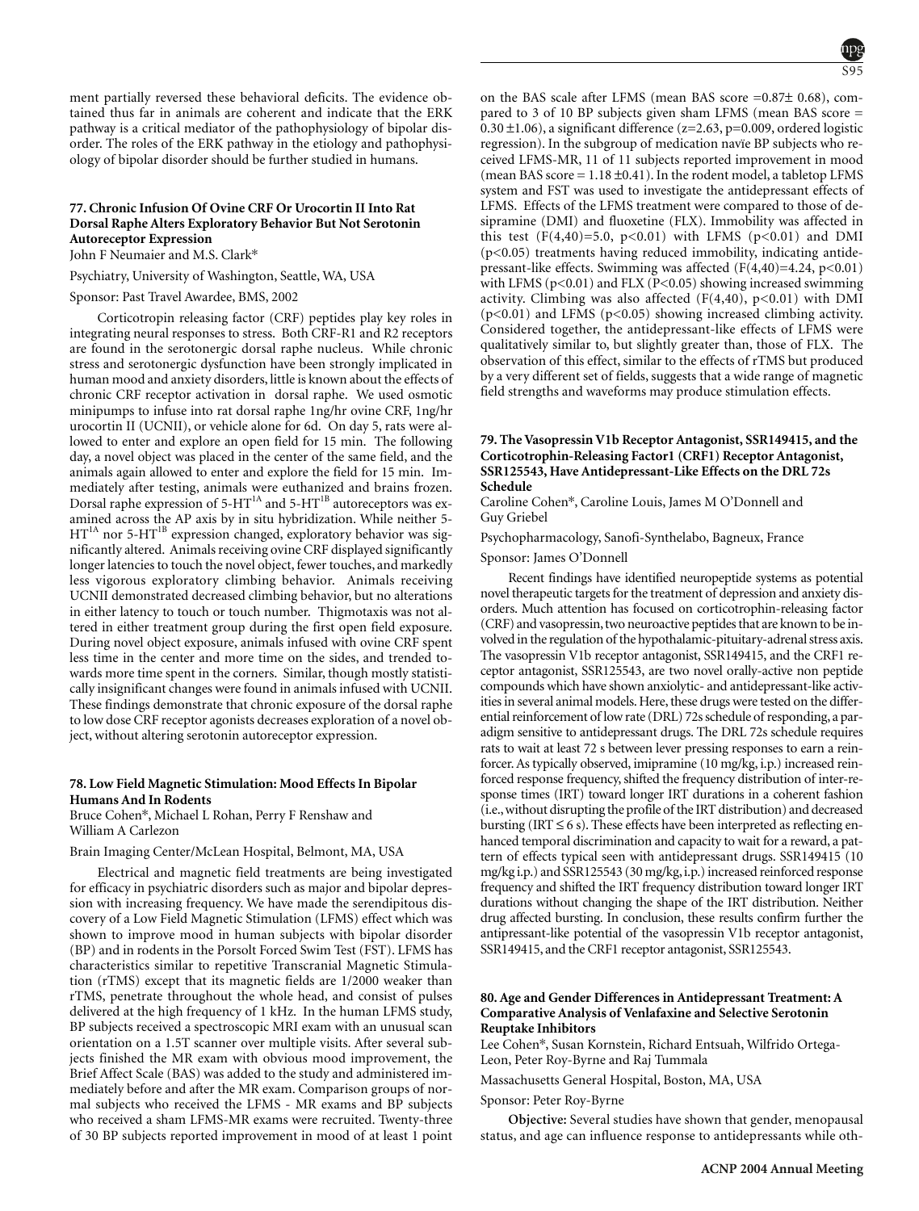ment partially reversed these behavioral deficits. The evidence obtained thus far in animals are coherent and indicate that the ERK pathway is a critical mediator of the pathophysiology of bipolar disorder. The roles of the ERK pathway in the etiology and pathophysiology of bipolar disorder should be further studied in humans.

### 77. Chronic Infusion Of Ovine CRF Or Urocortin II Into Rat Dorsal Raphe Alters Exploratory Behavior But Not Serotonin Autoreceptor Expression

John F Neumaier and M.S. Clark*

Psychiatry, University of Washington, Seattle, WA, USA

Sponsor: Past Travel Awardee, BMS, 2002

Corticotropin releasing factor (CRF) peptides play key roles in integrating neural responses to stress. Both CRF-R1 and R2 receptors are found in the serotonergic dorsal raphe nucleus. While chronic stress and serotonergic dysfunction have been strongly implicated in human mood and anxiety disorders, little is known about the effects of chronic CRF receptor activation in dorsal raphe. We used osmotic minipumps to infuse into rat dorsal raphe 1ng/hr ovine CRF, 1ng/hr urocortin II (UCNII), or vehicle alone for 6d. On day 5, rats were allowed to enter and explore an open field for 15 min. The following day, a novel object was placed in the center of the same field, and the animals again allowed to enter and explore the field for 15 min. Immediatly after testing, animals were euthanized and brains frozen. Dorsal raphe expression of $5\text{-HT}^{1A}$ and $5\text{-HT}^{1B}$ autoreceptors was examined across the AP axis by in situ hybridization. While neither $5\text{-HT}^{1A}$ nor $5\text{-HT}^{1B}$ expression changed, exploratory behavior was significantly altered. Animals receiving ovine CRF displayed significantly longer latencies to touch the novel object, fewer touches, and markedly less vigorous exploratory climbing behavior. Animals receiving UCNII demonstrated decreased climbing behavior, but no alterations in either latency to touch or touch number. Thigmotaxis was not altered in either treatment group during the first open field exposure. During novel object exposure, animals infused with ovine CRF spent less time in the center and more time on the sides, and trended towards more time spent in the corners. Similar, though mostly statistically insignificant changes were found in animals infused with UCNII. These findings demonstrate that chronic exposure of the dorsal raphe to low dose CRF receptor agonists decreases exploration of a novel object, without altering serotonin autoreceptor expression.

### 78. Low Field Magnetic Stimulation: Mood Effects In Bipolar Humans And In Rodents

Bruce Cohen*, Michael L Rohan, Perry F Renshaw and William A Carlezon

Brain Imaging Center/McLean Hospital, Belmont, MA, USA

Electrical and magnetic field treatments are being investigated for efficacy in psychiatric disorders such as major and bipolar depression with increasing frequency. We have made the serendipitous discovery of a Low Field Magnetic Stimulation (LFMS) effect which was shown to improve mood in human subjects with bipolar disorder (BP) and in rodents in the Porsolt Forced Swim Test (FST). LFMS has characteristics similar to repetitive Transcranial Magnetic Stimulation (rTMS) except that its magnetic fields are 1/2000 weaker than rTMS, penetrate throughout the whole head, and consist of pulses delivered at the high frequency of 1 kHz. In the human LFMS study, BP subjects received a spectroscopic MRI exam with an unusual scan orientation on a 1.5T scanner over multiple visits. After several subjects finished the MR exam with obvious mood improvement, the Brief Affect Scale (BAS) was added to the study and administered immediately before and after the MR exam. Comparison groups of normal subjects who received the LFMS - MR exams and BP subjects who received a sham LFMS-MR exams were recruited. Twenty-three of 30 BP subjects reported improvement in mood of at least 1 point on the BAS scale after LFMS (mean BAS score $=0.87\pm 0.68$), compared to 3 of 10 BP subjects given sham LFMS (mean BAS score $= 0.30 \pm 1.06$), a significant difference ($z=2.63$, $p=0.009$, ordered logistic regression). In the subgroup of medication navïe BP subjects who received LFMS-MR, 11 of 11 subjects reported improvement in mood (mean BAS score $= 1.18 \pm 0.41$). In the rodent model, a tabletop LFMS system and FST was used to investigate the antidepressant effects of LFMS. Effects of the LFMS treatment were compared to those of desipramine (DMI) and fluoxetine (FLX). Immobility was affected in this test ($F(4,40)=5.0$, $p<0.01$) with LFMS ($p<0.01$) and DMI ($p<0.05$) treatments having reduced immobility, indicating antidepressant-like effects. Swimming was affected ($F(4,40)=4.24$, $p<0.01$) with LFMS ($p<0.01$) and FLX ($P<0.05$) showing increased swimming activity. Climbing was also affected ($F(4,40)$, $p<0.01$) with DMI ($p<0.01$) and LFMS ($p<0.05$) showing increased climbing activity. Considered together, the antidepressant-like effects of LFMS were qualitatively similar to, but slightly greater than, those of FLX. The observation of this effect, similar to the effects of rTMS but produced by a very different set of fields, suggests that a wide range of magnetic field strengths and waveforms may produce stimulation effects.

### 79. The Vasopressin V1b Receptor Antagonist, SSR149415, and the Corticotrophin-Releasing Factor1 (CRF1) Receptor Antagonist, SSR125543, Have Antidepressant-Like Effects on the DRL 72s Schedule

Caroline Cohen*, Caroline Louis, James M O'Donnell and Guy Griebel

Psychopharmacology, Sanofi-Synthelabo, Bagneux, France

Sponsor: James O'Donnell

Recent findings have identified neuropeptide systems as potential novel therapeutic targets for the treatment of depression and anxiety disorders. Much attention has focused on corticotrophin-releasing factor (CRF) and vasopressin, two neuroactive peptides that are known to be involved in the regulation of the hypothalamic-pituitary-adrenal stress axis. The vasopressin V1b receptor antagonist, SSR149415, and the CRF1 receptor antagonist, SSR125543, are two novel orally-active non peptide compounds which have shown anxiolytic- and antidepressant-like activities in several animal models. Here, these drugs were tested on the differential reinforcement of low rate (DRL) 72s schedule of responding, a paradigm sensitive to antidepressant drugs. The DRL 72s schedule requires rats to wait at least 72 s between lever pressing responses to earn a reinforcer. As typically observed, imipramine (10 mg/kg, i.p.) increased reinforced response frequency, shifted the frequency distribution of inter-response times (IRT) toward longer IRT durations in a coherent fashion (i.e., without disrupting the profile of the IRT distribution) and decreased bursting ($\text{IRT} \leq 6$ s). These effects have been interpreted as reflecting enhanced temporal discrimination and capacity to wait for a reward, a pattern of effects typical seen with antidepressant drugs. SSR149415 (10 mg/kg i.p.) and SSR125543 (30 mg/kg, i.p.) increased reinforced response frequency and shifted the IRT frequency distribution toward longer IRT durations without changing the shape of the IRT distribution. Neither drug affected bursting. In conclusion, these results confirm further the antipressant-like potential of the vasopressin V1b receptor antagonist, SSR149415, and the CRF1 receptor antagonist, SSR125543.

### 80. Age and Gender Differences in Antidepressant Treatment: A Comparative Analysis of Venlafaxine and Selective Serotonin Reuptake Inhibitors

Lee Cohen*, Susan Kornstein, Richard Entsuah, Wilfrido Ortega-Leon, Peter Roy-Byrne and Raj Tummala

Massachusetts General Hospital, Boston, MA, USA

Sponsor: Peter Roy-Byrne

**Objective:** Several studies have shown that gender, menopausal status, and age can influence response to antidepressants while oth-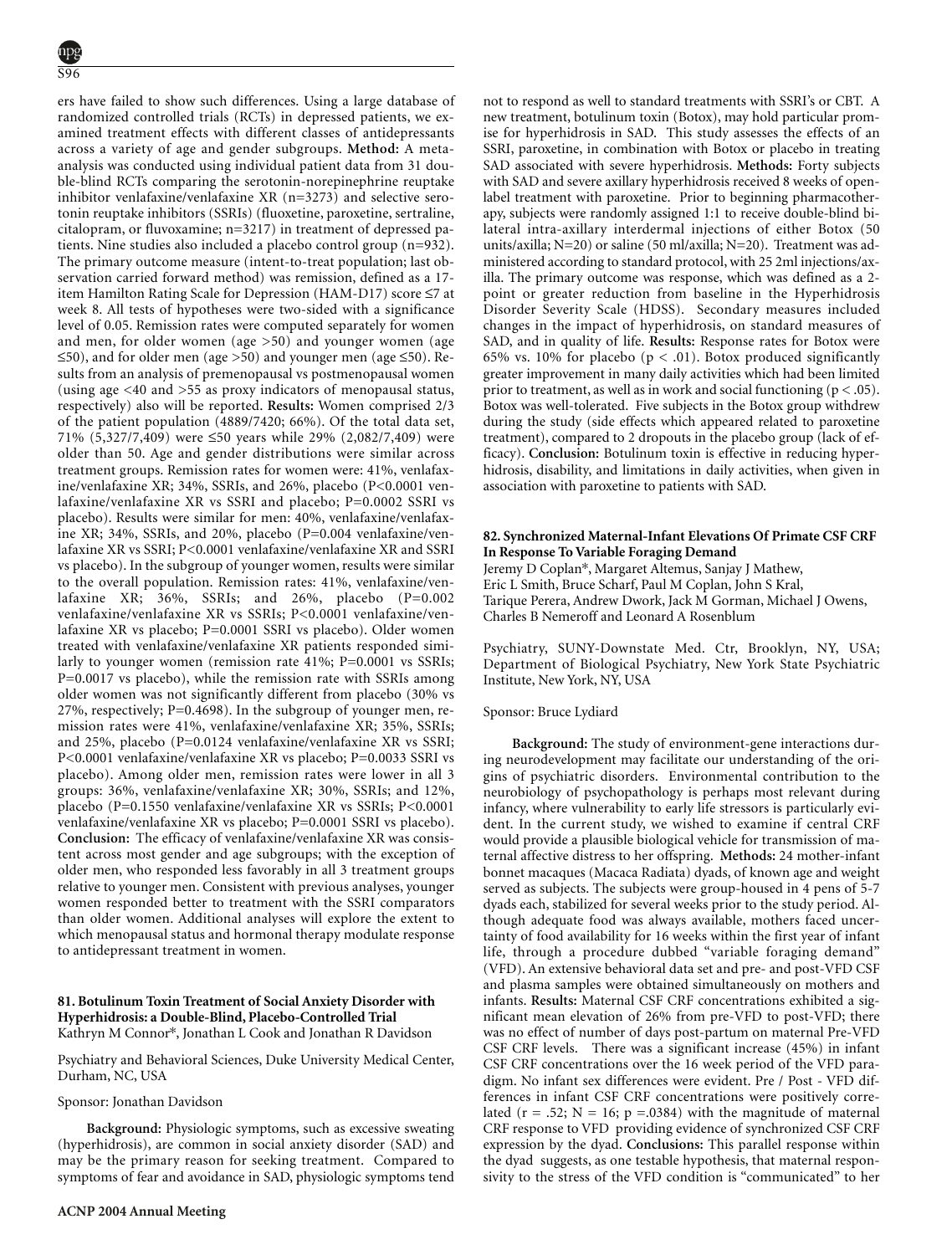ers have failed to show such differences. Using a large database of randomized controlled trials (RCTs) in depressed patients, we examined treatment effects with different classes of antidepressants across a variety of age and gender subgroups. **Method:** A meta-analysis was conducted using individual patient data from 31 double-blind RCTs comparing the serotonin-norepinephrine reuptake inhibitor venlafaxine/venlafaxine XR (n=3273) and selective serotonin reuptake inhibitors (SSRIs) (fluoxetine, paroxetine, sertraline, citalopram, or fluvoxamine; n=3217) in treatment of depressed patients. Nine studies also included a placebo control group (n=932). The primary outcome measure (intent-to-treat population; last observation carried forward method) was remission, defined as a 17-item Hamilton Rating Scale for Depression (HAM-D17) score ≤7 at week 8. All tests of hypotheses were two-sided with a significance level of 0.05. Remission rates were computed separately for women and men, for older women (age >50) and younger women (age ≤50), and for older men (age >50) and younger men (age ≤50). Results from an analysis of premenopausal vs postmenopausal women (using age <40 and >55 as proxy indicators of menopausal status, respectively) also will be reported. **Results:** Women comprised 2/3 of the patient population (4889/7420; 66%). Of the total data set, 71% (5,327/7,409) were ≤50 years while 29% (2,082/7,409) were older than 50. Age and gender distributions were similar across treatment groups. Remission rates for women were: 41%, venlafaxine/venlafaxine XR; 34%, SSRIs, and 26%, placebo (P<0.0001 venlafaxine/venlafaxine XR vs SSRI and placebo; P=0.0002 SSRI vs placebo). Results were similar for men: 40%, venlafaxine/venlafaxine XR; 34%, SSRIs, and 20%, placebo (P=0.004 venlafaxine/venlafaxine XR vs SSRI; P<0.0001 venlafaxine/venlafaxine XR and SSRI vs placebo). In the subgroup of younger women, results were similar to the overall population. Remission rates: 41%, venlafaxine/venlafaxine XR; 36%, SSRIs; and 26%, placebo (P=0.002 venlafaxine/venlafaxine XR vs SSRIs; P<0.0001 venlafaxine/venlafaxine XR vs placebo; P=0.0001 SSRI vs placebo). Older women treated with venlafaxine/venlafaxine XR patients responded similarly to younger women (remission rate 41%; P=0.0001 vs SSRIs; P=0.0017 vs placebo), while the remission rate with SSRIs among older women was not significantly different from placebo (30% vs 27%, respectively; P=0.4698). In the subgroup of younger men, remission rates were 41%, venlafaxine/venlafaxine XR; 35%, SSRIs; and 25%, placebo (P=0.0124 venlafaxine/venlafaxine XR vs SSRI; P<0.0001 venlafaxine/venlafaxine XR vs placebo; P=0.0033 SSRI vs placebo). Among older men, remission rates were lower in all 3 groups: 36%, venlafaxine/venlafaxine XR; 30%, SSRIs; and 12%, placebo (P=0.1550 venlafaxine/venlafaxine XR vs SSRIs; P<0.0001 venlafaxine/venlafaxine XR vs placebo; P=0.0001 SSRI vs placebo). **Conclusion:** The efficacy of venlafaxine/venlafaxine XR was consistent across most gender and age subgroups; with the exception of older men, who responded less favorably in all 3 treatment groups relative to younger men. Consistent with previous analyses, younger women responded better to treatment with the SSRI comparators than older women. Additional analyses will explore the extent to which menopausal status and hormonal therapy modulate response to antidepressant treatment in women.

### 81. Botulinum Toxin Treatment of Social Anxiety Disorder with Hyperhidrosis: a Double-Blind, Placebo-Controlled Trial

Kathryn M Connor*, Jonathan L Cook and Jonathan R Davidson

Psychiatry and Behavioral Sciences, Duke University Medical Center, Durham, NC, USA

Sponsor: Jonathan Davidson

**Background:** Physiologic symptoms, such as excessive sweating (hyperhidrosis), are common in social anxiety disorder (SAD) and may be the primary reason for seeking treatment. Compared to symptoms of fear and avoidance in SAD, physiologic symptoms tend not to respond as well to standard treatments with SSRI's or CBT. A new treatment, botulinum toxin (Botox), may hold particular promise for hyperhidrosis in SAD. This study assesses the effects of an SSRI, paroxetine, in combination with Botox or placebo in treating SAD associated with severe hyperhidrosis. **Methods:** Forty subjects with SAD and severe axillary hyperhidrosis received 8 weeks of open-label treatment with paroxetine. Prior to beginning pharmacotherapy, subjects were randomly assigned 1:1 to receive double-blind bilateral intra-axillary interdermal injections of either Botox (50 units/axilla; N=20) or saline (50 ml/axilla; N=20). Treatment was administered according to standard protocol, with 25 2ml injections/axilla. The primary outcome was response, which was defined as a 2-point or greater reduction from baseline in the Hyperhidrosis Disorder Severity Scale (HDSS). Secondary measures included changes in the impact of hyperhidrosis, on standard measures of SAD, and in quality of life. **Results:** Response rates for Botox were 65% vs. 10% for placebo (p < .01). Botox produced significantly greater improvement in many daily activities which had been limited prior to treatment, as well as in work and social functioning (p < .05). Botox was well-tolerated. Five subjects in the Botox group withdrew during the study (side effects which appeared related to paroxetine treatment), compared to 2 dropouts in the placebo group (lack of efficacy). **Conclusion:** Botulinum toxin is effective in reducing hyperhidrosis, disability, and limitations in daily activities, when given in association with paroxetine to patients with SAD.

### 82. Synchronized Maternal-Infant Elevations Of Primate CSF CRF In Response To Variable Foraging Demand

Jeremy D Coplan*, Margaret Altemus, Sanjay J Mathew, Eric L Smith, Bruce Scharf, Paul M Coplan, John S Kral, Tarique Perera, Andrew Dwork, Jack M Gorman, Michael J Owens, Charles B Nemeroff and Leonard A Rosenblum

Psychiatry, SUNY-Downstate Med. Ctr, Brooklyn, NY, USA; Department of Biological Psychiatry, New York State Psychiatric Institute, New York, NY, USA

Sponsor: Bruce Lydiard

**Background:** The study of environment-gene interactions during neurodevelopment may facilitate our understanding of the origins of psychiatric disorders. Environmental contribution to the neurobiology of psychopathology is perhaps most relevant during infancy, where vulnerability to early life stressors is particularly evident. In the current study, we wished to examine if central CRF would provide a plausible biological vehicle for transmission of maternal affective distress to her offspring. **Methods:** 24 mother-infant bonnet macaques (Macaca Radiata) dyads, of known age and weight served as subjects. The subjects were group-housed in 4 pens of 5-7 dyads each, stabilized for several weeks prior to the study period. Although adequate food was always available, mothers faced uncertainty of food availability for 16 weeks within the first year of infant life, through a procedure dubbed "variable foraging demand" (VFD). An extensive behavioral data set and pre- and post-VFD CSF and plasma samples were obtained simultaneously on mothers and infants. **Results:** Maternal CSF CRF concentrations exhibited a significant mean elevation of 26% from pre-VFD to post-VFD; there was no effect of number of days post-partum on maternal Pre-VFD CSF CRF levels. There was a significant increase (45%) in infant CSF CRF concentrations over the 16 week period of the VFD paradigm. No infant sex differences were evident. Pre / Post - VFD differences in infant CSF CRF concentrations were positively correlated (r = .52; N = 16; p =.0384) with the magnitude of maternal CRF response to VFD providing evidence of synchronized CSF CRF expression by the dyad. **Conclusions:** This parallel response within the dyad suggests, as one testable hypothesis, that maternal responsivity to the stress of the VFD condition is "communicated" to her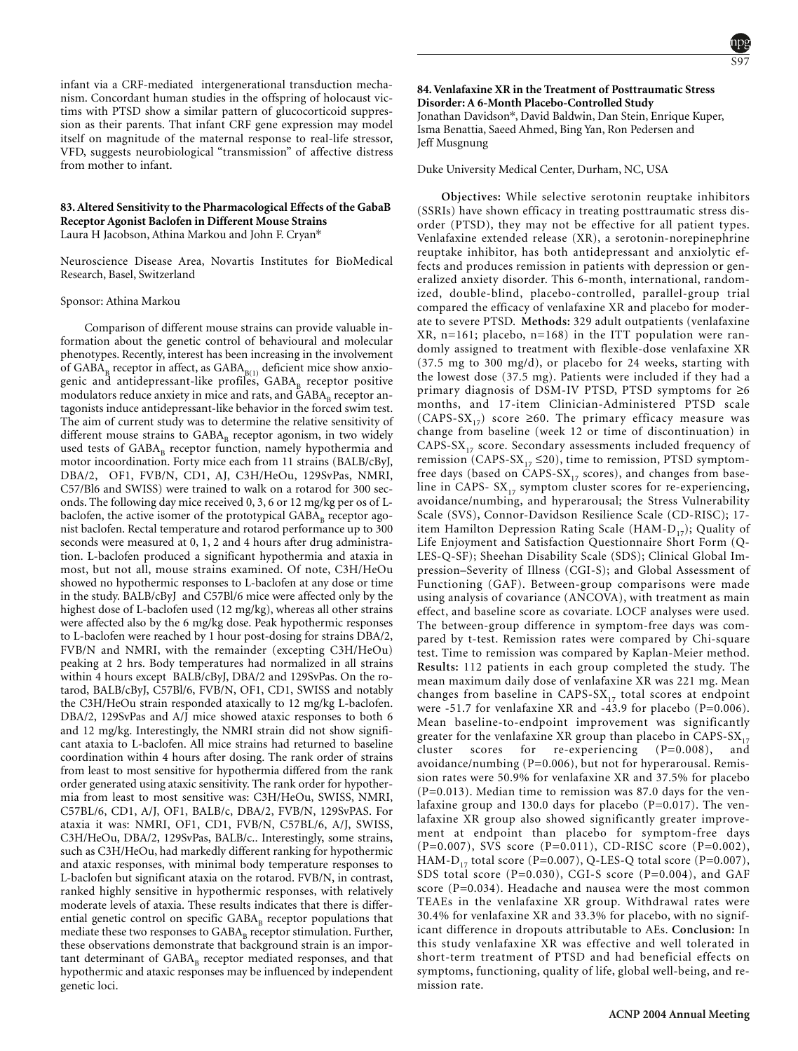infant via a CRF-mediated intergenerational transduction mechanism. Concordant human studies in the offspring of holocaust victims with PTSD show a similar pattern of glucocorticoid suppression as their parents. That infant CRF gene expression may model itself on magnitude of the maternal response to real-life stressor, VFD, suggests neurobiological "transmission" of affective distress from mother to infant.

### 83. Altered Sensitivity to the Pharmacological Effects of the GabaB Receptor Agonist Baclofen in Different Mouse Strains

Laura H Jacobson, Athina Markou and John F. Cryan*

Neuroscience Disease Area, Novartis Institutes for BioMedical Research, Basel, Switzerland

Sponsor: Athina Markou

Comparison of different mouse strains can provide valuable information about the genetic control of behavioural and molecular phenotypes. Recently, interest has been increasing in the involvement of $GABA_B$ receptor in affect, as $GABA_{B(1)}$ deficient mice show anxiogenic and antidepressant-like profiles, $GABA_B$ receptor positive modulators reduce anxiety in mice and rats, and $GABA_B$ receptor antagonists induce antidepressant-like behavior in the forced swim test. The aim of current study was to determine the relative sensitivity of different mouse strains to $GABA_B$ receptor agonism, in two widely used tests of $GABA_B$ receptor function, namely hypothermia and motor incoordination. Forty mice each from 11 strains (BALB/cByJ, DBA/2, OF1, FVB/N, CD1, AJ, C3H/HeOu, 129SvPas, NMRI, C57/Bl6 and SWISS) were trained to walk on a rotarod for 300 seconds. The following day mice received 0, 3, 6 or 12 mg/kg per os of L-baclofen, the active isomer of the prototypical $GABA_B$ receptor agonist baclofen. Rectal temperature and rotarod performance up to 300 seconds were measured at 0, 1, 2 and 4 hours after drug administration. L-baclofen produced a significant hypothermia and ataxia in most, but not all, mouse strains examined. Of note, C3H/HeOu showed no hypothermic responses to L-baclofen at any dose or time in the study. BALB/cByJ and C57Bl/6 mice were affected only by the highest dose of L-baclofen used (12 mg/kg), whereas all other strains were affected also by the 6 mg/kg dose. Peak hypothermic responses to L-baclofen were reached by 1 hour post-dosing for strains DBA/2, FVB/N and NMRI, with the remainder (excepting C3H/HeOu) peaking at 2 hrs. Body temperatures had normalized in all strains within 4 hours except BALB/cByJ, DBA/2 and 129SvPas. On the rotarod, BALB/cByJ, C57Bl/6, FVB/N, OF1, CD1, SWISS and notably the C3H/HeOu strain responded ataxically to 12 mg/kg L-baclofen. DBA/2, 129SvPas and A/J mice showed ataxic responses to both 6 and 12 mg/kg. Interestingly, the NMRI strain did not show significant ataxia to L-baclofen. All mice strains had returned to baseline coordination within 4 hours after dosing. The rank order of strains from least to most sensitive for hypothermia differed from the rank order generated using ataxic sensitivity. The rank order for hypothermia from least to most sensitive was: C3H/HeOu, SWISS, NMRI, C57BL/6, CD1, A/J, OF1, BALB/c, DBA/2, FVB/N, 129SvPAS. For ataxia it was: NMRI, OF1, CD1, FVB/N, C57BL/6, A/J, SWISS, C3H/HeOu, DBA/2, 129SvPas, BALB/c.. Interestingly, some strains, such as C3H/HeOu, had markedly different ranking for hypothermic and ataxic responses, with minimal body temperature responses to L-baclofen but significant ataxia on the rotarod. FVB/N, in contrast, ranked highly sensitive in hypothermic responses, with relatively moderate levels of ataxia. These results indicates that there is differential genetic control on specific $GABA_B$ receptor populations that mediate these two responses to $GABA_B$ receptor stimulation. Further, these observations demonstrate that background strain is an important determinant of $GABA_B$ receptor mediated responses, and that hypothermic and ataxic responses may be influenced by independent genetic loci.

### 84. Venlafaxine XR in the Treatment of Posttraumatic Stress Disorder: A 6-Month Placebo-Controlled Study

Jonathan Davidson*, David Baldwin, Dan Stein, Enrique Kuper, Isma Benattia, Saeed Ahmed, Bing Yan, Ron Pedersen and Jeff Musgnung

Duke University Medical Center, Durham, NC, USA

**Objectives:** While selective serotonin reuptake inhibitors (SSRIs) have shown efficacy in treating posttraumatic stress disorder (PTSD), they may not be effective for all patient types. Venlafaxine extended release (XR), a serotonin-norepinephrine reuptake inhibitor, has both antidepressant and anxiolytic effects and produces remission in patients with depression or generalized anxiety disorder. This 6-month, international, randomized, double-blind, placebo-controlled, parallel-group trial compared the efficacy of venlafaxine XR and placebo for moderate to severe PTSD. **Methods:** 329 adult outpatients (venlafaxine XR, n=161; placebo, n=168) in the ITT population were randomly assigned to treatment with flexible-dose venlafaxine XR (37.5 mg to 300 mg/d), or placebo for 24 weeks, starting with the lowest dose (37.5 mg). Patients were included if they had a primary diagnosis of DSM-IV PTSD, PTSD symptoms for ≥6 months, and 17-item Clinician-Administered PTSD scale ($CAPS\text{-}SX_{17}$) score ≥60. The primary efficacy measure was change from baseline (week 12 or time of discontinuation) in $CAPS\text{-}SX_{17}$ score. Secondary assessments included frequency of remission ($CAPS\text{-}SX_{17} \leq 20$), time to remission, PTSD symptom-free days (based on $CAPS\text{-}SX_{17}$ scores), and changes from baseline in $CAPS\text{-}SX_{17}$ symptom cluster scores for re-experiencing, avoidance/numbing, and hyperarousal; the Stress Vulnerability Scale (SVS), Connor-Davidson Resilience Scale (CD-RISC); 17-item Hamilton Depression Rating Scale ($HAM\text{-}D_{17}$); Quality of Life Enjoyment and Satisfaction Questionnaire Short Form (Q-LES-Q-SF); Sheehan Disability Scale (SDS); Clinical Global Impression–Severity of Illness (CGI-S); and Global Assessment of Functioning (GAF). Between-group comparisons were made using analysis of covariance (ANCOVA), with treatment as main effect, and baseline score as covariate. LOCF analyses were used. The between-group difference in symptom-free days was compared by t-test. Remission rates were compared by Chi-square test. Time to remission was compared by Kaplan-Meier method. **Results:** 112 patients in each group completed the study. The mean maximum daily dose of venlafaxine XR was 221 mg. Mean changes from baseline in $CAPS\text{-}SX_{17}$ total scores at endpoint were -51.7 for venlafaxine XR and -43.9 for placebo (P=0.006). Mean baseline-to-endpoint improvement was significantly greater for the venlafaxine XR group than placebo in $CAPS\text{-}SX_{17}$ cluster scores for re-experiencing (P=0.008), and avoidance/numbing (P=0.006), but not for hyperarousal. Remission rates were 50.9% for venlafaxine XR and 37.5% for placebo (P=0.013). Median time to remission was 87.0 days for the venlafaxine group and 130.0 days for placebo (P=0.017). The venlafaxine XR group also showed significantly greater improvement at endpoint than placebo for symptom-free days (P=0.007), SVS score (P=0.011), CD-RISC score (P=0.002), $HAM\text{-}D_{17}$ total score (P=0.007), Q-LES-Q total score (P=0.007), SDS total score (P=0.030), CGI-S score (P=0.004), and GAF score (P=0.034). Headache and nausea were the most common TEAEs in the venlafaxine XR group. Withdrawal rates were 30.4% for venlafaxine XR and 33.3% for placebo, with no significant difference in dropouts attributable to AEs. **Conclusion:** In this study venlafaxine XR was effective and well tolerated in short-term treatment of PTSD and had beneficial effects on symptoms, functioning, quality of life, global well-being, and remission rate.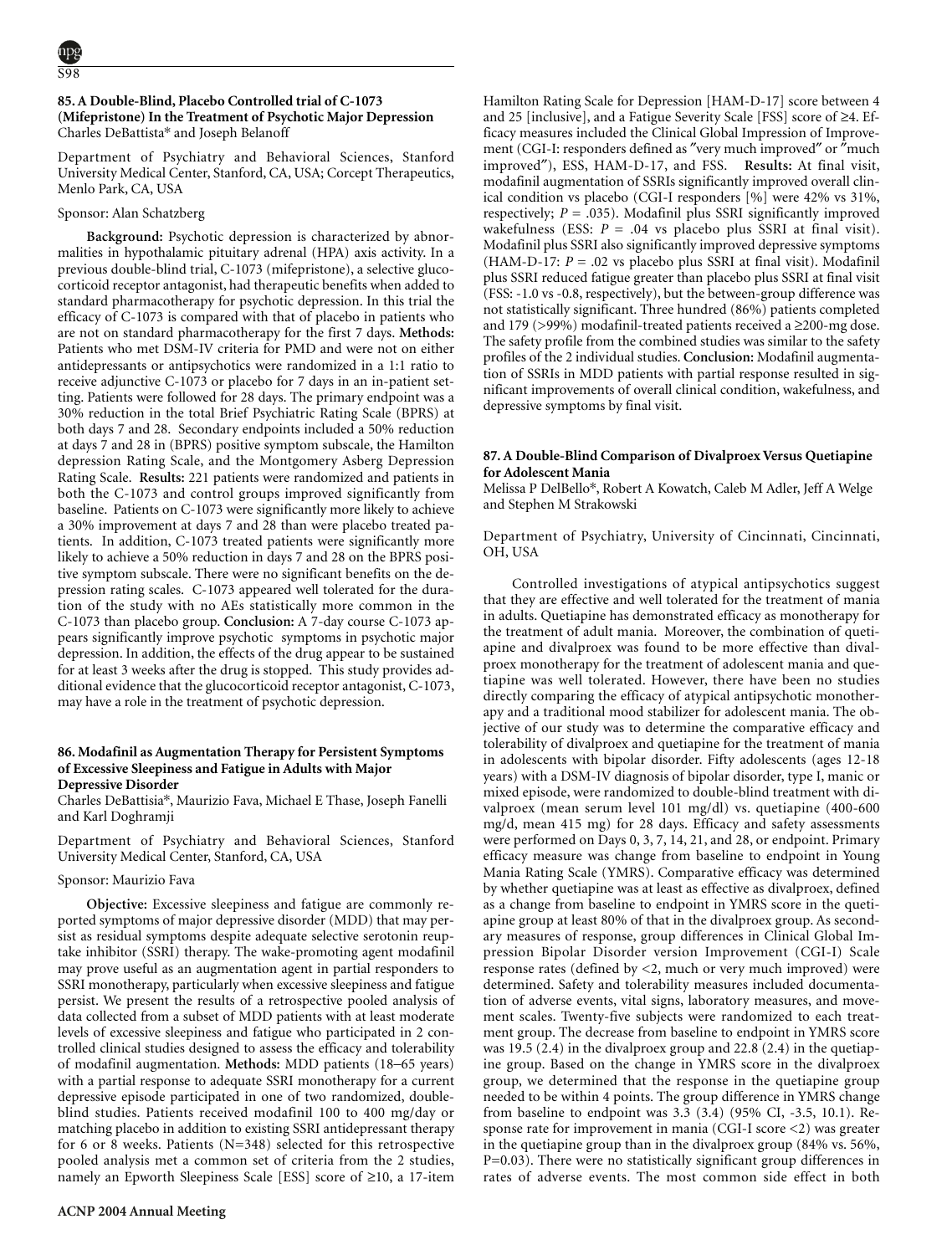### 85. A Double-Blind, Placebo Controlled trial of C-1073 (Mifepristone) In the Treatment of Psychotic Major Depression

Charles DeBattista* and Joseph Belanoff

Department of Psychiatry and Behavioral Sciences, Stanford University Medical Center, Stanford, CA, USA; Corcept Therapeutics, Menlo Park, CA, USA

Sponsor: Alan Schatzberg

**Background:** Psychotic depression is characterized by abnormalities in hypothalamic pituitary adrenal (HPA) axis activity. In a previous double-blind trial, C-1073 (mifepristone), a selective glucocorticoid receptor antagonist, had therapeutic benefits when added to standard pharmacotherapy for psychotic depression. In this trial the efficacy of C-1073 is compared with that of placebo in patients who are not on standard pharmacotherapy for the first 7 days. **Methods:** Patients who met DSM-IV criteria for PMD and were not on either antidepressants or antipsychotics were randomized in a 1:1 ratio to receive adjunctive C-1073 or placebo for 7 days in an in-patient setting. Patients were followed for 28 days. The primary endpoint was a 30% reduction in the total Brief Psychiatric Rating Scale (BPRS) at both days 7 and 28. Secondary endpoints included a 50% reduction at days 7 and 28 in (BPRS) positive symptom subscale, the Hamilton depression Rating Scale, and the Montgomery Asberg Depression Rating Scale. **Results:** 221 patients were randomized and patients in both the C-1073 and control groups improved significantly from baseline. Patients on C-1073 were significantly more likely to achieve a 30% improvement at days 7 and 28 than were placebo treated patients. In addition, C-1073 treated patients were significantly more likely to achieve a 50% reduction in days 7 and 28 on the BPRS positive symptom subscale. There were no significant benefits on the depression rating scales. C-1073 appeared well tolerated for the duration of the study with no AEs statistically more common in the C-1073 than placebo group. **Conclusion:** A 7-day course C-1073 appears significantly improve psychotic symptoms in psychotic major depression. In addition, the effects of the drug appear to be sustained for at least 3 weeks after the drug is stopped. This study provides additional evidence that the glucocorticoid receptor antagonist, C-1073, may have a role in the treatment of psychotic depression.

### 86. Modafinil as Augmentation Therapy for Persistent Symptoms of Excessive Sleepiness and Fatigue in Adults with Major Depressive Disorder

Charles DeBattisia*, Maurizio Fava, Michael E Thase, Joseph Fanelli and Karl Doghramji

Department of Psychiatry and Behavioral Sciences, Stanford University Medical Center, Stanford, CA, USA

Sponsor: Maurizio Fava

**Objective:** Excessive sleepiness and fatigue are commonly reported symptoms of major depressive disorder (MDD) that may persist as residual symptoms despite adequate selective serotonin reuptake inhibitor (SSRI) therapy. The wake-promoting agent modafinil may prove useful as an augmentation agent in partial responders to SSRI monotherapy, particularly when excessive sleepiness and fatigue persist. We present the results of a retrospective pooled analysis of data collected from a subset of MDD patients with at least moderate levels of excessive sleepiness and fatigue who participated in 2 controlled clinical studies designed to assess the efficacy and tolerability of modafinil augmentation. **Methods:** MDD patients (18–65 years) with a partial response to adequate SSRI monotherapy for a current depressive episode participated in one of two randomized, double-blind studies. Patients received modafinil 100 to 400 mg/day or matching placebo in addition to existing SSRI antidepressant therapy for 6 or 8 weeks. Patients (N=348) selected for this retrospective pooled analysis met a common set of criteria from the 2 studies, namely an Epworth Sleepiness Scale [ESS] score of ≥10, a 17-item Hamilton Rating Scale for Depression [HAM-D-17] score between 4 and 25 [inclusive], and a Fatigue Severity Scale [FSS] score of ≥4. Efficacy measures included the Clinical Global Impression of Improvement (CGI-I: responders defined as "very much improved" or "much improved"), ESS, HAM-D-17, and FSS. **Results:** At final visit, modafinil augmentation of SSRIs significantly improved overall clinical condition vs placebo (CGI-I responders [%] were 42% vs 31%, respectively; $P = .035$). Modafinil plus SSRI significantly improved wakefulness (ESS: $P = .04$ vs placebo plus SSRI at final visit). Modafinil plus SSRI also significantly improved depressive symptoms (HAM-D-17: $P = .02$ vs placebo plus SSRI at final visit). Modafinil plus SSRI reduced fatigue greater than placebo plus SSRI at final visit (FSS: -1.0 vs -0.8, respectively), but the between-group difference was not statistically significant. Three hundred (86%) patients completed and 179 (>99%) modafinil-treated patients received a ≥200-mg dose. The safety profile from the combined studies was similar to the safety profiles of the 2 individual studies. **Conclusion:** Modafinil augmentation of SSRIs in MDD patients with partial response resulted in significant improvements of overall clinical condition, wakefulness, and depressive symptoms by final visit.

### 87. A Double-Blind Comparison of Divalproex Versus Quetiapine for Adolescent Mania

Melissa P DelBello*, Robert A Kowatch, Caleb M Adler, Jeff A Welge and Stephen M Strakowski

Department of Psychiatry, University of Cincinnati, Cincinnati, OH, USA

Controlled investigations of atypical antipsychotics suggest that they are effective and well tolerated for the treatment of mania in adults. Quetiapine has demonstrated efficacy as monotherapy for the treatment of adult mania. Moreover, the combination of quetiapine and divalproex was found to be more effective than divalproex monotherapy for the treatment of adolescent mania and quetiapine was well tolerated. However, there have been no studies directly comparing the efficacy of atypical antipsychotic monotherapy and a traditional mood stabilizer for adolescent mania. The objective of our study was to determine the comparative efficacy and tolerability of divalproex and quetiapine for the treatment of mania in adolescents with bipolar disorder. Fifty adolescents (ages 12-18 years) with a DSM-IV diagnosis of bipolar disorder, type I, manic or mixed episode, were randomized to double-blind treatment with divalproex (mean serum level 101 mg/dl) vs. quetiapine (400-600 mg/d, mean 415 mg) for 28 days. Efficacy and safety assessments were performed on Days 0, 3, 7, 14, 21, and 28, or endpoint. Primary efficacy measure was change from baseline to endpoint in Young Mania Rating Scale (YMRS). Comparative efficacy was determined by whether quetiapine was at least as effective as divalproex, defined as a change from baseline to endpoint in YMRS score in the quetiapine group at least 80% of that in the divalproex group. As secondary measures of response, group differences in Clinical Global Impression Bipolar Disorder version Improvement (CGI-I) Scale response rates (defined by <2, much or very much improved) were determined. Safety and tolerability measures included documentation of adverse events, vital signs, laboratory measures, and movement scales. Twenty-five subjects were randomized to each treatment group. The decrease from baseline to endpoint in YMRS score was 19.5 (2.4) in the divalproex group and 22.8 (2.4) in the quetiapine group. Based on the change in YMRS score in the divalproex group, we determined that the response in the quetiapine group needed to be within 4 points. The group difference in YMRS change from baseline to endpoint was 3.3 (3.4) (95% CI, -3.5, 10.1). Response rate for improvement in mania (CGI-I score <2) was greater in the quetiapine group than in the divalproex group (84% vs. 56%, P=0.03). There were no statistically significant group differences in rates of adverse events. The most common side effect in both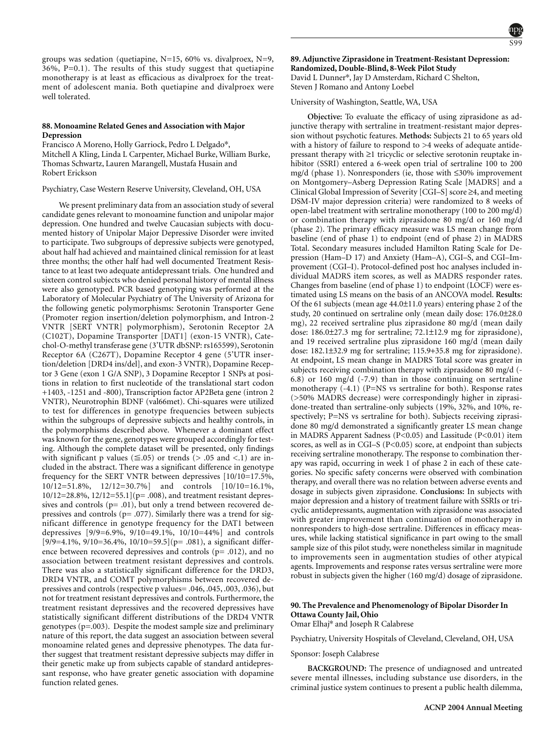groups was sedation (quetiapine, N=15, 60% vs. divalproex, N=9, 36%, P=0.1). The results of this study suggest that quetiapine monotherapy is at least as efficacious as divalproex for the treatment of adolescent mania. Both quetiapine and divalproex were well tolerated.

### 88. Monoamine Related Genes and Association with Major Depression

Francisco A Moreno, Holly Garriock, Pedro L Delgado*, Mitchell A Kling, Linda L Carpenter, Michael Burke, William Burke, Thomas Schwartz, Lauren Marangell, Mustafa Husain and Robert Erickson

Psychiatry, Case Western Reserve University, Cleveland, OH, USA

We present preliminary data from an association study of several candidate genes relevant to monoamine function and unipolar major depression. One hundred and twelve Caucasian subjects with documented history of Unipolar Major Depressive Disorder were invited to participate. Two subgroups of depressive subjects were genotyped, about half had achieved and maintained clinical remission for at least three months; the other half had well documented Treatment Resistance to at least two adequate antidepressant trials. One hundred and sixteen control subjects who denied personal history of mental illness were also genotyped. PCR based genotyping was performed at the Laboratory of Molecular Psychiatry of The University of Arizona for the following genetic polymorphisms: Serotonin Transporter Gene (Promoter region insertion/deletion polymorphism, and Intron-2 VNTR [SERT VNTR] polymorphism), Serotonin Receptor 2A (C102T), Dopamine Transporter [DAT1] (exon-15 VNTR), Catechol-O-methyl transferase gene (3'UTR dbSNP: rs165599), Serotonin Receptor 6A (C267T), Dopamine Receptor 4 gene (5'UTR insertion/deletion [DRD4 ins/del], and exon-3 VNTR), Dopamine Receptor 3 Gene (exon 1 G/A SNP), 3 Dopamine Receptor 1 SNPs at positions in relation to first nucleotide of the translational start codon +1403, -1251 and -800), Transcription factor AP2Beta gene (intron 2 VNTR), Neurotrophin BDNF (val66met). Chi-squares were utilized to test for differences in genotype frequencies between subjects within the subgroups of depressive subjects and healthy controls, in the polymorphisms described above. Whenever a dominant effect was known for the gene, genotypes were grouped accordingly for testing. Although the complete dataset will be presented, only findings with significant p values (≦.05) or trends (> .05 and <.1) are included in the abstract. There was a significant difference in genotype frequency for the SERT VNTR between depressives [10/10=17.5%, 10/12=51.8%, 12/12=30.7%] and controls [10/10=16.1%, 10/12=28.8%, 12/12=55.1](p= .008), and treatment resistant depressives and controls (p= .01), but only a trend between recovered depressives and controls (p= .077). Similarly there was a trend for significant difference in genotype frequency for the DAT1 between depressives [9/9=6.9%, 9/10=49.1%, 10/10=44%] and controls [9/9=4.1%, 9/10=36.4%, 10/10=59.5](p= .081), a significant difference between recovered depressives and controls (p= .012), and no association between treatment resistant depressives and controls. There was also a statistically significant difference for the DRD3, DRD4 VNTR, and COMT polymorphisms between recovered depressives and controls (respective p values= .046, .045, .003, .036), but not for treatment resistant depressives and controls. Furthermore, the treatment resistant depressives and the recovered depressives have statistically significant different distributions of the DRD4 VNTR genotypes (p=.003). Despite the modest sample size and preliminary nature of this report, the data suggest an association between several monoamine related genes and depressive phenotypes. The data further suggest that treatment resistant depressive subjects may differ in their genetic make up from subjects capable of standard antidepressant response, who have greater genetic association with dopamine function related genes.

### 89. Adjunctive Ziprasidone in Treatment-Resistant Depression: Randomized, Double-Blind, 8-Week Pilot Study

David L Dunner*, Jay D Amsterdam, Richard C Shelton, Steven J Romano and Antony Loebel

University of Washington, Seattle, WA, USA

**Objective:** To evaluate the efficacy of using ziprasidone as adjunctive therapy with sertraline in treatment-resistant major depression without psychotic features. **Methods:** Subjects 21 to 65 years old with a history of failure to respond to >4 weeks of adequate antidepressant therapy with ≥1 tricyclic or selective serotonin reuptake inhibitor (SSRI) entered a 6-week open trial of sertraline 100 to 200 mg/d (phase 1). Nonresponders (ie, those with ≤30% improvement on Montgomery–Asberg Depression Rating Scale [MADRS] and a Clinical Global Impression of Severity [CGI–S] score ≥4, and meeting DSM-IV major depression criteria) were randomized to 8 weeks of open-label treatment with sertraline monotherapy (100 to 200 mg/d) or combination therapy with ziprasidone 80 mg/d or 160 mg/d (phase 2). The primary efficacy measure was LS mean change from baseline (end of phase 1) to endpoint (end of phase 2) in MADRS Total. Secondary measures included Hamilton Rating Scale for Depression (Ham–D 17) and Anxiety (Ham–A), CGI–S, and CGI–Improvement (CGI–I). Protocol-defined post hoc analyses included individual MADRS item scores, as well as MADRS responder rates. Changes from baseline (end of phase 1) to endpoint (LOCF) were estimated using LS means on the basis of an ANCOVA model. **Results:** Of the 61 subjects (mean age 44.0±11.0 years) entering phase 2 of the study, 20 continued on sertraline only (mean daily dose: 176.0±28.0 mg), 22 received sertraline plus ziprasidone 80 mg/d (mean daily dose: 186.0±27.3 mg for sertraline; 72.1±12.9 mg for ziprasidone), and 19 received sertraline plus ziprasidone 160 mg/d (mean daily dose: 182.1±32.9 mg for sertraline; 115.9+35.8 mg for ziprasidone). At endpoint, LS mean change in MADRS Total score was greater in subjects receiving combination therapy with ziprasidone 80 mg/d (-6.8) or 160 mg/d (-7.9) than in those continuing on sertraline monotherapy (-4.1) (P=NS vs sertraline for both). Response rates (>50% MADRS decrease) were correspondingly higher in ziprasidone-treated than sertraline-only subjects (19%, 32%, and 10%, respectively; P=NS vs sertraline for both). Subjects receiving ziprasidone 80 mg/d demonstrated a significantly greater LS mean change in MADRS Apparent Sadness (P<0.05) and Lassitude (P<0.01) item scores, as well as in CGI–S (P<0.05) score, at endpoint than subjects receiving sertraline monotherapy. The response to combination therapy was rapid, occurring in week 1 of phase 2 in each of these categories. No specific safety concerns were observed with combination therapy, and overall there was no relation between adverse events and dosage in subjects given ziprasidone. **Conclusions:** In subjects with major depression and a history of treatment failure with SSRIs or tricyclic antidepressants, augmentation with ziprasidone was associated with greater improvement than continuation of monotherapy in nonresponders to high-dose sertraline. Differences in efficacy measures, while lacking statistical significance in part owing to the small sample size of this pilot study, were nonetheless similar in magnitude to improvements seen in augmentation studies of other atypical agents. Improvements and response rates versus sertraline were more robust in subjects given the higher (160 mg/d) dosage of ziprasidone.

### 90. The Prevalence and Phenomenology of Bipolar Disorder In Ottawa County Jail, Ohio

Omar Elhaj* and Joseph R Calabrese

Psychiatry, University Hospitals of Cleveland, Cleveland, OH, USA

Sponsor: Joseph Calabrese

**BACKGROUND:** The presence of undiagnosed and untreated severe mental illnesses, including substance use disorders, in the criminal justice system continues to present a public health dilemma,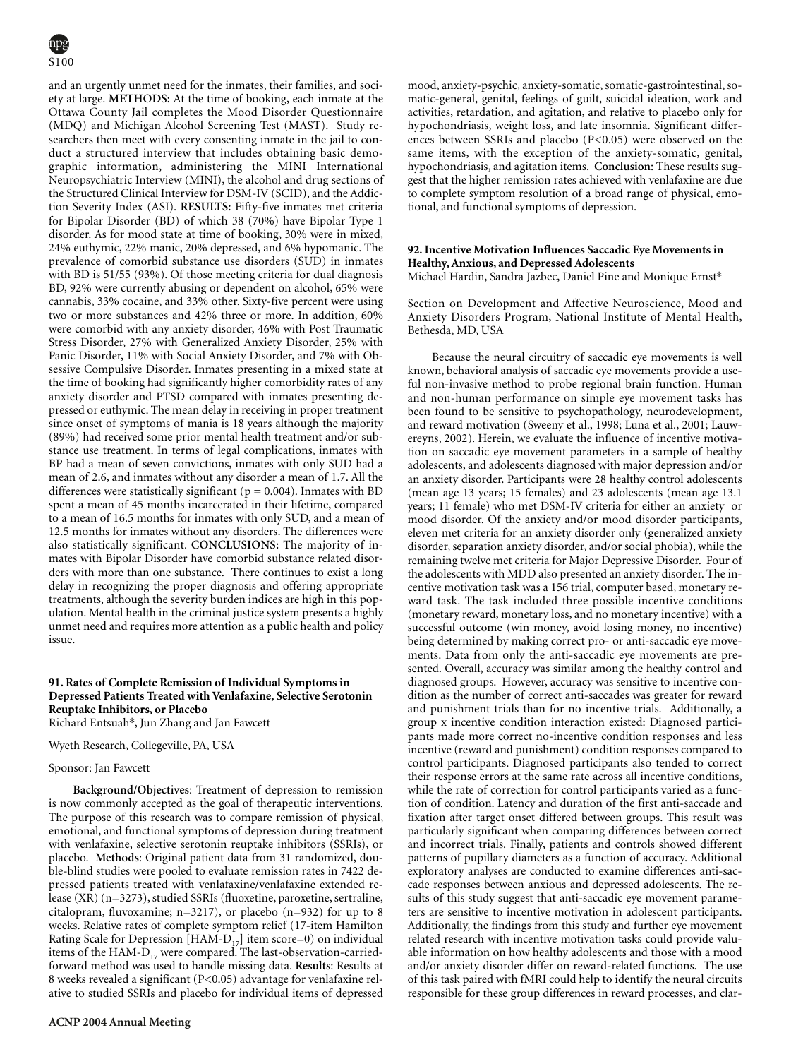and an urgently unmet need for the inmates, their families, and society at large. **METHODS:** At the time of booking, each inmate at the Ottawa County Jail completes the Mood Disorder Questionnaire (MDQ) and Michigan Alcohol Screening Test (MAST). Study researchers then meet with every consenting inmate in the jail to conduct a structured interview that includes obtaining basic demographic information, administering the MINI International Neuropsychiatric Interview (MINI), the alcohol and drug sections of the Structured Clinical Interview for DSM-IV (SCID), and the Addiction Severity Index (ASI). **RESULTS:** Fifty-five inmates met criteria for Bipolar Disorder (BD) of which 38 (70%) have Bipolar Type 1 disorder. As for mood state at time of booking, 30% were in mixed, 24% euthymic, 22% manic, 20% depressed, and 6% hypomanic. The prevalence of comorbid substance use disorders (SUD) in inmates with BD is 51/55 (93%). Of those meeting criteria for dual diagnosis BD, 92% were currently abusing or dependent on alcohol, 65% were cannabis, 33% cocaine, and 33% other. Sixty-five percent were using two or more substances and 42% three or more. In addition, 60% were comorbid with any anxiety disorder, 46% with Post Traumatic Stress Disorder, 27% with Generalized Anxiety Disorder, 25% with Panic Disorder, 11% with Social Anxiety Disorder, and 7% with Obsessive Compulsive Disorder. Inmates presenting in a mixed state at the time of booking had significantly higher comorbidity rates of any anxiety disorder and PTSD compared with inmates presenting depressed or euthymic. The mean delay in receiving in proper treatment since onset of symptoms of mania is 18 years although the majority (89%) had received some prior mental health treatment and/or substance use treatment. In terms of legal complications, inmates with BP had a mean of seven convictions, inmates with only SUD had a mean of 2.6, and inmates without any disorder a mean of 1.7. All the differences were statistically significant ($p = 0.004$). Inmates with BD spent a mean of 45 months incarcerated in their lifetime, compared to a mean of 16.5 months for inmates with only SUD, and a mean of 12.5 months for inmates without any disorders. The differences were also statistically significant. **CONCLUSIONS:** The majority of inmates with Bipolar Disorder have comorbid substance related disorders with more than one substance. There continues to exist a long delay in recognizing the proper diagnosis and offering appropriate treatments, although the severity burden indices are high in this population. Mental health in the criminal justice system presents a highly unmet need and requires more attention as a public health and policy issue.

### 91. Rates of Complete Remission of Individual Symptoms in Depressed Patients Treated with Venlafaxine, Selective Serotonin Reuptake Inhibitors, or Placebo

Richard Entsuah*, Jun Zhang and Jan Fawcett

Wyeth Research, Collegeville, PA, USA

Sponsor: Jan Fawcett

**Background/Objectives**: Treatment of depression to remission is now commonly accepted as the goal of therapeutic interventions. The purpose of this research was to compare remission of physical, emotional, and functional symptoms of depression during treatment with venlafaxine, selective serotonin reuptake inhibitors (SSRIs), or placebo. **Methods**: Original patient data from 31 randomized, double-blind studies were pooled to evaluate remission rates in 7422 depressed patients treated with venlafaxine/venlafaxine extended release (XR) (n=3273), studied SSRIs (fluoxetine, paroxetine, sertraline, citalopram, fluvoxamine; n=3217), or placebo (n=932) for up to 8 weeks. Relative rates of complete symptom relief (17-item Hamilton Rating Scale for Depression [HAM-$D_{17}$] item score=0) on individual items of the HAM-$D_{17}$ were compared. The last-observation-carried-forward method was used to handle missing data. **Results**: Results at 8 weeks revealed a significant ($P<0.05$) advantage for venlafaxine relative to studied SSRIs and placebo for individual items of depressed mood, anxiety-psychic, anxiety-somatic, somatic-gastrointestinal, somatic-general, genital, feelings of guilt, suicidal ideation, work and activities, retardation, and agitation, and relative to placebo only for hypochondriasis, weight loss, and late insomnia. Significant differences between SSRIs and placebo ($P<0.05$) were observed on the same items, with the exception of the anxiety-somatic, genital, hypochondriasis, and agitation items. **Conclusion**: These results suggest that the higher remission rates achieved with venlafaxine are due to complete symptom resolution of a broad range of physical, emotional, and functional symptoms of depression.

### 92. Incentive Motivation Influences Saccadic Eye Movements in Healthy, Anxious, and Depressed Adolescents

Michael Hardin, Sandra Jazbec, Daniel Pine and Monique Ernst*

Section on Development and Affective Neuroscience, Mood and Anxiety Disorders Program, National Institute of Mental Health, Bethesda, MD, USA

Because the neural circuitry of saccadic eye movements is well known, behavioral analysis of saccadic eye movements provide a useful non-invasive method to probe regional brain function. Human and non-human performance on simple eye movement tasks has been found to be sensitive to psychopathology, neurodevelopment, and reward motivation (Sweeny et al., 1998; Luna et al., 2001; Lauwereyns, 2002). Herein, we evaluate the influence of incentive motivation on saccadic eye movement parameters in a sample of healthy adolescents, and adolescents diagnosed with major depression and/or an anxiety disorder. Participants were 28 healthy control adolescents (mean age 13 years; 15 females) and 23 adolescents (mean age 13.1 years; 11 female) who met DSM-IV criteria for either an anxiety or mood disorder. Of the anxiety and/or mood disorder participants, eleven met criteria for an anxiety disorder only (generalized anxiety disorder, separation anxiety disorder, and/or social phobia), while the remaining twelve met criteria for Major Depressive Disorder. Four of the adolescents with MDD also presented an anxiety disorder. The incentive motivation task was a 156 trial, computer based, monetary reward task. The task included three possible incentive conditions (monetary reward, monetary loss, and no monetary incentive) with a successful outcome (win money, avoid losing money, no incentive) being determined by making correct pro- or anti-saccadic eye movements. Data from only the anti-saccadic eye movements are presented. Overall, accuracy was similar among the healthy control and diagnosed groups. However, accuracy was sensitive to incentive condition as the number of correct anti-saccades was greater for reward and punishment trials than for no incentive trials. Additionally, a group x incentive condition interaction existed: Diagnosed participants made more correct no-incentive condition responses and less incentive (reward and punishment) condition responses compared to control participants. Diagnosed participants also tended to correct their response errors at the same rate across all incentive conditions, while the rate of correction for control participants varied as a function of condition. Latency and duration of the first anti-saccade and fixation after target onset differed between groups. This result was particularly significant when comparing differences between correct and incorrect trials. Finally, patients and controls showed different patterns of pupillary diameters as a function of accuracy. Additional exploratory analyses are conducted to examine differences anti-saccade responses between anxious and depressed adolescents. The results of this study suggest that anti-saccadic eye movement parameters are sensitive to incentive motivation in adolescent participants. Additionally, the findings from this study and further eye movement related research with incentive motivation tasks could provide valuable information on how healthy adolescents and those with a mood and/or anxiety disorder differ on reward-related functions. The use of this task paired with fMRI could help to identify the neural circuits responsible for these group differences in reward processes, and clar-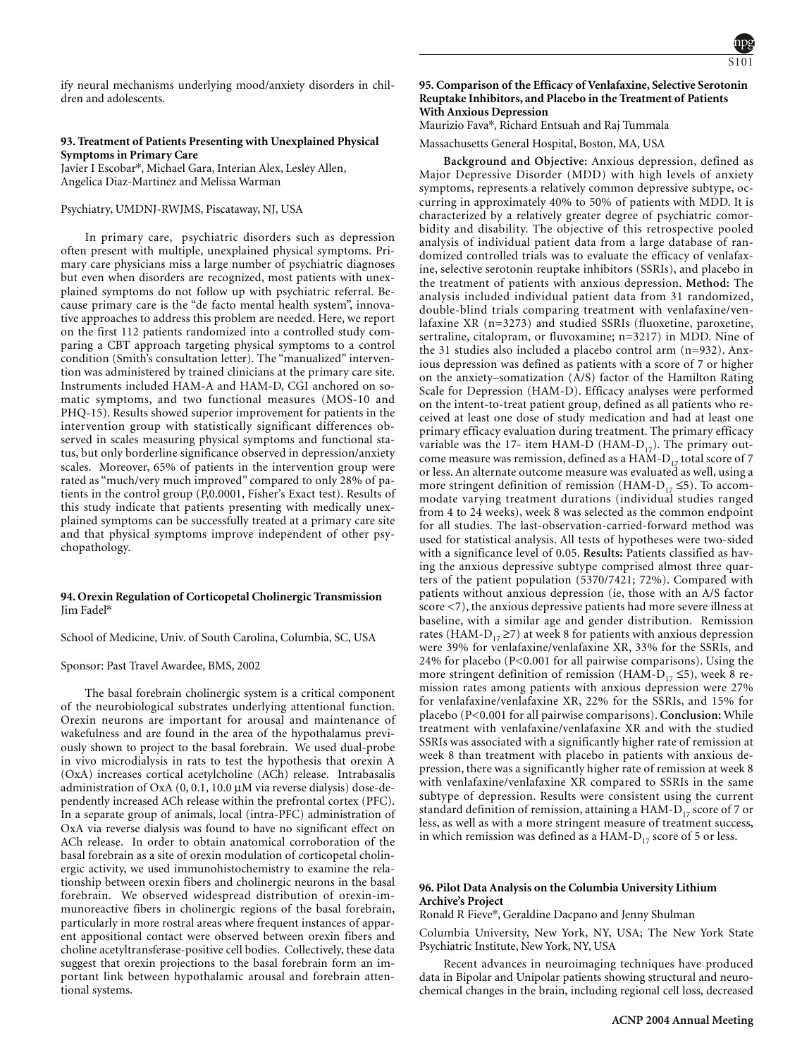ify neural mechanisms underlying mood/anxiety disorders in children and adolescents.

### 93. Treatment of Patients Presenting with Unexplained Physical Symptoms in Primary Care

Javier I Escobar*, Michael Gara, Interian Alex, Lesley Allen, Angelica Diaz-Martinez and Melissa Warman

Psychiatry, UMDNJ-RWJMS, Piscataway, NJ, USA

In primary care, psychiatric disorders such as depression often present with multiple, unexplained physical symptoms. Primary care physicians miss a large number of psychiatric diagnoses but even when disorders are recognized, most patients with unexplained symptoms do not follow up with psychiatric referral. Because primary care is the "de facto mental health system", innovative approaches to address this problem are needed. Here, we report on the first 112 patients randomized into a controlled study comparing a CBT approach targeting physical symptoms to a control condition (Smith's consultation letter). The "manualized" intervention was administered by trained clinicians at the primary care site. Instruments included HAM-A and HAM-D, CGI anchored on somatic symptoms, and two functional measures (MOS-10 and PHQ-15). Results showed superior improvement for patients in the intervention group with statistically significant differences observed in scales measuring physical symptoms and functional status, but only borderline significance observed in depression/anxiety scales. Moreover, 65% of patients in the intervention group were rated as "much/very much improved" compared to only 28% of patients in the control group (P,0.0001, Fisher's Exact test). Results of this study indicate that patients presenting with medically unexplained symptoms can be successfully treated at a primary care site and that physical symptoms improve independent of other psychopathology.

### 94. Orexin Regulation of Corticopetal Cholinergic Transmission

Jim Fadel*

School of Medicine, Univ. of South Carolina, Columbia, SC, USA

Sponsor: Past Travel Awardee, BMS, 2002

The basal forebrain cholinergic system is a critical component of the neurobiological substrates underlying attentional function. Orexin neurons are important for arousal and maintenance of wakefulness and are found in the area of the hypothalamus previously shown to project to the basal forebrain. We used dual-probe in vivo microdialysis in rats to test the hypothesis that orexin A (OxA) increases cortical acetylcholine (ACh) release. Intrabasalis administration of OxA (0, 0.1, 10.0 μM via reverse dialysis) dose-dependently increased ACh release within the prefrontal cortex (PFC). In a separate group of animals, local (intra-PFC) administration of OxA via reverse dialysis was found to have no significant effect on ACh release. In order to obtain anatomical corroboration of the basal forebrain as a site of orexin modulation of corticopetal cholinergic activity, we used immunohistochemistry to examine the relationship between orexin fibers and cholinergic neurons in the basal forebrain. We observed widespread distribution of orexin-immunoreactive fibers in cholinergic regions of the basal forebrain, particularly in more rostral areas where frequent instances of apparent appositional contact were observed between orexin fibers and choline acetyltransferase-positive cell bodies. Collectively, these data suggest that orexin projections to the basal forebrain form an important link between hypothalamic arousal and forebrain attentional systems.

### 95. Comparison of the Efficacy of Venlafaxine, Selective Serotonin Reuptake Inhibitors, and Placebo in the Treatment of Patients With Anxious Depression

Maurizio Fava*, Richard Entsuah and Raj Tummala

Massachusetts General Hospital, Boston, MA, USA

**Background and Objective:** Anxious depression, defined as Major Depressive Disorder (MDD) with high levels of anxiety symptoms, represents a relatively common depressive subtype, occurring in approximately 40% to 50% of patients with MDD. It is characterized by a relatively greater degree of psychiatric comorbidity and disability. The objective of this retrospective pooled analysis of individual patient data from a large database of randomized controlled trials was to evaluate the efficacy of venlafaxine, selective serotonin reuptake inhibitors (SSRIs), and placebo in the treatment of patients with anxious depression. **Method:** The analysis included individual patient data from 31 randomized, double-blind trials comparing treatment with venlafaxine/venlafaxine XR (n=3273) and studied SSRIs (fluoxetine, paroxetine, sertraline, citalopram, or fluvoxamine; n=3217) in MDD. Nine of the 31 studies also included a placebo control arm (n=932). Anxious depression was defined as patients with a score of 7 or higher on the anxiety–somatization (A/S) factor of the Hamilton Rating Scale for Depression (HAM-D). Efficacy analyses were performed on the intent-to-treat patient group, defined as all patients who received at least one dose of study medication and had at least one primary efficacy evaluation during treatment. The primary efficacy variable was the 17- item HAM-D ($HAM\text{-}D_{17}$). The primary outcome measure was remission, defined as a $HAM\text{-}D_{17}$ total score of 7 or less. An alternate outcome measure was evaluated as well, using a more stringent definition of remission ($HAM\text{-}D_{17} \leq 5$). To accommodate varying treatment durations (individual studies ranged from 4 to 24 weeks), week 8 was selected as the common endpoint for all studies. The last-observation-carried-forward method was used for statistical analysis. All tests of hypotheses were two-sided with a significance level of 0.05. **Results:** Patients classified as having the anxious depressive subtype comprised almost three quarters of the patient population (5370/7421; 72%). Compared with patients without anxious depression (ie, those with an A/S factor score <7), the anxious depressive patients had more severe illness at baseline, with a similar age and gender distribution. Remission rates ($HAM\text{-}D_{17} \geq 7$) at week 8 for patients with anxious depression were 39% for venlafaxine/venlafaxine XR, 33% for the SSRIs, and 24% for placebo ($P<0.001$ for all pairwise comparisons). Using the more stringent definition of remission ($HAM\text{-}D_{17} \leq 5$), week 8 remission rates among patients with anxious depression were 27% for venlafaxine/venlafaxine XR, 22% for the SSRIs, and 15% for placebo ($P<0.001$ for all pairwise comparisons). **Conclusion:** While treatment with venlafaxine/venlafaxine XR and with the studied SSRIs was associated with a significantly higher rate of remission at week 8 than treatment with placebo in patients with anxious depression, there was a significantly higher rate of remission at week 8 with venlafaxine/venlafaxine XR compared to SSRIs in the same subtype of depression. Results were consistent using the current standard definition of remission, attaining a $HAM\text{-}D_{17}$ score of 7 or less, as well as with a more stringent measure of treatment success, in which remission was defined as a $HAM\text{-}D_{17}$ score of 5 or less.

### 96. Pilot Data Analysis on the Columbia University Lithium Archive's Project

Ronald R Fieve*, Geraldine Dacpano and Jenny Shulman

Columbia University, New York, NY, USA; The New York State Psychiatric Institute, New York, NY, USA

Recent advances in neuroimaging techniques have produced data in Bipolar and Unipolar patients showing structural and neurochemical changes in the brain, including regional cell loss, decreased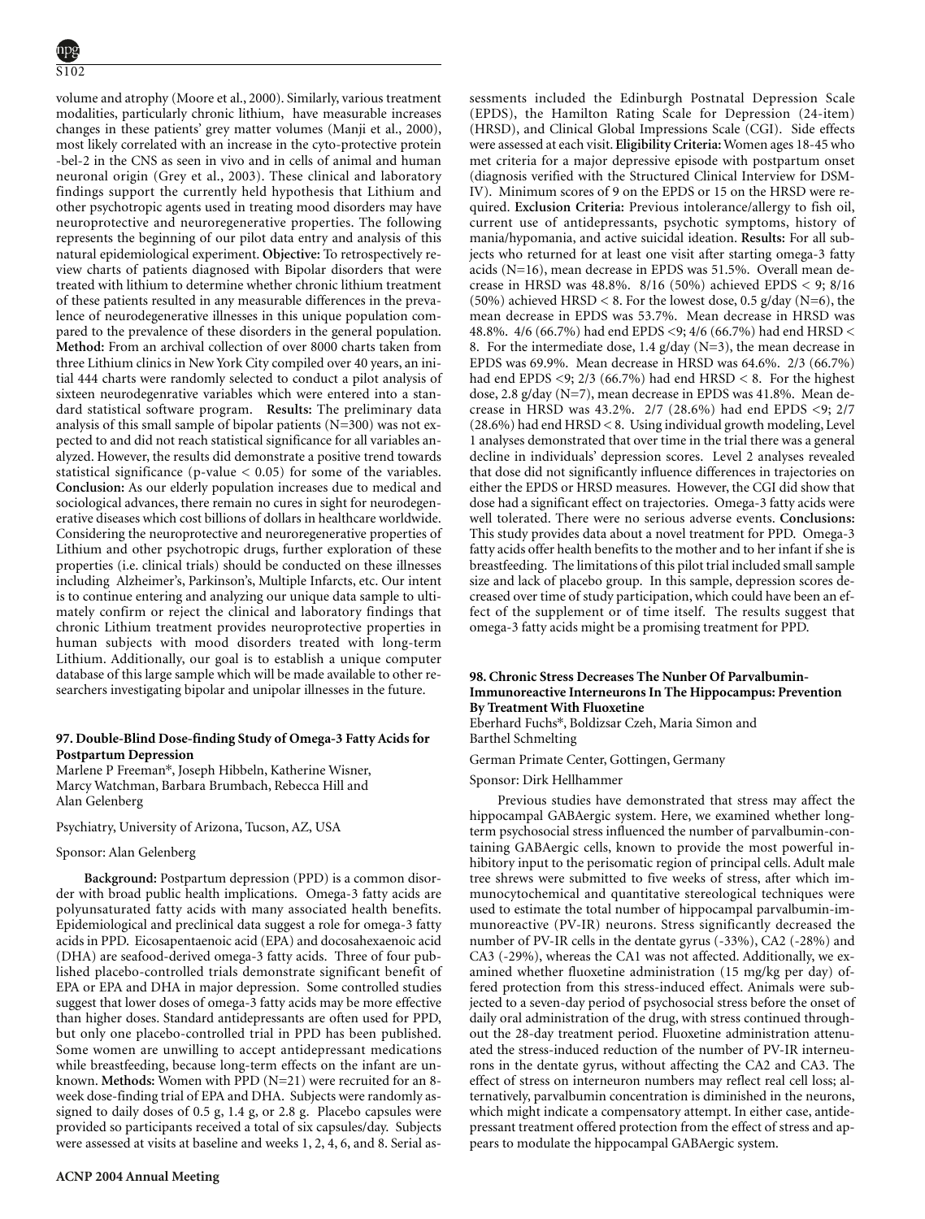volume and atrophy (Moore et al., 2000). Similarly, various treatment modalities, particularly chronic lithium, have measurable increases changes in these patients' grey matter volumes (Manji et al., 2000), most likely correlated with an increase in the cyto-protective protein -bel-2 in the CNS as seen in vivo and in cells of animal and human neuronal origin (Grey et al., 2003). These clinical and laboratory findings support the currently held hypothesis that Lithium and other psychotropic agents used in treating mood disorders may have neuroprotective and neuroregenerative properties. The following represents the beginning of our pilot data entry and analysis of this natural epidemiological experiment. **Objective:** To retrospectively review charts of patients diagnosed with Bipolar disorders that were treated with lithium to determine whether chronic lithium treatment of these patients resulted in any measurable differences in the prevalence of neurodegenerative illnesses in this unique population compared to the prevalence of these disorders in the general population. **Method:** From an archival collection of over 8000 charts taken from three Lithium clinics in New York City compiled over 40 years, an initial 444 charts were randomly selected to conduct a pilot analysis of sixteen neurodegenrative variables which were entered into a standard statistical software program. **Results:** The preliminary data analysis of this small sample of bipolar patients (N=300) was not expected to and did not reach statistical significance for all variables analyzed. However, the results did demonstrate a positive trend towards statistical significance (p-value < 0.05) for some of the variables. **Conclusion:** As our elderly population increases due to medical and sociological advances, there remain no cures in sight for neurodegenerative diseases which cost billions of dollars in healthcare worldwide. Considering the neuroprotective and neuroregenerative properties of Lithium and other psychotropic drugs, further exploration of these properties (i.e. clinical trials) should be conducted on these illnesses including Alzheimer's, Parkinson's, Multiple Infarcts, etc. Our intent is to continue entering and analyzing our unique data sample to ultimately confirm or reject the clinical and laboratory findings that chronic Lithium treatment provides neuroprotective properties in human subjects with mood disorders treated with long-term Lithium. Additionally, our goal is to establish a unique computer database of this large sample which will be made available to other researchers investigating bipolar and unipolar illnesses in the future.

### 97. Double-Blind Dose-finding Study of Omega-3 Fatty Acids for Postpartum Depression

Marlene P Freeman*, Joseph Hibbeln, Katherine Wisner, Marcy Watchman, Barbara Brumbach, Rebecca Hill and Alan Gelenberg

Psychiatry, University of Arizona, Tucson, AZ, USA

Sponsor: Alan Gelenberg

**Background:** Postpartum depression (PPD) is a common disorder with broad public health implications. Omega-3 fatty acids are polyunsaturated fatty acids with many associated health benefits. Epidemiological and preclinical data suggest a role for omega-3 fatty acids in PPD. Eicosapentaenoic acid (EPA) and docosahexaenoic acid (DHA) are seafood-derived omega-3 fatty acids. Three of four published placebo-controlled trials demonstrate significant benefit of EPA or EPA and DHA in major depression. Some controlled studies suggest that lower doses of omega-3 fatty acids may be more effective than higher doses. Standard antidepressants are often used for PPD, but only one placebo-controlled trial in PPD has been published. Some women are unwilling to accept antidepressant medications while breastfeeding, because long-term effects on the infant are unknown. **Methods:** Women with PPD (N=21) were recruited for an 8-week dose-finding trial of EPA and DHA. Subjects were randomly assigned to daily doses of 0.5 g, 1.4 g, or 2.8 g. Placebo capsules were provided so participants received a total of six capsules/day. Subjects were assessed at visits at baseline and weeks 1, 2, 4, 6, and 8. Serial assessments included the Edinburgh Postnatal Depression Scale (EPDS), the Hamilton Rating Scale for Depression (24-item) (HRSD), and Clinical Global Impressions Scale (CGI). Side effects were assessed at each visit. **Eligibility Criteria:** Women ages 18-45 who met criteria for a major depressive episode with postpartum onset (diagnosis verified with the Structured Clinical Interview for DSM-IV). Minimum scores of 9 on the EPDS or 15 on the HRSD were required. **Exclusion Criteria:** Previous intolerance/allergy to fish oil, current use of antidepressants, psychotic symptoms, history of mania/hypomania, and active suicidal ideation. **Results:** For all subjects who returned for at least one visit after starting omega-3 fatty acids (N=16), mean decrease in EPDS was 51.5%. Overall mean decrease in HRSD was 48.8%. 8/16 (50%) achieved EPDS < 9; 8/16 (50%) achieved HRSD < 8. For the lowest dose, 0.5 g/day (N=6), the mean decrease in EPDS was 53.7%. Mean decrease in HRSD was 48.8%. 4/6 (66.7%) had end EPDS <9; 4/6 (66.7%) had end HRSD < 8. For the intermediate dose, 1.4 g/day (N=3), the mean decrease in EPDS was 69.9%. Mean decrease in HRSD was 64.6%. 2/3 (66.7%) had end EPDS <9; 2/3 (66.7%) had end HRSD < 8. For the highest dose, 2.8 g/day (N=7), mean decrease in EPDS was 41.8%. Mean decrease in HRSD was 43.2%. 2/7 (28.6%) had end EPDS <9; 2/7 (28.6%) had end HRSD < 8. Using individual growth modeling, Level 1 analyses demonstrated that over time in the trial there was a general decline in individuals' depression scores. Level 2 analyses revealed that dose did not significantly influence differences in trajectories on either the EPDS or HRSD measures. However, the CGI did show that dose had a significant effect on trajectories. Omega-3 fatty acids were well tolerated. There were no serious adverse events. **Conclusions:** This study provides data about a novel treatment for PPD. Omega-3 fatty acids offer health benefits to the mother and to her infant if she is breastfeeding. The limitations of this pilot trial included small sample size and lack of placebo group. In this sample, depression scores decreased over time of study participation, which could have been an effect of the supplement or of time itself. The results suggest that omega-3 fatty acids might be a promising treatment for PPD.

### 98. Chronic Stress Decreases The Nunber Of Parvalbumin-Immunoreactive Interneurons In The Hippocampus: Prevention By Treatment With Fluoxetine

Eberhard Fuchs*, Boldizsar Czeh, Maria Simon and Barthel Schmelting

German Primate Center, Gottingen, Germany

Sponsor: Dirk Hellhammer

Previous studies have demonstrated that stress may affect the hippocampal GABAergic system. Here, we examined whether long-term psychosocial stress influenced the number of parvalbumin-containing GABAergic cells, known to provide the most powerful inhibitory input to the perisomatic region of principal cells. Adult male tree shrews were submitted to five weeks of stress, after which immunocytochemical and quantitative stereological techniques were used to estimate the total number of hippocampal parvalbumin-immunoreactive (PV-IR) neurons. Stress significantly decreased the number of PV-IR cells in the dentate gyrus (-33%), CA2 (-28%) and CA3 (-29%), whereas the CA1 was not affected. Additionally, we examined whether fluoxetine administration (15 mg/kg per day) offered protection from this stress-induced effect. Animals were subjected to a seven-day period of psychosocial stress before the onset of daily oral administration of the drug, with stress continued throughout the 28-day treatment period. Fluoxetine administration attenuated the stress-induced reduction of the number of PV-IR interneurons in the dentate gyrus, without affecting the CA2 and CA3. The effect of stress on interneuron numbers may reflect real cell loss; alternatively, parvalbumin concentration is diminished in the neurons, which might indicate a compensatory attempt. In either case, antidepressant treatment offered protection from the effect of stress and appears to modulate the hippocampal GABAergic system.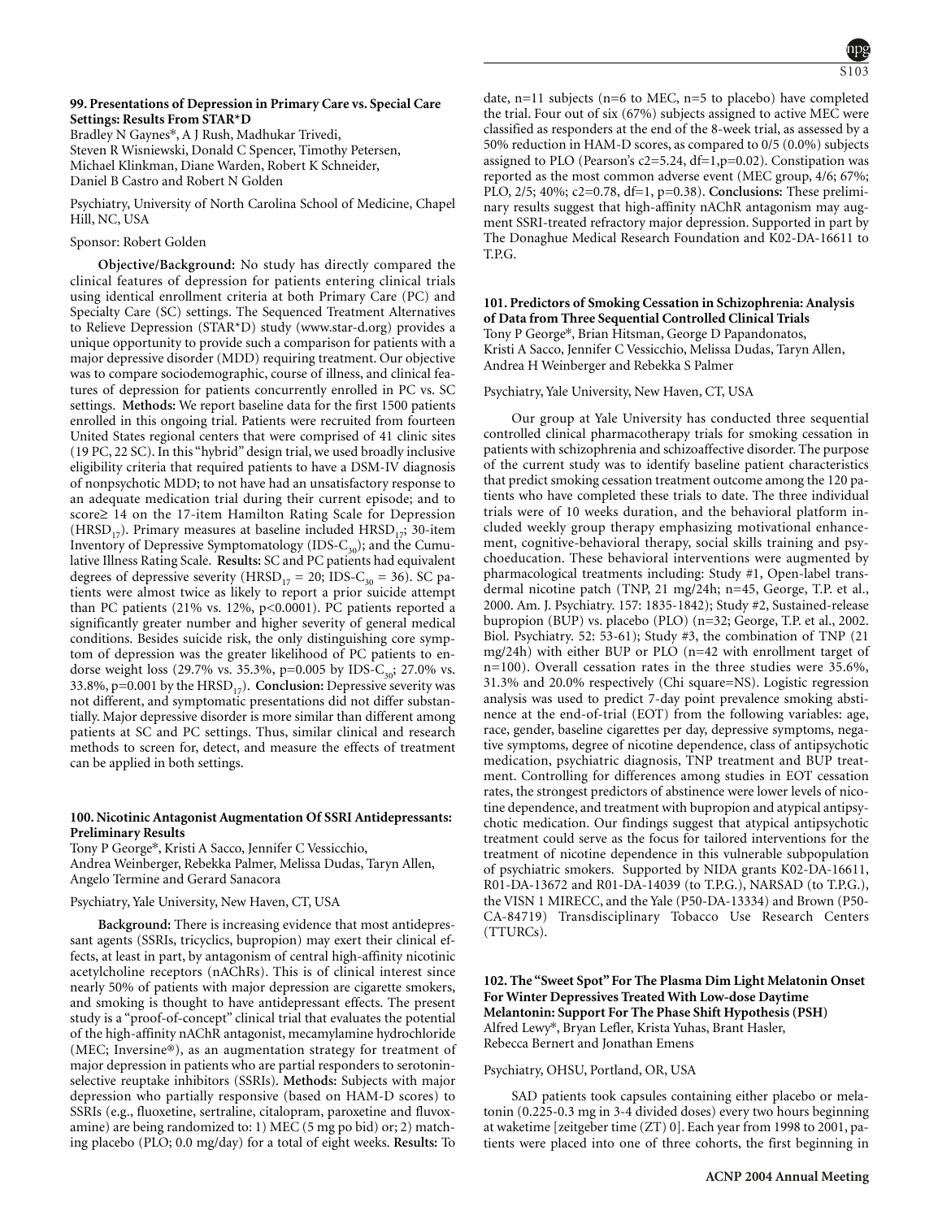### 99. Presentations of Depression in Primary Care vs. Special Care Settings: Results From STAR*D

Bradley N Gaynes*, A J Rush, Madhukar Trivedi, Steven R Wisniewski, Donald C Spencer, Timothy Petersen, Michael Klinkman, Diane Warden, Robert K Schneider, Daniel B Castro and Robert N Golden

Psychiatry, University of North Carolina School of Medicine, Chapel Hill, NC, USA

Sponsor: Robert Golden

**Objective/Background:** No study has directly compared the clinical features of depression for patients entering clinical trials using identical enrollment criteria at both Primary Care (PC) and Specialty Care (SC) settings. The Sequenced Treatment Alternatives to Relieve Depression (STAR*D) study (www.star-d.org) provides a unique opportunity to provide such a comparison for patients with a major depressive disorder (MDD) requiring treatment. Our objective was to compare sociodemographic, course of illness, and clinical features of depression for patients concurrently enrolled in PC vs. SC settings. **Methods:** We report baseline data for the first 1500 patients enrolled in this ongoing trial. Patients were recruited from fourteen United States regional centers that were comprised of 41 clinic sites (19 PC, 22 SC). In this "hybrid" design trial, we used broadly inclusive eligibility criteria that required patients to have a DSM-IV diagnosis of nonpsychotic MDD; to not have had an unsatisfactory response to an adequate medication trial during their current episode; and to score≥ 14 on the 17-item Hamilton Rating Scale for Depression ($HRSD_{17}$). Primary measures at baseline included $HRSD_{17}$; 30-item Inventory of Depressive Symptomatology ($IDS\text{-}C_{30}$); and the Cumulative Illness Rating Scale. **Results:** SC and PC patients had equivalent degrees of depressive severity ($HRSD_{17} = 20$; $IDS\text{-}C_{30} = 36$). SC patients were almost twice as likely to report a prior suicide attempt than PC patients (21% vs. 12%, $p<0.0001$). PC patients reported a significantly greater number and higher severity of general medical conditions. Besides suicide risk, the only distinguishing core symptom of depression was the greater likelihood of PC patients to endorse weight loss (29.7% vs. 35.3%, $p=0.005$ by $IDS\text{-}C_{30}$; 27.0% vs. 33.8%, $p=0.001$ by the $HRSD_{17}$). **Conclusion:** Depressive severity was not different, and symptomatic presentations did not differ substantially. Major depressive disorder is more similar than different among patients at SC and PC settings. Thus, similar clinical and research methods to screen for, detect, and measure the effects of treatment can be applied in both settings.

### 100. Nicotinic Antagonist Augmentation Of SSRI Antidepressants: Preliminary Results

Tony P George*, Kristi A Sacco, Jennifer C Vessicchio, Andrea Weinberger, Rebekka Palmer, Melissa Dudas, Taryn Allen, Angelo Termine and Gerard Sanacora

Psychiatry, Yale University, New Haven, CT, USA

**Background:** There is increasing evidence that most antidepressant agents (SSRIs, tricyclics, bupropion) may exert their clinical effects, at least in part, by antagonism of central high-affinity nicotinic acetylcholine receptors (nAChRs). This is of clinical interest since nearly 50% of patients with major depression are cigarette smokers, and smoking is thought to have antidepressant effects. The present study is a "proof-of-concept" clinical trial that evaluates the potential of the high-affinity nAChR antagonist, mecamylamine hydrochloride (MEC; Inversine®), as an augmentation strategy for treatment of major depression in patients who are partial responders to serotonin-selective reuptake inhibitors (SSRIs). **Methods:** Subjects with major depression who partially responsive (based on HAM-D scores) to SSRIs (e.g., fluoxetine, sertraline, citalopram, paroxetine and fluvoxamine) are being randomized to: 1) MEC (5 mg po bid) or; 2) matching placebo (PLO; 0.0 mg/day) for a total of eight weeks. **Results:** To date, n=11 subjects (n=6 to MEC, n=5 to placebo) have completed the trial. Four out of six (67%) subjects assigned to active MEC were classified as responders at the end of the 8-week trial, as assessed by a 50% reduction in HAM-D scores, as compared to 0/5 (0.0%) subjects assigned to PLO (Pearson's $c2=5.24$, $df=1$, $p=0.02$). Constipation was reported as the most common adverse event (MEC group, 4/6; 67%; PLO, 2/5; 40%; $c2=0.78$, $df=1$, $p=0.38$). **Conclusions:** These preliminary results suggest that high-affinity nAChR antagonism may augment SSRI-treated refractory major depression. Supported in part by The Donaghue Medical Research Foundation and K02-DA-16611 to T.P.G.

### 101. Predictors of Smoking Cessation in Schizophrenia: Analysis of Data from Three Sequential Controlled Clinical Trials

Tony P George*, Brian Hitsman, George D Papandonatos, Kristi A Sacco, Jennifer C Vessicchio, Melissa Dudas, Taryn Allen, Andrea H Weinberger and Rebekka S Palmer

Psychiatry, Yale University, New Haven, CT, USA

Our group at Yale University has conducted three sequential controlled clinical pharmacotherapy trials for smoking cessation in patients with schizophrenia and schizoaffective disorder. The purpose of the current study was to identify baseline patient characteristics that predict smoking cessation treatment outcome among the 120 patients who have completed these trials to date. The three individual trials were of 10 weeks duration, and the behavioral platform included weekly group therapy emphasizing motivational enhancement, cognitive-behavioral therapy, social skills training and psychoeducation. These behavioral interventions were augmented by pharmacological treatments including: Study #1, Open-label transdermal nicotine patch (TNP, 21 mg/24h; n=45, George, T.P. et al., 2000. Am. J. Psychiatry. 157: 1835-1842); Study #2, Sustained-release bupropion (BUP) vs. placebo (PLO) (n=32; George, T.P. et al., 2002. Biol. Psychiatry. 52: 53-61); Study #3, the combination of TNP (21 mg/24h) with either BUP or PLO (n=42 with enrollment target of n=100). Overall cessation rates in the three studies were 35.6%, 31.3% and 20.0% respectively (Chi square=NS). Logistic regression analysis was used to predict 7-day point prevalence smoking abstinence at the end-of-trial (EOT) from the following variables: age, race, gender, baseline cigarettes per day, depressive symptoms, negative symptoms, degree of nicotine dependence, class of antipsychotic medication, psychiatric diagnosis, TNP treatment and BUP treatment. Controlling for differences among studies in EOT cessation rates, the strongest predictors of abstinence were lower levels of nicotine dependence, and treatment with bupropion and atypical antipsychotic medication. Our findings suggest that atypical antipsychotic treatment could serve as the focus for tailored interventions for the treatment of nicotine dependence in this vulnerable subpopulation of psychiatric smokers. Supported by NIDA grants K02-DA-16611, R01-DA-13672 and R01-DA-14039 (to T.P.G.), NARSAD (to T.P.G.), the VISN 1 MIRECC, and the Yale (P50-DA-13334) and Brown (P50-CA-84719) Transdisciplinary Tobacco Use Research Centers (TTURCs).

### 102. The "Sweet Spot" For The Plasma Dim Light Melatonin Onset For Winter Depressives Treated With Low-dose Daytime Melantonin: Support For The Phase Shift Hypothesis (PSH)

Alfred Lewy*, Bryan Lefler, Krista Yuhas, Brant Hasler, Rebecca Bernert and Jonathan Emens

Psychiatry, OHSU, Portland, OR, USA

SAD patients took capsules containing either placebo or melatonin (0.225-0.3 mg in 3-4 divided doses) every two hours beginning at waketime [zeitgeber time (ZT) 0]. Each year from 1998 to 2001, patients were placed into one of three cohorts, the first beginning in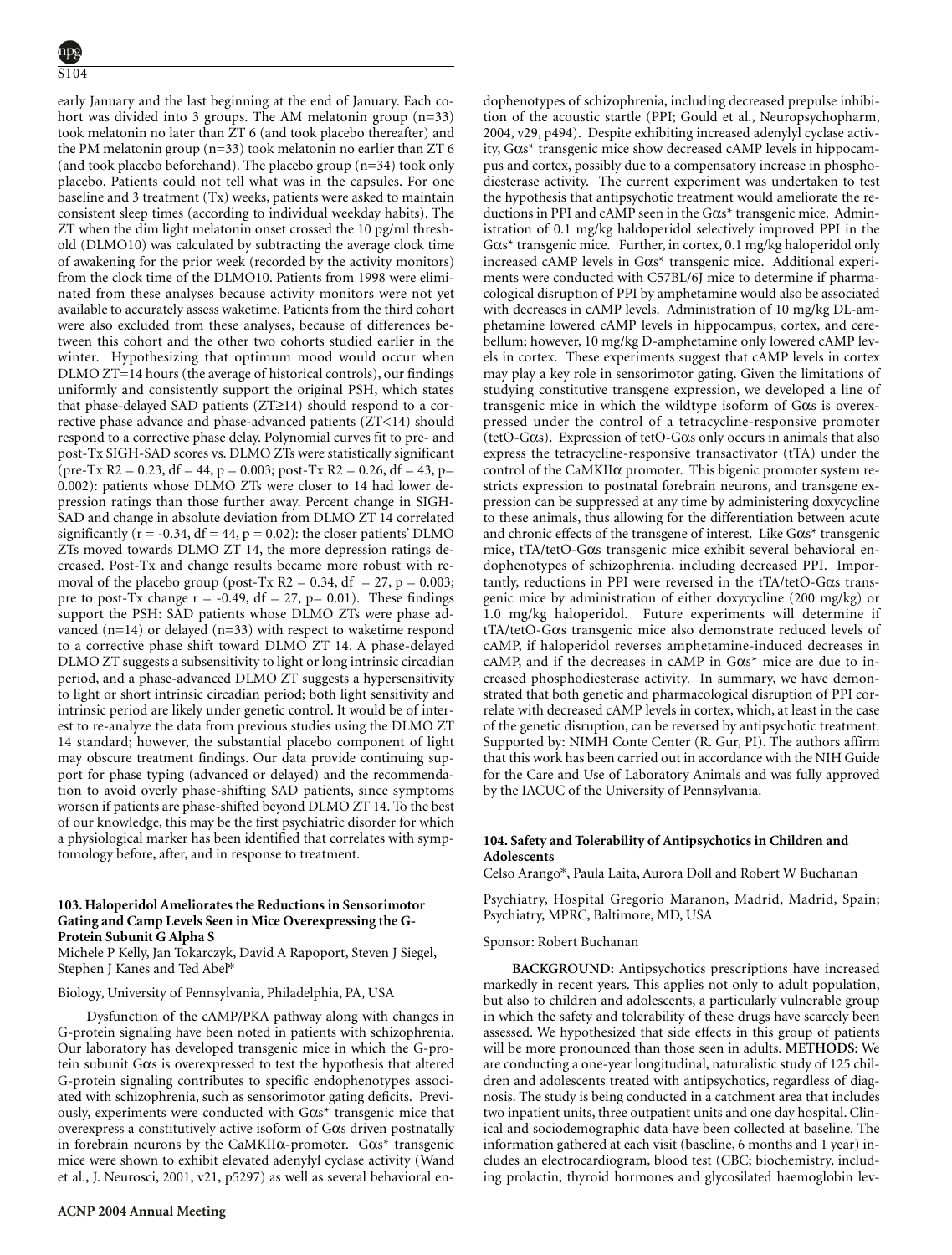early January and the last beginning at the end of January. Each cohort was divided into 3 groups. The AM melatonin group (n=33) took melatonin no later than ZT 6 (and took placebo thereafter) and the PM melatonin group (n=33) took melatonin no earlier than ZT 6 (and took placebo beforehand). The placebo group (n=34) took only placebo. Patients could not tell what was in the capsules. For one baseline and 3 treatment (Tx) weeks, patients were asked to maintain consistent sleep times (according to individual weekday habits). The ZT when the dim light melatonin onset crossed the 10 pg/ml threshold (DLMO10) was calculated by subtracting the average clock time of awakening for the prior week (recorded by the activity monitors) from the clock time of the DLMO10. Patients from 1998 were eliminated from these analyses because activity monitors were not yet available to accurately assess waketime. Patients from the third cohort were also excluded from these analyses, because of differences between this cohort and the other two cohorts studied earlier in the winter. Hypothesizing that optimum mood would occur when DLMO ZT=14 hours (the average of historical controls), our findings uniformly and consistently support the original PSH, which states that phase-delayed SAD patients (ZT≥14) should respond to a corrective phase advance and phase-advanced patients (ZT<14) should respond to a corrective phase delay. Polynomial curves fit to pre- and post-Tx SIGH-SAD scores vs. DLMO ZTs were statistically significant (pre-Tx $R2 = 0.23$, $df = 44$, $p = 0.003$; post-Tx $R2 = 0.26$, $df = 43$, $p = 0.002$): patients whose DLMO ZTs were closer to 14 had lower depression ratings than those further away. Percent change in SIGH-SAD and change in absolute deviation from DLMO ZT 14 correlated significantly ($r = -0.34$, $df = 44$, $p = 0.02$): the closer patients' DLMO ZTs moved towards DLMO ZT 14, the more depression ratings decreased. Post-Tx and change results became more robust with removal of the placebo group (post-Tx $R2 = 0.34$, $df = 27$, $p = 0.003$; pre to post-Tx change $r = -0.49$, $df = 27$, $p = 0.01$). These findings support the PSH: SAD patients whose DLMO ZTs were phase advanced (n=14) or delayed (n=33) with respect to waketime respond to a corrective phase shift toward DLMO ZT 14. A phase-delayed DLMO ZT suggests a subsensitivity to light or long intrinsic circadian period, and a phase-advanced DLMO ZT suggests a hypersensitivity to light or short intrinsic circadian period; both light sensitivity and intrinsic period are likely under genetic control. It would be of interest to re-analyze the data from previous studies using the DLMO ZT 14 standard; however, the substantial placebo component of light may obscure treatment findings. Our data provide continuing support for phase typing (advanced or delayed) and the recommendation to avoid overly phase-shifting SAD patients, since symptoms worsen if patients are phase-shifted beyond DLMO ZT 14. To the best of our knowledge, this may be the first psychiatric disorder for which a physiological marker has been identified that correlates with symptomatology before, after, and in response to treatment.

### 103. Haloperidol Ameliorates the Reductions in Sensorimotor Gating and Camp Levels Seen in Mice Overexpressing the G-Protein Subunit G Alpha S

Michele P Kelly, Jan Tokarczyk, David A Rapoport, Steven J Siegel, Stephen J Kanes and Ted Abel*

Biology, University of Pennsylvania, Philadelphia, PA, USA

Dysfunction of the cAMP/PKA pathway along with changes in G-protein signaling have been noted in patients with schizophrenia. Our laboratory has developed transgenic mice in which the G-protein subunit Gαs is overexpressed to test the hypothesis that altered G-protein signaling contributes to specific endophenotypes associated with schizophrenia, such as sensorimotor gating deficits. Previously, experiments were conducted with Gαs* transgenic mice that overexpress a constitutively active isoform of Gαs driven postnatally in forebrain neurons by the CaMKIIα-promoter. Gαs* transgenic mice were shown to exhibit elevated adenylyl cyclase activity (Wand et al., J. Neurosci, 2001, v21, p5297) as well as several behavioral endophenotypes of schizophrenia, including decreased prepulse inhibition of the acoustic startle (PPI; Gould et al., Neuropsychopharm, 2004, v29, p494). Despite exhibiting increased adenylyl cyclase activity, Gαs* transgenic mice show decreased cAMP levels in hippocampus and cortex, possibly due to a compensatory increase in phosphodiesterase activity. The current experiment was undertaken to test the hypothesis that antipsychotic treatment would ameliorate the reductions in PPI and cAMP seen in the Gαs* transgenic mice. Administration of 0.1 mg/kg haldoperidol selectively improved PPI in the Gαs* transgenic mice. Further, in cortex, 0.1 mg/kg haloperidol only increased cAMP levels in Gαs* transgenic mice. Additional experiments were conducted with C57BL/6J mice to determine if pharmacological disruption of PPI by amphetamine would also be associated with decreases in cAMP levels. Administration of 10 mg/kg DL-amphetamine lowered cAMP levels in hippocampus, cortex, and cerebellum; however, 10 mg/kg D-amphetamine only lowered cAMP levels in cortex. These experiments suggest that cAMP levels in cortex may play a key role in sensorimotor gating. Given the limitations of studying constitutive transgene expression, we developed a line of transgenic mice in which the wildtype isoform of Gαs is overexpressed under the control of a tetracycline-responsive promoter (tetO-Gαs). Expression of tetO-Gαs only occurs in animals that also express the tetracycline-responsive transactivator (tTA) under the control of the CaMKIIα promoter. This bigenic promoter system restricts expression to postnatal forebrain neurons, and transgene expression can be suppressed at any time by administering doxycycline to these animals, thus allowing for the differentiation between acute and chronic effects of the transgene of interest. Like Gαs* transgenic mice, tTA/tetO-Gαs transgenic mice exhibit several behavioral endophenotypes of schizophrenia, including decreased PPI. Importantly, reductions in PPI were reversed in the tTA/tetO-Gαs transgenic mice by administration of either doxycycline (200 mg/kg) or 1.0 mg/kg haloperidol. Future experiments will determine if tTA/tetO-Gαs transgenic mice also demonstrate reduced levels of cAMP, if haloperidol reverses amphetamine-induced decreases in cAMP, and if the decreases in cAMP in Gαs* mice are due to increased phosphodiesterase activity. In summary, we have demonstrated that both genetic and pharmacological disruption of PPI correlate with decreased cAMP levels in cortex, which, at least in the case of the genetic disruption, can be reversed by antipsychotic treatment. Supported by: NIMH Conte Center (R. Gur, PI). The authors affirm that this work has been carried out in accordance with the NIH Guide for the Care and Use of Laboratory Animals and was fully approved by the IACUC of the University of Pennsylvania.

### 104. Safety and Tolerability of Antipsychotics in Children and Adolescents

Celso Arango*, Paula Laita, Aurora Doll and Robert W Buchanan

Psychiatry, Hospital Gregorio Maranon, Madrid, Madrid, Spain; Psychiatry, MPRC, Baltimore, MD, USA

Sponsor: Robert Buchanan

**BACKGROUND:** Antipsychotics prescriptions have increased markedly in recent years. This applies not only to adult population, but also to children and adolescents, a particularly vulnerable group in which the safety and tolerability of these drugs have scarcely been assessed. We hypothesized that side effects in this group of patients will be more pronounced than those seen in adults. **METHODS:** We are conducting a one-year longitudinal, naturalistic study of 125 children and adolescents treated with antipsychotics, regardless of diagnosis. The study is being conducted in a catchment area that includes two inpatient units, three outpatient units and one day hospital. Clinical and sociodemographic data have been collected at baseline. The information gathered at each visit (baseline, 6 months and 1 year) includes an electrocardiogram, blood test (CBC; biochemistry, including prolactin, thyroid hormones and glycosilated haemoglobin lev-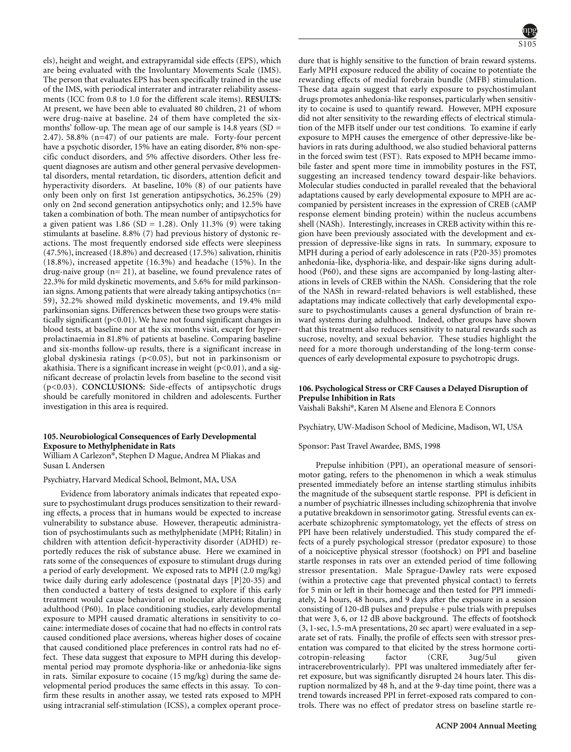els), height and weight, and extrapyramidal side effects (EPS), which are being evaluated with the Involuntary Movements Scale (IMS). The person that evaluates EPS has been specifically trained in the use of the IMS, with periodical interrater and intrarater reliability assessments (ICC from 0.8 to 1.0 for the different scale items). **RESULTS:** At present, we have been able to evaluated 80 children, 21 of whom were drug-naive at baseline. 24 of them have completed the six-months' follow-up. The mean age of our sample is 14.8 years (SD = 2.47). 58.8% (n=47) of our patients are male. Forty-four percent have a psychotic disorder, 15% have an eating disorder, 8% non-specific conduct disorders, and 5% affective disorders. Other less frequent diagnoses are autism and other general pervasive developmental disorders, mental retardation, tic disorders, attention deficit and hyperactivity disorders. At baseline, 10% (8) of our patients have only been only on first 1st generation antipsychotics, 36.25% (29) only on 2nd second generation antipsychotics only; and 12.5% have taken a combination of both. The mean number of antipsychotics for a given patient was 1.86 (SD = 1.28). Only 11.3% (9) were taking stimulants at baseline. 8.8% (7) had previous history of dystonic reactions. The most frequently endorsed side effects were sleepiness (47.5%), increased (18.8%) and decreased (17.5%) salivation, rhinitis (18.8%), increased appetite (16.3%) and headache (15%). In the drug-naive group (n= 21), at baseline, we found prevalence rates of 22.3% for mild dyskinetic movements, and 5.6% for mild parkinsonian signs. Among patients that were already taking antipsychotics (n= 59), 32.2% showed mild dyskinetic movements, and 19.4% mild parkinsonian signs. Differences between these two groups were statistically significant ($p<0.01$). We have not found significant changes in blood tests, at baseline nor at the six months visit, except for hyperprolactinaemia in 81.8% of patients at baseline. Comparing baseline and six-months follow-up results, there is a significant increase in global dyskinesia ratings ($p<0.05$), but not in parkinsonism or akathisia. There is a significant increase in weight ($p<0.01$), and a significant decrease of prolactin levels from baseline to the second visit ($p<0.03$). **CONCLUSIONS:** Side-effects of antipsychotic drugs should be carefully monitored in children and adolescents. Further investigation in this area is required.

### 105. Neurobiological Consequences of Early Developmental Exposure to Methylphenidate in Rats

William A Carlezon*, Stephen D Mague, Andrea M Pliakas and Susan L Andersen

Psychiatry, Harvard Medical School, Belmont, MA, USA

Evidence from laboratory animals indicates that repeated exposure to psychostimulant drugs produces sensitization to their rewarding effects, a process that in humans would be expected to increase vulnerability to substance abuse. However, therapeutic administration of psychostimulants such as methylphenidate (MPH; Ritalin) in children with attention deficit-hyperactivity disorder (ADHD) reportedly reduces the risk of substance abuse. Here we examined in rats some of the consequences of exposure to stimulant drugs during a period of early development. We exposed rats to MPH (2.0 mg/kg) twice daily during early adolescence (postnatal days [P]20-35) and then conducted a battery of tests designed to explore if this early treatment would cause behavioral or molecular alterations during adulthood (P60). In place conditioning studies, early developmental exposure to MPH caused dramatic alterations in sensitivity to cocaine: intermediate doses of cocaine that had no effects in control rats caused conditioned place aversions, whereas higher doses of cocaine that caused conditioned place preferences in control rats had no effect. These data suggest that exposure to MPH during this developmental period may promote dysphoria-like or anhedonia-like signs in rats. Similar exposure to cocaine (15 mg/kg) during the same developmental period produces the same effects in this assay. To confirm these results in another assay, we tested rats exposed to MPH using intracranial self-stimulation (ICSS), a complex operant procedure that is highly sensitive to the function of brain reward systems. Early MPH exposure reduced the ability of cocaine to potentiate the rewarding effects of medial forebrain bundle (MFB) stimulation. These data again suggest that early exposure to psychostimulant drugs promotes anhedonia-like responses, particularly when sensitivity to cocaine is used to quantify reward. However, MPH exposure did not alter sensitivity to the rewarding effects of electrical stimulation of the MFB itself under our test conditions. To examine if early exposure to MPH causes the emergence of other depressive-like behaviors in rats during adulthood, we also studied behavioral patterns in the forced swim test (FST). Rats exposed to MPH became immobile faster and spent more time in immobility postures in the FST, suggesting an increased tendency toward despair-like behaviors. Molecular studies conducted in parallel revealed that the behavioral adaptations caused by early developmental exposure to MPH are accompanied by persistent increases in the expression of CREB (cAMP response element binding protein) within the nucleus accumbens shell (NASh). Interestingly, increases in CREB activity within this region have been previously associated with the development and expression of depressive-like signs in rats. In summary, exposure to MPH during a period of early adolescence in rats (P20-35) promotes anhedonia-like, dysphoria-like, and despair-like signs during adulthood (P60), and these signs are accompanied by long-lasting alterations in levels of CREB within the NASh. Considering that the role of the NASh in reward-related behaviors is well established, these adaptations may indicate collectively that early developmental exposure to psychostimulants causes a general dysfunction of brain reward systems during adulthood. Indeed, other groups have shown that this treatment also reduces sensitivity to natural rewards such as sucrose, novelty, and sexual behavior. These studies highlight the need for a more thorough understanding of the long-term consequences of early developmental exposure to psychotropic drugs.

### 106. Psychological Stress or CRF Causes a Delayed Disruption of Prepulse Inhibition in Rats

Vaishali Bakshi*, Karen M Alsene and Elenora E Connors

Psychiatry, UW-Madison School of Medicine, Madison, WI, USA

Sponsor: Past Travel Awardee, BMS, 1998

Prepulse inhibition (PPI), an operational measure of sensorimotor gating, refers to the phenomenon in which a weak stimulus presented immediately before an intense startling stimulus inhibits the magnitude of the subsequent startle response. PPI is deficient in a number of psychiatric illnesses including schizophrenia that involve a putative breakdown in sensorimotor gating. Stressful events can exacerbate schizophrenic symptomatology, yet the effects of stress on PPI have been relatively understudied. This study compared the effects of a purely psychological stressor (predator exposure) to those of a noiciceptive physical stressor (footshock) on PPI and baseline startle responses in rats over an extended period of time following stressor presentation. Male Sprague-Dawley rats were exposed (within a protective cage that prevented physical contact) to ferrets for 5 min or left in their homecage and then tested for PPI immediately, 24 hours, 48 hours, and 9 days after the exposure in a session consisting of 120-dB pulses and prepulse + pulse trials with prepulses that were 3, 6, or 12 dB above background. The effects of footshock (3, 1-sec, 1.5-mA presentations, 20 sec apart) were evaluated in a separate set of rats. Finally, the profile of effects seen with stressor presentation was compared to that elicited by the stress hormone corticotropin-releasing factor (CRF, 3ug/5ul given intracerebroventricularly). PPI was unaltered immediately after ferret exposure, but was significantly disrupted 24 hours later. This disruption normalized by 48 h, and at the 9-day time point, there was a trend towards increased PPI in ferret-exposed rats compared to controls. There was no effect of predator stress on baseline startle re-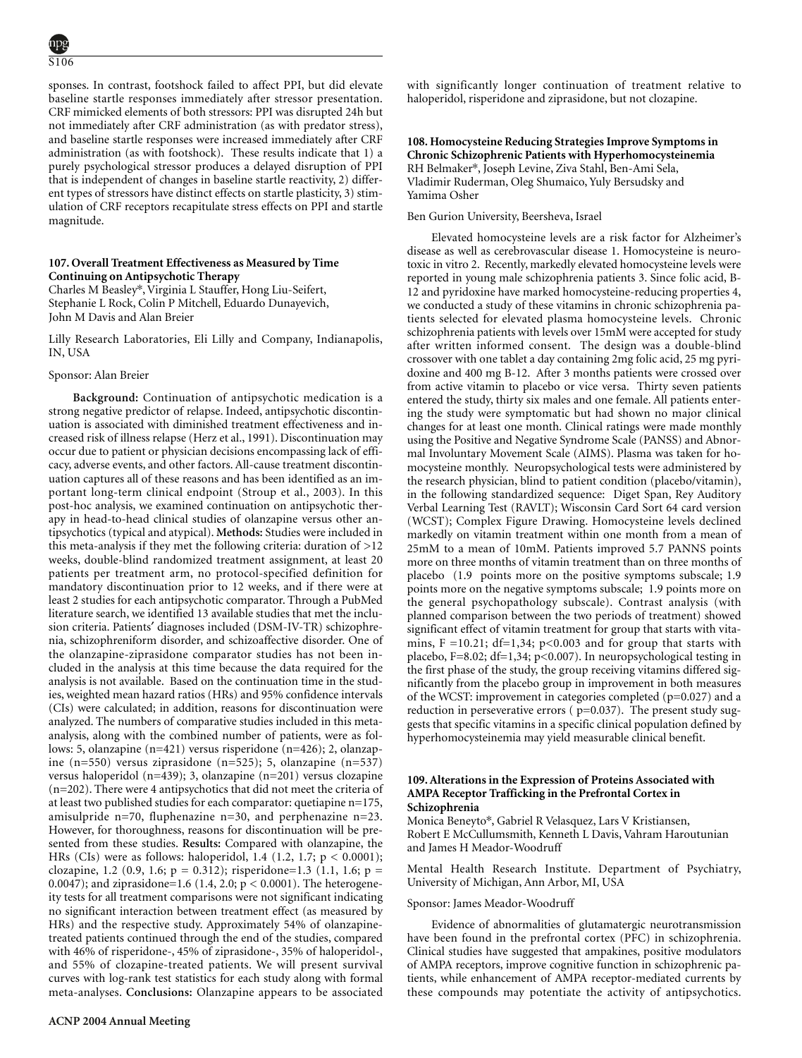sponses. In contrast, footshock failed to affect PPI, but did elevate baseline startle responses immediately after stressor presentation. CRF mimicked elements of both stressors: PPI was disrupted 24h but not immediately after CRF administration (as with predator stress), and baseline startle responses were increased immediately after CRF administration (as with footshock). These results indicate that 1) a purely psychological stressor produces a delayed disruption of PPI that is independent of changes in baseline startle reactivity, 2) different types of stressors have distinct effects on startle plasticity, 3) stimulation of CRF receptors recapitulate stress effects on PPI and startle magnitude.

### 107. Overall Treatment Effectiveness as Measured by Time Continuing on Antipsychotic Therapy

Charles M Beasley*, Virginia L Stauffer, Hong Liu-Seifert, Stephanie L Rock, Colin P Mitchell, Eduardo Dunayevich, John M Davis and Alan Breier

Lilly Research Laboratories, Eli Lilly and Company, Indianapolis, IN, USA

Sponsor: Alan Breier

**Background:** Continuation of antipsychotic medication is a strong negative predictor of relapse. Indeed, antipsychotic discontinuation is associated with diminished treatment effectiveness and increased risk of illness relapse (Herz et al., 1991). Discontinuation may occur due to patient or physician decisions encompassing lack of efficacy, adverse events, and other factors. All-cause treatment discontinuation captures all of these reasons and has been identified as an important long-term clinical endpoint (Stroup et al., 2003). In this post-hoc analysis, we examined continuation on antipsychotic therapy in head-to-head clinical studies of olanzapine versus other antipsychotics (typical and atypical). **Methods:** Studies were included in this meta-analysis if they met the following criteria: duration of >12 weeks, double-blind randomized treatment assignment, at least 20 patients per treatment arm, no protocol-specified definition for mandatory discontinuation prior to 12 weeks, and if there were at least 2 studies for each antipsychotic comparator. Through a PubMed literature search, we identified 13 available studies that met the inclusion criteria. Patients′ diagnoses included (DSM-IV-TR) schizophrenia, schizophreniform disorder, and schizoaffective disorder. One of the olanzapine-ziprasidone comparator studies has not been included in the analysis at this time because the data required for the analysis is not available. Based on the continuation time in the studies, weighted mean hazard ratios (HRs) and 95% confidence intervals (CIs) were calculated; in addition, reasons for discontinuation were analyzed. The numbers of comparative studies included in this meta-analysis, along with the combined number of patients, were as follows: 5, olanzapine (n=421) versus risperidone (n=426); 2, olanzapine (n=550) versus ziprasidone (n=525); 5, olanzapine (n=537) versus haloperidol (n=439); 3, olanzapine (n=201) versus clozapine (n=202). There were 4 antipsychotics that did not meet the criteria of at least two published studies for each comparator: quetiapine n=175, amisulpride n=70, fluphenazine n=30, and perphenazine n=23. However, for thoroughness, reasons for discontinuation will be presented from these studies. **Results:** Compared with olanzapine, the HRs (CIs) were as follows: haloperidol, 1.4 (1.2, 1.7; $p < 0.0001$); clozapine, 1.2 (0.9, 1.6; $p = 0.312$); risperidone=1.3 (1.1, 1.6; $p = 0.0047$); and ziprasidone=1.6 (1.4, 2.0; $p < 0.0001$). The heterogeneity tests for all treatment comparisons were not significant indicating no significant interaction between treatment effect (as measured by HRs) and the respective study. Approximately 54% of olanzapine-treated patients continued through the end of the studies, compared with 46% of risperidone-, 45% of ziprasidone-, 35% of haloperidol-, and 55% of clozapine-treated patients. We will present survival curves with log-rank test statistics for each study along with formal meta-analyses. **Conclusions:** Olanzapine appears to be associated with significantly longer continuation of treatment relative to haloperidol, risperidone and ziprasidone, but not clozapine.

### 108. Homocysteine Reducing Strategies Improve Symptoms in Chronic Schizophrenic Patients with Hyperhomocysteinemia

RH Belmaker*, Joseph Levine, Ziva Stahl, Ben-Ami Sela, Vladimir Ruderman, Oleg Shumaico, Yuly Bersudsky and Yamima Osher

Ben Gurion University, Beersheva, Israel

Elevated homocysteine levels are a risk factor for Alzheimer's disease as well as cerebrovascular disease 1. Homocysteine is neurotoxic in vitro 2. Recently, markedly elevated homocysteine levels were reported in young male schizophrenia patients 3. Since folic acid, B-12 and pyridoxine have marked homocysteine-reducing properties 4, we conducted a study of these vitamins in chronic schizophrenia patients selected for elevated plasma homocysteine levels. Chronic schizophrenia patients with levels over 15mM were accepted for study after written informed consent. The design was a double-blind crossover with one tablet a day containing 2mg folic acid, 25 mg pyridoxine and 400 mg B-12. After 3 months patients were crossed over from active vitamin to placebo or vice versa. Thirty seven patients entered the study, thirty six males and one female. All patients entering the study were symptomatic but had shown no major clinical changes for at least one month. Clinical ratings were made monthly using the Positive and Negative Syndrome Scale (PANSS) and Abnormal Involuntary Movement Scale (AIMS). Plasma was taken for homocysteine monthly. Neuropsychological tests were administered by the research physician, blind to patient condition (placebo/vitamin), in the following standardized sequence: Diget Span, Rey Auditory Verbal Learning Test (RAVLT); Wisconsin Card Sort 64 card version (WCST); Complex Figure Drawing. Homocysteine levels declined markedly on vitamin treatment within one month from a mean of 25mM to a mean of 10mM. Patients improved 5.7 PANNS points more on three months of vitamin treatment than on three months of placebo (1.9 points more on the positive symptoms subscale; 1.9 points more on the negative symptoms subscale; 1.9 points more on the general psychopathology subscale). Contrast analysis (with planned comparison between the two periods of treatment) showed significant effect of vitamin treatment for group that starts with vitamins, $F = 10.21$; $df = 1,34$; $p < 0.003$ and for group that starts with placebo, $F = 8.02$; $df = 1,34$; $p < 0.007$). In neuropsychological testing in the first phase of the study, the group receiving vitamins differed significantly from the placebo group in improvement in both measures of the WCST: improvement in categories completed ($p = 0.027$) and a reduction in perseverative errors ( $p = 0.037$). The present study suggests that specific vitamins in a specific clinical population defined by hyperhomocysteinemia may yield measurable clinical benefit.

### 109. Alterations in the Expression of Proteins Associated with AMPA Receptor Trafficking in the Prefrontal Cortex in Schizophrenia

Monica Beneyto*, Gabriel R Velasquez, Lars V Kristiansen, Robert E McCullumsmith, Kenneth L Davis, Vahram Haroutunian and James H Meador-Woodruff

Mental Health Research Institute. Department of Psychiatry, University of Michigan, Ann Arbor, MI, USA

Sponsor: James Meador-Woodruff

Evidence of abnormalities of glutamatergic neurotransmission have been found in the prefrontal cortex (PFC) in schizophrenia. Clinical studies have suggested that ampakines, positive modulators of AMPA receptors, improve cognitive function in schizophrenic patients, while enhancement of AMPA receptor-mediated currents by these compounds may potentiate the activity of antipsychotics.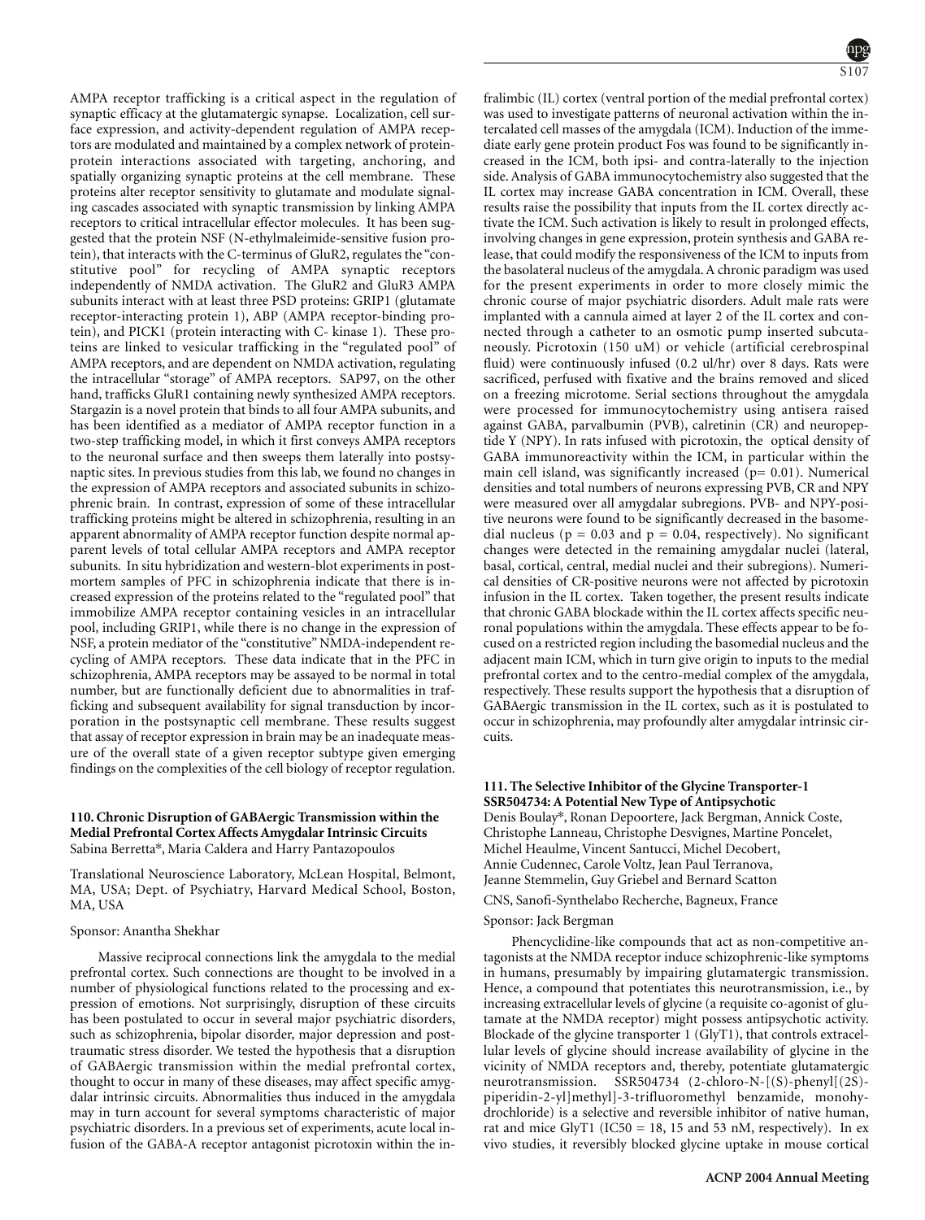AMPA receptor trafficking is a critical aspect in the regulation of synaptic efficacy at the glutamatergic synapse. Localization, cell surface expression, and activity-dependent regulation of AMPA receptors are modulated and maintained by a complex network of protein-protein interactions associated with targeting, anchoring, and spatially organizing synaptic proteins at the cell membrane. These proteins alter receptor sensitivity to glutamate and modulate signaling cascades associated with synaptic transmission by linking AMPA receptors to critical intracellular effector molecules. It has been suggested that the protein NSF (N-ethylmaleimide-sensitive fusion protein), that interacts with the C-terminus of GluR2, regulates the "constitutive pool" for recycling of AMPA synaptic receptors independently of NMDA activation. The GluR2 and GluR3 AMPA subunits interact with at least three PSD proteins: GRIP1 (glutamate receptor-interacting protein 1), ABP (AMPA receptor-binding protein), and PICK1 (protein interacting with C- kinase 1). These proteins are linked to vesicular trafficking in the "regulated pool" of AMPA receptors, and are dependent on NMDA activation, regulating the intracellular "storage" of AMPA receptors. SAP97, on the other hand, trafficks GluR1 containing newly synthesized AMPA receptors. Stargazin is a novel protein that binds to all four AMPA subunits, and has been identified as a mediator of AMPA receptor function in a two-step trafficking model, in which it first conveys AMPA receptors to the neuronal surface and then sweeps them laterally into postsynaptic sites. In previous studies from this lab, we found no changes in the expression of AMPA receptors and associated subunits in schizophrenic brain. In contrast, expression of some of these intracellular trafficking proteins might be altered in schizophrenia, resulting in an apparent abnormality of AMPA receptor function despite normal apparent levels of total cellular AMPA receptors and AMPA receptor subunits. In situ hybridization and western-blot experiments in postmortem samples of PFC in schizophrenia indicate that there is increased expression of the proteins related to the "regulated pool" that immobilize AMPA receptor containing vesicles in an intracellular pool, including GRIP1, while there is no change in the expression of NSF, a protein mediator of the "constitutive" NMDA-independent recycling of AMPA receptors. These data indicate that in the PFC in schizophrenia, AMPA receptors may be assayed to be normal in total number, but are functionally deficient due to abnormalities in trafficking and subsequent availability for signal transduction by incorporation in the postsynaptic cell membrane. These results suggest that assay of receptor expression in brain may be an inadequate measure of the overall state of a given receptor subtype given emerging findings on the complexities of the cell biology of receptor regulation.

### 110. Chronic Disruption of GABAergic Transmission within the Medial Prefrontal Cortex Affects Amygdalar Intrinsic Circuits

Sabina Berretta*, Maria Caldera and Harry Pantazopoulos

Translational Neuroscience Laboratory, McLean Hospital, Belmont, MA, USA; Dept. of Psychiatry, Harvard Medical School, Boston, MA, USA

Sponsor: Anantha Shekhar

Massive reciprocal connections link the amygdala to the medial prefrontal cortex. Such connections are thought to be involved in a number of physiological functions related to the processing and expression of emotions. Not surprisingly, disruption of these circuits has been postulated to occur in several major psychiatric disorders, such as schizophrenia, bipolar disorder, major depression and posttraumatic stress disorder. We tested the hypothesis that a disruption of GABAergic transmission within the medial prefrontal cortex, thought to occur in many of these diseases, may affect specific amygdalar intrinsic circuits. Abnormalities thus induced in the amygdala may in turn account for several symptoms characteristic of major psychiatric disorders. In a previous set of experiments, acute local infusion of the GABA-A receptor antagonist picrotoxin within the infralimbic (IL) cortex (ventral portion of the medial prefrontal cortex) was used to investigate patterns of neuronal activation within the intercalated cell masses of the amygdala (ICM). Induction of the immediate early gene protein product Fos was found to be significantly increased in the ICM, both ipsi- and contra-laterally to the injection side. Analysis of GABA immunocytochemistry also suggested that the IL cortex may increase GABA concentration in ICM. Overall, these results raise the possibility that inputs from the IL cortex directly activate the ICM. Such activation is likely to result in prolonged effects, involving changes in gene expression, protein synthesis and GABA release, that could modify the responsiveness of the ICM to inputs from the basolateral nucleus of the amygdala. A chronic paradigm was used for the present experiments in order to more closely mimic the chronic course of major psychiatric disorders. Adult male rats were implanted with a cannula aimed at layer 2 of the IL cortex and connected through a catheter to an osmotic pump inserted subcutaneously. Picrotoxin (150 uM) or vehicle (artificial cerebrospinal fluid) were continuously infused (0.2 ul/hr) over 8 days. Rats were sacrificed, perfused with fixative and the brains removed and sliced on a freezing microtome. Serial sections throughout the amygdala were processed for immunocytochemistry using antisera raised against GABA, parvalbumin (PVB), calretinin (CR) and neuropeptide Y (NPY). In rats infused with picrotoxin, the optical density of GABA immunoreactivity within the ICM, in particular within the main cell island, was significantly increased ($p = 0.01$). Numerical densities and total numbers of neurons expressing PVB, CR and NPY were measured over all amygdalar subregions. PVB- and NPY-positive neurons were found to be significantly decreased in the basomedial nucleus ($p = 0.03$ and $p = 0.04$, respectively). No significant changes were detected in the remaining amygdalar nuclei (lateral, basal, cortical, central, medial nuclei and their subregions). Numerical densities of CR-positive neurons were not affected by picrotoxin infusion in the IL cortex. Taken together, the present results indicate that chronic GABA blockade within the IL cortex affects specific neuronal populations within the amygdala. These effects appear to be focused on a restricted region including the basomedial nucleus and the adjacent main ICM, which in turn give origin to inputs to the medial prefrontal cortex and to the centro-medial complex of the amygdala, respectively. These results support the hypothesis that a disruption of GABAergic transmission in the IL cortex, such as it is postulated to occur in schizophrenia, may profoundly alter amygdalar intrinsic circuits.

### 111. The Selective Inhibitor of the Glycine Transporter-1 SSR504734: A Potential New Type of Antipsychotic

Denis Boulay*, Ronan Depoortere, Jack Bergman, Annick Coste, Christophe Lanneau, Christophe Desvignes, Martine Poncelet, Michel Heaulme, Vincent Santucci, Michel Decobert, Annie Cudennec, Carole Voltz, Jean Paul Terranova, Jeanne Stemmelin, Guy Griebel and Bernard Scatton

CNS, Sanofi-Synthelabo Recherche, Bagneux, France

Sponsor: Jack Bergman

Phencyclidine-like compounds that act as non-competitive antagonists at the NMDA receptor induce schizophrenic-like symptoms in humans, presumably by impairing glutamatergic transmission. Hence, a compound that potentiates this neurotransmission, i.e., by increasing extracellular levels of glycine (a requisite co-agonist of glutamate at the NMDA receptor) might possess antipsychotic activity. Blockade of the glycine transporter 1 (GlyT1), that controls extracellular levels of glycine should increase availability of glycine in the vicinity of NMDA receptors and, thereby, potentiate glutamatergic neurotransmission. SSR504734 (2-chloro-N-[(S)-phenyl[(2S)-piperidin-2-yl]methyl]-3-trifluoromethyl benzamide, monohydrochloride) is a selective and reversible inhibitor of native human, rat and mice GlyT1 ($IC_{50}$ = 18, 15 and 53 nM, respectively). In ex vivo studies, it reversibly blocked glycine uptake in mouse cortical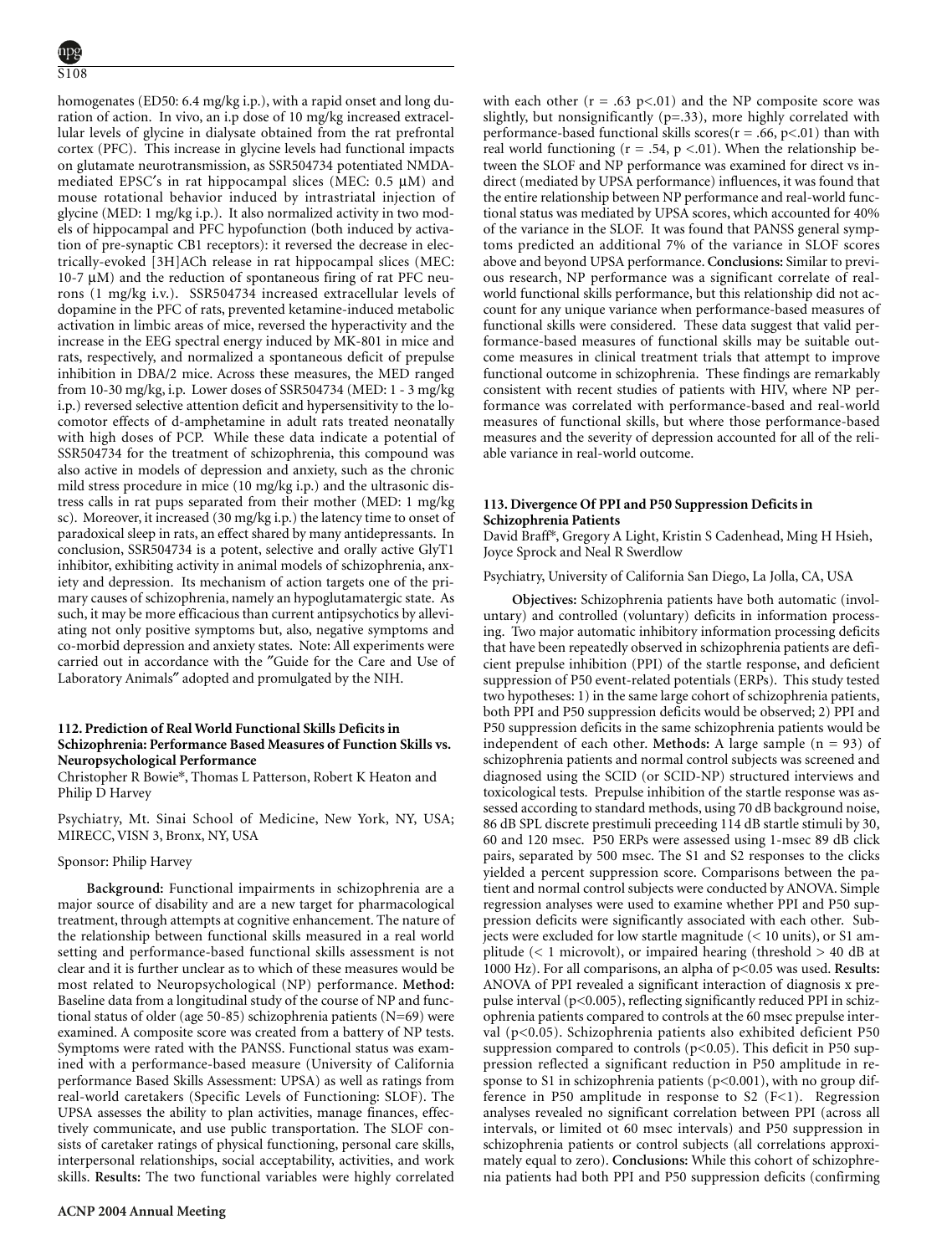homogenates (ED50: 6.4 mg/kg i.p.), with a rapid onset and long duration of action. In vivo, an i.p dose of 10 mg/kg increased extracellular levels of glycine in dialysate obtained from the rat prefrontal cortex (PFC). This increase in glycine levels had functional impacts on glutamate neurotransmission, as SSR504734 potentiated NMDA-mediated EPSC′s in rat hippocampal slices (MEC: 0.5 μM) and mouse rotational behavior induced by intrastriatal injection of glycine (MED: 1 mg/kg i.p.). It also normalized activity in two models of hippocampal and PFC hypofunction (both induced by activation of pre-synaptic CB1 receptors): it reversed the decrease in electrically-evoked [3H]ACh release in rat hippocampal slices (MEC: 10-7 μM) and the reduction of spontaneous firing of rat PFC neurons (1 mg/kg i.v.). SSR504734 increased extracellular levels of dopamine in the PFC of rats, prevented ketamine-induced metabolic activation in limbic areas of mice, reversed the hyperactivity and the increase in the EEG spectral energy induced by MK-801 in mice and rats, respectively, and normalized a spontaneous deficit of prepulse inhibition in DBA/2 mice. Across these measures, the MED ranged from 10-30 mg/kg, i.p. Lower doses of SSR504734 (MED: 1 - 3 mg/kg i.p.) reversed selective attention deficit and hypersensitivity to the locomotor effects of d-amphetamine in adult rats treated neonatally with high doses of PCP. While these data indicate a potential of SSR504734 for the treatment of schizophrenia, this compound was also active in models of depression and anxiety, such as the chronic mild stress procedure in mice (10 mg/kg i.p.) and the ultrasonic distress calls in rat pups separated from their mother (MED: 1 mg/kg sc). Moreover, it increased (30 mg/kg i.p.) the latency time to onset of paradoxical sleep in rats, an effect shared by many antidepressants. In conclusion, SSR504734 is a potent, selective and orally active GlyT1 inhibitor, exhibiting activity in animal models of schizophrenia, anxiety and depression. Its mechanism of action targets one of the primary causes of schizophrenia, namely an hypoglutamatergic state. As such, it may be more efficacious than current antipsychotics by alleviating not only positive symptoms but, also, negative symptoms and co-morbid depression and anxiety states. Note: All experiments were carried out in accordance with the ″Guide for the Care and Use of Laboratory Animals″ adopted and promulgated by the NIH.

### 112. Prediction of Real World Functional Skills Deficits in Schizophrenia: Performance Based Measures of Function Skills vs. Neuropsychological Performance

Christopher R Bowie*, Thomas L Patterson, Robert K Heaton and Philip D Harvey

Psychiatry, Mt. Sinai School of Medicine, New York, NY, USA; MIRECC, VISN 3, Bronx, NY, USA

Sponsor: Philip Harvey

**Background:** Functional impairments in schizophrenia are a major source of disability and are a new target for pharmacological treatment, through attempts at cognitive enhancement. The nature of the relationship between functional skills measured in a real world setting and performance-based functional skills assessment is not clear and it is further unclear as to which of these measures would be most related to Neuropsychological (NP) performance. **Method:** Baseline data from a longitudinal study of the course of NP and functional status of older (age 50-85) schizophrenia patients (N=69) were examined. A composite score was created from a battery of NP tests. Symptoms were rated with the PANSS. Functional status was examined with a performance-based measure (University of California performance Based Skills Assessment: UPSA) as well as ratings from real-world caretakers (Specific Levels of Functioning: SLOF). The UPSA assesses the ability to plan activities, manage finances, effectively communicate, and use public transportation. The SLOF consists of caretaker ratings of physical functioning, personal care skills, interpersonal relationships, social acceptability, activities, and work skills. **Results:** The two functional variables were highly correlated with each other ($r = .63$ $p<.01$) and the NP composite score was slightly, but nonsignificantly ($p=.33$), more highly correlated with performance-based functional skills scores($r = .66$, $p<.01$) than with real world functioning ($r = .54$, $p<.01$). When the relationship between the SLOF and NP performance was examined for direct vs indirect (mediated by UPSA performance) influences, it was found that the entire relationship between NP performance and real-world functional status was mediated by UPSA scores, which accounted for 40% of the variance in the SLOF. It was found that PANSS general symptoms predicted an additional 7% of the variance in SLOF scores above and beyond UPSA performance. **Conclusions:** Similar to previous research, NP performance was a significant correlate of real-world functional skills performance, but this relationship did not account for any unique variance when performance-based measures of functional skills were considered. These data suggest that valid performance-based measures of functional skills may be suitable outcome measures in clinical treatment trials that attempt to improve functional outcome in schizophrenia. These findings are remarkably consistent with recent studies of patients with HIV, where NP performance was correlated with performance-based and real-world measures of functional skills, but where those performance-based measures and the severity of depression accounted for all of the reliable variance in real-world outcome.

### 113. Divergence Of PPI and P50 Suppression Deficits in Schizophrenia Patients

David Braff*, Gregory A Light, Kristin S Cadenhead, Ming H Hsieh, Joyce Sprock and Neal R Swerdlow

Psychiatry, University of California San Diego, La Jolla, CA, USA

**Objectives:** Schizophrenia patients have both automatic (involuntary) and controlled (voluntary) deficits in information processing. Two major automatic inhibitory information processing deficits that have been repeatedly observed in schizophrenia patients are deficient prepulse inhibition (PPI) of the startle response, and deficient suppression of P50 event-related potentials (ERPs). This study tested two hypotheses: 1) in the same large cohort of schizophrenia patients, both PPI and P50 suppression deficits would be observed; 2) PPI and P50 suppression deficits in the same schizophrenia patients would be independent of each other. **Methods:** A large sample ($n = 93$) of schizophrenia patients and normal control subjects was screened and diagnosed using the SCID (or SCID-NP) structured interviews and toxicological tests. Prepulse inhibition of the startle response was assessed according to standard methods, using 70 dB background noise, 86 dB SPL discrete prestimuli preceeding 114 dB startle stimuli by 30, 60 and 120 msec. P50 ERPs were assessed using 1-msec 89 dB click pairs, separated by 500 msec. The S1 and S2 responses to the clicks yielded a percent suppression score. Comparisons between the patient and normal control subjects were conducted by ANOVA. Simple regression analyses were used to examine whether PPI and P50 suppression deficits were significantly associated with each other. Subjects were excluded for low startle magnitude (< 10 units), or S1 amplitude (< 1 microvolt), or impaired hearing (threshold > 40 dB at 1000 Hz). For all comparisons, an alpha of $p<0.05$ was used. **Results:** ANOVA of PPI revealed a significant interaction of diagnosis x prepulse interval ($p<0.005$), reflecting significantly reduced PPI in schizophrenia patients compared to controls at the 60 msec prepulse interval ($p<0.05$). Schizophrenia patients also exhibited deficient P50 suppression compared to controls ($p<0.05$). This deficit in P50 suppression reflected a significant reduction in P50 amplitude in response to S1 in schizophrenia patients ($p<0.001$), with no group difference in P50 amplitude in response to S2 ($F<1$). Regression analyses revealed no significant correlation between PPI (across all intervals, or limited ot 60 msec intervals) and P50 suppression in schizophrenia patients or control subjects (all correlations approximately equal to zero). **Conclusions:** While this cohort of schizophrenia patients had both PPI and P50 suppression deficits (confirming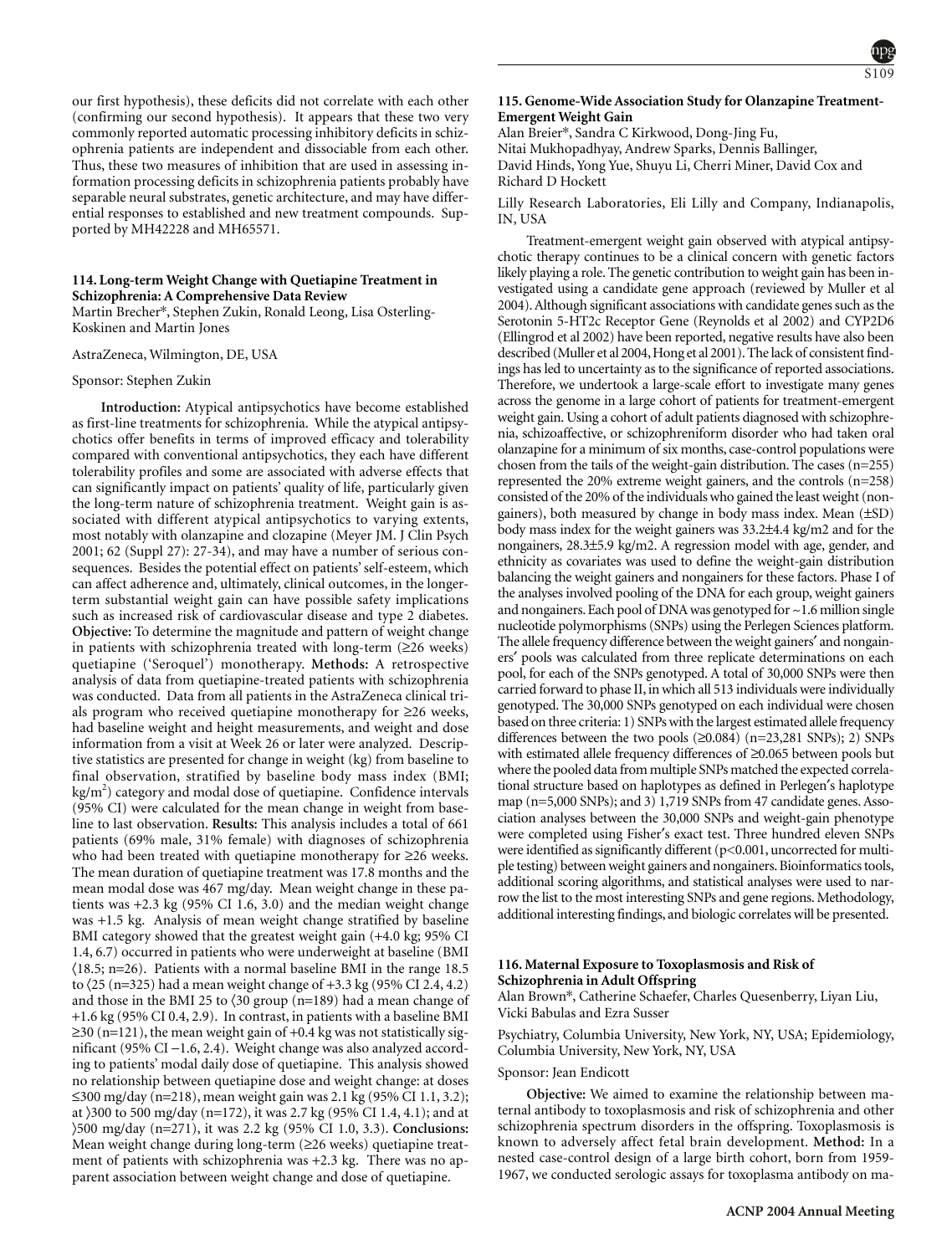our first hypothesis), these deficits did not correlate with each other (confirming our second hypothesis). It appears that these two very commonly reported automatic processing inhibitory deficits in schizophrenia patients are independent and dissociable from each other. Thus, these two measures of inhibition that are used in assessing information processing deficits in schizophrenia patients probably have separable neural substrates, genetic architecture, and may have differential responses to established and new treatment compounds. Supported by MH42228 and MH65571.

### 114. Long-term Weight Change with Quetiapine Treatment in Schizophrenia: A Comprehensive Data Review

Martin Brecher*, Stephen Zukin, Ronald Leong, Lisa Osterling-Koskinen and Martin Jones

AstraZeneca, Wilmington, DE, USA

Sponsor: Stephen Zukin

**Introduction:** Atypical antipsychotics have become established as first-line treatments for schizophrenia. While the atypical antipsychotics offer benefits in terms of improved efficacy and tolerability compared with conventional antipsychotics, they each have different tolerability profiles and some are associated with adverse effects that can significantly impact on patients' quality of life, particularly given the long-term nature of schizophrenia treatment. Weight gain is associated with different atypical antipsychotics to varying extents, most notably with olanzapine and clozapine (Meyer JM. J Clin Psych 2001; 62 (Suppl 27): 27-34), and may have a number of serious consequences. Besides the potential effect on patients' self-esteem, which can affect adherence and, ultimately, clinical outcomes, in the longer-term substantial weight gain can have possible safety implications such as increased risk of cardiovascular disease and type 2 diabetes. **Objective:** To determine the magnitude and pattern of weight change in patients with schizophrenia treated with long-term (≥26 weeks) quetiapine ('Seroquel') monotherapy. **Methods:** A retrospective analysis of data from quetiapine-treated patients with schizophrenia was conducted. Data from all patients in the AstraZeneca clinical trials program who received quetiapine monotherapy for ≥26 weeks, had baseline weight and height measurements, and weight and dose information from a visit at Week 26 or later were analyzed. Descriptive statistics are presented for change in weight (kg) from baseline to final observation, stratified by baseline body mass index (BMI; $kg/m^2$) category and modal dose of quetiapine. Confidence intervals (95% CI) were calculated for the mean change in weight from baseline to last observation. **Results:** This analysis includes a total of 661 patients (69% male, 31% female) with diagnoses of schizophrenia who had been treated with quetiapine monotherapy for ≥26 weeks. The mean duration of quetiapine treatment was 17.8 months and the mean modal dose was 467 mg/day. Mean weight change in these patients was +2.3 kg (95% CI 1.6, 3.0) and the median weight change was +1.5 kg. Analysis of mean weight change stratified by baseline BMI category showed that the greatest weight gain (+4.0 kg; 95% CI 1.4, 6.7) occurred in patients who were underweight at baseline (BMI 〈18.5; n=26). Patients with a normal baseline BMI in the range 18.5 to 〈25 (n=325) had a mean weight change of +3.3 kg (95% CI 2.4, 4.2) and those in the BMI 25 to 〈30 group (n=189) had a mean change of +1.6 kg (95% CI 0.4, 2.9). In contrast, in patients with a baseline BMI ≥30 (n=121), the mean weight gain of +0.4 kg was not statistically significant (95% CI −1.6, 2.4). Weight change was also analyzed according to patients' modal daily dose of quetiapine. This analysis showed no relationship between quetiapine dose and weight change: at doses ≤300 mg/day (n=218), mean weight gain was 2.1 kg (95% CI 1.1, 3.2); at 〉300 to 500 mg/day (n=172), it was 2.7 kg (95% CI 1.4, 4.1); and at 〉500 mg/day (n=271), it was 2.2 kg (95% CI 1.0, 3.3). **Conclusions:** Mean weight change during long-term (≥26 weeks) quetiapine treatment of patients with schizophrenia was +2.3 kg. There was no apparent association between weight change and dose of quetiapine.

### 115. Genome-Wide Association Study for Olanzapine Treatment-Emergent Weight Gain

Alan Breier*, Sandra C Kirkwood, Dong-Jing Fu, Nitai Mukhopadhyay, Andrew Sparks, Dennis Ballinger, David Hinds, Yong Yue, Shuyu Li, Cherri Miner, David Cox and Richard D Hockett

Lilly Research Laboratories, Eli Lilly and Company, Indianapolis, IN, USA

Treatment-emergent weight gain observed with atypical antipsychotic therapy continues to be a clinical concern with genetic factors likely playing a role. The genetic contribution to weight gain has been investigated using a candidate gene approach (reviewed by Muller et al 2004). Although significant associations with candidate genes such as the Serotonin 5-HT2c Receptor Gene (Reynolds et al 2002) and CYP2D6 (Ellingrod et al 2002) have been reported, negative results have also been described (Muller et al 2004, Hong et al 2001). The lack of consistent findings has led to uncertainty as to the significance of reported associations. Therefore, we undertook a large-scale effort to investigate many genes across the genome in a large cohort of patients for treatment-emergent weight gain. Using a cohort of adult patients diagnosed with schizophrenia, schizoaffective, or schizophreniform disorder who had taken oral olanzapine for a minimum of six months, case-control populations were chosen from the tails of the weight-gain distribution. The cases (n=255) represented the 20% extreme weight gainers, and the controls (n=258) consisted of the 20% of the individuals who gained the least weight (nongainers), both measured by change in body mass index. Mean (±SD) body mass index for the weight gainers was 33.2±4.4 kg/m2 and for the nongainers, 28.3±5.9 kg/m2. A regression model with age, gender, and ethnicity as covariates was used to define the weight-gain distribution balancing the weight gainers and nongainers for these factors. Phase I of the analyses involved pooling of the DNA for each group, weight gainers and nongainers. Each pool of DNA was genotyped for ~1.6 million single nucleotide polymorphisms (SNPs) using the Perlegen Sciences platform. The allele frequency difference between the weight gainers′ and nongainers′ pools was calculated from three replicate determinations on each pool, for each of the SNPs genotyped. A total of 30,000 SNPs were then carried forward to phase II, in which all 513 individuals were individually genotyped. The 30,000 SNPs genotyped on each individual were chosen based on three criteria: 1) SNPs with the largest estimated allele frequency differences between the two pools (≥0.084) (n=23,281 SNPs); 2) SNPs with estimated allele frequency differences of ≥0.065 between pools but where the pooled data from multiple SNPs matched the expected correlational structure based on haplotypes as defined in Perlegen′s haplotype map (n=5,000 SNPs); and 3) 1,719 SNPs from 47 candidate genes. Association analyses between the 30,000 SNPs and weight-gain phenotype were completed using Fisher′s exact test. Three hundred eleven SNPs were identified as significantly different ($p<0.001$, uncorrected for multiple testing) between weight gainers and nongainers. Bioinformatics tools, additional scoring algorithms, and statistical analyses were used to narrow the list to the most interesting SNPs and gene regions. Methodology, additional interesting findings, and biologic correlates will be presented.

### 116. Maternal Exposure to Toxoplasmosis and Risk of Schizophrenia in Adult Offspring

Alan Brown*, Catherine Schaefer, Charles Quesenberry, Liyan Liu, Vicki Babulas and Ezra Susser

Psychiatry, Columbia University, New York, NY, USA; Epidemiology, Columbia University, New York, NY, USA

Sponsor: Jean Endicott

**Objective:** We aimed to examine the relationship between maternal antibody to toxoplasmosis and risk of schizophrenia and other schizophrenia spectrum disorders in the offspring. Toxoplasmosis is known to adversely affect fetal brain development. **Method:** In a nested case-control design of a large birth cohort, born from 1959-1967, we conducted serologic assays for toxoplasma antibody on ma-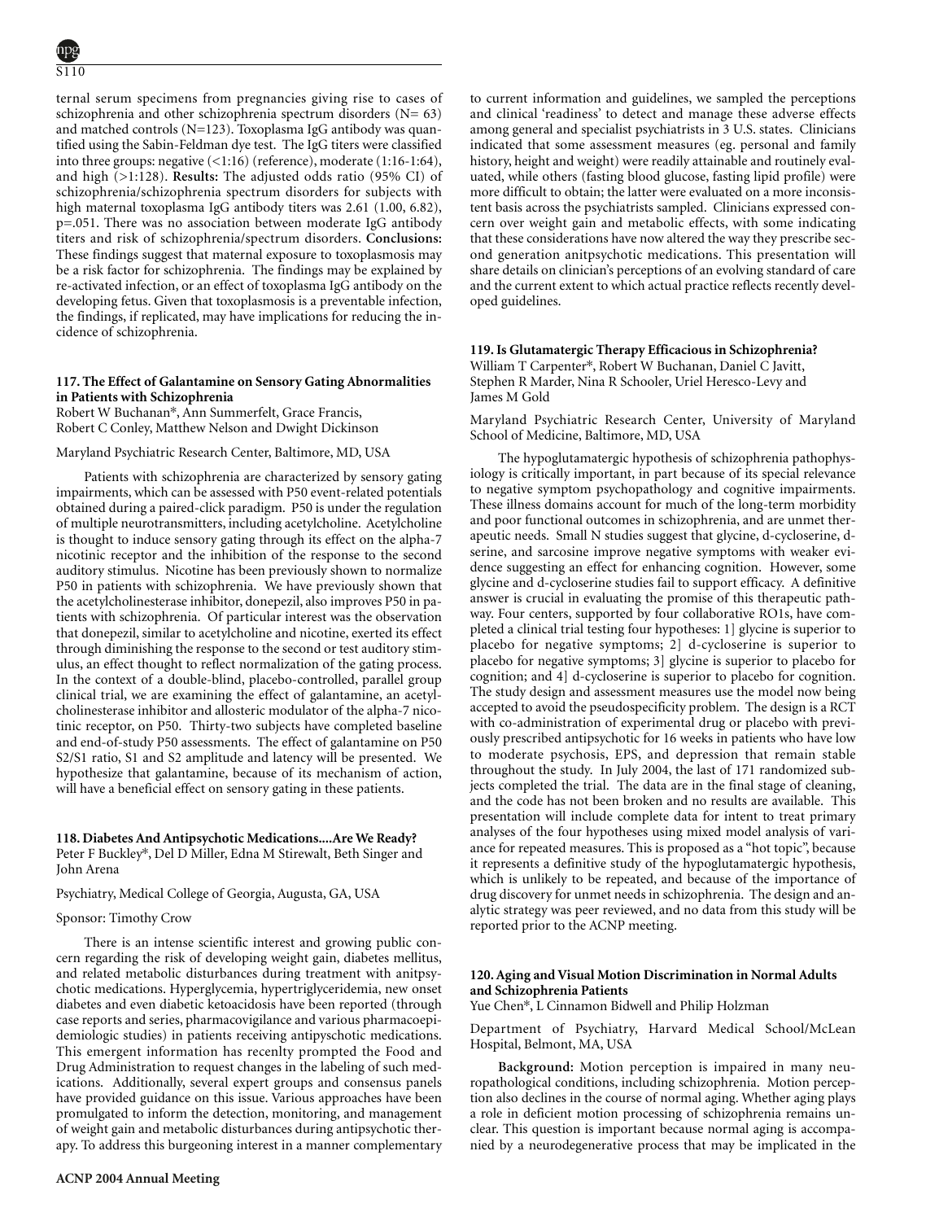ternal serum specimens from pregnancies giving rise to cases of schizophrenia and other schizophrenia spectrum disorders (N= 63) and matched controls (N=123). Toxoplasma IgG antibody was quantified using the Sabin-Feldman dye test. The IgG titers were classified into three groups: negative (<1:16) (reference), moderate (1:16-1:64), and high (>1:128). **Results:** The adjusted odds ratio (95% CI) of schizophrenia/schizophrenia spectrum disorders for subjects with high maternal toxoplasma IgG antibody titers was 2.61 (1.00, 6.82), p=.051. There was no association between moderate IgG antibody titers and risk of schizophrenia/spectrum disorders. **Conclusions:** These findings suggest that maternal exposure to toxoplasmosis may be a risk factor for schizophrenia. The findings may be explained by re-activated infection, or an effect of toxoplasma IgG antibody on the developing fetus. Given that toxoplasmosis is a preventable infection, the findings, if replicated, may have implications for reducing the incidence of schizophrenia.

### 117. The Effect of Galantamine on Sensory Gating Abnormalities in Patients with Schizophrenia

Robert W Buchanan*, Ann Summerfelt, Grace Francis, Robert C Conley, Matthew Nelson and Dwight Dickinson

Maryland Psychiatric Research Center, Baltimore, MD, USA

Patients with schizophrenia are characterized by sensory gating impairments, which can be assessed with P50 event-related potentials obtained during a paired-click paradigm. P50 is under the regulation of multiple neurotransmitters, including acetylcholine. Acetylcholine is thought to induce sensory gating through its effect on the alpha-7 nicotinic receptor and the inhibition of the response to the second auditory stimulus. Nicotine has been previously shown to normalize P50 in patients with schizophrenia. We have previously shown that the acetylcholinesterase inhibitor, donepezil, also improves P50 in patients with schizophrenia. Of particular interest was the observation that donepezil, similar to acetylcholine and nicotine, exerted its effect through diminishing the response to the second or test auditory stimulus, an effect thought to reflect normalization of the gating process. In the context of a double-blind, placebo-controlled, parallel group clinical trial, we are examining the effect of galantamine, an acetylcholinesterase inhibitor and allosteric modulator of the alpha-7 nicotinic receptor, on P50. Thirty-two subjects have completed baseline and end-of-study P50 assessments. The effect of galantamine on P50 S2/S1 ratio, S1 and S2 amplitude and latency will be presented. We hypothesize that galantamine, because of its mechanism of action, will have a beneficial effect on sensory gating in these patients.

### 118. Diabetes And Antipsychotic Medications....Are We Ready?

Peter F Buckley*, Del D Miller, Edna M Stirewalt, Beth Singer and John Arena

Psychiatry, Medical College of Georgia, Augusta, GA, USA

Sponsor: Timothy Crow

There is an intense scientific interest and growing public concern regarding the risk of developing weight gain, diabetes mellitus, and related metabolic disturbances during treatment with anitpsychotic medications. Hyperglycemia, hypertriglyceridemia, new onset diabetes and even diabetic ketoacidosis have been reported (through case reports and series, pharmacovigilance and various pharmacoepidemiologic studies) in patients receiving antipyschotic medications. This emergent information has recenlty prompted the Food and Drug Administration to request changes in the labeling of such medications. Additionally, several expert groups and consensus panels have provided guidance on this issue. Various approaches have been promulgated to inform the detection, monitoring, and management of weight gain and metabolic disturbances during antipsychotic therapy. To address this burgeoning interest in a manner complementary to current information and guidelines, we sampled the perceptions and clinical 'readiness' to detect and manage these adverse effects among general and specialist psychiatrists in 3 U.S. states. Clinicians indicated that some assessment measures (eg. personal and family history, height and weight) were readily attainable and routinely evaluated, while others (fasting blood glucose, fasting lipid profile) were more difficult to obtain; the latter were evaluated on a more inconsistent basis across the psychiatrists sampled. Clinicians expressed concern over weight gain and metabolic effects, with some indicating that these considerations have now altered the way they prescribe second generation anitpsychotic medications. This presentation will share details on clinician's perceptions of an evolving standard of care and the current extent to which actual practice reflects recently developed guidelines.

### 119. Is Glutamatergic Therapy Efficacious in Schizophrenia?

William T Carpenter*, Robert W Buchanan, Daniel C Javitt, Stephen R Marder, Nina R Schooler, Uriel Heresco-Levy and James M Gold

Maryland Psychiatric Research Center, University of Maryland School of Medicine, Baltimore, MD, USA

The hypoglutamatergic hypothesis of schizophrenia pathophysiology is critically important, in part because of its special relevance to negative symptom psychopathology and cognitive impairments. These illness domains account for much of the long-term morbidity and poor functional outcomes in schizophrenia, and are unmet therapeutic needs. Small N studies suggest that glycine, d-cycloserine, d-serine, and sarcosine improve negative symptoms with weaker evidence suggesting an effect for enhancing cognition. However, some glycine and d-cycloserine studies fail to support efficacy. A definitive answer is crucial in evaluating the promise of this therapeutic pathway. Four centers, supported by four collaborative RO1s, have completed a clinical trial testing four hypotheses: 1] glycine is superior to placebo for negative symptoms; 2] d-cycloserine is superior to placebo for negative symptoms; 3] glycine is superior to placebo for cognition; and 4] d-cycloserine is superior to placebo for cognition. The study design and assessment measures use the model now being accepted to avoid the pseudospecificity problem. The design is a RCT with co-administration of experimental drug or placebo with previously prescribed antipsychotic for 16 weeks in patients who have low to moderate psychosis, EPS, and depression that remain stable throughout the study. In July 2004, the last of 171 randomized subjects completed the trial. The data are in the final stage of cleaning, and the code has not been broken and no results are available. This presentation will include complete data for intent to treat primary analyses of the four hypotheses using mixed model analysis of variance for repeated measures. This is proposed as a "hot topic", because it represents a definitive study of the hypoglutamatergic hypothesis, which is unlikely to be repeated, and because of the importance of drug discovery for unmet needs in schizophrenia. The design and analytic strategy was peer reviewed, and no data from this study will be reported prior to the ACNP meeting.

### 120. Aging and Visual Motion Discrimination in Normal Adults and Schizophrenia Patients

Yue Chen*, L Cinnamon Bidwell and Philip Holzman

Department of Psychiatry, Harvard Medical School/McLean Hospital, Belmont, MA, USA

**Background:** Motion perception is impaired in many neuropathological conditions, including schizophrenia. Motion perception also declines in the course of normal aging. Whether aging plays a role in deficient motion processing of schizophrenia remains unclear. This question is important because normal aging is accompanied by a neurodegenerative process that may be implicated in the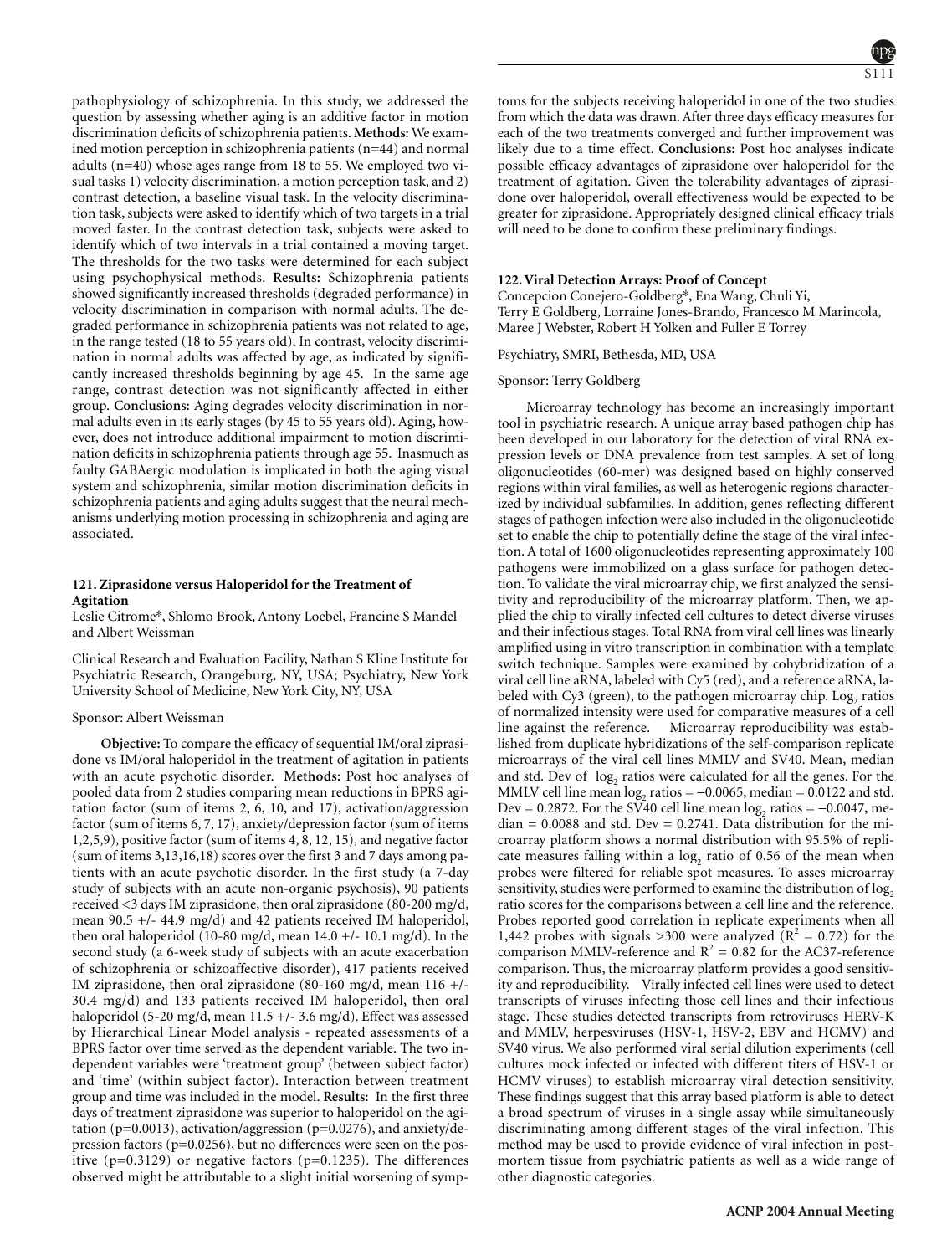pathophysiology of schizophrenia. In this study, we addressed the question by assessing whether aging is an additive factor in motion discrimination deficits of schizophrenia patients. **Methods:** We examined motion perception in schizophrenia patients (n=44) and normal adults (n=40) whose ages range from 18 to 55. We employed two visual tasks 1) velocity discrimination, a motion perception task, and 2) contrast detection, a baseline visual task. In the velocity discrimination task, subjects were asked to identify which of two targets in a trial moved faster. In the contrast detection task, subjects were asked to identify which of two intervals in a trial contained a moving target. The thresholds for the two tasks were determined for each subject using psychophysical methods. **Results:** Schizophrenia patients showed significantly increased thresholds (degraded performance) in velocity discrimination in comparison with normal adults. The degraded performance in schizophrenia patients was not related to age, in the range tested (18 to 55 years old). In contrast, velocity discrimination in normal adults was affected by age, as indicated by significantly increased thresholds beginning by age 45. In the same age range, contrast detection was not significantly affected in either group. **Conclusions:** Aging degrades velocity discrimination in normal adults even in its early stages (by 45 to 55 years old). Aging, however, does not introduce additional impairment to motion discrimination deficits in schizophrenia patients through age 55. Inasmuch as faulty GABAergic modulation is implicated in both the aging visual system and schizophrenia, similar motion discrimination deficits in schizophrenia patients and aging adults suggest that the neural mechanisms underlying motion processing in schizophrenia and aging are associated.

### 121. Ziprasidone versus Haloperidol for the Treatment of Agitation

Leslie Citrome*, Shlomo Brook, Antony Loebel, Francine S Mandel and Albert Weissman

Clinical Research and Evaluation Facility, Nathan S Kline Institute for Psychiatric Research, Orangeburg, NY, USA; Psychiatry, New York University School of Medicine, New York City, NY, USA

Sponsor: Albert Weissman

**Objective:** To compare the efficacy of sequential IM/oral ziprasidone vs IM/oral haloperidol in the treatment of agitation in patients with an acute psychotic disorder. **Methods:** Post hoc analyses of pooled data from 2 studies comparing mean reductions in BPRS agitation factor (sum of items 2, 6, 10, and 17), activation/aggression factor (sum of items 6, 7, 17), anxiety/depression factor (sum of items 1,2,5,9), positive factor (sum of items 4, 8, 12, 15), and negative factor (sum of items 3,13,16,18) scores over the first 3 and 7 days among patients with an acute psychotic disorder. In the first study (a 7-day study of subjects with an acute non-organic psychosis), 90 patients received <3 days IM ziprasidone, then oral ziprasidone (80-200 mg/d, mean 90.5 +/- 44.9 mg/d) and 42 patients received IM haloperidol, then oral haloperidol (10-80 mg/d, mean 14.0 +/- 10.1 mg/d). In the second study (a 6-week study of subjects with an acute exacerbation of schizophrenia or schizoaffective disorder), 417 patients received IM ziprasidone, then oral ziprasidone (80-160 mg/d, mean 116 +/- 30.4 mg/d) and 133 patients received IM haloperidol, then oral haloperidol (5-20 mg/d, mean 11.5 +/- 3.6 mg/d). Effect was assessed by Hierarchical Linear Model analysis - repeated assessments of a BPRS factor over time served as the dependent variable. The two independent variables were 'treatment group' (between subject factor) and 'time' (within subject factor). Interaction between treatment group and time was included in the model. **Results:** In the first three days of treatment ziprasidone was superior to haloperidol on the agitation (p=0.0013), activation/aggression (p=0.0276), and anxiety/depression factors (p=0.0256), but no differences were seen on the positive (p=0.3129) or negative factors (p=0.1235). The differences observed might be attributable to a slight initial worsening of symptoms for the subjects receiving haloperidol in one of the two studies from which the data was drawn. After three days efficacy measures for each of the two treatments converged and further improvement was likely due to a time effect. **Conclusions:** Post hoc analyses indicate possible efficacy advantages of ziprasidone over haloperidol for the treatment of agitation. Given the tolerability advantages of ziprasidone over haloperidol, overall effectiveness would be expected to be greater for ziprasidone. Appropriately designed clinical efficacy trials will need to be done to confirm these preliminary findings.

### 122. Viral Detection Arrays: Proof of Concept

Concepcion Conejero-Goldberg*, Ena Wang, Chuli Yi, Terry E Goldberg, Lorraine Jones-Brando, Francesco M Marincola, Maree J Webster, Robert H Yolken and Fuller E Torrey

Psychiatry, SMRI, Bethesda, MD, USA

Sponsor: Terry Goldberg

Microarray technology has become an increasingly important tool in psychiatric research. A unique array based pathogen chip has been developed in our laboratory for the detection of viral RNA expression levels or DNA prevalence from test samples. A set of long oligonucleotides (60-mer) was designed based on highly conserved regions within viral families, as well as heterogenic regions characterized by individual subfamilies. In addition, genes reflecting different stages of pathogen infection were also included in the oligonucleotide set to enable the chip to potentially define the stage of the viral infection. A total of 1600 oligonucleotides representing approximately 100 pathogens were immobilized on a glass surface for pathogen detection. To validate the viral microarray chip, we first analyzed the sensitivity and reproducibility of the microarray platform. Then, we applied the chip to virally infected cell cultures to detect diverse viruses and their infectious stages. Total RNA from viral cell lines was linearly amplified using in vitro transcription in combination with a template switch technique. Samples were examined by cohybridization of a viral cell line aRNA, labeled with Cy5 (red), and a reference aRNA, labeled with Cy3 (green), to the pathogen microarray chip. $\log_2$ ratios of normalized intensity were used for comparative measures of a cell line against the reference. Microarray reproducibility was established from duplicate hybridizations of the self-comparison replicate microarrays of the viral cell lines MMLV and SV40. Mean, median and std. Dev of $\log_2$ ratios were calculated for all the genes. For the MMLV cell line mean $\log_2$ ratios = −0.0065, median = 0.0122 and std. Dev = 0.2872. For the SV40 cell line mean $\log_2$ ratios = −0.0047, median = 0.0088 and std. Dev = 0.2741. Data distribution for the microarray platform shows a normal distribution with 95.5% of replicate measures falling within a $\log_2$ ratio of 0.56 of the mean when probes were filtered for reliable spot measures. To asses microarray sensitivity, studies were performed to examine the distribution of $\log_2$ ratio scores for the comparisons between a cell line and the reference. Probes reported good correlation in replicate experiments when all 1,442 probes with signals >300 were analyzed ($R^2$ = 0.72) for the comparison MMLV-reference and $R^2$ = 0.82 for the AC37-reference comparison. Thus, the microarray platform provides a good sensitivity and reproducibility. Virally infected cell lines were used to detect transcripts of viruses infecting those cell lines and their infectious stage. These studies detected transcripts from retroviruses HERV-K and MMLV, herpesviruses (HSV-1, HSV-2, EBV and HCMV) and SV40 virus. We also performed viral serial dilution experiments (cell cultures mock infected or infected with different titers of HSV-1 or HCMV viruses) to establish microarray viral detection sensitivity. These findings suggest that this array based platform is able to detect a broad spectrum of viruses in a single assay while simultaneously discriminating among different stages of the viral infection. This method may be used to provide evidence of viral infection in postmortem tissue from psychiatric patients as well as a wide range of other diagnostic categories.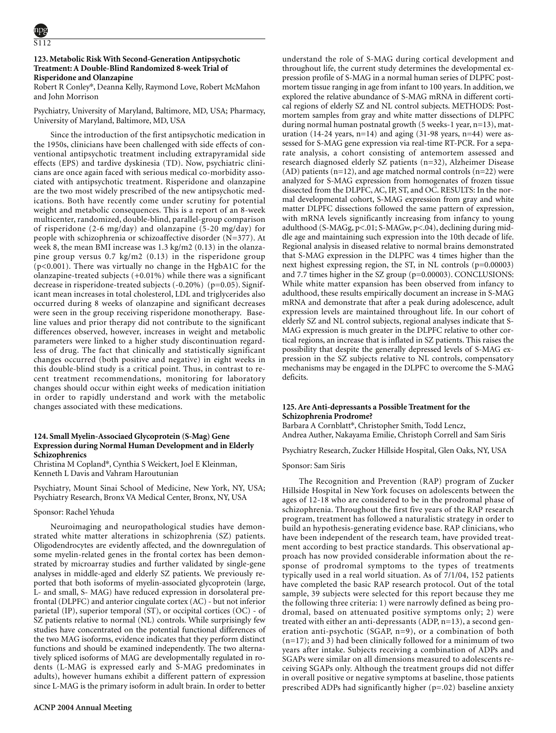### 123. Metabolic Risk With Second-Generation Antipsychotic Treatment: A Double-Blind Randomized 8-week Trial of Risperidone and Olanzapine

Robert R Conley*, Deanna Kelly, Raymond Love, Robert McMahon and John Morrison

Psychiatry, University of Maryland, Baltimore, MD, USA; Pharmacy, University of Maryland, Baltimore, MD, USA

Since the introduction of the first antipsychotic medication in the 1950s, clinicians have been challenged with side effects of conventional antipsychotic treatment including extrapyramidal side effects (EPS) and tardive dyskinesia (TD). Now, psychiatric clinicians are once again faced with serious medical co-morbidity associated with antipsychotic treatment. Risperidone and olanzapine are the two most widely prescribed of the new antipsychotic medications. Both have recently come under scrutiny for potential weight and metabolic consequences. This is a report of an 8-week multicenter, randomized, double-blind, parallel-group comparison of risperidone (2-6 mg/day) and olanzapine (5-20 mg/day) for people with schizophrenia or schizoaffective disorder (N=377). At week 8, the mean BMI increase was 1.3 kg/m2 (0.13) in the olanzapine group versus 0.7 kg/m2 (0.13) in the risperidone group ($p<0.001$). There was virtually no change in the HgbA1C for the olanzapine-treated subjects (+0.01%) while there was a significant decrease in risperidone-treated subjects (-0.20%) ($p=0.05$). Significant mean increases in total cholesterol, LDL and triglycerides also occurred during 8 weeks of olanzapine and significant decreases were seen in the group receiving risperidone monotherapy. Baseline values and prior therapy did not contribute to the significant differences observed, however, increases in weight and metabolic parameters were linked to a higher study discontinuation regardless of drug. The fact that clinically and statistically significant changes occurred (both positive and negative) in eight weeks in this double-blind study is a critical point. Thus, in contrast to recent treatment recommendations, monitoring for laboratory changes should occur within eight weeks of medication initiation in order to rapidly understand and work with the metabolic changes associated with these medications.

### 124. Small Myelin-Associaed Glycoprotein (S-Mag) Gene Expression during Normal Human Development and in Elderly Schizophrenics

Christina M Copland*, Cynthia S Weickert, Joel E Kleinman, Kenneth L Davis and Vahram Haroutunian

Psychiatry, Mount Sinai School of Medicine, New York, NY, USA; Psychiatry Research, Bronx VA Medical Center, Bronx, NY, USA

Sponsor: Rachel Yehuda

Neuroimaging and neuropathological studies have demonstrated white matter alterations in schizophrenia (SZ) patients. Oligodendrocytes are evidently affected, and the downregulation of some myelin-related genes in the frontal cortex has been demonstrated by microarray studies and further validated by single-gene analyses in middle-aged and elderly SZ patients. We previously reported that both isoforms of myelin-associated glycoprotein (large, L- and small, S- MAG) have reduced expression in dorsolateral prefrontal (DLPFC) and anterior cingulate cortex (AC) - but not inferior parietal (IP), superior temporal (ST), or occipital cortices (OC) - of SZ patients relative to normal (NL) controls. While surprisingly few studies have concentrated on the potential functional differences of the two MAG isoforms, evidence indicates that they perform distinct functions and should be examined independently. The two alternatively spliced isoforms of MAG are developmentally regulated in rodents (L-MAG is expressed early and S-MAG predominates in adults), however humans exhibit a different pattern of expression since L-MAG is the primary isoform in adult brain. In order to better understand the role of S-MAG during cortical development and throughout life, the current study determines the developmental expression profile of S-MAG in a normal human series of DLPFC postmortem tissue ranging in age from infant to 100 years. In addition, we explored the relative abundance of S-MAG mRNA in different cortical regions of elderly SZ and NL control subjects. METHODS: Postmortem samples from gray and white matter dissections of DLPFC during normal human postnatal growth (5 weeks-1 year, n=13), maturation (14-24 years, n=14) and aging (31-98 years, n=44) were assessed for S-MAG gene expression via real-time RT-PCR. For a separate analysis, a cohort consisting of antemortem assessed and research diagnosed elderly SZ patients (n=32), Alzheimer Disease (AD) patients (n=12), and age matched normal controls (n=22) were analyzed for S-MAG expression from homogenates of frozen tissue dissected from the DLPFC, AC, IP, ST, and OC. RESULTS: In the normal developmental cohort, S-MAG expression from gray and white matter DLPFC dissections followed the same pattern of expression, with mRNA levels significantly increasing from infancy to young adulthood (S-MAGg, $p<.01$; S-MAGw, $p<.04$), declining during middle age and maintaining such expression into the 10th decade of life. Regional analysis in diseased relative to normal brains demonstrated that S-MAG expression in the DLPFC was 4 times higher than the next highest expressing region, the ST, in NL controls ($p=0.00003$) and 7.7 times higher in the SZ group ($p=0.00003$). CONCLUSIONS: While white matter expansion has been observed from infancy to adulthood, these results empirically document an increase in S-MAG mRNA and demonstrate that after a peak during adolescence, adult expression levels are maintained throughout life. In our cohort of elderly SZ and NL control subjects, regional analyses indicate that S-MAG expression is much greater in the DLPFC relative to other cortical regions, an increase that is inflated in SZ patients. This raises the possibility that despite the generally depressed levels of S-MAG expression in the SZ subjects relative to NL controls, compensatory mechanisms may be engaged in the DLPFC to overcome the S-MAG deficits.

### 125. Are Anti-depressants a Possible Treatment for the Schizophrenia Prodrome?

Barbara A Cornblatt*, Christopher Smith, Todd Lencz, Andrea Auther, Nakayama Emilie, Christoph Correll and Sam Siris

Psychiatry Research, Zucker Hillside Hospital, Glen Oaks, NY, USA

Sponsor: Sam Siris

The Recognition and Prevention (RAP) program of Zucker Hillside Hospital in New York focuses on adolescents between the ages of 12-18 who are considered to be in the prodromal phase of schizophrenia. Throughout the first five years of the RAP research program, treatment has followed a naturalistic strategy in order to build an hypothesis-generating evidence base. RAP clinicians, who have been independent of the research team, have provided treatment according to best practice standards. This observational approach has now provided considerable information about the response of prodromal symptoms to the types of treatments typically used in a real world situation. As of 7/1/04, 152 patients have completed the basic RAP research protocol. Out of the total sample, 39 subjects were selected for this report because they me the following three criteria: 1) were narrowly defined as being prodromal, based on attenuated positive symptoms only; 2) were treated with either an anti-depressants (ADP, n=13), a second generation anti-psychotic (SGAP, n=9), or a combination of both (n=17); and 3) had been clinically followed for a minimum of two years after intake. Subjects receiving a combination of ADPs and SGAPs were similar on all dimensions measured to adolescents receiving SGAPs only. Although the treatment groups did not differ in overall positive or negative symptoms at baseline, those patients prescribed ADPs had significantly higher ($p=.02$) baseline anxiety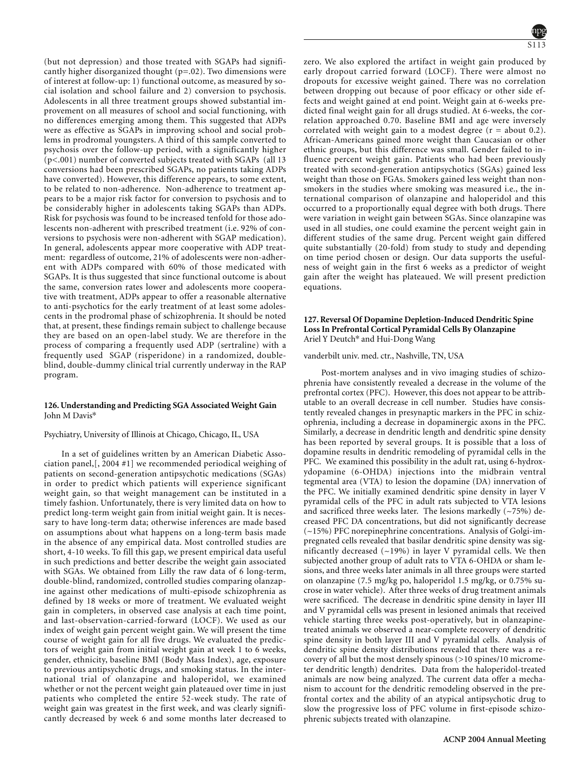(but not depression) and those treated with SGAPs had significantly higher disorganized thought (p=.02). Two dimensions were of interest at follow-up: 1) functional outcome, as measured by social isolation and school failure and 2) conversion to psychosis. Adolescents in all three treatment groups showed substantial improvement on all measures of school and social functioning, with no differences emerging among them. This suggested that ADPs were as effective as SGAPs in improving school and social problems in prodromal youngsters. A third of this sample converted to psychosis over the follow-up period, with a significantly higher (p<.001) number of converted subjects treated with SGAPs (all 13 conversions had been prescribed SGAPs, no patients taking ADPs have converted). However, this difference appears, to some extent, to be related to non-adherence. Non-adherence to treatment appears to be a major risk factor for conversion to psychosis and to be considerably higher in adolescents taking SGAPs than ADPs. Risk for psychosis was found to be increased tenfold for those adolescents non-adherent with prescribed treatment (i.e. 92% of conversions to psychosis were non-adherent with SGAP medication). In general, adolescents appear more cooperative with ADP treatment: regardless of outcome, 21% of adolescents were non-adherent with ADPs compared with 60% of those medicated with SGAPs. It is thus suggested that since functional outcome is about the same, conversion rates lower and adolescents more cooperative with treatment, ADPs appear to offer a reasonable alternative to anti-psychotics for the early treatment of at least some adolescents in the prodromal phase of schizophrenia. It should be noted that, at present, these findings remain subject to challenge because they are based on an open-label study. We are therefore in the process of comparing a frequently used ADP (sertraline) with a frequently used SGAP (risperidone) in a randomized, double-blind, double-dummy clinical trial currently underway in the RAP program.

### 126. Understanding and Predicting SGA Associated Weight Gain

John M Davis*

Psychiatry, University of Illinois at Chicago, Chicago, IL, USA

In a set of guidelines written by an American Diabetic Association panel,[, 2004 #1] we recommended periodical weighing of patients on second-generation antipsychotic medications (SGAs) in order to predict which patients will experience significant weight gain, so that weight management can be instituted in a timely fashion. Unfortunately, there is very limited data on how to predict long-term weight gain from initial weight gain. It is necessary to have long-term data; otherwise inferences are made based on assumptions about what happens on a long-term basis made in the absence of any empirical data. Most controlled studies are short, 4-10 weeks. To fill this gap, we present empirical data useful in such predictions and better describe the weight gain associated with SGAs. We obtained from Lilly the raw data of 6 long-term, double-blind, randomized, controlled studies comparing olanzapine against other medications of multi-episode schizophrenia as defined by 18 weeks or more of treatment. We evaluated weight gain in completers, in observed case analysis at each time point, and last-observation-carried-forward (LOCF). We used as our index of weight gain percent weight gain. We will present the time course of weight gain for all five drugs. We evaluated the predictors of weight gain from initial weight gain at week 1 to 6 weeks, gender, ethnicity, baseline BMI (Body Mass Index), age, exposure to previous antipsychotic drugs, and smoking status. In the international trial of olanzapine and haloperidol, we examined whether or not the percent weight gain plateaued over time in just patients who completed the entire 52-week study. The rate of weight gain was greatest in the first week, and was clearly significantly decreased by week 6 and some months later decreased to zero. We also explored the artifact in weight gain produced by early dropout carried forward (LOCF). There were almost no dropouts for excessive weight gained. There was no correlation between dropping out because of poor efficacy or other side effects and weight gained at end point. Weight gain at 6-weeks predicted final weight gain for all drugs studied. At 6-weeks, the correlation approached 0.70. Baseline BMI and age were inversely correlated with weight gain to a modest degree (r = about 0.2). African-Americans gained more weight than Caucasian or other ethnic groups, but this difference was small. Gender failed to influence percent weight gain. Patients who had been previously treated with second-generation antipsychotics (SGAs) gained less weight than those on FGAs. Smokers gained less weight than non-smokers in the studies where smoking was measured i.e., the international comparison of olanzapine and haloperidol and this occurred to a proportionally equal degree with both drugs. There were variation in weight gain between SGAs. Since olanzapine was used in all studies, one could examine the percent weight gain in different studies of the same drug. Percent weight gain differed quite substantially (20-fold) from study to study and depending on time period chosen or design. Our data supports the usefulness of weight gain in the first 6 weeks as a predictor of weight gain after the weight has plateaued. We will present prediction equations.

### 127. Reversal Of Dopamine Depletion-Induced Dendritic Spine Loss In Prefrontal Cortical Pyramidal Cells By Olanzapine

Ariel Y Deutch* and Hui-Dong Wang

vanderbilt univ. med. ctr., Nashville, TN, USA

Post-mortem analyses and in vivo imaging studies of schizophrenia have consistently revealed a decrease in the volume of the prefrontal cortex (PFC). However, this does not appear to be attributable to an overall decrease in cell number. Studies have consistently revealed changes in presynaptic markers in the PFC in schizophrenia, including a decrease in dopaminergic axons in the PFC. Similarly, a decrease in dendritic length and dendritic spine density has been reported by several groups. It is possible that a loss of dopamine results in dendritic remodeling of pyramidal cells in the PFC. We examined this possibility in the adult rat, using 6-hydroxydopamine (6-OHDA) injections into the midbrain ventral tegmental area (VTA) to lesion the dopamine (DA) innervation of the PFC. We initially examined dendritic spine density in layer V pyramidal cells of the PFC in adult rats subjected to VTA lesions and sacrificed three weeks later. The lesions markedly (~75%) decreased PFC DA concentrations, but did not significantly decrease (~15%) PFC norepinephrine concentrations. Analysis of Golgi-impregnated cells revealed that basilar dendritic spine density was significantly decreased (~19%) in layer V pyramidal cells. We then subjected another group of adult rats to VTA 6-OHDA or sham lesions, and three weeks later animals in all three groups were started on olanzapine (7.5 mg/kg po, haloperidol 1.5 mg/kg, or 0.75% sucrose in water vehicle). After three weeks of drug treatment animals were sacrificed. The decrease in dendritic spine density in layer III and V pyramidal cells was present in lesioned animals that received vehicle starting three weeks post-operatively, but in olanzapine-treated animals we observed a near-complete recovery of dendritic spine density in both layer III and V pyramidal cells. Analysis of dendritic spine density distributions revealed that there was a recovery of all but the most densely spinous (>10 spines/10 micrometer dendritic length) dendrites. Data from the haloperidol-treated animals are now being analyzed. The current data offer a mechanism to account for the dendritic remodeling observed in the prefrontal cortex and the ability of an atypical antipsychotic drug to slow the progressive loss of PFC volume in first-episode schizophrenic subjects treated with olanzapine.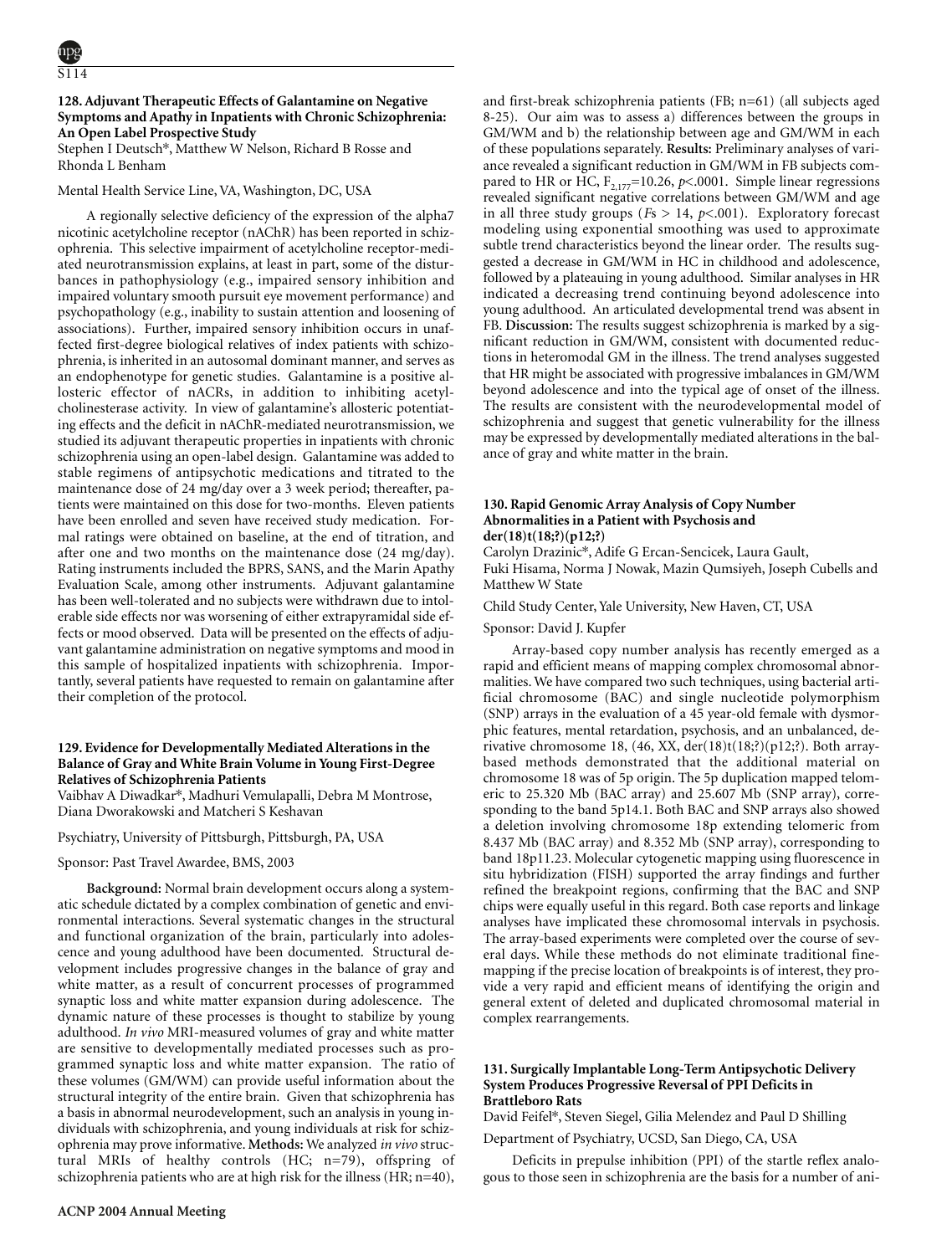### 128. Adjuvant Therapeutic Effects of Galantamine on Negative Symptoms and Apathy in Inpatients with Chronic Schizophrenia: An Open Label Prospective Study

Stephen I Deutsch*, Matthew W Nelson, Richard B Rosse and Rhonda L Benham

Mental Health Service Line, VA, Washington, DC, USA

A regionally selective deficiency of the expression of the alpha7 nicotinic acetylcholine receptor (nAChR) has been reported in schizophrenia. This selective impairment of acetylcholine receptor-mediated neurotransmission explains, at least in part, some of the disturbances in pathophysiology (e.g., impaired sensory inhibition and impaired voluntary smooth pursuit eye movement performance) and psychopathology (e.g., inability to sustain attention and loosening of associations). Further, impaired sensory inhibition occurs in unaffected first-degree biological relatives of index patients with schizophrenia, is inherited in an autosomal dominant manner, and serves as an endophenotype for genetic studies. Galantamine is a positive allosteric effector of nACRs, in addition to inhibiting acetylcholinesterase activity. In view of galantamine's allosteric potentiating effects and the deficit in nAChR-mediated neurotransmission, we studied its adjuvant therapeutic properties in inpatients with chronic schizophrenia using an open-label design. Galantamine was added to stable regimens of antipsychotic medications and titrated to the maintenance dose of 24 mg/day over a 3 week period; thereafter, patients were maintained on this dose for two-months. Eleven patients have been enrolled and seven have received study medication. Formal ratings were obtained on baseline, at the end of titration, and after one and two months on the maintenance dose (24 mg/day). Rating instruments included the BPRS, SANS, and the Marin Apathy Evaluation Scale, among other instruments. Adjuvant galantamine has been well-tolerated and no subjects were withdrawn due to intolerable side effects nor was worsening of either extrapyramidal side effects or mood observed. Data will be presented on the effects of adjuvant galantamine administration on negative symptoms and mood in this sample of hospitalized inpatients with schizophrenia. Importantly, several patients have requested to remain on galantamine after their completion of the protocol.

### 129. Evidence for Developmentally Mediated Alterations in the Balance of Gray and White Brain Volume in Young First-Degree Relatives of Schizophrenia Patients

Vaibhav A Diwadkar*, Madhuri Vemulapalli, Debra M Montrose, Diana Dworakowski and Matcheri S Keshavan

Psychiatry, University of Pittsburgh, Pittsburgh, PA, USA

Sponsor: Past Travel Awardee, BMS, 2003

**Background:** Normal brain development occurs along a systematic schedule dictated by a complex combination of genetic and environmental interactions. Several systematic changes in the structural and functional organization of the brain, particularly into adolescence and young adulthood have been documented. Structural development includes progressive changes in the balance of gray and white matter, as a result of concurrent processes of programmed synaptic loss and white matter expansion during adolescence. The dynamic nature of these processes is thought to stabilize by young adulthood. *In vivo* MRI-measured volumes of gray and white matter are sensitive to developmentally mediated processes such as programmed synaptic loss and white matter expansion. The ratio of these volumes (GM/WM) can provide useful information about the structural integrity of the entire brain. Given that schizophrenia has a basis in abnormal neurodevelopment, such an analysis in young individuals with schizophrenia, and young individuals at risk for schizophrenia may prove informative. **Methods:** We analyzed *in vivo* structural MRIs of healthy controls (HC; n=79), offspring of schizophrenia patients who are at high risk for the illness (HR; n=40), and first-break schizophrenia patients (FB; n=61) (all subjects aged 8-25). Our aim was to assess a) differences between the groups in GM/WM and b) the relationship between age and GM/WM in each of these populations separately. **Results:** Preliminary analyses of variance revealed a significant reduction in GM/WM in FB subjects compared to HR or HC, $F_{2,177}=10.26$, $p<.0001$. Simple linear regressions revealed significant negative correlations between GM/WM and age in all three study groups ($Fs > 14$, $p<.001$). Exploratory forecast modeling using exponential smoothing was used to approximate subtle trend characteristics beyond the linear order. The results suggested a decrease in GM/WM in HC in childhood and adolescence, followed by a plateauing in young adulthood. Similar analyses in HR indicated a decreasing trend continuing beyond adolescence into young adulthood. An articulated developmental trend was absent in FB. **Discussion:** The results suggest schizophrenia is marked by a significant reduction in GM/WM, consistent with documented reductions in heteromodal GM in the illness. The trend analyses suggested that HR might be associated with progressive imbalances in GM/WM beyond adolescence and into the typical age of onset of the illness. The results are consistent with the neurodevelopmental model of schizophrenia and suggest that genetic vulnerability for the illness may be expressed by developmentally mediated alterations in the balance of gray and white matter in the brain.

### 130. Rapid Genomic Array Analysis of Copy Number Abnormalities in a Patient with Psychosis and der(18)t(18;?)(p12;?)

Carolyn Drazinic*, Adife G Ercan-Sencicek, Laura Gault, Fuki Hisama, Norma J Nowak, Mazin Qumsiyeh, Joseph Cubells and Matthew W State

Child Study Center, Yale University, New Haven, CT, USA

Sponsor: David J. Kupfer

Array-based copy number analysis has recently emerged as a rapid and efficient means of mapping complex chromosomal abnormalities. We have compared two such techniques, using bacterial artificial chromosome (BAC) and single nucleotide polymorphism (SNP) arrays in the evaluation of a 45 year-old female with dysmorphic features, mental retardation, psychosis, and an unbalanced, derivative chromosome 18, (46, XX, der(18)t(18;?)(p12;?). Both array-based methods demonstrated that the additional material on chromosome 18 was of 5p origin. The 5p duplication mapped telomeric to 25.320 Mb (BAC array) and 25.607 Mb (SNP array), corresponding to the band 5p14.1. Both BAC and SNP arrays also showed a deletion involving chromosome 18p extending telomeric from 8.437 Mb (BAC array) and 8.352 Mb (SNP array), corresponding to band 18p11.23. Molecular cytogenetic mapping using fluorescence in situ hybridization (FISH) supported the array findings and further refined the breakpoint regions, confirming that the BAC and SNP chips were equally useful in this regard. Both case reports and linkage analyses have implicated these chromosomal intervals in psychosis. The array-based experiments were completed over the course of several days. While these methods do not eliminate traditional fine-mapping if the precise location of breakpoints is of interest, they provide a very rapid and efficient means of identifying the origin and general extent of deleted and duplicated chromosomal material in complex rearrangements.

### 131. Surgically Implantable Long-Term Antipsychotic Delivery System Produces Progressive Reversal of PPI Deficits in Brattleboro Rats

David Feifel*, Steven Siegel, Gilia Melendez and Paul D Shilling

Department of Psychiatry, UCSD, San Diego, CA, USA

Deficits in prepulse inhibition (PPI) of the startle reflex analogous to those seen in schizophrenia are the basis for a number of ani-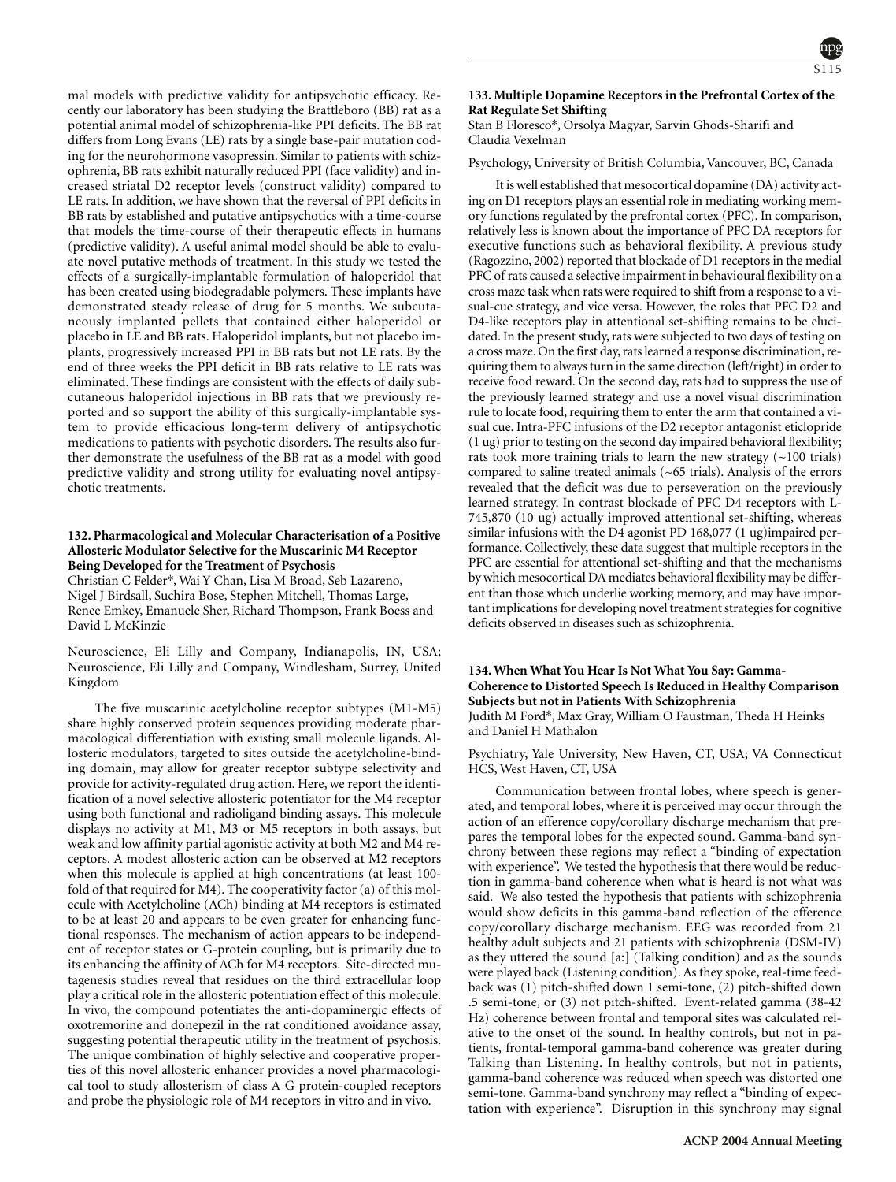mal models with predictive validity for antipsychotic efficacy. Recently our laboratory has been studying the Brattleboro (BB) rat as a potential animal model of schizophrenia-like PPI deficits. The BB rat differs from Long Evans (LE) rats by a single base-pair mutation coding for the neurohormone vasopressin. Similar to patients with schizophrenia, BB rats exhibit naturally reduced PPI (face validity) and increased striatal D2 receptor levels (construct validity) compared to LE rats. In addition, we have shown that the reversal of PPI deficits in BB rats by established and putative antipsychotics with a time-course that models the time-course of their therapeutic effects in humans (predictive validity). A useful animal model should be able to evaluate novel putative methods of treatment. In this study we tested the effects of a surgically-implantable formulation of haloperidol that has been created using biodegradable polymers. These implants have demonstrated steady release of drug for 5 months. We subcutaneously implanted pellets that contained either haloperidol or placebo in LE and BB rats. Haloperidol implants, but not placebo implants, progressively increased PPI in BB rats but not LE rats. By the end of three weeks the PPI deficit in BB rats relative to LE rats was eliminated. These findings are consistent with the effects of daily subcutaneous haloperidol injections in BB rats that we previously reported and so support the ability of this surgically-implantable system to provide efficacious long-term delivery of antipsychotic medications to patients with psychotic disorders. The results also further demonstrate the usefulness of the BB rat as a model with good predictive validity and strong utility for evaluating novel antipsychotic treatments.

### 132. Pharmacological and Molecular Characterisation of a Positive Allosteric Modulator Selective for the Muscarinic M4 Receptor Being Developed for the Treatment of Psychosis

Christian C Felder*, Wai Y Chan, Lisa M Broad, Seb Lazareno, Nigel J Birdsall, Suchira Bose, Stephen Mitchell, Thomas Large, Renee Emkey, Emanuele Sher, Richard Thompson, Frank Boess and David L McKinzie

Neuroscience, Eli Lilly and Company, Indianapolis, IN, USA; Neuroscience, Eli Lilly and Company, Windlesham, Surrey, United Kingdom

The five muscarinic acetylcholine receptor subtypes (M1-M5) share highly conserved protein sequences providing moderate pharmacological differentiation with existing small molecule ligands. Allosteric modulators, targeted to sites outside the acetylcholine-binding domain, may allow for greater receptor subtype selectivity and provide for activity-regulated drug action. Here, we report the identification of a novel selective allosteric potentiator for the M4 receptor using both functional and radioligand binding assays. This molecule displays no activity at M1, M3 or M5 receptors in both assays, but weak and low affinity partial agonistic activity at both M2 and M4 receptors. A modest allosteric action can be observed at M2 receptors when this molecule is applied at high concentrations (at least 100-fold of that required for M4). The cooperativity factor (a) of this molecule with Acetylcholine (ACh) binding at M4 receptors is estimated to be at least 20 and appears to be even greater for enhancing functional responses. The mechanism of action appears to be independent of receptor states or G-protein coupling, but is primarily due to its enhancing the affinity of ACh for M4 receptors. Site-directed mutagenesis studies reveal that residues on the third extracellular loop play a critical role in the allosteric potentiation effect of this molecule. In vivo, the compound potentiates the anti-dopaminergic effects of oxotremorine and donepezil in the rat conditioned avoidance assay, suggesting potential therapeutic utility in the treatment of psychosis. The unique combination of highly selective and cooperative properties of this novel allosteric enhancer provides a novel pharmacological tool to study allosterism of class A G protein-coupled receptors and probe the physiologic role of M4 receptors in vitro and in vivo.

### 133. Multiple Dopamine Receptors in the Prefrontal Cortex of the Rat Regulate Set Shifting

Stan B Floresco*, Orsolya Magyar, Sarvin Ghods-Sharifi and Claudia Vexelman

Psychology, University of British Columbia, Vancouver, BC, Canada

It is well established that mesocortical dopamine (DA) activity acting on D1 receptors plays an essential role in mediating working memory functions regulated by the prefrontal cortex (PFC). In comparison, relatively less is known about the importance of PFC DA receptors for executive functions such as behavioral flexibility. A previous study (Ragozzino, 2002) reported that blockade of D1 receptors in the medial PFC of rats caused a selective impairment in behavioural flexibility on a cross maze task when rats were required to shift from a response to a visual-cue strategy, and vice versa. However, the roles that PFC D2 and D4-like receptors play in attentional set-shifting remains to be elucidated. In the present study, rats were subjected to two days of testing on a cross maze. On the first day, rats learned a response discrimination, requiring them to always turn in the same direction (left/right) in order to receive food reward. On the second day, rats had to suppress the use of the previously learned strategy and use a novel visual discrimination rule to locate food, requiring them to enter the arm that contained a visual cue. Intra-PFC infusions of the D2 receptor antagonist eticlopride (1 ug) prior to testing on the second day impaired behavioral flexibility; rats took more training trials to learn the new strategy (~100 trials) compared to saline treated animals (~65 trials). Analysis of the errors revealed that the deficit was due to perseveration on the previously learned strategy. In contrast blockade of PFC D4 receptors with L-745,870 (10 ug) actually improved attentional set-shifting, whereas similar infusions with the D4 agonist PD 168,077 (1 ug)impaired performance. Collectively, these data suggest that multiple receptors in the PFC are essential for attentional set-shifting and that the mechanisms by which mesocortical DA mediates behavioral flexibility may be different than those which underlie working memory, and may have important implications for developing novel treatment strategies for cognitive deficits observed in diseases such as schizophrenia.

### 134. When What You Hear Is Not What You Say: Gamma-Coherence to Distorted Speech Is Reduced in Healthy Comparison Subjects but not in Patients With Schizophrenia

Judith M Ford*, Max Gray, William O Faustman, Theda H Heinks and Daniel H Mathalon

Psychiatry, Yale University, New Haven, CT, USA; VA Connecticut HCS, West Haven, CT, USA

Communication between frontal lobes, where speech is generated, and temporal lobes, where it is perceived may occur through the action of an efference copy/corollary discharge mechanism that prepares the temporal lobes for the expected sound. Gamma-band synchrony between these regions may reflect a "binding of expectation with experience". We tested the hypothesis that there would be reduction in gamma-band coherence when what is heard is not what was said. We also tested the hypothesis that patients with schizophrenia would show deficits in this gamma-band reflection of the efference copy/corollary discharge mechanism. EEG was recorded from 21 healthy adult subjects and 21 patients with schizophrenia (DSM-IV) as they uttered the sound [a:] (Talking condition) and as the sounds were played back (Listening condition). As they spoke, real-time feedback was (1) pitch-shifted down 1 semi-tone, (2) pitch-shifted down .5 semi-tone, or (3) not pitch-shifted. Event-related gamma (38-42 Hz) coherence between frontal and temporal sites was calculated relative to the onset of the sound. In healthy controls, but not in patients, frontal-temporal gamma-band coherence was greater during Talking than Listening. In healthy controls, but not in patients, gamma-band coherence was reduced when speech was distorted one semi-tone. Gamma-band synchrony may reflect a "binding of expectation with experience". Disruption in this synchrony may signal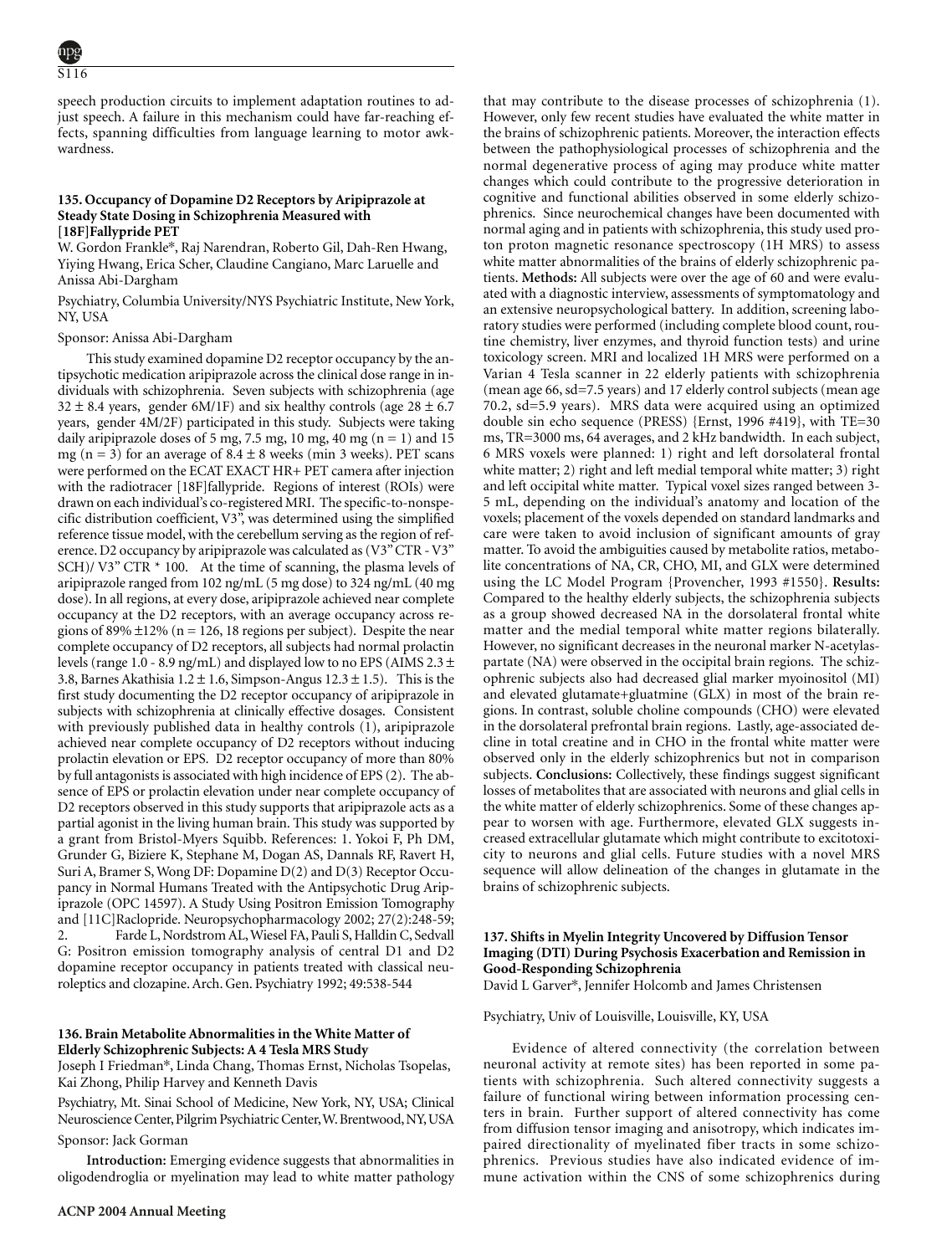speech production circuits to implement adaptation routines to adjust speech. A failure in this mechanism could have far-reaching effects, spanning difficulties from language learning to motor awkwardness.

### 135. Occupancy of Dopamine D2 Receptors by Aripiprazole at Steady State Dosing in Schizophrenia Measured with [18F]Fallypride PET

W. Gordon Frankle*, Raj Narendran, Roberto Gil, Dah-Ren Hwang, Yiying Hwang, Erica Scher, Claudine Cangiano, Marc Laruelle and Anissa Abi-Dargham

Psychiatry, Columbia University/NYS Psychiatric Institute, New York, NY, USA

Sponsor: Anissa Abi-Dargham

This study examined dopamine D2 receptor occupancy by the antipsychotic medication aripiprazole across the clinical dose range in individuals with schizophrenia. Seven subjects with schizophrenia (age $32 \pm 8.4$ years, gender 6M/1F) and six healthy controls (age $28 \pm 6.7$ years, gender 4M/2F) participated in this study. Subjects were taking daily aripiprazole doses of 5 mg, 7.5 mg, 10 mg, 40 mg (n = 1) and 15 mg (n = 3) for an average of $8.4 \pm 8$ weeks (min 3 weeks). PET scans were performed on the ECAT EXACT HR+ PET camera after injection with the radiotracer [18F]fallypride. Regions of interest (ROIs) were drawn on each individual's co-registered MRI. The specific-to-nonspecific distribution coefficient, V3", was determined using the simplified reference tissue model, with the cerebellum serving as the region of reference. D2 occupancy by aripiprazole was calculated as (V3" CTR - V3" SCH)/ V3" CTR * 100. At the time of scanning, the plasma levels of aripiprazole ranged from 102 ng/mL (5 mg dose) to 324 ng/mL (40 mg dose). In all regions, at every dose, aripiprazole achieved near complete occupancy at the D2 receptors, with an average occupancy across regions of 89% ±12% (n = 126, 18 regions per subject). Despite the near complete occupancy of D2 receptors, all subjects had normal prolactin levels (range 1.0 - 8.9 ng/mL) and displayed low to no EPS (AIMS $2.3 \pm 3.8$, Barnes Akathisia $1.2 \pm 1.6$, Simpson-Angus $12.3 \pm 1.5$). This is the first study documenting the D2 receptor occupancy of aripiprazole in subjects with schizophrenia at clinically effective dosages. Consistent with previously published data in healthy controls (1), aripiprazole achieved near complete occupancy of D2 receptors without inducing prolactin elevation or EPS. D2 receptor occupancy of more than 80% by full antagonists is associated with high incidence of EPS (2). The absence of EPS or prolactin elevation under near complete occupancy of D2 receptors observed in this study supports that aripiprazole acts as a partial agonist in the living human brain. This study was supported by a grant from Bristol-Myers Squibb. References: 1. Yokoi F, Ph DM, Grunder G, Biziere K, Stephane M, Dogan AS, Dannals RF, Ravert H, Suri A, Bramer S, Wong DF: Dopamine D(2) and D(3) Receptor Occupancy in Normal Humans Treated with the Antipsychotic Drug Aripiprazole (OPC 14597). A Study Using Positron Emission Tomography and [11C]Raclopride. Neuropsychopharmacology 2002; 27(2):248-59; 2. Farde L, Nordstrom AL, Wiesel FA, Pauli S, Halldin C, Sedvall G: Positron emission tomography analysis of central D1 and D2 dopamine receptor occupancy in patients treated with classical neuroleptics and clozapine. Arch. Gen. Psychiatry 1992; 49:538-544

### 136. Brain Metabolite Abnormalities in the White Matter of Elderly Schizophrenic Subjects: A 4 Tesla MRS Study

Joseph I Friedman*, Linda Chang, Thomas Ernst, Nicholas Tsopelas, Kai Zhong, Philip Harvey and Kenneth Davis

Psychiatry, Mt. Sinai School of Medicine, New York, NY, USA; Clinical Neuroscience Center, Pilgrim Psychiatric Center, W. Brentwood, NY, USA

Sponsor: Jack Gorman

**Introduction:** Emerging evidence suggests that abnormalities in oligodendroglia or myelination may lead to white matter pathology that may contribute to the disease processes of schizophrenia (1). However, only few recent studies have evaluated the white matter in the brains of schizophrenic patients. Moreover, the interaction effects between the pathophysiological processes of schizophrenia and the normal degenerative process of aging may produce white matter changes which could contribute to the progressive deterioration in cognitive and functional abilities observed in some elderly schizophrenics. Since neurochemical changes have been documented with normal aging and in patients with schizophrenia, this study used proton proton magnetic resonance spectroscopy (1H MRS) to assess white matter abnormalities of the brains of elderly schizophrenic patients. **Methods:** All subjects were over the age of 60 and were evaluated with a diagnostic interview, assessments of symptomatology and an extensive neuropsychological battery. In addition, screening laboratory studies were performed (including complete blood count, routine chemistry, liver enzymes, and thyroid function tests) and urine toxicology screen. MRI and localized 1H MRS were performed on a Varian 4 Tesla scanner in 22 elderly patients with schizophrenia (mean age 66, sd=7.5 years) and 17 elderly control subjects (mean age 70.2, sd=5.9 years). MRS data were acquired using an optimized double sin echo sequence (PRESS) {Ernst, 1996 #419}, with TE=30 ms, TR=3000 ms, 64 averages, and 2 kHz bandwidth. In each subject, 6 MRS voxels were planned: 1) right and left dorsolateral frontal white matter; 2) right and left medial temporal white matter; 3) right and left occipital white matter. Typical voxel sizes ranged between 3-5 mL, depending on the individual's anatomy and location of the voxels; placement of the voxels depended on standard landmarks and care were taken to avoid inclusion of significant amounts of gray matter. To avoid the ambiguities caused by metabolite ratios, metabolite concentrations of NA, CR, CHO, MI, and GLX were determined using the LC Model Program {Provencher, 1993 #1550}. **Results:** Compared to the healthy elderly subjects, the schizophrenia subjects as a group showed decreased NA in the dorsolateral frontal white matter and the medial temporal white matter regions bilaterally. However, no significant decreases in the neuronal marker N-acetylaspartate (NA) were observed in the occipital brain regions. The schizophrenic subjects also had decreased glial marker myoinositol (MI) and elevated glutamate+gluatmine (GLX) in most of the brain regions. In contrast, soluble choline compounds (CHO) were elevated in the dorsolateral prefrontal brain regions. Lastly, age-associated decline in total creatine and in CHO in the frontal white matter were observed only in the elderly schizophrenics but not in comparison subjects. **Conclusions:** Collectively, these findings suggest significant losses of metabolites that are associated with neurons and glial cells in the white matter of elderly schizophrenics. Some of these changes appear to worsen with age. Furthermore, elevated GLX suggests increased extracellular glutamate which might contribute to excitotoxicity to neurons and glial cells. Future studies with a novel MRS sequence will allow delineation of the changes in glutamate in the brains of schizophrenic subjects.

### 137. Shifts in Myelin Integrity Uncovered by Diffusion Tensor Imaging (DTI) During Psychosis Exacerbation and Remission in Good-Responding Schizophrenia

David L Garver*, Jennifer Holcomb and James Christensen

Psychiatry, Univ of Louisville, Louisville, KY, USA

Evidence of altered connectivity (the correlation between neuronal activity at remote sites) has been reported in some patients with schizophrenia. Such altered connectivity suggests a failure of functional wiring between information processing centers in brain. Further support of altered connectivity has come from diffusion tensor imaging and anisotropy, which indicates impaired directionality of myelinated fiber tracts in some schizophrenics. Previous studies have also indicated evidence of immune activation within the CNS of some schizophrenics during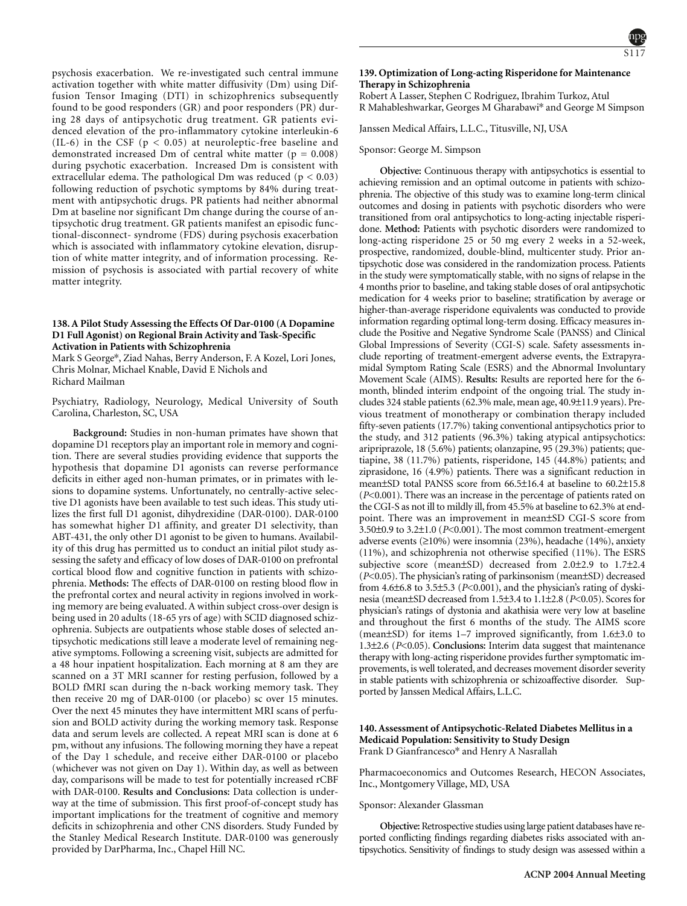psychosis exacerbation. We re-investigated such central immune activation together with white matter diffusivity (Dm) using Diffusion Tensor Imaging (DTI) in schizophrenics subsequently found to be good responders (GR) and poor responders (PR) during 28 days of antipsychotic drug treatment. GR patients evidenced elevation of the pro-inflammatory cytokine interleukin-6 (IL-6) in the CSF ($p < 0.05$) at neuroleptic-free baseline and demonstrated increased Dm of central white matter ($p = 0.008$) during psychotic exacerbation. Increased Dm is consistent with extracellular edema. The pathological Dm was reduced ($p < 0.03$) following reduction of psychotic symptoms by 84% during treatment with antipsychotic drugs. PR patients had neither abnormal Dm at baseline nor significant Dm change during the course of antipsychotic drug treatment. GR patients manifest an episodic functional-disconnect- syndrome (FDS) during psychosis exacerbation which is associated with inflammatory cytokine elevation, disruption of white matter integrity, and of information processing. Remission of psychosis is associated with partial recovery of white matter integrity.

### 138. A Pilot Study Assessing the Effects Of Dar-0100 (A Dopamine D1 Full Agonist) on Regional Brain Activity and Task-Specific Activation in Patients with Schizophrenia

Mark S George*, Ziad Nahas, Berry Anderson, F. A Kozel, Lori Jones, Chris Molnar, Michael Knable, David E Nichols and Richard Mailman

Psychiatry, Radiology, Neurology, Medical University of South Carolina, Charleston, SC, USA

**Background:** Studies in non-human primates have shown that dopamine D1 receptors play an important role in memory and cognition. There are several studies providing evidence that supports the hypothesis that dopamine D1 agonists can reverse performance deficits in either aged non-human primates, or in primates with lesions to dopamine systems. Unfortunately, no centrally-active selective D1 agonists have been available to test such ideas. This study utilizes the first full D1 agonist, dihydrexidine (DAR-0100). DAR-0100 has somewhat higher D1 affinity, and greater D1 selectivity, than ABT-431, the only other D1 agonist to be given to humans. Availability of this drug has permitted us to conduct an initial pilot study assessing the safety and efficacy of low doses of DAR-0100 on prefrontal cortical blood flow and cognitive function in patients with schizophrenia. **Methods:** The effects of DAR-0100 on resting blood flow in the prefrontal cortex and neural activity in regions involved in working memory are being evaluated. A within subject cross-over design is being used in 20 adults (18-65 yrs of age) with SCID diagnosed schizophrenia. Subjects are outpatients whose stable doses of selected antipsychotic medications still leave a moderate level of remaining negative symptoms. Following a screening visit, subjects are admitted for a 48 hour inpatient hospitalization. Each morning at 8 am they are scanned on a 3T MRI scanner for resting perfusion, followed by a BOLD fMRI scan during the n-back working memory task. They then receive 20 mg of DAR-0100 (or placebo) sc over 15 minutes. Over the next 45 minutes they have intermittent MRI scans of perfusion and BOLD activity during the working memory task. Response data and serum levels are collected. A repeat MRI scan is done at 6 pm, without any infusions. The following morning they have a repeat of the Day 1 schedule, and receive either DAR-0100 or placebo (whichever was not given on Day 1). Within day, as well as between day, comparisons will be made to test for potentially increased rCBF with DAR-0100. **Results and Conclusions:** Data collection is underway at the time of submission. This first proof-of-concept study has important implications for the treatment of cognitive and memory deficits in schizophrenia and other CNS disorders. Study Funded by the Stanley Medical Research Institute. DAR-0100 was generously provided by DarPharma, Inc., Chapel Hill NC.

### 139. Optimization of Long-acting Risperidone for Maintenance Therapy in Schizophrenia

Robert A Lasser, Stephen C Rodriguez, Ibrahim Turkoz, Atul R Mahableshwarkar, Georges M Gharabawi* and George M Simpson

Janssen Medical Affairs, L.L.C., Titusville, NJ, USA

Sponsor: George M. Simpson

**Objective:** Continuous therapy with antipsychotics is essential to achieving remission and an optimal outcome in patients with schizophrenia. The objective of this study was to examine long-term clinical outcomes and dosing in patients with psychotic disorders who were transitioned from oral antipsychotics to long-acting injectable risperidone. **Method:** Patients with psychotic disorders were randomized to long-acting risperidone 25 or 50 mg every 2 weeks in a 52-week, prospective, randomized, double-blind, multicenter study. Prior antipsychotic dose was considered in the randomization process. Patients in the study were symptomatically stable, with no signs of relapse in the 4 months prior to baseline, and taking stable doses of oral antipsychotic medication for 4 weeks prior to baseline; stratification by average or higher-than-average risperidone equivalents was conducted to provide information regarding optimal long-term dosing. Efficacy measures include the Positive and Negative Syndrome Scale (PANSS) and Clinical Global Impressions of Severity (CGI-S) scale. Safety assessments include reporting of treatment-emergent adverse events, the Extrapyramidal Symptom Rating Scale (ESRS) and the Abnormal Involuntary Movement Scale (AIMS). **Results:** Results are reported here for the 6-month, blinded interim endpoint of the ongoing trial. The study includes 324 stable patients (62.3% male, mean age, 40.9±11.9 years). Previous treatment of monotherapy or combination therapy included fifty-seven patients (17.7%) taking conventional antipsychotics prior to the study, and 312 patients (96.3%) taking atypical antipsychotics: aripriprazole, 18 (5.6%) patients; olanzapine, 95 (29.3%) patients; quetiapine, 38 (11.7%) patients, risperidone, 145 (44.8%) patients; and ziprasidone, 16 (4.9%) patients. There was a significant reduction in mean±SD total PANSS score from 66.5±16.4 at baseline to 60.2±15.8 ($P<0.001$). There was an increase in the percentage of patients rated on the CGI-S as not ill to mildly ill, from 45.5% at baseline to 62.3% at endpoint. There was an improvement in mean±SD CGI-S score from 3.50±0.9 to 3.2±1.0 ($P<0.001$). The most common treatment-emergent adverse events (≥10%) were insomnia (23%), headache (14%), anxiety (11%), and schizophrenia not otherwise specified (11%). The ESRS subjective score (mean±SD) decreased from 2.0±2.9 to 1.7±2.4 ($P<0.05$). The physician's rating of parkinsonism (mean±SD) decreased from 4.6±6.8 to 3.5±5.3 ($P<0.001$), and the physician's rating of dyskinesia (mean±SD decreased from 1.5±3.4 to 1.1±2.8 ($P<0.05$). Scores for physician's ratings of dystonia and akathisia were very low at baseline and throughout the first 6 months of the study. The AIMS score (mean±SD) for items 1–7 improved significantly, from 1.6±3.0 to 1.3±2.6 ($P<0.05$). **Conclusions:** Interim data suggest that maintenance therapy with long-acting risperidone provides further symptomatic improvements, is well tolerated, and decreases movement disorder severity in stable patients with schizophrenia or schizoaffective disorder. Supported by Janssen Medical Affairs, L.L.C.

### 140. Assessment of Antipsychotic-Related Diabetes Mellitus in a Medicaid Population: Sensitivity to Study Design

Frank D Gianfrancesco* and Henry A Nasrallah

Pharmacoeconomics and Outcomes Research, HECON Associates, Inc., Montgomery Village, MD, USA

Sponsor: Alexander Glassman

**Objective:** Retrospective studies using large patient databases have reported conflicting findings regarding diabetes risks associated with antipsychotics. Sensitivity of findings to study design was assessed within a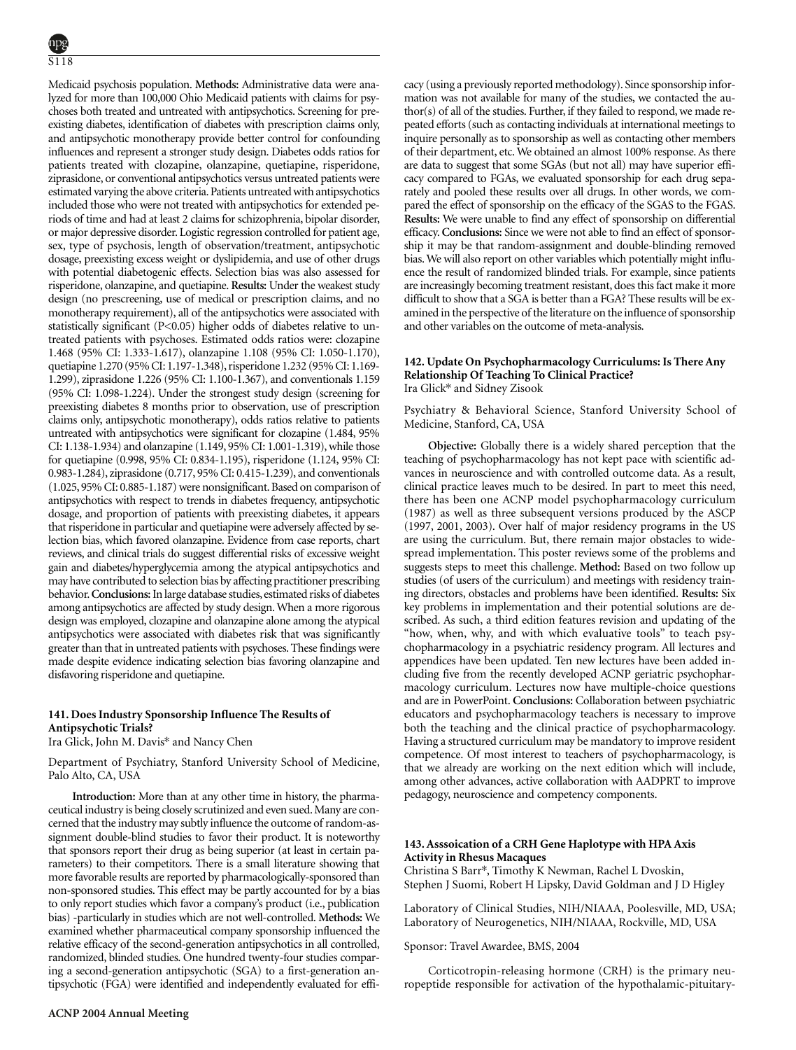Medicaid psychosis population. **Methods:** Administrative data were analyzed for more than 100,000 Ohio Medicaid patients with claims for psychoses both treated and untreated with antipsychotics. Screening for preexisting diabetes, identification of diabetes with prescription claims only, and antipsychotic monotherapy provide better control for confounding influences and represent a stronger study design. Diabetes odds ratios for patients treated with clozapine, olanzapine, quetiapine, risperidone, ziprasidone, or conventional antipsychotics versus untreated patients were estimated varying the above criteria. Patients untreated with antipsychotics included those who were not treated with antipsychotics for extended periods of time and had at least 2 claims for schizophrenia, bipolar disorder, or major depressive disorder. Logistic regression controlled for patient age, sex, type of psychosis, length of observation/treatment, antipsychotic dosage, preexisting excess weight or dyslipidemia, and use of other drugs with potential diabetogenic effects. Selection bias was also assessed for risperidone, olanzapine, and quetiapine. **Results:** Under the weakest study design (no prescreening, use of medical or prescription claims, and no monotherapy requirement), all of the antipsychotics were associated with statistically significant ($P<0.05$) higher odds of diabetes relative to untreated patients with psychoses. Estimated odds ratios were: clozapine 1.468 (95% CI: 1.333-1.617), olanzapine 1.108 (95% CI: 1.050-1.170), quetiapine 1.270 (95% CI: 1.197-1.348), risperidone 1.232 (95% CI: 1.169-1.299), ziprasidone 1.226 (95% CI: 1.100-1.367), and conventionals 1.159 (95% CI: 1.098-1.224). Under the strongest study design (screening for preexisting diabetes 8 months prior to observation, use of prescription claims only, antipsychotic monotherapy), odds ratios relative to patients untreated with antipsychotics were significant for clozapine (1.484, 95% CI: 1.138-1.934) and olanzapine (1.149, 95% CI: 1.001-1.319), while those for quetiapine (0.998, 95% CI: 0.834-1.195), risperidone (1.124, 95% CI: 0.983-1.284), ziprasidone (0.717, 95% CI: 0.415-1.239), and conventionals (1.025, 95% CI: 0.885-1.187) were nonsignificant. Based on comparison of antipsychotics with respect to trends in diabetes frequency, antipsychotic dosage, and proportion of patients with preexisting diabetes, it appears that risperidone in particular and quetiapine were adversely affected by selection bias, which favored olanzapine. Evidence from case reports, chart reviews, and clinical trials do suggest differential risks of excessive weight gain and diabetes/hyperglycemia among the atypical antipsychotics and may have contributed to selection bias by affecting practitioner prescribing behavior. **Conclusions:** In large database studies, estimated risks of diabetes among antipsychotics are affected by study design. When a more rigorous design was employed, clozapine and olanzapine alone among the atypical antipsychotics were associated with diabetes risk that was significantly greater than that in untreated patients with psychoses. These findings were made despite evidence indicating selection bias favoring olanzapine and disfavoring risperidone and quetiapine.

### 141. Does Industry Sponsorship Influence The Results of Antipsychotic Trials?

Ira Glick, John M. Davis* and Nancy Chen

Department of Psychiatry, Stanford University School of Medicine, Palo Alto, CA, USA

**Introduction:** More than at any other time in history, the pharmaceutical industry is being closely scrutinized and even sued. Many are concerned that the industry may subtly influence the outcome of random-assignment double-blind studies to favor their product. It is noteworthy that sponsors report their drug as being superior (at least in certain parameters) to their competitors. There is a small literature showing that more favorable results are reported by pharmacologically-sponsored than non-sponsored studies. This effect may be partly accounted for by a bias to only report studies which favor a company's product (i.e., publication bias) -particularly in studies which are not well-controlled. **Methods:** We examined whether pharmaceutical company sponsorship influenced the relative efficacy of the second-generation antipsychotics in all controlled, randomized, blinded studies. One hundred twenty-four studies comparing a second-generation antipsychotic (SGA) to a first-generation antipsychotic (FGA) were identified and independently evaluated for efficacy (using a previously reported methodology). Since sponsorship information was not available for many of the studies, we contacted the author(s) of all of the studies. Further, if they failed to respond, we made repeated efforts (such as contacting individuals at international meetings to inquire personally as to sponsorship as well as contacting other members of their department, etc. We obtained an almost 100% response. As there are data to suggest that some SGAs (but not all) may have superior efficacy compared to FGAs, we evaluated sponsorship for each drug separately and pooled these results over all drugs. In other words, we compared the effect of sponsorship on the efficacy of the SGAS to the FGAS. **Results:** We were unable to find any effect of sponsorship on differential efficacy. **Conclusions:** Since we were not able to find an effect of sponsorship it may be that random-assignment and double-blinding removed bias. We will also report on other variables which potentially might influence the result of randomized blinded trials. For example, since patients are increasingly becoming treatment resistant, does this fact make it more difficult to show that a SGA is better than a FGA? These results will be examined in the perspective of the literature on the influence of sponsorship and other variables on the outcome of meta-analysis.

### 142. Update On Psychopharmacology Curriculums: Is There Any Relationship Of Teaching To Clinical Practice?

Ira Glick* and Sidney Zisook

Psychiatry & Behavioral Science, Stanford University School of Medicine, Stanford, CA, USA

**Objective:** Globally there is a widely shared perception that the teaching of psychopharmacology has not kept pace with scientific advances in neuroscience and with controlled outcome data. As a result, clinical practice leaves much to be desired. In part to meet this need, there has been one ACNP model psychopharmacology curriculum (1987) as well as three subsequent versions produced by the ASCP (1997, 2001, 2003). Over half of major residency programs in the US are using the curriculum. But, there remain major obstacles to widespread implementation. This poster reviews some of the problems and suggests steps to meet this challenge. **Method:** Based on two follow up studies (of users of the curriculum) and meetings with residency training directors, obstacles and problems have been identified. **Results:** Six key problems in implementation and their potential solutions are described. As such, a third edition features revision and updating of the "how, when, why, and with which evaluative tools" to teach psychopharmacology in a psychiatric residency program. All lectures and appendices have been updated. Ten new lectures have been added including five from the recently developed ACNP geriatric psychopharmacology curriculum. Lectures now have multiple-choice questions and are in PowerPoint. **Conclusions:** Collaboration between psychiatric educators and psychopharmacology teachers is necessary to improve both the teaching and the clinical practice of psychopharmacology. Having a structured curriculum may be mandatory to improve resident competence. Of most interest to teachers of psychopharmacology, is that we already are working on the next edition which will include, among other advances, active collaboration with AADPRT to improve pedagogy, neuroscience and competency components.

### 143. Asssoication of a CRH Gene Haplotype with HPA Axis Activity in Rhesus Macaques

Christina S Barr*, Timothy K Newman, Rachel L Dvoskin, Stephen J Suomi, Robert H Lipsky, David Goldman and J D Higley

Laboratory of Clinical Studies, NIH/NIAAA, Poolesville, MD, USA; Laboratory of Neurogenetics, NIH/NIAAA, Rockville, MD, USA

Sponsor: Travel Awardee, BMS, 2004

Corticotropin-releasing hormone (CRH) is the primary neuropeptide responsible for activation of the hypothalamic-pituitary-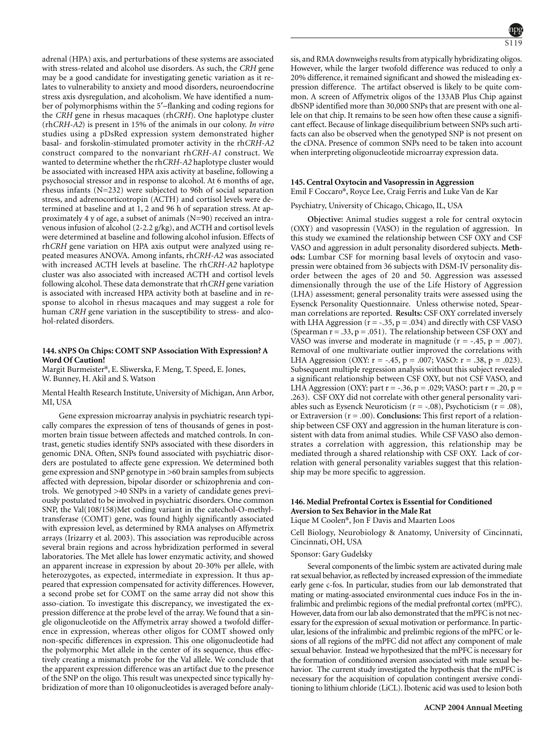adrenal (HPA) axis, and perturbations of these systems are associated with stress-related and alcohol use disorders. As such, the *CRH* gene may be a good candidate for investigating genetic variation as it relates to vulnerability to anxiety and mood disorders, neuroendocrine stress axis dysregulation, and alcoholism. We have identified a number of polymorphisms within the 5′–flanking and coding regions for the *CRH* gene in rhesus macaques (rh*CRH*). One haplotype cluster (rh*CRH-A2*) is present in 15% of the animals in our colony. *In vitro* studies using a pDsRed expression system demonstrated higher basal- and forskolin-stimulated promoter activity in the rh*CRH-A2* construct compared to the nonvariant rh*CRH-A1* construct. We wanted to determine whether the rh*CRH-A2* haplotype cluster would be associated with increased HPA axis activity at baseline, following a psychosocial stressor and in response to alcohol. At 6 months of age, rhesus infants (N=232) were subjected to 96h of social separation stress, and adrenocorticotropin (ACTH) and cortisol levels were determined at baseline and at 1, 2 and 96 h of separation stress. At approximately 4 y of age, a subset of animals (N=90) received an intravenous infusion of alcohol (2-2.2 g/kg), and ACTH and cortisol levels were determined at baseline and following alcohol infusion. Effects of rh*CRH* gene variation on HPA axis output were analyzed using repeated measures ANOVA. Among infants, rh*CRH-A2* was associated with increased ACTH levels at baseline. The rh*CRH-A2* haplotype cluster was also associated with increased ACTH and cortisol levels following alcohol. These data demonstrate that rh*CRH* gene variation is associated with increased HPA activity both at baseline and in response to alcohol in rhesus macaques and may suggest a role for human *CRH* gene variation in the susceptibility to stress- and alcohol-related disorders.

**144. sNPS On Chips: COMT SNP Association With Expression? A Word Of Caution!**

Margit Burmeister*, E. Sliwerska, F. Meng, T. Speed, E. Jones, W. Bunney, H. Akil and S. Watson

Mental Health Research Institute, University of Michigan, Ann Arbor, MI, USA

Gene expression microarray analysis in psychiatric research typically compares the expression of tens of thousands of genes in postmorten brain tissue between affecteds and matched controls. In contrast, genetic studies identify SNPs associated with these disorders in genomic DNA. Often, SNPs found associated with psychiatric disorders are postulated to affecte gene expression. We determined both gene expression and SNP genotype in >60 brain samples from subjects affected with depression, bipolar disorder or schizophrenia and controls. We genotyped >40 SNPs in a variety of candidate genes previously postulated to be involved in psychiatric disorders. One common SNP, the Val(108/158)Met coding variant in the catechol-O-methyltransferase (COMT) gene, was found highly significantly associated with expression level, as determined by RMA analyses on Affymetrix arrays (Irizarry et al. 2003). This association was reproducible across several brain regions and across hybridization performed in several laboratories. The Met allele has lower enzymatic activity, and showed an apparent increase in expression by about 20-30% per allele, with heterozygotes, as expected, intermediate in expression. It thus appeared that expression compensated for activity differences. However, a second probe set for COMT on the same array did not show this asso-ciation. To investigate this discrepancy, we investigated the expression difference at the probe level of the array. We found that a single oligonucleotide on the Affymetrix array showed a twofold difference in expression, whereas other oligos for COMT showed only non-specific differences in expression. This one oligonucleotide had the polymorphic Met allele in the center of its sequence, thus effectively creating a mismatch probe for the Val allele. We conclude that the apparent expression difference was an artifact due to the presence of the SNP on the oligo. This result was unexpected since typically hybridization of more than 10 oligonucleotides is averaged before analysis, and RMA downweighs results from atypically hybridizating oligos. However, while the larger twofold difference was reduced to only a 20% difference, it remained significant and showed the misleading expression difference. The artifact observed is likely to be quite common. A screen of Affymetrix oligos of the 133AB Plus Chip against dbSNP identified more than 30,000 SNPs that are present with one allele on that chip. It remains to be seen how often these cause a significant effect. Because of linkage disequilibrium between SNPs such artifacts can also be observed when the genotyped SNP is not present on the cDNA. Presence of common SNPs need to be taken into account when interpreting oligonucleotide microarray expression data.

**145. Central Oxytocin and Vasopressin in Aggression**

Emil F Coccaro*, Royce Lee, Craig Ferris and Luke Van de Kar

Psychiatry, University of Chicago, Chicago, IL, USA

**Objective:** Animal studies suggest a role for central oxytocin (OXY) and vasopressin (VASO) in the regulation of aggression. In this study we examined the relationship between CSF OXY and CSF VASO and aggression in adult personality disordered subjects. **Methods:** Lumbar CSF for morning basal levels of oxytocin and vasopressin were obtained from 36 subjects with DSM-IV personality disorder between the ages of 20 and 50. Aggression was assessed dimensionally through the use of the Life History of Aggression (LHA) assessment; general personality traits were assessed using the Eysenck Personality Questionnaire. Unless otherwise noted, Spearman correlations are reported. **Results:** CSF OXY correlated inversely with LHA Aggression ($r = -.35$, $p = .034$) and directly with CSF VASO (Spearman $r = .33$, $p = .051$). The relationship between CSF OXY and VASO was inverse and moderate in magnitude ($r = -.45$, $p = .007$). Removal of one multivariate outlier improved the correlations with LHA Aggression (OXY: $r = -.45$, $p = .007$; VASO: $r = .38$, $p = .023$). Subsequent multiple regression analysis without this subject revealed a significant relationship between CSF OXY, but not CSF VASO, and LHA Aggression (OXY: part $r = -.36$, $p = .029$; VASO: part $r = .20$, $p = .263$). CSF OXY did not correlate with other general personality variables such as Eysenck Neuroticism ($r = -.08$), Psychoticism ($r = .08$), or Extraversion ($r = .00$). **Conclusions:** This first report of a relationship between CSF OXY and aggression in the human literature is consistent with data from animal studies. While CSF VASO also demonstrates a correlation with aggression, this relationship may be mediated through a shared relationship with CSF OXY. Lack of correlation with general personality variables suggest that this relationship may be more specific to aggression.

**146. Medial Prefrontal Cortex is Essential for Conditioned Aversion to Sex Behavior in the Male Rat**

Lique M Coolen*, Jon F Davis and Maarten Loos

Cell Biology, Neurobiology & Anatomy, University of Cincinnati, Cincinnati, OH, USA

Sponsor: Gary Gudelsky

Several components of the limbic system are activated during male rat sexual behavior, as reflected by increased expression of the immediate early gene c-fos. In particular, studies from our lab demonstrated that mating or mating-associated environmental cues induce Fos in the infralimbic and prelimbic regions of the medial prefrontal cortex (mPFC). However, data from our lab also demonstrated that the mPFC is not necessary for the expression of sexual motivation or performance. In particular, lesions of the infralimbic and prelimbic regions of the mPFC or lesions of all regions of the mPFC did not affect any component of male sexual behavior. Instead we hypothesized that the mPFC is necessary for the formation of conditioned aversion associated with male sexual behavior. The current study investigated the hypothesis that the mPFC is necessary for the acquisition of copulation contingent aversive conditioning to lithium chloride (LiCL). Ibotenic acid was used to lesion both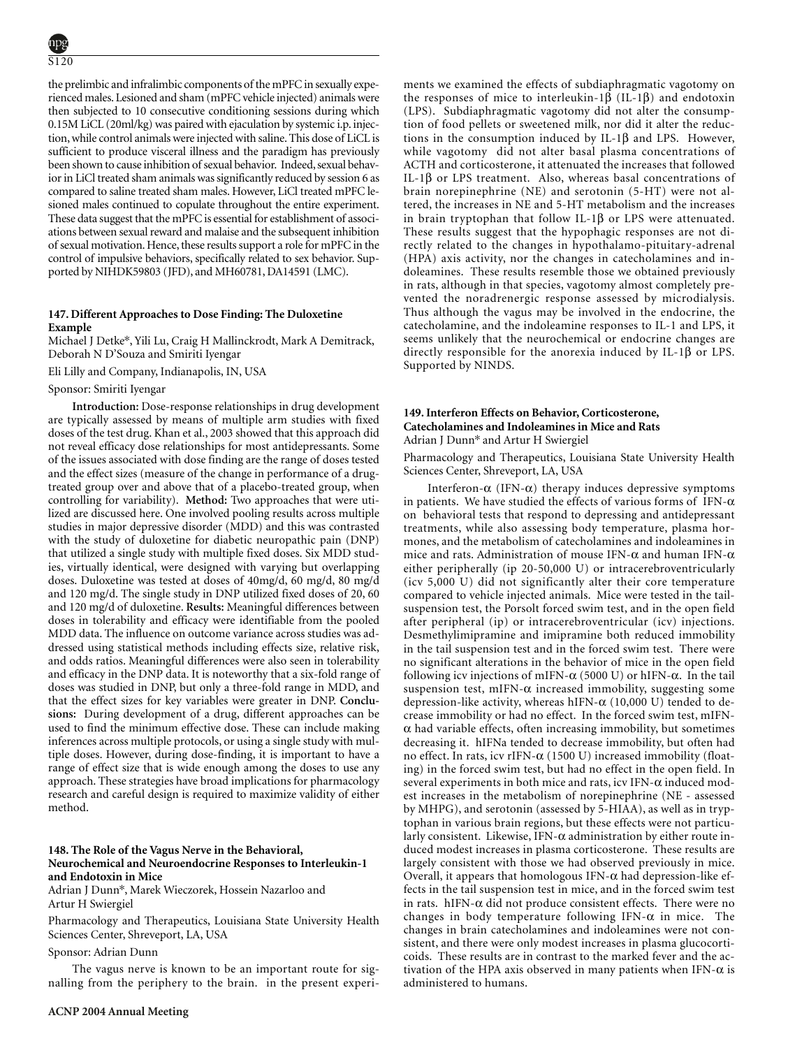the prelimbic and infralimbic components of the mPFC in sexually experienced males. Lesioned and sham (mPFC vehicle injected) animals were then subjected to 10 consecutive conditioning sessions during which 0.15M LiCL (20ml/kg) was paired with ejaculation by systemic i.p. injection, while control animals were injected with saline. This dose of LiCL is sufficient to produce visceral illness and the paradigm has previously been shown to cause inhibition of sexual behavior. Indeed, sexual behavior in LiCl treated sham animals was significantly reduced by session 6 as compared to saline treated sham males. However, LiCl treated mPFC lesioned males continued to copulate throughout the entire experiment. These data suggest that the mPFC is essential for establishment of associations between sexual reward and malaise and the subsequent inhibition of sexual motivation. Hence, these results support a role for mPFC in the control of impulsive behaviors, specifically related to sex behavior. Supported by NIHDK59803 (JFD), and MH60781, DA14591 (LMC).

### 147. Different Approaches to Dose Finding: The Duloxetine Example

Michael J Detke*, Yili Lu, Craig H Mallinckrodt, Mark A Demitrack, Deborah N D'Souza and Smiriti Iyengar

Eli Lilly and Company, Indianapolis, IN, USA

Sponsor: Smiriti Iyengar

**Introduction:** Dose-response relationships in drug development are typically assessed by means of multiple arm studies with fixed doses of the test drug. Khan et al., 2003 showed that this approach did not reveal efficacy dose relationships for most antidepressants. Some of the issues associated with dose finding are the range of doses tested and the effect sizes (measure of the change in performance of a drug-treated group over and above that of a placebo-treated group, when controlling for variability). **Method:** Two approaches that were utilized are discussed here. One involved pooling results across multiple studies in major depressive disorder (MDD) and this was contrasted with the study of duloxetine for diabetic neuropathic pain (DNP) that utilized a single study with multiple fixed doses. Six MDD studies, virtually identical, were designed with varying but overlapping doses. Duloxetine was tested at doses of 40mg/d, 60 mg/d, 80 mg/d and 120 mg/d. The single study in DNP utilized fixed doses of 20, 60 and 120 mg/d of duloxetine. **Results:** Meaningful differences between doses in tolerability and efficacy were identifiable from the pooled MDD data. The influence on outcome variance across studies was addressed using statistical methods including effects size, relative risk, and odds ratios. Meaningful differences were also seen in tolerability and efficacy in the DNP data. It is noteworthy that a six-fold range of doses was studied in DNP, but only a three-fold range in MDD, and that the effect sizes for key variables were greater in DNP. **Conclusions:** During development of a drug, different approaches can be used to find the minimum effective dose. These can include making inferences across multiple protocols, or using a single study with multiple doses. However, during dose-finding, it is important to have a range of effect size that is wide enough among the doses to use any approach. These strategies have broad implications for pharmacology research and careful design is required to maximize validity of either method.

### 148. The Role of the Vagus Nerve in the Behavioral, Neurochemical and Neuroendocrine Responses to Interleukin-1 and Endotoxin in Mice

Adrian J Dunn*, Marek Wieczorek, Hossein Nazarloo and Artur H Swiergiel

Pharmacology and Therapeutics, Louisiana State University Health Sciences Center, Shreveport, LA, USA

Sponsor: Adrian Dunn

The vagus nerve is known to be an important route for signalling from the periphery to the brain. in the present experiments we examined the effects of subdiaphragmatic vagotomy on the responses of mice to interleukin-1β (IL-1β) and endotoxin (LPS). Subdiaphragmatic vagotomy did not alter the consumption of food pellets or sweetened milk, nor did it alter the reductions in the consumption induced by IL-1β and LPS. However, while vagotomy did not alter basal plasma concentrations of ACTH and corticosterone, it attenuated the increases that followed IL-1β or LPS treatment. Also, whereas basal concentrations of brain norepinephrine (NE) and serotonin (5-HT) were not altered, the increases in NE and 5-HT metabolism and the increases in brain tryptophan that follow IL-1β or LPS were attenuated. These results suggest that the hypophagic responses are not directly related to the changes in hypothalamo-pituitary-adrenal (HPA) axis activity, nor the changes in catecholamines and indoleamines. These results resemble those we obtained previously in rats, although in that species, vagotomy almost completely prevented the noradrenergic response assessed by microdialysis. Thus although the vagus may be involved in the endocrine, the catecholamine, and the indoleamine responses to IL-1 and LPS, it seems unlikely that the neurochemical or endocrine changes are directly responsible for the anorexia induced by IL-1β or LPS. Supported by NINDS.

### 149. Interferon Effects on Behavior, Corticosterone, Catecholamines and Indoleamines in Mice and Rats

Adrian J Dunn* and Artur H Swiergiel

Pharmacology and Therapeutics, Louisiana State University Health Sciences Center, Shreveport, LA, USA

Interferon-α (IFN-α) therapy induces depressive symptoms in patients. We have studied the effects of various forms of IFN-α on behavioral tests that respond to depressing and antidepressant treatments, while also assessing body temperature, plasma hormones, and the metabolism of catecholamines and indoleamines in mice and rats. Administration of mouse IFN-α and human IFN-α either peripherally (ip 20-50,000 U) or intracerebroventricularly (icv 5,000 U) did not significantly alter their core temperature compared to vehicle injected animals. Mice were tested in the tail-suspension test, the Porsolt forced swim test, and in the open field after peripheral (ip) or intracerebroventricular (icv) injections. Desmethylimipramine and imipramine both reduced immobility in the tail suspension test and in the forced swim test. There were no significant alterations in the behavior of mice in the open field following icv injections of mIFN-α (5000 U) or hIFN-α. In the tail suspension test, mIFN-α increased immobility, suggesting some depression-like activity, whereas hIFN-α (10,000 U) tended to decrease immobility or had no effect. In the forced swim test, mIFN-α had variable effects, often increasing immobility, but sometimes decreasing it. hIFNa tended to decrease immobility, but often had no effect. In rats, icv rIFN-α (1500 U) increased immobility (floating) in the forced swim test, but had no effect in the open field. In several experiments in both mice and rats, icv IFN-α induced modest increases in the metabolism of norepinephrine (NE - assessed by MHPG), and serotonin (assessed by 5-HIAA), as well as in tryptophan in various brain regions, but these effects were not particularly consistent. Likewise, IFN-α administration by either route induced modest increases in plasma corticosterone. These results are largely consistent with those we had observed previously in mice. Overall, it appears that homologous IFN-α had depression-like effects in the tail suspension test in mice, and in the forced swim test in rats. hIFN-α did not produce consistent effects. There were no changes in body temperature following IFN-α in mice. The changes in brain catecholamines and indoleamines were not consistent, and there were only modest increases in plasma glucocorticoids. These results are in contrast to the marked fever and the activation of the HPA axis observed in many patients when IFN-α is administered to humans.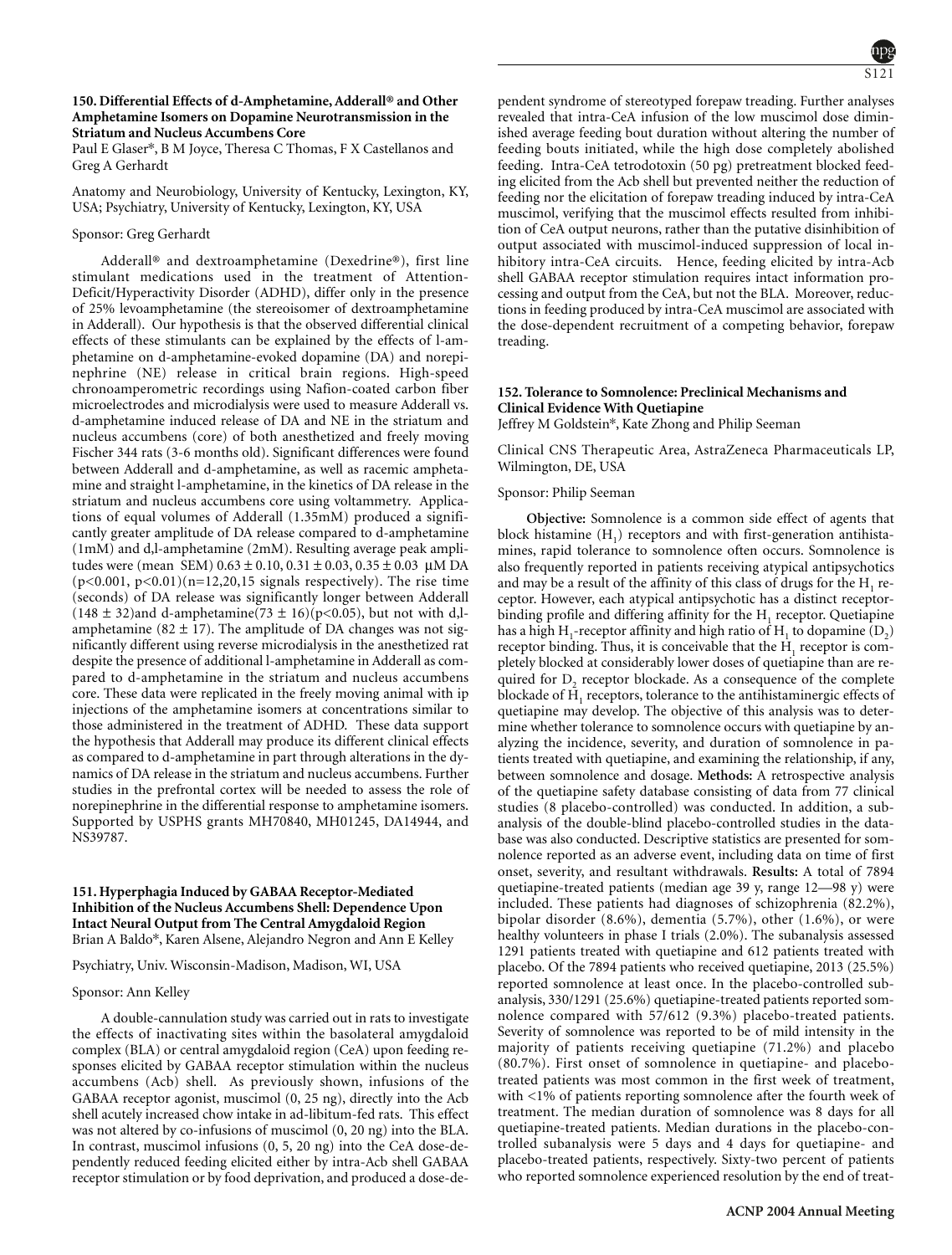### 150. Differential Effects of d-Amphetamine, Adderall® and Other Amphetamine Isomers on Dopamine Neurotransmission in the Striatum and Nucleus Accumbens Core

Paul E Glaser*, B M Joyce, Theresa C Thomas, F X Castellanos and Greg A Gerhardt

Anatomy and Neurobiology, University of Kentucky, Lexington, KY, USA; Psychiatry, University of Kentucky, Lexington, KY, USA

Sponsor: Greg Gerhardt

Adderall® and dextroamphetamine (Dexedrine®), first line stimulant medications used in the treatment of Attention-Deficit/Hyperactivity Disorder (ADHD), differ only in the presence of 25% levoamphetamine (the stereoisomer of dextroamphetamine in Adderall). Our hypothesis is that the observed differential clinical effects of these stimulants can be explained by the effects of l-amphetamine on d-amphetamine-evoked dopamine (DA) and norepinephrine (NE) release in critical brain regions. High-speed chronoamperometric recordings using Nafion-coated carbon fiber microelectrodes and microdialysis were used to measure Adderall vs. d-amphetamine induced release of DA and NE in the striatum and nucleus accumbens (core) of both anesthetized and freely moving Fischer 344 rats (3-6 months old). Significant differences were found between Adderall and d-amphetamine, as well as racemic amphetamine and straight l-amphetamine, in the kinetics of DA release in the striatum and nucleus accumbens core using voltammetry. Applications of equal volumes of Adderall (1.35mM) produced a significantly greater amplitude of DA release compared to d-amphetamine (1mM) and d,l-amphetamine (2mM). Resulting average peak amplitudes were (mean SEM) $0.63 \pm 0.10$, $0.31 \pm 0.03$, $0.35 \pm 0.03$ µM DA ($p<0.001$, $p<0.01$)($n=12,20,15$ signals respectively). The rise time (seconds) of DA release was significantly longer between Adderall ($148 \pm 32$)and d-amphetamine($73 \pm 16$)($p<0.05$), but not with d,l-amphetamine ($82 \pm 17$). The amplitude of DA changes was not significantly different using reverse microdialysis in the anesthetized rat despite the presence of additional l-amphetamine in Adderall as compared to d-amphetamine in the striatum and nucleus accumbens core. These data were replicated in the freely moving animal with ip injections of the amphetamine isomers at concentrations similar to those administered in the treatment of ADHD. These data support the hypothesis that Adderall may produce its different clinical effects as compared to d-amphetamine in part through alterations in the dynamics of DA release in the striatum and nucleus accumbens. Further studies in the prefrontal cortex will be needed to assess the role of norepinephrine in the differential response to amphetamine isomers. Supported by USPHS grants MH70840, MH01245, DA14944, and NS39787.

### 151. Hyperphagia Induced by GABAA Receptor-Mediated Inhibition of the Nucleus Accumbens Shell: Dependence Upon Intact Neural Output from The Central Amygdaloid Region

Brian A Baldo*, Karen Alsene, Alejandro Negron and Ann E Kelley

Psychiatry, Univ. Wisconsin-Madison, Madison, WI, USA

Sponsor: Ann Kelley

A double-cannulation study was carried out in rats to investigate the effects of inactivating sites within the basolateral amygdaloid complex (BLA) or central amygdaloid region (CeA) upon feeding responses elicited by GABAA receptor stimulation within the nucleus accumbens (Acb) shell. As previously shown, infusions of the GABAA receptor agonist, muscimol (0, 25 ng), directly into the Acb shell acutely increased chow intake in ad-libitum-fed rats. This effect was not altered by co-infusions of muscimol (0, 20 ng) into the BLA. In contrast, muscimol infusions (0, 5, 20 ng) into the CeA dose-dependently reduced feeding elicited either by intra-Acb shell GABAA receptor stimulation or by food deprivation, and produced a dose-dependent syndrome of stereotyped forepaw treading. Further analyses revealed that intra-CeA infusion of the low muscimol dose diminished average feeding bout duration without altering the number of feeding bouts initiated, while the high dose completely abolished feeding. Intra-CeA tetrodotoxin (50 pg) pretreatment blocked feeding elicited from the Acb shell but prevented neither the reduction of feeding nor the elicitation of forepaw treading induced by intra-CeA muscimol, verifying that the muscimol effects resulted from inhibition of CeA output neurons, rather than the putative disinhibition of output associated with muscimol-induced suppression of local inhibitory intra-CeA circuits. Hence, feeding elicited by intra-Acb shell GABAA receptor stimulation requires intact information processing and output from the CeA, but not the BLA. Moreover, reductions in feeding produced by intra-CeA muscimol are associated with the dose-dependent recruitment of a competing behavior, forepaw treading.

### 152. Tolerance to Somnolence: Preclinical Mechanisms and Clinical Evidence With Quetiapine

Jeffrey M Goldstein*, Kate Zhong and Philip Seeman

Clinical CNS Therapeutic Area, AstraZeneca Pharmaceuticals LP, Wilmington, DE, USA

Sponsor: Philip Seeman

**Objective:** Somnolence is a common side effect of agents that block histamine ($H_1$) receptors and with first-generation antihistamines, rapid tolerance to somnolence often occurs. Somnolence is also frequently reported in patients receiving atypical antipsychotics and may be a result of the affinity of this class of drugs for the $H_1$ receptor. However, each atypical antipsychotic has a distinct receptor-binding profile and differing affinity for the $H_1$ receptor. Quetiapine has a high $H_1$-receptor affinity and high ratio of $H_1$ to dopamine ($D_2$) receptor binding. Thus, it is conceivable that the $H_1$ receptor is completely blocked at considerably lower doses of quetiapine than are required for $D_2$ receptor blockade. As a consequence of the complete blockade of $H_1$ receptors, tolerance to the antihistaminergic effects of quetiapine may develop. The objective of this analysis was to determine whether tolerance to somnolence occurs with quetiapine by analyzing the incidence, severity, and duration of somnolence in patients treated with quetiapine, and examining the relationship, if any, between somnolence and dosage. **Methods:** A retrospective analysis of the quetiapine safety database consisting of data from 77 clinical studies (8 placebo-controlled) was conducted. In addition, a subanalysis of the double-blind placebo-controlled studies in the database was also conducted. Descriptive statistics are presented for somnolence reported as an adverse event, including data on time of first onset, severity, and resultant withdrawals. **Results:** A total of 7894 quetiapine-treated patients (median age 39 y, range 12—98 y) were included. These patients had diagnoses of schizophrenia (82.2%), bipolar disorder (8.6%), dementia (5.7%), other (1.6%), or were healthy volunteers in phase I trials (2.0%). The subanalysis assessed 1291 patients treated with quetiapine and 612 patients treated with placebo. Of the 7894 patients who received quetiapine, 2013 (25.5%) reported somnolence at least once. In the placebo-controlled subanalysis, 330/1291 (25.6%) quetiapine-treated patients reported somnolence compared with 57/612 (9.3%) placebo-treated patients. Severity of somnolence was reported to be of mild intensity in the majority of patients receiving quetiapine (71.2%) and placebo (80.7%). First onset of somnolence in quetiapine- and placebo-treated patients was most common in the first week of treatment, with <1% of patients reporting somnolence after the fourth week of treatment. The median duration of somnolence was 8 days for all quetiapine-treated patients. Median durations in the placebo-controlled subanalysis were 5 days and 4 days for quetiapine- and placebo-treated patients, respectively. Sixty-two percent of patients who reported somnolence experienced resolution by the end of treat-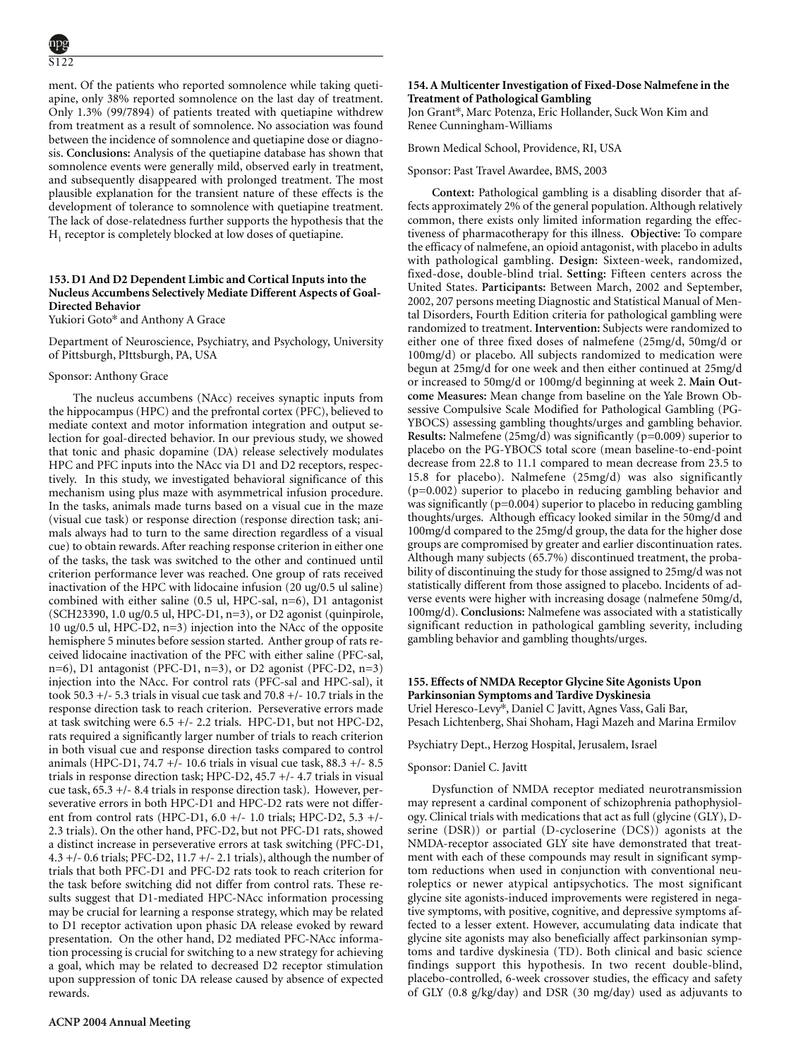ment. Of the patients who reported somnolence while taking quetiapine, only 38% reported somnolence on the last day of treatment. Only 1.3% (99/7894) of patients treated with quetiapine withdrew from treatment as a result of somnolence. No association was found between the incidence of somnolence and quetiapine dose or diagnosis. **Conclusions:** Analysis of the quetiapine database has shown that somnolence events were generally mild, observed early in treatment, and subsequently disappeared with prolonged treatment. The most plausible explanation for the transient nature of these effects is the development of tolerance to somnolence with quetiapine treatment. The lack of dose-relatedness further supports the hypothesis that the $H_1$ receptor is completely blocked at low doses of quetiapine.

### 153. D1 And D2 Dependent Limbic and Cortical Inputs into the Nucleus Accumbens Selectively Mediate Different Aspects of Goal-Directed Behavior

Yukiori Goto* and Anthony A Grace

Department of Neuroscience, Psychiatry, and Psychology, University of Pittsburgh, PIttsburgh, PA, USA

Sponsor: Anthony Grace

The nucleus accumbens (NAcc) receives synaptic inputs from the hippocampus (HPC) and the prefrontal cortex (PFC), believed to mediate context and motor information integration and output selection for goal-directed behavior. In our previous study, we showed that tonic and phasic dopamine (DA) release selectively modulates HPC and PFC inputs into the NAcc via D1 and D2 receptors, respectively. In this study, we investigated behavioral significance of this mechanism using plus maze with asymmetrical infusion procedure. In the tasks, animals made turns based on a visual cue in the maze (visual cue task) or response direction (response direction task; animals always had to turn to the same direction regardless of a visual cue) to obtain rewards. After reaching response criterion in either one of the tasks, the task was switched to the other and continued until criterion performance lever was reached. One group of rats received inactivation of the HPC with lidocaine infusion (20 ug/0.5 ul saline) combined with either saline (0.5 ul, HPC-sal, n=6), D1 antagonist (SCH23390, 1.0 ug/0.5 ul, HPC-D1, n=3), or D2 agonist (quinpirole, 10 ug/0.5 ul, HPC-D2, n=3) injection into the NAcc of the opposite hemisphere 5 minutes before session started. Anther group of rats received lidocaine inactivation of the PFC with either saline (PFC-sal, n=6), D1 antagonist (PFC-D1, n=3), or D2 agonist (PFC-D2, n=3) injection into the NAcc. For control rats (PFC-sal and HPC-sal), it took 50.3 +/- 5.3 trials in visual cue task and 70.8 +/- 10.7 trials in the response direction task to reach criterion. Perseverative errors made at task switching were 6.5 +/- 2.2 trials. HPC-D1, but not HPC-D2, rats required a significantly larger number of trials to reach criterion in both visual cue and response direction tasks compared to control animals (HPC-D1, 74.7 +/- 10.6 trials in visual cue task, 88.3 +/- 8.5 trials in response direction task; HPC-D2, 45.7 +/- 4.7 trials in visual cue task, 65.3 +/- 8.4 trials in response direction task). However, perseverative errors in both HPC-D1 and HPC-D2 rats were not different from control rats (HPC-D1, 6.0 +/- 1.0 trials; HPC-D2, 5.3 +/- 2.3 trials). On the other hand, PFC-D2, but not PFC-D1 rats, showed a distinct increase in perseverative errors at task switching (PFC-D1, 4.3 +/- 0.6 trials; PFC-D2, 11.7 +/- 2.1 trials), although the number of trials that both PFC-D1 and PFC-D2 rats took to reach criterion for the task before switching did not differ from control rats. These results suggest that D1-mediated HPC-NAcc information processing may be crucial for learning a response strategy, which may be related to D1 receptor activation upon phasic DA release evoked by reward presentation. On the other hand, D2 mediated PFC-NAcc information processing is crucial for switching to a new strategy for achieving a goal, which may be related to decreased D2 receptor stimulation upon suppression of tonic DA release caused by absence of expected rewards.

### 154. A Multicenter Investigation of Fixed-Dose Nalmefene in the Treatment of Pathological Gambling

Jon Grant*, Marc Potenza, Eric Hollander, Suck Won Kim and Renee Cunningham-Williams

Brown Medical School, Providence, RI, USA

Sponsor: Past Travel Awardee, BMS, 2003

**Context:** Pathological gambling is a disabling disorder that affects approximately 2% of the general population. Although relatively common, there exists only limited information regarding the effectiveness of pharmacotherapy for this illness. **Objective:** To compare the efficacy of nalmefene, an opioid antagonist, with placebo in adults with pathological gambling. **Design:** Sixteen-week, randomized, fixed-dose, double-blind trial. **Setting:** Fifteen centers across the United States. **Participants:** Between March, 2002 and September, 2002, 207 persons meeting Diagnostic and Statistical Manual of Mental Disorders, Fourth Edition criteria for pathological gambling were randomized to treatment. **Intervention:** Subjects were randomized to either one of three fixed doses of nalmefene (25mg/d, 50mg/d or 100mg/d) or placebo. All subjects randomized to medication were begun at 25mg/d for one week and then either continued at 25mg/d or increased to 50mg/d or 100mg/d beginning at week 2. **Main Outcome Measures:** Mean change from baseline on the Yale Brown Obsessive Compulsive Scale Modified for Pathological Gambling (PG-YBOCS) assessing gambling thoughts/urges and gambling behavior. **Results:** Nalmefene (25mg/d) was significantly (p=0.009) superior to placebo on the PG-YBOCS total score (mean baseline-to-end-point decrease from 22.8 to 11.1 compared to mean decrease from 23.5 to 15.8 for placebo). Nalmefene (25mg/d) was also significantly (p=0.002) superior to placebo in reducing gambling behavior and was significantly (p=0.004) superior to placebo in reducing gambling thoughts/urges. Although efficacy looked similar in the 50mg/d and 100mg/d compared to the 25mg/d group, the data for the higher dose groups are compromised by greater and earlier discontinuation rates. Although many subjects (65.7%) discontinued treatment, the probability of discontinuing the study for those assigned to 25mg/d was not statistically different from those assigned to placebo. Incidents of adverse events were higher with increasing dosage (nalmefene 50mg/d, 100mg/d). **Conclusions:** Nalmefene was associated with a statistically significant reduction in pathological gambling severity, including gambling behavior and gambling thoughts/urges.

### 155. Effects of NMDA Receptor Glycine Site Agonists Upon Parkinsonian Symptoms and Tardive Dyskinesia

Uriel Heresco-Levy*, Daniel C Javitt, Agnes Vass, Gali Bar, Pesach Lichtenberg, Shai Shoham, Hagi Mazeh and Marina Ermilov

Psychiatry Dept., Herzog Hospital, Jerusalem, Israel

Sponsor: Daniel C. Javitt

Dysfunction of NMDA receptor mediated neurotransmission may represent a cardinal component of schizophrenia pathophysiology. Clinical trials with medications that act as full (glycine (GLY), D-serine (DSR)) or partial (D-cycloserine (DCS)) agonists at the NMDA-receptor associated GLY site have demonstrated that treatment with each of these compounds may result in significant symptom reductions when used in conjunction with conventional neuroleptics or newer atypical antipsychotics. The most significant glycine site agonists-induced improvements were registered in negative symptoms, with positive, cognitive, and depressive symptoms affected to a lesser extent. However, accumulating data indicate that glycine site agonists may also beneficially affect parkinsonian symptoms and tardive dyskinesia (TD). Both clinical and basic science findings support this hypothesis. In two recent double-blind, placebo-controlled, 6-week crossover studies, the efficacy and safety of GLY (0.8 g/kg/day) and DSR (30 mg/day) used as adjuvants to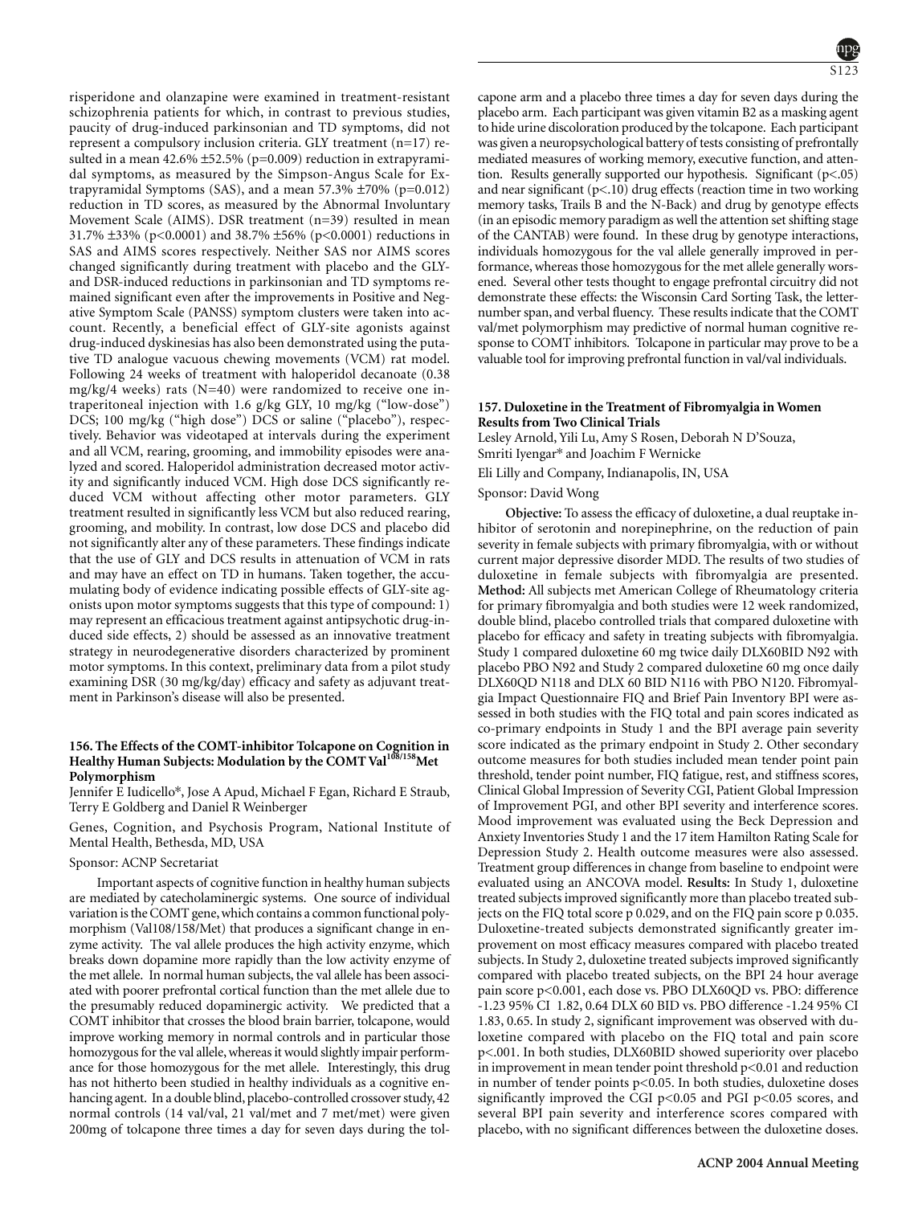risperidone and olanzapine were examined in treatment-resistant schizophrenia patients for which, in contrast to previous studies, paucity of drug-induced parkinsonian and TD symptoms, did not represent a compulsory inclusion criteria. GLY treatment (n=17) resulted in a mean 42.6% ±52.5% (p=0.009) reduction in extrapyramidal symptoms, as measured by the Simpson-Angus Scale for Extrapyramidal Symptoms (SAS), and a mean 57.3% ±70% (p=0.012) reduction in TD scores, as measured by the Abnormal Involuntary Movement Scale (AIMS). DSR treatment (n=39) resulted in mean 31.7% ±33% (p<0.0001) and 38.7% ±56% (p<0.0001) reductions in SAS and AIMS scores respectively. Neither SAS nor AIMS scores changed significantly during treatment with placebo and the GLY- and DSR-induced reductions in parkinsonian and TD symptoms remained significant even after the improvements in Positive and Negative Symptom Scale (PANSS) symptom clusters were taken into account. Recently, a beneficial effect of GLY-site agonists against drug-induced dyskinesias has also been demonstrated using the putative TD analogue vacuous chewing movements (VCM) rat model. Following 24 weeks of treatment with haloperidol decanoate (0.38 mg/kg/4 weeks) rats (N=40) were randomized to receive one intraperitoneal injection with 1.6 g/kg GLY, 10 mg/kg ("low-dose") DCS; 100 mg/kg ("high dose") DCS or saline ("placebo"), respectively. Behavior was videotaped at intervals during the experiment and all VCM, rearing, grooming, and immobility episodes were analyzed and scored. Haloperidol administration decreased motor activity and significantly induced VCM. High dose DCS significantly reduced VCM without affecting other motor parameters. GLY treatment resulted in significantly less VCM but also reduced rearing, grooming, and mobility. In contrast, low dose DCS and placebo did not significantly alter any of these parameters. These findings indicate that the use of GLY and DCS results in attenuation of VCM in rats and may have an effect on TD in humans. Taken together, the accumulating body of evidence indicating possible effects of GLY-site agonists upon motor symptoms suggests that this type of compound: 1) may represent an efficacious treatment against antipsychotic drug-induced side effects, 2) should be assessed as an innovative treatment strategy in neurodegenerative disorders characterized by prominent motor symptoms. In this context, preliminary data from a pilot study examining DSR (30 mg/kg/day) efficacy and safety as adjuvant treatment in Parkinson's disease will also be presented.

### 156. The Effects of the COMT-inhibitor Tolcapone on Cognition in Healthy Human Subjects: Modulation by the COMT Val108/158Met Polymorphism

Jennifer E Iudicello*, Jose A Apud, Michael F Egan, Richard E Straub, Terry E Goldberg and Daniel R Weinberger

Genes, Cognition, and Psychosis Program, National Institute of Mental Health, Bethesda, MD, USA

Sponsor: ACNP Secretariat

Important aspects of cognitive function in healthy human subjects are mediated by catecholaminergic systems. One source of individual variation is the COMT gene, which contains a common functional polymorphism (Val108/158/Met) that produces a significant change in enzyme activity. The val allele produces the high activity enzyme, which breaks down dopamine more rapidly than the low activity enzyme of the met allele. In normal human subjects, the val allele has been associated with poorer prefrontal cortical function than the met allele due to the presumably reduced dopaminergic activity. We predicted that a COMT inhibitor that crosses the blood brain barrier, tolcapone, would improve working memory in normal controls and in particular those homozygous for the val allele, whereas it would slightly impair performance for those homozygous for the met allele. Interestingly, this drug has not hitherto been studied in healthy individuals as a cognitive enhancing agent. In a double blind, placebo-controlled crossover study, 42 normal controls (14 val/val, 21 val/met and 7 met/met) were given 200mg of tolcapone three times a day for seven days during the tolcapone arm and a placebo three times a day for seven days during the placebo arm. Each participant was given vitamin B2 as a masking agent to hide urine discoloration produced by the tolcapone. Each participant was given a neuropsychological battery of tests consisting of prefrontally mediated measures of working memory, executive function, and attention. Results generally supported our hypothesis. Significant (p<.05) and near significant (p<.10) drug effects (reaction time in two working memory tasks, Trails B and the N-Back) and drug by genotype effects (in an episodic memory paradigm as well the attention set shifting stage of the CANTAB) were found. In these drug by genotype interactions, individuals homozygous for the val allele generally improved in performance, whereas those homozygous for the met allele generally worsened. Several other tests thought to engage prefrontal circuitry did not demonstrate these effects: the Wisconsin Card Sorting Task, the letter-number span, and verbal fluency. These results indicate that the COMT val/met polymorphism may predictive of normal human cognitive response to COMT inhibitors. Tolcapone in particular may prove to be a valuable tool for improving prefrontal function in val/val individuals.

### 157. Duloxetine in the Treatment of Fibromyalgia in Women Results from Two Clinical Trials

Lesley Arnold, Yili Lu, Amy S Rosen, Deborah N D'Souza, Smriti Iyengar* and Joachim F Wernicke

Eli Lilly and Company, Indianapolis, IN, USA

Sponsor: David Wong

**Objective:** To assess the efficacy of duloxetine, a dual reuptake inhibitor of serotonin and norepinephrine, on the reduction of pain severity in female subjects with primary fibromyalgia, with or without current major depressive disorder MDD. The results of two studies of duloxetine in female subjects with fibromyalgia are presented. **Method:** All subjects met American College of Rheumatology criteria for primary fibromyalgia and both studies were 12 week randomized, double blind, placebo controlled trials that compared duloxetine with placebo for efficacy and safety in treating subjects with fibromyalgia. Study 1 compared duloxetine 60 mg twice daily DLX60BID N92 with placebo PBO N92 and Study 2 compared duloxetine 60 mg once daily DLX60QD N118 and DLX 60 BID N116 with PBO N120. Fibromyalgia Impact Questionnaire FIQ and Brief Pain Inventory BPI were assessed in both studies with the FIQ total and pain scores indicated as co-primary endpoints in Study 1 and the BPI average pain severity score indicated as the primary endpoint in Study 2. Other secondary outcome measures for both studies included mean tender point pain threshold, tender point number, FIQ fatigue, rest, and stiffness scores, Clinical Global Impression of Severity CGI, Patient Global Impression of Improvement PGI, and other BPI severity and interference scores. Mood improvement was evaluated using the Beck Depression and Anxiety Inventories Study 1 and the 17 item Hamilton Rating Scale for Depression Study 2. Health outcome measures were also assessed. Treatment group differences in change from baseline to endpoint were evaluated using an ANCOVA model. **Results:** In Study 1, duloxetine treated subjects improved significantly more than placebo treated subjects on the FIQ total score p 0.029, and on the FIQ pain score p 0.035. Duloxetine-treated subjects demonstrated significantly greater improvement on most efficacy measures compared with placebo treated subjects. In Study 2, duloxetine treated subjects improved significantly compared with placebo treated subjects, on the BPI 24 hour average pain score p<0.001, each dose vs. PBO DLX60QD vs. PBO: difference -1.23 95% CI 1.82, 0.64 DLX 60 BID vs. PBO difference -1.24 95% CI 1.83, 0.65. In study 2, significant improvement was observed with duloxetine compared with placebo on the FIQ total and pain score p<.001. In both studies, DLX60BID showed superiority over placebo in improvement in mean tender point threshold p<0.01 and reduction in number of tender points p<0.05. In both studies, duloxetine doses significantly improved the CGI p<0.05 and PGI p<0.05 scores, and several BPI pain severity and interference scores compared with placebo, with no significant differences between the duloxetine doses.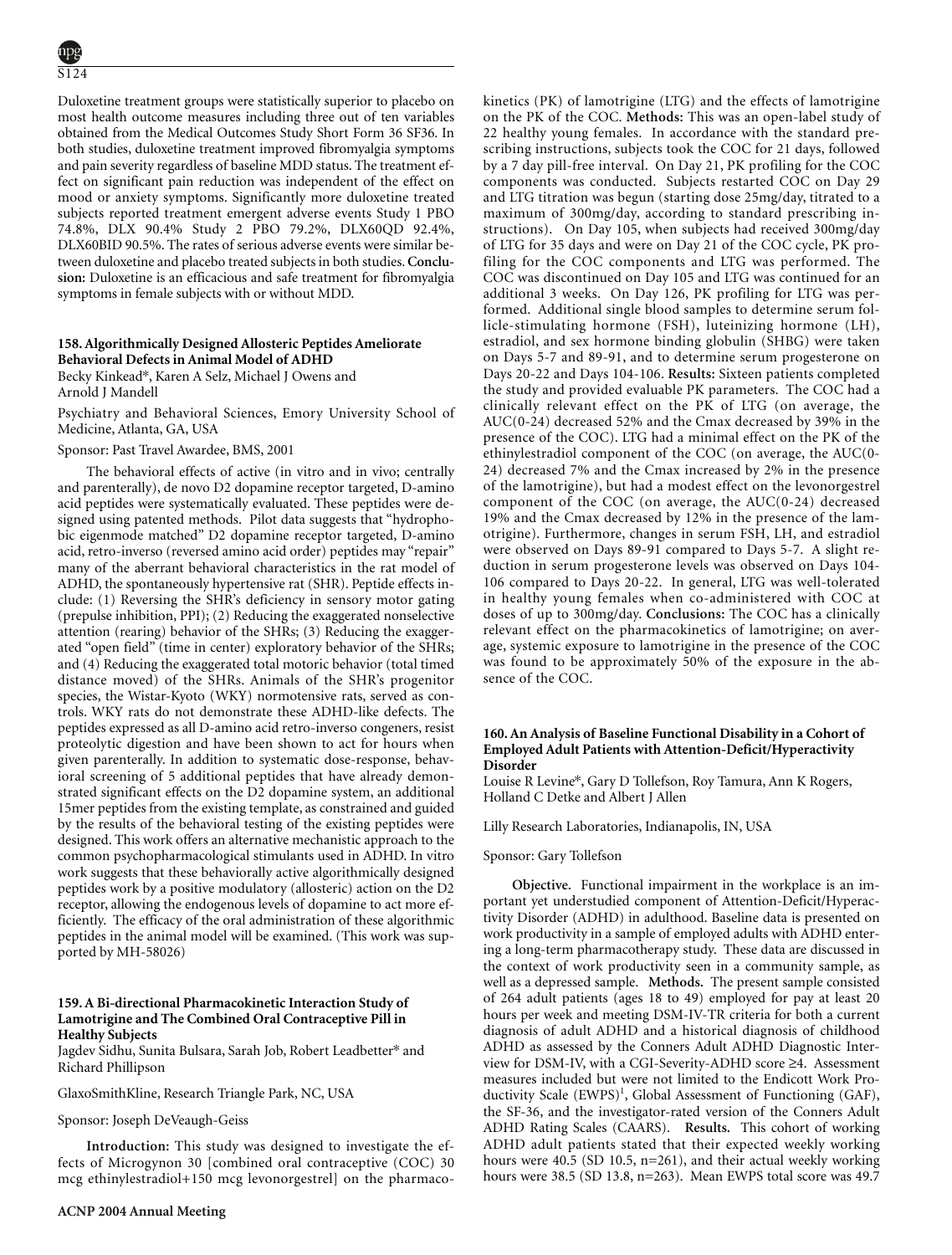Duloxetine treatment groups were statistically superior to placebo on most health outcome measures including three out of ten variables obtained from the Medical Outcomes Study Short Form 36 SF36. In both studies, duloxetine treatment improved fibromyalgia symptoms and pain severity regardless of baseline MDD status. The treatment effect on significant pain reduction was independent of the effect on mood or anxiety symptoms. Significantly more duloxetine treated subjects reported treatment emergent adverse events Study 1 PBO 74.8%, DLX 90.4% Study 2 PBO 79.2%, DLX60QD 92.4%, DLX60BID 90.5%. The rates of serious adverse events were similar between duloxetine and placebo treated subjects in both studies. **Conclusion:** Duloxetine is an efficacious and safe treatment for fibromyalgia symptoms in female subjects with or without MDD.

### 158. Algorithmically Designed Allosteric Peptides Ameliorate Behavioral Defects in Animal Model of ADHD

Becky Kinkead*, Karen A Selz, Michael J Owens and Arnold J Mandell

Psychiatry and Behavioral Sciences, Emory University School of Medicine, Atlanta, GA, USA

Sponsor: Past Travel Awardee, BMS, 2001

The behavioral effects of active (in vitro and in vivo; centrally and parenterally), de novo D2 dopamine receptor targeted, D-amino acid peptides were systematically evaluated. These peptides were designed using patented methods. Pilot data suggests that "hydrophobic eigenmode matched" D2 dopamine receptor targeted, D-amino acid, retro-inverso (reversed amino acid order) peptides may "repair" many of the aberrant behavioral characteristics in the rat model of ADHD, the spontaneously hypertensive rat (SHR). Peptide effects include: (1) Reversing the SHR's deficiency in sensory motor gating (prepulse inhibition, PPI); (2) Reducing the exaggerated nonselective attention (rearing) behavior of the SHRs; (3) Reducing the exaggerated "open field" (time in center) exploratory behavior of the SHRs; and (4) Reducing the exaggerated total motoric behavior (total timed distance moved) of the SHRs. Animals of the SHR's progenitor species, the Wistar-Kyoto (WKY) normotensive rats, served as controls. WKY rats do not demonstrate these ADHD-like defects. The peptides expressed as all D-amino acid retro-inverso congeners, resist proteolytic digestion and have been shown to act for hours when given parenterally. In addition to systematic dose-response, behavioral screening of 5 additional peptides that have already demonstrated significant effects on the D2 dopamine system, an additional 15mer peptides from the existing template, as constrained and guided by the results of the behavioral testing of the existing peptides were designed. This work offers an alternative mechanistic approach to the common psychopharmacological stimulants used in ADHD. In vitro work suggests that these behaviorally active algorithmically designed peptides work by a positive modulatory (allosteric) action on the D2 receptor, allowing the endogenous levels of dopamine to act more efficiently. The efficacy of the oral administration of these algorithmic peptides in the animal model will be examined. (This work was supported by MH-58026)

### 159. A Bi-directional Pharmacokinetic Interaction Study of Lamotrigine and The Combined Oral Contraceptive Pill in Healthy Subjects

Jagdev Sidhu, Sunita Bulsara, Sarah Job, Robert Leadbetter* and Richard Phillipson

GlaxoSmithKline, Research Triangle Park, NC, USA

Sponsor: Joseph DeVeaugh-Geiss

**Introduction:** This study was designed to investigate the effects of Microgynon 30 [combined oral contraceptive (COC) 30 mcg ethinylestradiol+150 mcg levonorgestrel] on the pharmacokinetics (PK) of lamotrigine (LTG) and the effects of lamotrigine on the PK of the COC. **Methods:** This was an open-label study of 22 healthy young females. In accordance with the standard prescribing instructions, subjects took the COC for 21 days, followed by a 7 day pill-free interval. On Day 21, PK profiling for the COC components was conducted. Subjects restarted COC on Day 29 and LTG titration was begun (starting dose 25mg/day, titrated to a maximum of 300mg/day, according to standard prescribing instructions). On Day 105, when subjects had received 300mg/day of LTG for 35 days and were on Day 21 of the COC cycle, PK profiling for the COC components and LTG was performed. The COC was discontinued on Day 105 and LTG was continued for an additional 3 weeks. On Day 126, PK profiling for LTG was performed. Additional single blood samples to determine serum follicle-stimulating hormone (FSH), luteinizing hormone (LH), estradiol, and sex hormone binding globulin (SHBG) were taken on Days 5-7 and 89-91, and to determine serum progesterone on Days 20-22 and Days 104-106. **Results:** Sixteen patients completed the study and provided evaluable PK parameters. The COC had a clinically relevant effect on the PK of LTG (on average, the AUC(0-24) decreased 52% and the Cmax decreased by 39% in the presence of the COC). LTG had a minimal effect on the PK of the ethinylestradiol component of the COC (on average, the AUC(0-24) decreased 7% and the Cmax increased by 2% in the presence of the lamotrigine), but had a modest effect on the levonorgestrel component of the COC (on average, the AUC(0-24) decreased 19% and the Cmax decreased by 12% in the presence of the lamotrigine). Furthermore, changes in serum FSH, LH, and estradiol were observed on Days 89-91 compared to Days 5-7. A slight reduction in serum progesterone levels was observed on Days 104-106 compared to Days 20-22. In general, LTG was well-tolerated in healthy young females when co-administered with COC at doses of up to 300mg/day. **Conclusions:** The COC has a clinically relevant effect on the pharmacokinetics of lamotrigine; on average, systemic exposure to lamotrigine in the presence of the COC was found to be approximately 50% of the exposure in the absence of the COC.

### 160. An Analysis of Baseline Functional Disability in a Cohort of Employed Adult Patients with Attention-Deficit/Hyperactivity Disorder

Louise R Levine*, Gary D Tollefson, Roy Tamura, Ann K Rogers, Holland C Detke and Albert J Allen

Lilly Research Laboratories, Indianapolis, IN, USA

Sponsor: Gary Tollefson

**Objective.** Functional impairment in the workplace is an important yet understudied component of Attention-Deficit/Hyperactivity Disorder (ADHD) in adulthood. Baseline data is presented on work productivity in a sample of employed adults with ADHD entering a long-term pharmacotherapy study. These data are discussed in the context of work productivity seen in a community sample, as well as a depressed sample. **Methods.** The present sample consisted of 264 adult patients (ages 18 to 49) employed for pay at least 20 hours per week and meeting DSM-IV-TR criteria for both a current diagnosis of adult ADHD and a historical diagnosis of childhood ADHD as assessed by the Conners Adult ADHD Diagnostic Interview for DSM-IV, with a CGI-Severity-ADHD score ≥4. Assessment measures included but were not limited to the Endicott Work Productivity Scale (EWPS)[1], Global Assessment of Functioning (GAF), the SF-36, and the investigator-rated version of the Conners Adult ADHD Rating Scales (CAARS). **Results.** This cohort of working ADHD adult patients stated that their expected weekly working hours were 40.5 (SD 10.5, n=261), and their actual weekly working hours were 38.5 (SD 13.8, n=263). Mean EWPS total score was 49.7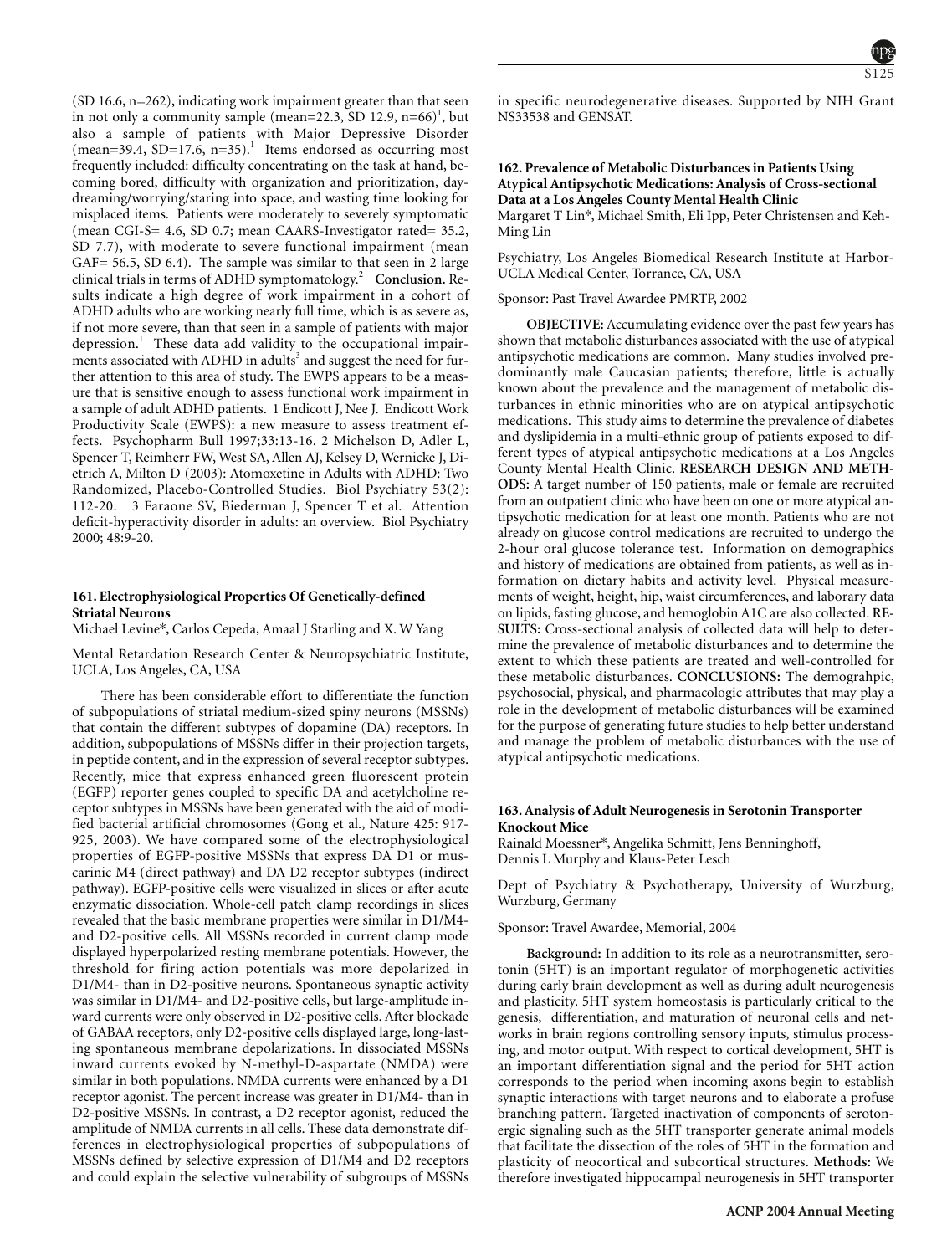(SD 16.6, n=262), indicating work impairment greater than that seen in not only a community sample (mean=22.3, SD 12.9, n=66)[1], but also a sample of patients with Major Depressive Disorder (mean=39.4, SD=17.6, n=35).[1] Items endorsed as occurring most frequently included: difficulty concentrating on the task at hand, becoming bored, difficulty with organization and prioritization, daydreaming/worrying/staring into space, and wasting time looking for misplaced items. Patients were moderately to severely symptomatic (mean CGI-S= 4.6, SD 0.7; mean CAARS-Investigator rated= 35.2, SD 7.7), with moderate to severe functional impairment (mean GAF= 56.5, SD 6.4). The sample was similar to that seen in 2 large clinical trials in terms of ADHD symptomatology.[2] **Conclusion.** Results indicate a high degree of work impairment in a cohort of ADHD adults who are working nearly full time, which is as severe as, if not more severe, than that seen in a sample of patients with major depression.[1] These data add validity to the occupational impairments associated with ADHD in adults[3] and suggest the need for further attention to this area of study. The EWPS appears to be a measure that is sensitive enough to assess functional work impairment in a sample of adult ADHD patients. 1 Endicott J, Nee J. Endicott Work Productivity Scale (EWPS): a new measure to assess treatment effects. Psychopharm Bull 1997;33:13-16. 2 Michelson D, Adler L, Spencer T, Reimherr FW, West SA, Allen AJ, Kelsey D, Wernicke J, Dietrich A, Milton D (2003): Atomoxetine in Adults with ADHD: Two Randomized, Placebo-Controlled Studies. Biol Psychiatry 53(2): 112-20. 3 Faraone SV, Biederman J, Spencer T et al. Attention deficit-hyperactivity disorder in adults: an overview. Biol Psychiatry 2000; 48:9-20.

### 161. Electrophysiological Properties Of Genetically-defined Striatal Neurons

Michael Levine*, Carlos Cepeda, Amaal J Starling and X. W Yang

Mental Retardation Research Center & Neuropsychiatric Institute, UCLA, Los Angeles, CA, USA

There has been considerable effort to differentiate the function of subpopulations of striatal medium-sized spiny neurons (MSSNs) that contain the different subtypes of dopamine (DA) receptors. In addition, subpopulations of MSSNs differ in their projection targets, in peptide content, and in the expression of several receptor subtypes. Recently, mice that express enhanced green fluorescent protein (EGFP) reporter genes coupled to specific DA and acetylcholine receptor subtypes in MSSNs have been generated with the aid of modified bacterial artificial chromosomes (Gong et al., Nature 425: 917-925, 2003). We have compared some of the electrophysiological properties of EGFP-positive MSSNs that express DA D1 or muscarinic M4 (direct pathway) and DA D2 receptor subtypes (indirect pathway). EGFP-positive cells were visualized in slices or after acute enzymatic dissociation. Whole-cell patch clamp recordings in slices revealed that the basic membrane properties were similar in D1/M4- and D2-positive cells. All MSSNs recorded in current clamp mode displayed hyperpolarized resting membrane potentials. However, the threshold for firing action potentials was more depolarized in D1/M4- than in D2-positive neurons. Spontaneous synaptic activity was similar in D1/M4- and D2-positive cells, but large-amplitude inward currents were only observed in D2-positive cells. After blockade of GABAA receptors, only D2-positive cells displayed large, long-lasting spontaneous membrane depolarizations. In dissociated MSSNs inward currents evoked by N-methyl-D-aspartate (NMDA) were similar in both populations. NMDA currents were enhanced by a D1 receptor agonist. The percent increase was greater in D1/M4- than in D2-positive MSSNs. In contrast, a D2 receptor agonist, reduced the amplitude of NMDA currents in all cells. These data demonstrate differences in electrophysiological properties of subpopulations of MSSNs defined by selective expression of D1/M4 and D2 receptors and could explain the selective vulnerability of subgroups of MSSNs in specific neurodegenerative diseases. Supported by NIH Grant NS33538 and GENSAT.

### 162. Prevalence of Metabolic Disturbances in Patients Using Atypical Antipsychotic Medications: Analysis of Cross-sectional Data at a Los Angeles County Mental Health Clinic

Margaret T Lin*, Michael Smith, Eli Ipp, Peter Christensen and Keh-Ming Lin

Psychiatry, Los Angeles Biomedical Research Institute at Harbor-UCLA Medical Center, Torrance, CA, USA

Sponsor: Past Travel Awardee PMRTP, 2002

**OBJECTIVE:** Accumulating evidence over the past few years has shown that metabolic disturbances associated with the use of atypical antipsychotic medications are common. Many studies involved predominantly male Caucasian patients; therefore, little is actually known about the prevalence and the management of metabolic disturbances in ethnic minorities who are on atypical antipsychotic medications. This study aims to determine the prevalence of diabetes and dyslipidemia in a multi-ethnic group of patients exposed to different types of atypical antipsychotic medications at a Los Angeles County Mental Health Clinic. **RESEARCH DESIGN AND METHODS:** A target number of 150 patients, male or female are recruited from an outpatient clinic who have been on one or more atypical antipsychotic medication for at least one month. Patients who are not already on glucose control medications are recruited to undergo the 2-hour oral glucose tolerance test. Information on demographics and history of medications are obtained from patients, as well as information on dietary habits and activity level. Physical measurements of weight, height, hip, waist circumferences, and laborary data on lipids, fasting glucose, and hemoglobin A1C are also collected. **RESULTS:** Cross-sectional analysis of collected data will help to determine the prevalence of metabolic disturbances and to determine the extent to which these patients are treated and well-controlled for these metabolic disturbances. **CONCLUSIONS:** The demograhpic, psychosocial, physical, and pharmacologic attributes that may play a role in the development of metabolic disturbances will be examined for the purpose of generating future studies to help better understand and manage the problem of metabolic disturbances with the use of atypical antipsychotic medications.

### 163. Analysis of Adult Neurogenesis in Serotonin Transporter Knockout Mice

Rainald Moessner*, Angelika Schmitt, Jens Benninghoff, Dennis L Murphy and Klaus-Peter Lesch

Dept of Psychiatry & Psychotherapy, University of Wurzburg, Wurzburg, Germany

Sponsor: Travel Awardee, Memorial, 2004

**Background:** In addition to its role as a neurotransmitter, serotonin (5HT) is an important regulator of morphogenetic activities during early brain development as well as during adult neurogenesis and plasticity. 5HT system homeostasis is particularly critical to the genesis, differentiation, and maturation of neuronal cells and networks in brain regions controlling sensory inputs, stimulus processing, and motor output. With respect to cortical development, 5HT is an important differentiation signal and the period for 5HT action corresponds to the period when incoming axons begin to establish synaptic interactions with target neurons and to elaborate a profuse branching pattern. Targeted inactivation of components of serotonergic signaling such as the 5HT transporter generate animal models that facilitate the dissection of the roles of 5HT in the formation and plasticity of neocortical and subcortical structures. **Methods:** We therefore investigated hippocampal neurogenesis in 5HT transporter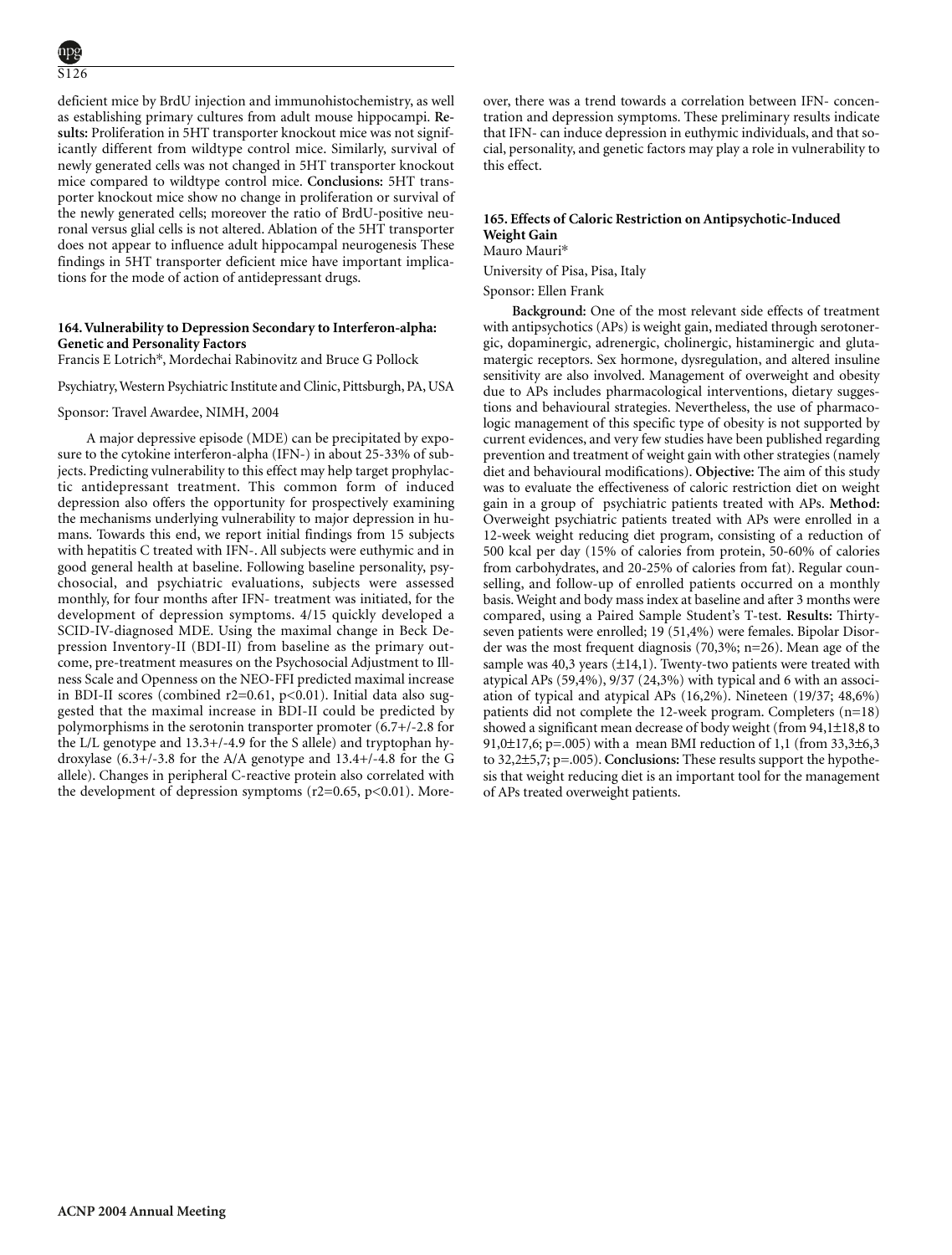deficient mice by BrdU injection and immunohistochemistry, as well as establishing primary cultures from adult mouse hippocampi. **Results:** Proliferation in 5HT transporter knockout mice was not significantly different from wildtype control mice. Similarly, survival of newly generated cells was not changed in 5HT transporter knockout mice compared to wildtype control mice. **Conclusions:** 5HT transporter knockout mice show no change in proliferation or survival of the newly generated cells; moreover the ratio of BrdU-positive neuronal versus glial cells is not altered. Ablation of the 5HT transporter does not appear to influence adult hippocampal neurogenesis These findings in 5HT transporter deficient mice have important implications for the mode of action of antidepressant drugs.

### 164. Vulnerability to Depression Secondary to Interferon-alpha: Genetic and Personality Factors

Francis E Lotrich*, Mordechai Rabinovitz and Bruce G Pollock

Psychiatry, Western Psychiatric Institute and Clinic, Pittsburgh, PA, USA

Sponsor: Travel Awardee, NIMH, 2004

A major depressive episode (MDE) can be precipitated by exposure to the cytokine interferon-alpha (IFN-) in about 25-33% of subjects. Predicting vulnerability to this effect may help target prophylactic antidepressant treatment. This common form of induced depression also offers the opportunity for prospectively examining the mechanisms underlying vulnerability to major depression in humans. Towards this end, we report initial findings from 15 subjects with hepatitis C treated with IFN-. All subjects were euthymic and in good general health at baseline. Following baseline personality, psychosocial, and psychiatric evaluations, subjects were assessed monthly, for four months after IFN- treatment was initiated, for the development of depression symptoms. 4/15 quickly developed a SCID-IV-diagnosed MDE. Using the maximal change in Beck Depression Inventory-II (BDI-II) from baseline as the primary outcome, pre-treatment measures on the Psychosocial Adjustment to Illness Scale and Openness on the NEO-FFI predicted maximal increase in BDI-II scores (combined $r2=0.61$, $p<0.01$). Initial data also suggested that the maximal increase in BDI-II could be predicted by polymorphisms in the serotonin transporter promoter (6.7+/-2.8 for the L/L genotype and 13.3+/-4.9 for the S allele) and tryptophan hydroxylase (6.3+/-3.8 for the A/A genotype and 13.4+/-4.8 for the G allele). Changes in peripheral C-reactive protein also correlated with the development of depression symptoms ($r2=0.65$, $p<0.01$). Moreover, there was a trend towards a correlation between IFN- concentration and depression symptoms. These preliminary results indicate that IFN- can induce depression in euthymic individuals, and that social, personality, and genetic factors may play a role in vulnerability to this effect.

### 165. Effects of Caloric Restriction on Antipsychotic-Induced Weight Gain

Mauro Mauri*

University of Pisa, Pisa, Italy

Sponsor: Ellen Frank

**Background:** One of the most relevant side effects of treatment with antipsychotics (APs) is weight gain, mediated through serotonergic, dopaminergic, adrenergic, cholinergic, histaminergic and glutamatergic receptors. Sex hormone, dysregulation, and altered insuline sensitivity are also involved. Management of overweight and obesity due to APs includes pharmacological interventions, dietary suggestions and behavioural strategies. Nevertheless, the use of pharmacologic management of this specific type of obesity is not supported by current evidences, and very few studies have been published regarding prevention and treatment of weight gain with other strategies (namely diet and behavioural modifications). **Objective:** The aim of this study was to evaluate the effectiveness of caloric restriction diet on weight gain in a group of psychiatric patients treated with APs. **Method:** Overweight psychiatric patients treated with APs were enrolled in a 12-week weight reducing diet program, consisting of a reduction of 500 kcal per day (15% of calories from protein, 50-60% of calories from carbohydrates, and 20-25% of calories from fat). Regular counselling, and follow-up of enrolled patients occurred on a monthly basis. Weight and body mass index at baseline and after 3 months were compared, using a Paired Sample Student's T-test. **Results:** Thirty-seven patients were enrolled; 19 (51,4%) were females. Bipolar Disorder was the most frequent diagnosis (70,3%; n=26). Mean age of the sample was 40,3 years (±14,1). Twenty-two patients were treated with atypical APs (59,4%), 9/37 (24,3%) with typical and 6 with an association of typical and atypical APs (16,2%). Nineteen (19/37; 48,6%) patients did not complete the 12-week program. Completers (n=18) showed a significant mean decrease of body weight (from 94,1±18,8 to 91,0±17,6; p=.005) with a mean BMI reduction of 1,1 (from 33,3±6,3 to 32,2±5,7; p=.005). **Conclusions:** These results support the hypothesis that weight reducing diet is an important tool for the management of APs treated overweight patients.